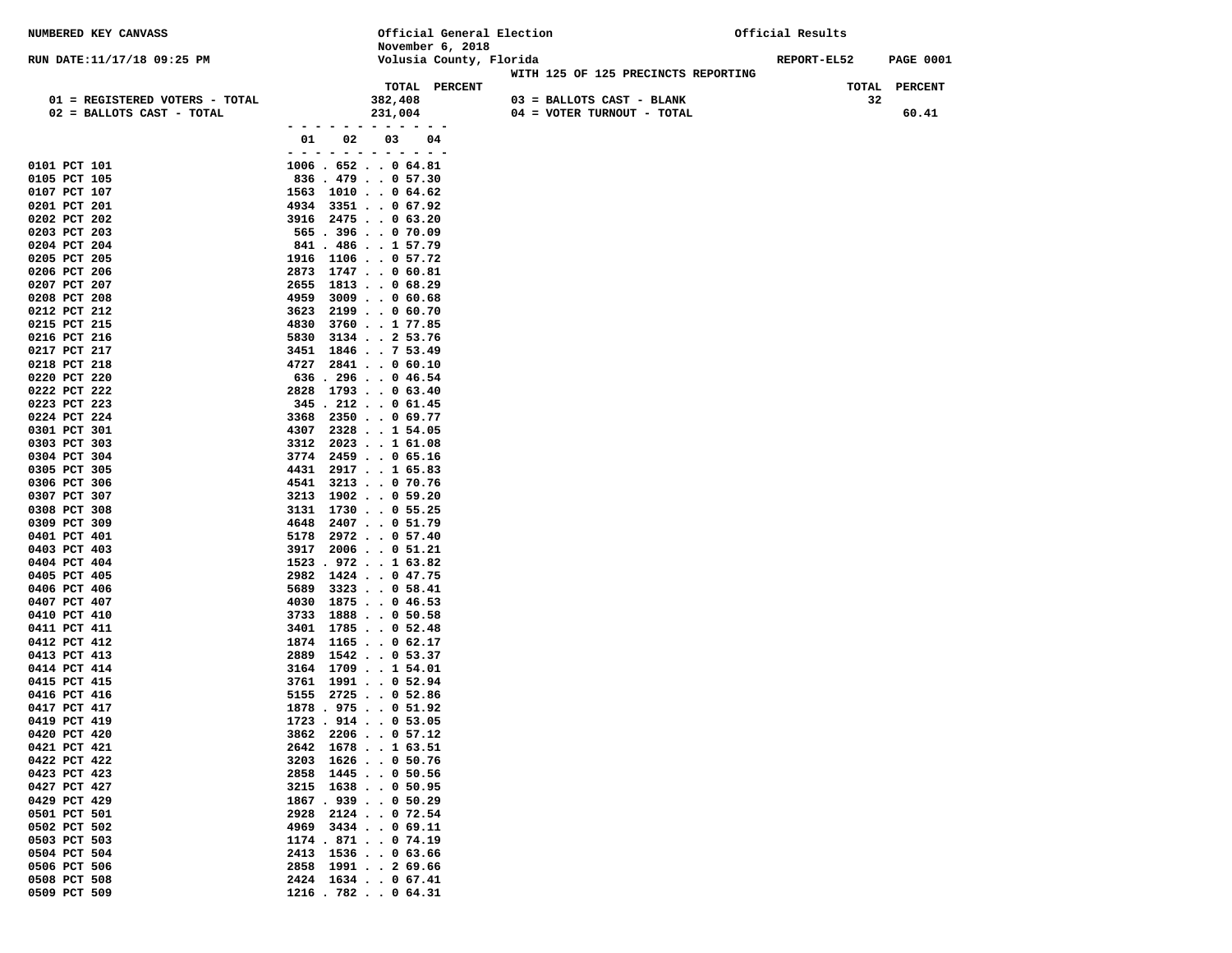NUMBERED KEY CANVASS

Official General Election
November 6, 2018
Volusia County, Florida

Official Results

RUN DATE:11/17/18 09:25 PM

REPORT-EL52 PAGE 0001

WITH 125 OF 125 PRECINCTS REPORTING

| | TOTAL | PERCENT | | TOTAL | PERCENT |
|---|---|---|---|---|---|
| 01 = REGISTERED VOTERS - TOTAL | 382,408 | | 03 = BALLOTS CAST - BLANK | 32 | |
| 02 = BALLOTS CAST - TOTAL | 231,004 | | 04 = VOTER TURNOUT - TOTAL | | 60.41 |

| | 01 | 02 | 03 | 04 |
|---|---|---|---|---|
| 0101 PCT 101 | 1006 | 652 | 0 | 64.81 |
| 0105 PCT 105 | 836 | 479 | 0 | 57.30 |
| 0107 PCT 107 | 1563 | 1010 | 0 | 64.62 |
| 0201 PCT 201 | 4934 | 3351 | 0 | 67.92 |
| 0202 PCT 202 | 3916 | 2475 | 0 | 63.20 |
| 0203 PCT 203 | 565 | 396 | 0 | 70.09 |
| 0204 PCT 204 | 841 | 486 | 1 | 57.79 |
| 0205 PCT 205 | 1916 | 1106 | 0 | 57.72 |
| 0206 PCT 206 | 2873 | 1747 | 0 | 60.81 |
| 0207 PCT 207 | 2655 | 1813 | 0 | 68.29 |
| 0208 PCT 208 | 4959 | 3009 | 0 | 60.68 |
| 0212 PCT 212 | 3623 | 2199 | 0 | 60.70 |
| 0215 PCT 215 | 4830 | 3760 | 1 | 77.85 |
| 0216 PCT 216 | 5830 | 3134 | 2 | 53.76 |
| 0217 PCT 217 | 3451 | 1846 | 7 | 53.49 |
| 0218 PCT 218 | 4727 | 2841 | 0 | 60.10 |
| 0220 PCT 220 | 636 | 296 | 0 | 46.54 |
| 0222 PCT 222 | 2828 | 1793 | 0 | 63.40 |
| 0223 PCT 223 | 345 | 212 | 0 | 61.45 |
| 0224 PCT 224 | 3368 | 2350 | 0 | 69.77 |
| 0301 PCT 301 | 4307 | 2328 | 1 | 54.05 |
| 0303 PCT 303 | 3312 | 2023 | 1 | 61.08 |
| 0304 PCT 304 | 3774 | 2459 | 0 | 65.16 |
| 0305 PCT 305 | 4431 | 2917 | 1 | 65.83 |
| 0306 PCT 306 | 4541 | 3213 | 0 | 70.76 |
| 0307 PCT 307 | 3213 | 1902 | 0 | 59.20 |
| 0308 PCT 308 | 3131 | 1730 | 0 | 55.25 |
| 0309 PCT 309 | 4648 | 2407 | 0 | 51.79 |
| 0401 PCT 401 | 5178 | 2972 | 0 | 57.40 |
| 0403 PCT 403 | 3917 | 2006 | 0 | 51.21 |
| 0404 PCT 404 | 1523 | 972 | 1 | 63.82 |
| 0405 PCT 405 | 2982 | 1424 | 0 | 47.75 |
| 0406 PCT 406 | 5689 | 3323 | 0 | 58.41 |
| 0407 PCT 407 | 4030 | 1875 | 0 | 46.53 |
| 0410 PCT 410 | 3733 | 1888 | 0 | 50.58 |
| 0411 PCT 411 | 3401 | 1785 | 0 | 52.48 |
| 0412 PCT 412 | 1874 | 1165 | 0 | 62.17 |
| 0413 PCT 413 | 2889 | 1542 | 0 | 53.37 |
| 0414 PCT 414 | 3164 | 1709 | 1 | 54.01 |
| 0415 PCT 415 | 3761 | 1991 | 0 | 52.94 |
| 0416 PCT 416 | 5155 | 2725 | 0 | 52.86 |
| 0417 PCT 417 | 1878 | 975 | 0 | 51.92 |
| 0419 PCT 419 | 1723 | 914 | 0 | 53.05 |
| 0420 PCT 420 | 3862 | 2206 | 0 | 57.12 |
| 0421 PCT 421 | 2642 | 1678 | 1 | 63.51 |
| 0422 PCT 422 | 3203 | 1626 | 0 | 50.76 |
| 0423 PCT 423 | 2858 | 1445 | 0 | 50.56 |
| 0427 PCT 427 | 3215 | 1638 | 0 | 50.95 |
| 0429 PCT 429 | 1867 | 939 | 0 | 50.29 |
| 0501 PCT 501 | 2928 | 2124 | 0 | 72.54 |
| 0502 PCT 502 | 4969 | 3434 | 0 | 69.11 |
| 0503 PCT 503 | 1174 | 871 | 0 | 74.19 |
| 0504 PCT 504 | 2413 | 1536 | 0 | 63.66 |
| 0506 PCT 506 | 2858 | 1991 | 2 | 69.66 |
| 0508 PCT 508 | 2424 | 1634 | 0 | 67.41 |
| 0509 PCT 509 | 1216 | 782 | 0 | 64.31 |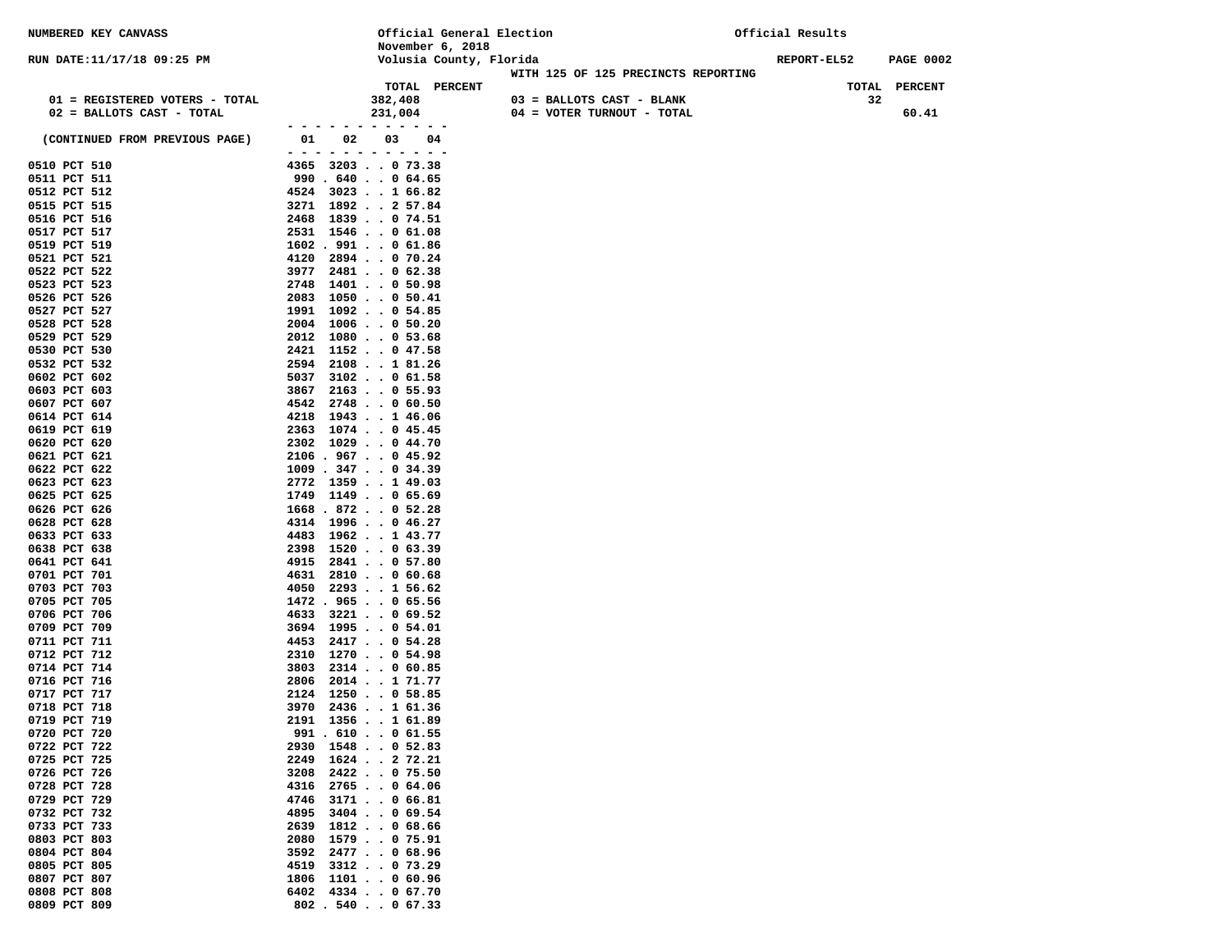NUMBERED KEY CANVASS

Official General Election
November 6, 2018
Volusia County, Florida

Official Results

RUN DATE:11/17/18 09:25 PM

REPORT-EL52

WITH 125 OF 125 PRECINCTS REPORTING

| | TOTAL | PERCENT | | TOTAL | PERCENT |
|---|---|---|---|---|---|
| 01 = REGISTERED VOTERS - TOTAL | 382,408 | | 03 = BALLOTS CAST - BLANK | 32 | |
| 02 = BALLOTS CAST - TOTAL | 231,004 | | 04 = VOTER TURNOUT - TOTAL | | 60.41 |

| (CONTINUED FROM PREVIOUS PAGE) | 01 | 02 | 03 | 04 |
|---|---|---|---|---|
| 0510 PCT 510 | 4365 | 3203 | 0 | 73.38 |
| 0511 PCT 511 | 990 | 640 | 0 | 64.65 |
| 0512 PCT 512 | 4524 | 3023 | 1 | 66.82 |
| 0515 PCT 515 | 3271 | 1892 | 2 | 57.84 |
| 0516 PCT 516 | 2468 | 1839 | 0 | 74.51 |
| 0517 PCT 517 | 2531 | 1546 | 0 | 61.08 |
| 0519 PCT 519 | 1602 | 991 | 0 | 61.86 |
| 0521 PCT 521 | 4120 | 2894 | 0 | 70.24 |
| 0522 PCT 522 | 3977 | 2481 | 0 | 62.38 |
| 0523 PCT 523 | 2748 | 1401 | 0 | 50.98 |
| 0526 PCT 526 | 2083 | 1050 | 0 | 50.41 |
| 0527 PCT 527 | 1991 | 1092 | 0 | 54.85 |
| 0528 PCT 528 | 2004 | 1006 | 0 | 50.20 |
| 0529 PCT 529 | 2012 | 1080 | 0 | 53.68 |
| 0530 PCT 530 | 2421 | 1152 | 0 | 47.58 |
| 0532 PCT 532 | 2594 | 2108 | 1 | 81.26 |
| 0602 PCT 602 | 5037 | 3102 | 0 | 61.58 |
| 0603 PCT 603 | 3867 | 2163 | 0 | 55.93 |
| 0607 PCT 607 | 4542 | 2748 | 0 | 60.50 |
| 0614 PCT 614 | 4218 | 1943 | 1 | 46.06 |
| 0619 PCT 619 | 2363 | 1074 | 0 | 45.45 |
| 0620 PCT 620 | 2302 | 1029 | 0 | 44.70 |
| 0621 PCT 621 | 2106 | 967 | 0 | 45.92 |
| 0622 PCT 622 | 1009 | 347 | 0 | 34.39 |
| 0623 PCT 623 | 2772 | 1359 | 1 | 49.03 |
| 0625 PCT 625 | 1749 | 1149 | 0 | 65.69 |
| 0626 PCT 626 | 1668 | 872 | 0 | 52.28 |
| 0628 PCT 628 | 4314 | 1996 | 0 | 46.27 |
| 0633 PCT 633 | 4483 | 1962 | 1 | 43.77 |
| 0638 PCT 638 | 2398 | 1520 | 0 | 63.39 |
| 0641 PCT 641 | 4915 | 2841 | 0 | 57.80 |
| 0701 PCT 701 | 4631 | 2810 | 0 | 60.68 |
| 0703 PCT 703 | 4050 | 2293 | 1 | 56.62 |
| 0705 PCT 705 | 1472 | 965 | 0 | 65.56 |
| 0706 PCT 706 | 4633 | 3221 | 0 | 69.52 |
| 0709 PCT 709 | 3694 | 1995 | 0 | 54.01 |
| 0711 PCT 711 | 4453 | 2417 | 0 | 54.28 |
| 0712 PCT 712 | 2310 | 1270 | 0 | 54.98 |
| 0714 PCT 714 | 3803 | 2314 | 0 | 60.85 |
| 0716 PCT 716 | 2806 | 2014 | 1 | 71.77 |
| 0717 PCT 717 | 2124 | 1250 | 0 | 58.85 |
| 0718 PCT 718 | 3970 | 2436 | 1 | 61.36 |
| 0719 PCT 719 | 2191 | 1356 | 1 | 61.89 |
| 0720 PCT 720 | 991 | 610 | 0 | 61.55 |
| 0722 PCT 722 | 2930 | 1548 | 0 | 52.83 |
| 0725 PCT 725 | 2249 | 1624 | 2 | 72.21 |
| 0726 PCT 726 | 3208 | 2422 | 0 | 75.50 |
| 0728 PCT 728 | 4316 | 2765 | 0 | 64.06 |
| 0729 PCT 729 | 4746 | 3171 | 0 | 66.81 |
| 0732 PCT 732 | 4895 | 3404 | 0 | 69.54 |
| 0733 PCT 733 | 2639 | 1812 | 0 | 68.66 |
| 0803 PCT 803 | 2080 | 1579 | 0 | 75.91 |
| 0804 PCT 804 | 3592 | 2477 | 0 | 68.96 |
| 0805 PCT 805 | 4519 | 3312 | 0 | 73.29 |
| 0807 PCT 807 | 1806 | 1101 | 0 | 60.96 |
| 0808 PCT 808 | 6402 | 4334 | 0 | 67.70 |
| 0809 PCT 809 | 802 | 540 | 0 | 67.33 |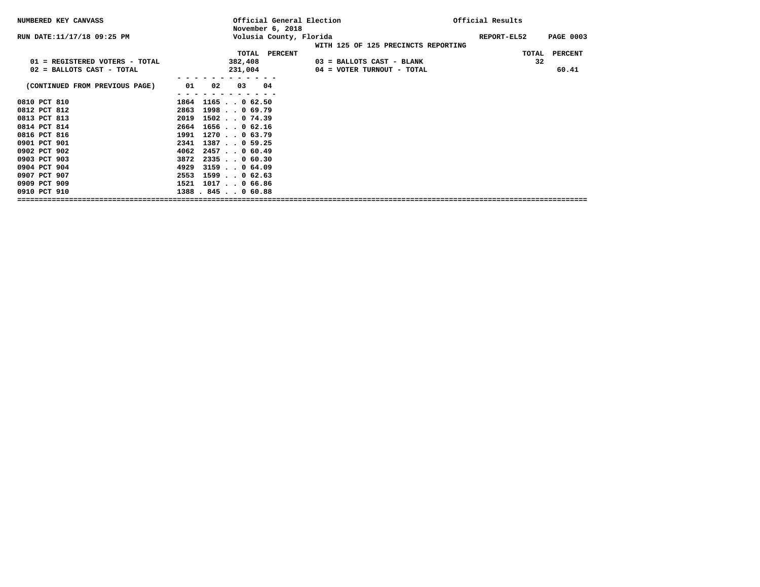NUMBERED KEY CANVASS

Official General Election
November 6, 2018
Volusia County, Florida

Official Results

RUN DATE:11/17/18 09:25 PM

REPORT-EL52

WITH 125 OF 125 PRECINCTS REPORTING

| | TOTAL | PERCENT | | TOTAL | PERCENT |
|---|---|---|---|---|---|
| 01 = REGISTERED VOTERS - TOTAL | 382,408 | | 03 = BALLOTS CAST - BLANK | 32 | |
| 02 = BALLOTS CAST - TOTAL | 231,004 | | 04 = VOTER TURNOUT - TOTAL | | 60.41 |

(CONTINUED FROM PREVIOUS PAGE)

| | 01 | 02 | 03 | 04 |
|---|---|---|---|---|
| 0810 PCT 810 | 1864 | 1165 | 0 | 62.50 |
| 0812 PCT 812 | 2863 | 1998 | 0 | 69.79 |
| 0813 PCT 813 | 2019 | 1502 | 0 | 74.39 |
| 0814 PCT 814 | 2664 | 1656 | 0 | 62.16 |
| 0816 PCT 816 | 1991 | 1270 | 0 | 63.79 |
| 0901 PCT 901 | 2341 | 1387 | 0 | 59.25 |
| 0902 PCT 902 | 4062 | 2457 | 0 | 60.49 |
| 0903 PCT 903 | 3872 | 2335 | 0 | 60.30 |
| 0904 PCT 904 | 4929 | 3159 | 0 | 64.09 |
| 0907 PCT 907 | 2553 | 1599 | 0 | 62.63 |
| 0909 PCT 909 | 1521 | 1017 | 0 | 66.86 |
| 0910 PCT 910 | 1388 | 845 | 0 | 60.88 |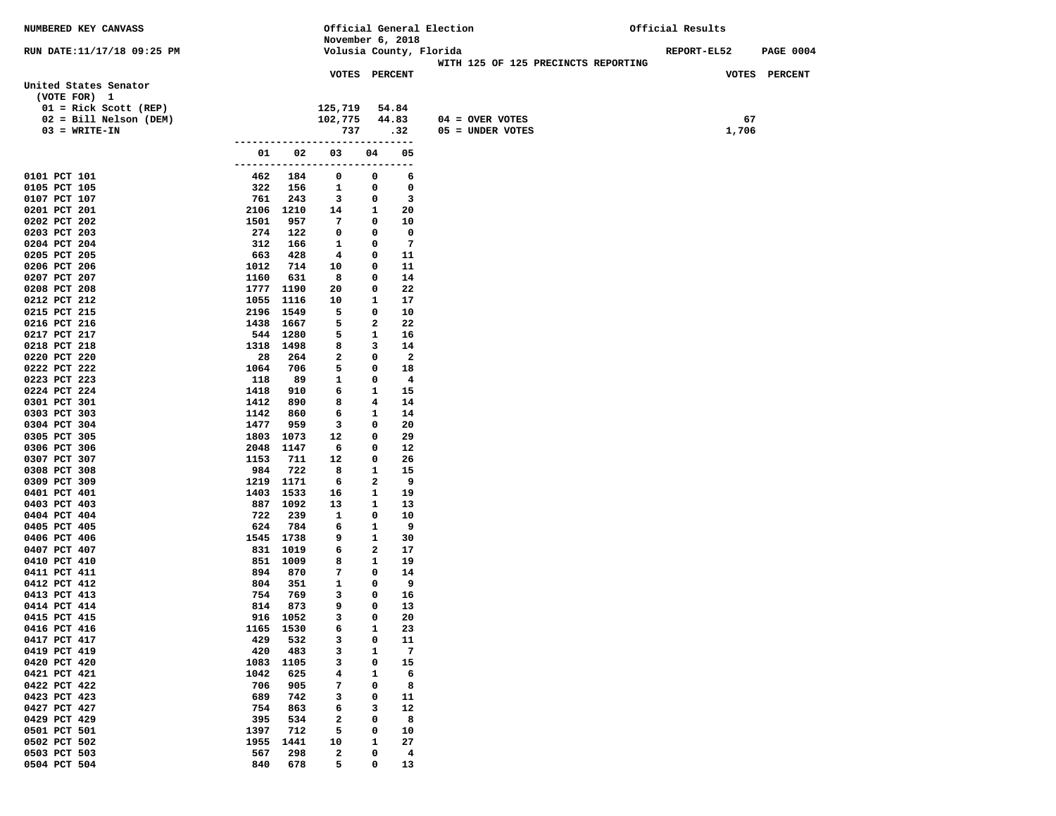NUMBERED KEY CANVASS

RUN DATE:11/17/18 09:25 PM

Official General Election
November 6, 2018
Volusia County, Florida

WITH 125 OF 125 PRECINCTS REPORTING

Official Results

REPORT-EL52 PAGE 0004

**United States Senator**
(VOTE FOR) 1

| | VOTES | PERCENT | | VOTES |
|---|---|---|---|---|
| 01 = Rick Scott (REP) | 125,719 | 54.84 | 04 = OVER VOTES | 67 |
| 02 = Bill Nelson (DEM) | 102,775 | 44.83 | 05 = UNDER VOTES | 1,706 |
| 03 = WRITE-IN | 737 | .32 | | |

| | 01 | 02 | 03 | 04 | 05 |
|---|---|---|---|---|---|
| 0101 PCT 101 | 462 | 184 | 0 | 0 | 6 |
| 0105 PCT 105 | 322 | 156 | 1 | 0 | 0 |
| 0107 PCT 107 | 761 | 243 | 3 | 0 | 3 |
| 0201 PCT 201 | 2106 | 1210 | 14 | 1 | 20 |
| 0202 PCT 202 | 1501 | 957 | 7 | 0 | 10 |
| 0203 PCT 203 | 274 | 122 | 0 | 0 | 0 |
| 0204 PCT 204 | 312 | 166 | 1 | 0 | 7 |
| 0205 PCT 205 | 663 | 428 | 4 | 0 | 11 |
| 0206 PCT 206 | 1012 | 714 | 10 | 0 | 11 |
| 0207 PCT 207 | 1160 | 631 | 8 | 0 | 14 |
| 0208 PCT 208 | 1777 | 1190 | 20 | 0 | 22 |
| 0212 PCT 212 | 1055 | 1116 | 10 | 1 | 17 |
| 0215 PCT 215 | 2196 | 1549 | 5 | 0 | 10 |
| 0216 PCT 216 | 1438 | 1667 | 5 | 2 | 22 |
| 0217 PCT 217 | 544 | 1280 | 5 | 1 | 16 |
| 0218 PCT 218 | 1318 | 1498 | 8 | 3 | 14 |
| 0220 PCT 220 | 28 | 264 | 2 | 0 | 2 |
| 0222 PCT 222 | 1064 | 706 | 5 | 0 | 18 |
| 0223 PCT 223 | 118 | 89 | 1 | 0 | 4 |
| 0224 PCT 224 | 1418 | 910 | 6 | 1 | 15 |
| 0301 PCT 301 | 1412 | 890 | 8 | 4 | 14 |
| 0303 PCT 303 | 1142 | 860 | 6 | 1 | 14 |
| 0304 PCT 304 | 1477 | 959 | 3 | 0 | 20 |
| 0305 PCT 305 | 1803 | 1073 | 12 | 0 | 29 |
| 0306 PCT 306 | 2048 | 1147 | 6 | 0 | 12 |
| 0307 PCT 307 | 1153 | 711 | 12 | 0 | 26 |
| 0308 PCT 308 | 984 | 722 | 8 | 1 | 15 |
| 0309 PCT 309 | 1219 | 1171 | 6 | 2 | 9 |
| 0401 PCT 401 | 1403 | 1533 | 16 | 1 | 19 |
| 0403 PCT 403 | 887 | 1092 | 13 | 1 | 13 |
| 0404 PCT 404 | 722 | 239 | 1 | 0 | 10 |
| 0405 PCT 405 | 624 | 784 | 6 | 1 | 9 |
| 0406 PCT 406 | 1545 | 1738 | 9 | 1 | 30 |
| 0407 PCT 407 | 831 | 1019 | 6 | 2 | 17 |
| 0410 PCT 410 | 851 | 1009 | 8 | 1 | 19 |
| 0411 PCT 411 | 894 | 870 | 7 | 0 | 14 |
| 0412 PCT 412 | 804 | 351 | 1 | 0 | 9 |
| 0413 PCT 413 | 754 | 769 | 3 | 0 | 16 |
| 0414 PCT 414 | 814 | 873 | 9 | 0 | 13 |
| 0415 PCT 415 | 916 | 1052 | 3 | 0 | 20 |
| 0416 PCT 416 | 1165 | 1530 | 6 | 1 | 23 |
| 0417 PCT 417 | 429 | 532 | 3 | 0 | 11 |
| 0419 PCT 419 | 420 | 483 | 3 | 1 | 7 |
| 0420 PCT 420 | 1083 | 1105 | 3 | 0 | 15 |
| 0421 PCT 421 | 1042 | 625 | 4 | 1 | 6 |
| 0422 PCT 422 | 706 | 905 | 7 | 0 | 8 |
| 0423 PCT 423 | 689 | 742 | 3 | 0 | 11 |
| 0427 PCT 427 | 754 | 863 | 6 | 3 | 12 |
| 0429 PCT 429 | 395 | 534 | 2 | 0 | 8 |
| 0501 PCT 501 | 1397 | 712 | 5 | 0 | 10 |
| 0502 PCT 502 | 1955 | 1441 | 10 | 1 | 27 |
| 0503 PCT 503 | 567 | 298 | 2 | 0 | 4 |
| 0504 PCT 504 | 840 | 678 | 5 | 0 | 13 |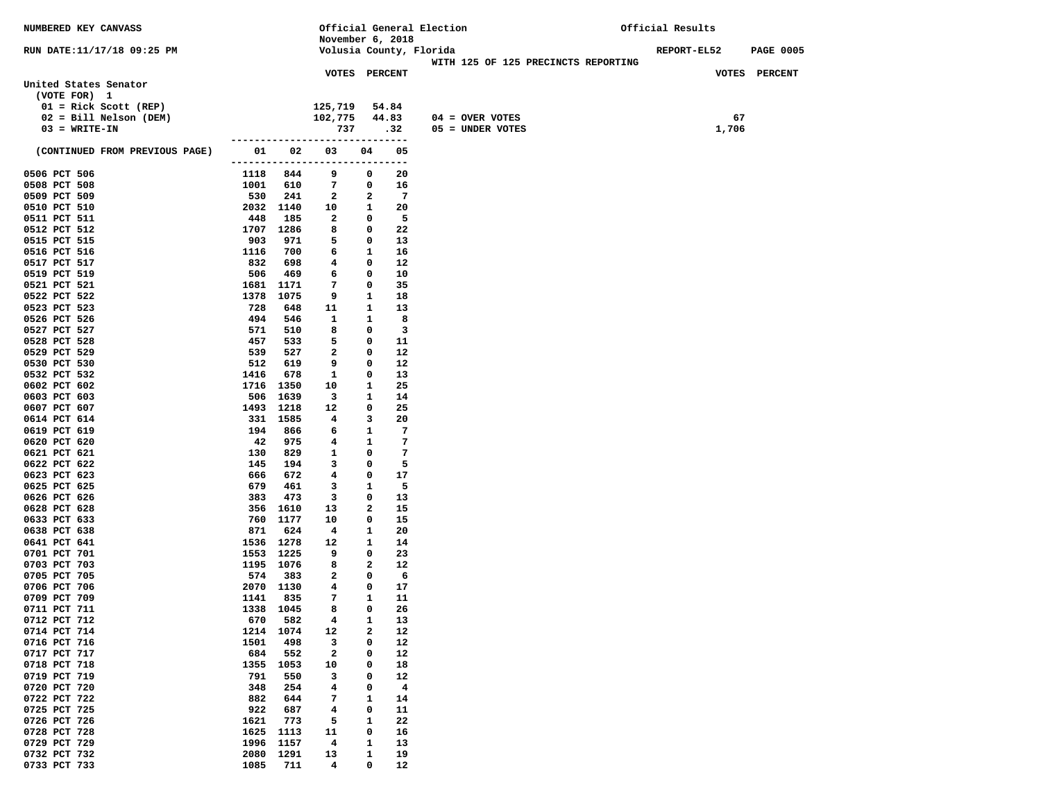NUMBERED KEY CANVASS

RUN DATE:11/17/18 09:25 PM

Official General Election
November 6, 2018
Volusia County, Florida

Official Results

REPORT-EL52 PAGE 0005

WITH 125 OF 125 PRECINCTS REPORTING

## United States Senator

(VOTE FOR) 1

| | VOTES | PERCENT | | VOTES |
|---|---|---|---|---|
| 01 = Rick Scott (REP) | 125,719 | 54.84 | | |
| 02 = Bill Nelson (DEM) | 102,775 | 44.83 | 04 = OVER VOTES | 67 |
| 03 = WRITE-IN | 737 | .32 | 05 = UNDER VOTES | 1,706 |

| (CONTINUED FROM PREVIOUS PAGE) | 01 | 02 | 03 | 04 | 05 |
|---|---|---|---|---|---|
| 0506 PCT 506 | 1118 | 844 | 9 | 0 | 20 |
| 0508 PCT 508 | 1001 | 610 | 7 | 0 | 16 |
| 0509 PCT 509 | 530 | 241 | 2 | 2 | 7 |
| 0510 PCT 510 | 2032 | 1140 | 10 | 1 | 20 |
| 0511 PCT 511 | 448 | 185 | 2 | 0 | 5 |
| 0512 PCT 512 | 1707 | 1286 | 8 | 0 | 22 |
| 0515 PCT 515 | 903 | 971 | 5 | 0 | 13 |
| 0516 PCT 516 | 1116 | 700 | 6 | 1 | 16 |
| 0517 PCT 517 | 832 | 698 | 4 | 0 | 12 |
| 0519 PCT 519 | 506 | 469 | 6 | 0 | 10 |
| 0521 PCT 521 | 1681 | 1171 | 7 | 0 | 35 |
| 0522 PCT 522 | 1378 | 1075 | 9 | 1 | 18 |
| 0523 PCT 523 | 728 | 648 | 11 | 1 | 13 |
| 0526 PCT 526 | 494 | 546 | 1 | 1 | 8 |
| 0527 PCT 527 | 571 | 510 | 8 | 0 | 3 |
| 0528 PCT 528 | 457 | 533 | 5 | 0 | 11 |
| 0529 PCT 529 | 539 | 527 | 2 | 0 | 12 |
| 0530 PCT 530 | 512 | 619 | 9 | 0 | 12 |
| 0532 PCT 532 | 1416 | 678 | 1 | 0 | 13 |
| 0602 PCT 602 | 1716 | 1350 | 10 | 1 | 25 |
| 0603 PCT 603 | 506 | 1639 | 3 | 1 | 14 |
| 0607 PCT 607 | 1493 | 1218 | 12 | 0 | 25 |
| 0614 PCT 614 | 331 | 1585 | 4 | 3 | 20 |
| 0619 PCT 619 | 194 | 866 | 6 | 1 | 7 |
| 0620 PCT 620 | 42 | 975 | 4 | 1 | 7 |
| 0621 PCT 621 | 130 | 829 | 1 | 0 | 7 |
| 0622 PCT 622 | 145 | 194 | 3 | 0 | 5 |
| 0623 PCT 623 | 666 | 672 | 4 | 0 | 17 |
| 0625 PCT 625 | 679 | 461 | 3 | 1 | 5 |
| 0626 PCT 626 | 383 | 473 | 3 | 0 | 13 |
| 0628 PCT 628 | 356 | 1610 | 13 | 2 | 15 |
| 0633 PCT 633 | 760 | 1177 | 10 | 0 | 15 |
| 0638 PCT 638 | 871 | 624 | 4 | 1 | 20 |
| 0641 PCT 641 | 1536 | 1278 | 12 | 1 | 14 |
| 0701 PCT 701 | 1553 | 1225 | 9 | 0 | 23 |
| 0703 PCT 703 | 1195 | 1076 | 8 | 2 | 12 |
| 0705 PCT 705 | 574 | 383 | 2 | 0 | 6 |
| 0706 PCT 706 | 2070 | 1130 | 4 | 0 | 17 |
| 0709 PCT 709 | 1141 | 835 | 7 | 1 | 11 |
| 0711 PCT 711 | 1338 | 1045 | 8 | 0 | 26 |
| 0712 PCT 712 | 670 | 582 | 4 | 1 | 13 |
| 0714 PCT 714 | 1214 | 1074 | 12 | 2 | 12 |
| 0716 PCT 716 | 1501 | 498 | 3 | 0 | 12 |
| 0717 PCT 717 | 684 | 552 | 2 | 0 | 12 |
| 0718 PCT 718 | 1355 | 1053 | 10 | 0 | 18 |
| 0719 PCT 719 | 791 | 550 | 3 | 0 | 12 |
| 0720 PCT 720 | 348 | 254 | 4 | 0 | 4 |
| 0722 PCT 722 | 882 | 644 | 7 | 1 | 14 |
| 0725 PCT 725 | 922 | 687 | 4 | 0 | 11 |
| 0726 PCT 726 | 1621 | 773 | 5 | 1 | 22 |
| 0728 PCT 728 | 1625 | 1113 | 11 | 0 | 16 |
| 0729 PCT 729 | 1996 | 1157 | 4 | 1 | 13 |
| 0732 PCT 732 | 2080 | 1291 | 13 | 1 | 19 |
| 0733 PCT 733 | 1085 | 711 | 4 | 0 | 12 |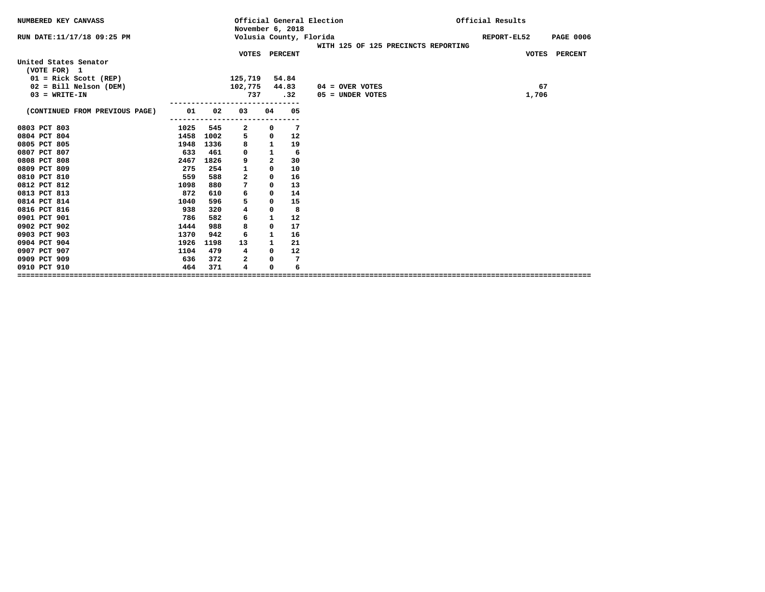NUMBERED KEY CANVASS

Official General Election
November 6, 2018
Volusia County, Florida

Official Results

RUN DATE:11/17/18 09:25 PM

REPORT-EL52

WITH 125 OF 125 PRECINCTS REPORTING

## United States Senator

(VOTE FOR) 1

| | VOTES | PERCENT | | VOTES | PERCENT |
|---|---|---|---|---|---|
| 01 = Rick Scott (REP) | 125,719 | 54.84 | | | |
| 02 = Bill Nelson (DEM) | 102,775 | 44.83 | 04 = OVER VOTES | 67 | |
| 03 = WRITE-IN | 737 | .32 | 05 = UNDER VOTES | 1,706 | |

| (CONTINUED FROM PREVIOUS PAGE) | 01 | 02 | 03 | 04 | 05 |
|---|---|---|---|---|---|
| 0803 PCT 803 | 1025 | 545 | 2 | 0 | 7 |
| 0804 PCT 804 | 1458 | 1002 | 5 | 0 | 12 |
| 0805 PCT 805 | 1948 | 1336 | 8 | 1 | 19 |
| 0807 PCT 807 | 633 | 461 | 0 | 1 | 6 |
| 0808 PCT 808 | 2467 | 1826 | 9 | 2 | 30 |
| 0809 PCT 809 | 275 | 254 | 1 | 0 | 10 |
| 0810 PCT 810 | 559 | 588 | 2 | 0 | 16 |
| 0812 PCT 812 | 1098 | 880 | 7 | 0 | 13 |
| 0813 PCT 813 | 872 | 610 | 6 | 0 | 14 |
| 0814 PCT 814 | 1040 | 596 | 5 | 0 | 15 |
| 0816 PCT 816 | 938 | 320 | 4 | 0 | 8 |
| 0901 PCT 901 | 786 | 582 | 6 | 1 | 12 |
| 0902 PCT 902 | 1444 | 988 | 8 | 0 | 17 |
| 0903 PCT 903 | 1370 | 942 | 6 | 1 | 16 |
| 0904 PCT 904 | 1926 | 1198 | 13 | 1 | 21 |
| 0907 PCT 907 | 1104 | 479 | 4 | 0 | 12 |
| 0909 PCT 909 | 636 | 372 | 2 | 0 | 7 |
| 0910 PCT 910 | 464 | 371 | 4 | 0 | 6 |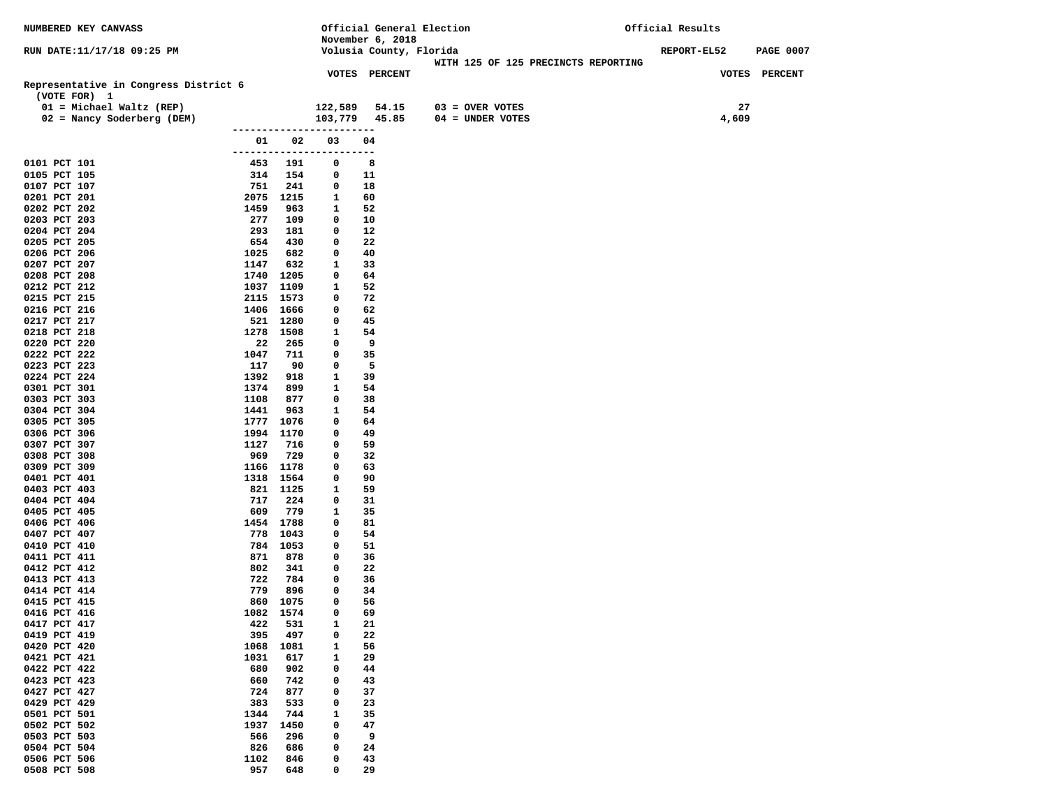NUMBERED KEY CANVASS

Official General Election
November 6, 2018
Volusia County, Florida

Official Results

RUN DATE:11/17/18 09:25 PM

REPORT-EL52 PAGE 0007

WITH 125 OF 125 PRECINCTS REPORTING

**Representative in Congress District 6**
(VOTE FOR) 1

| | VOTES | PERCENT | | VOTES |
|---|---|---|---|---|
| 01 = Michael Waltz (REP) | 122,589 | 54.15 | 03 = OVER VOTES | 27 |
| 02 = Nancy Soderberg (DEM) | 103,779 | 45.85 | 04 = UNDER VOTES | 4,609 |

| Precinct | 01 | 02 | 03 | 04 |
|---|---|---|---|---|
| 0101 PCT 101 | 453 | 191 | 0 | 8 |
| 0105 PCT 105 | 314 | 154 | 0 | 11 |
| 0107 PCT 107 | 751 | 241 | 0 | 18 |
| 0201 PCT 201 | 2075 | 1215 | 1 | 60 |
| 0202 PCT 202 | 1459 | 963 | 1 | 52 |
| 0203 PCT 203 | 277 | 109 | 0 | 10 |
| 0204 PCT 204 | 293 | 181 | 0 | 12 |
| 0205 PCT 205 | 654 | 430 | 0 | 22 |
| 0206 PCT 206 | 1025 | 682 | 0 | 40 |
| 0207 PCT 207 | 1147 | 632 | 1 | 33 |
| 0208 PCT 208 | 1740 | 1205 | 0 | 64 |
| 0212 PCT 212 | 1037 | 1109 | 1 | 52 |
| 0215 PCT 215 | 2115 | 1573 | 0 | 72 |
| 0216 PCT 216 | 1406 | 1666 | 0 | 62 |
| 0217 PCT 217 | 521 | 1280 | 0 | 45 |
| 0218 PCT 218 | 1278 | 1508 | 1 | 54 |
| 0220 PCT 220 | 22 | 265 | 0 | 9 |
| 0222 PCT 222 | 1047 | 711 | 0 | 35 |
| 0223 PCT 223 | 117 | 90 | 0 | 5 |
| 0224 PCT 224 | 1392 | 918 | 1 | 39 |
| 0301 PCT 301 | 1374 | 899 | 1 | 54 |
| 0303 PCT 303 | 1108 | 877 | 0 | 38 |
| 0304 PCT 304 | 1441 | 963 | 1 | 54 |
| 0305 PCT 305 | 1777 | 1076 | 0 | 64 |
| 0306 PCT 306 | 1994 | 1170 | 0 | 49 |
| 0307 PCT 307 | 1127 | 716 | 0 | 59 |
| 0308 PCT 308 | 969 | 729 | 0 | 32 |
| 0309 PCT 309 | 1166 | 1178 | 0 | 63 |
| 0401 PCT 401 | 1318 | 1564 | 0 | 90 |
| 0403 PCT 403 | 821 | 1125 | 1 | 59 |
| 0404 PCT 404 | 717 | 224 | 0 | 31 |
| 0405 PCT 405 | 609 | 779 | 1 | 35 |
| 0406 PCT 406 | 1454 | 1788 | 0 | 81 |
| 0407 PCT 407 | 778 | 1043 | 0 | 54 |
| 0410 PCT 410 | 784 | 1053 | 0 | 51 |
| 0411 PCT 411 | 871 | 878 | 0 | 36 |
| 0412 PCT 412 | 802 | 341 | 0 | 22 |
| 0413 PCT 413 | 722 | 784 | 0 | 36 |
| 0414 PCT 414 | 779 | 896 | 0 | 34 |
| 0415 PCT 415 | 860 | 1075 | 0 | 56 |
| 0416 PCT 416 | 1082 | 1574 | 0 | 69 |
| 0417 PCT 417 | 422 | 531 | 1 | 21 |
| 0419 PCT 419 | 395 | 497 | 0 | 22 |
| 0420 PCT 420 | 1068 | 1081 | 1 | 56 |
| 0421 PCT 421 | 1031 | 617 | 1 | 29 |
| 0422 PCT 422 | 680 | 902 | 0 | 44 |
| 0423 PCT 423 | 660 | 742 | 0 | 43 |
| 0427 PCT 427 | 724 | 877 | 0 | 37 |
| 0429 PCT 429 | 383 | 533 | 0 | 23 |
| 0501 PCT 501 | 1344 | 744 | 1 | 35 |
| 0502 PCT 502 | 1937 | 1450 | 0 | 47 |
| 0503 PCT 503 | 566 | 296 | 0 | 9 |
| 0504 PCT 504 | 826 | 686 | 0 | 24 |
| 0506 PCT 506 | 1102 | 846 | 0 | 43 |
| 0508 PCT 508 | 957 | 648 | 0 | 29 |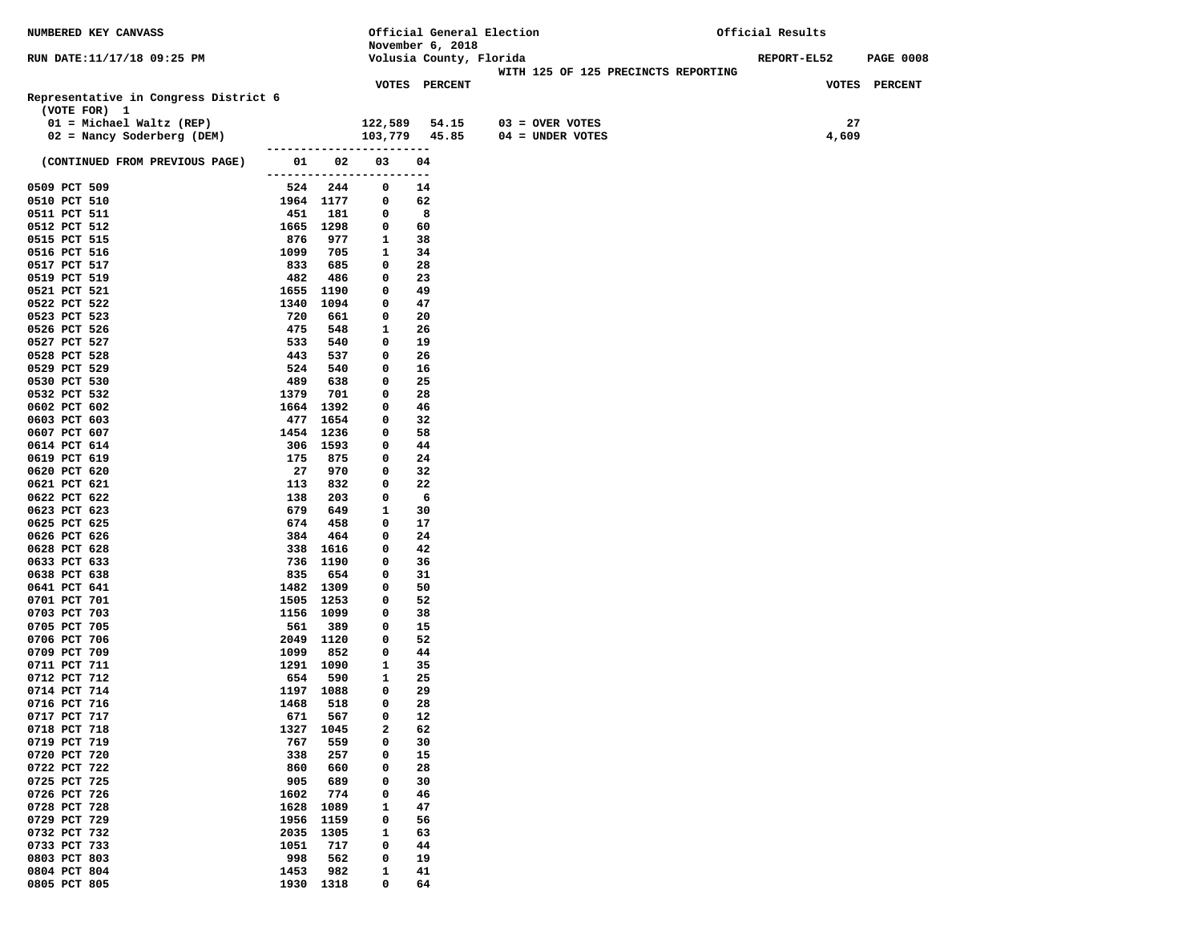NUMBERED KEY CANVASS

Official General Election
November 6, 2018
Volusia County, Florida

Official Results

RUN DATE:11/17/18 09:25 PM

REPORT-EL52 PAGE 0008

WITH 125 OF 125 PRECINCTS REPORTING

## Representative in Congress District 6

(VOTE FOR) 1

| | VOTES | PERCENT | | VOTES |
|---|---|---|---|---|
| 01 = Michael Waltz (REP) | 122,589 | 54.15 | 03 = OVER VOTES | 27 |
| 02 = Nancy Soderberg (DEM) | 103,779 | 45.85 | 04 = UNDER VOTES | 4,609 |

| (CONTINUED FROM PREVIOUS PAGE) | 01 | 02 | 03 | 04 |
|---|---|---|---|---|
| 0509 PCT 509 | 524 | 244 | 0 | 14 |
| 0510 PCT 510 | 1964 | 1177 | 0 | 62 |
| 0511 PCT 511 | 451 | 181 | 0 | 8 |
| 0512 PCT 512 | 1665 | 1298 | 0 | 60 |
| 0515 PCT 515 | 876 | 977 | 1 | 38 |
| 0516 PCT 516 | 1099 | 705 | 1 | 34 |
| 0517 PCT 517 | 833 | 685 | 0 | 28 |
| 0519 PCT 519 | 482 | 486 | 0 | 23 |
| 0521 PCT 521 | 1655 | 1190 | 0 | 49 |
| 0522 PCT 522 | 1340 | 1094 | 0 | 47 |
| 0523 PCT 523 | 720 | 661 | 0 | 20 |
| 0526 PCT 526 | 475 | 548 | 1 | 26 |
| 0527 PCT 527 | 533 | 540 | 0 | 19 |
| 0528 PCT 528 | 443 | 537 | 0 | 26 |
| 0529 PCT 529 | 524 | 540 | 0 | 16 |
| 0530 PCT 530 | 489 | 638 | 0 | 25 |
| 0532 PCT 532 | 1379 | 701 | 0 | 28 |
| 0602 PCT 602 | 1664 | 1392 | 0 | 46 |
| 0603 PCT 603 | 477 | 1654 | 0 | 32 |
| 0607 PCT 607 | 1454 | 1236 | 0 | 58 |
| 0614 PCT 614 | 306 | 1593 | 0 | 44 |
| 0619 PCT 619 | 175 | 875 | 0 | 24 |
| 0620 PCT 620 | 27 | 970 | 0 | 32 |
| 0621 PCT 621 | 113 | 832 | 0 | 22 |
| 0622 PCT 622 | 138 | 203 | 0 | 6 |
| 0623 PCT 623 | 679 | 649 | 1 | 30 |
| 0625 PCT 625 | 674 | 458 | 0 | 17 |
| 0626 PCT 626 | 384 | 464 | 0 | 24 |
| 0628 PCT 628 | 338 | 1616 | 0 | 42 |
| 0633 PCT 633 | 736 | 1190 | 0 | 36 |
| 0638 PCT 638 | 835 | 654 | 0 | 31 |
| 0641 PCT 641 | 1482 | 1309 | 0 | 50 |
| 0701 PCT 701 | 1505 | 1253 | 0 | 52 |
| 0703 PCT 703 | 1156 | 1099 | 0 | 38 |
| 0705 PCT 705 | 561 | 389 | 0 | 15 |
| 0706 PCT 706 | 2049 | 1120 | 0 | 52 |
| 0709 PCT 709 | 1099 | 852 | 0 | 44 |
| 0711 PCT 711 | 1291 | 1090 | 1 | 35 |
| 0712 PCT 712 | 654 | 590 | 1 | 25 |
| 0714 PCT 714 | 1197 | 1088 | 0 | 29 |
| 0716 PCT 716 | 1468 | 518 | 0 | 28 |
| 0717 PCT 717 | 671 | 567 | 0 | 12 |
| 0718 PCT 718 | 1327 | 1045 | 2 | 62 |
| 0719 PCT 719 | 767 | 559 | 0 | 30 |
| 0720 PCT 720 | 338 | 257 | 0 | 15 |
| 0722 PCT 722 | 860 | 660 | 0 | 28 |
| 0725 PCT 725 | 905 | 689 | 0 | 30 |
| 0726 PCT 726 | 1602 | 774 | 0 | 46 |
| 0728 PCT 728 | 1628 | 1089 | 1 | 47 |
| 0729 PCT 729 | 1956 | 1159 | 0 | 56 |
| 0732 PCT 732 | 2035 | 1305 | 1 | 63 |
| 0733 PCT 733 | 1051 | 717 | 0 | 44 |
| 0803 PCT 803 | 998 | 562 | 0 | 19 |
| 0804 PCT 804 | 1453 | 982 | 1 | 41 |
| 0805 PCT 805 | 1930 | 1318 | 0 | 64 |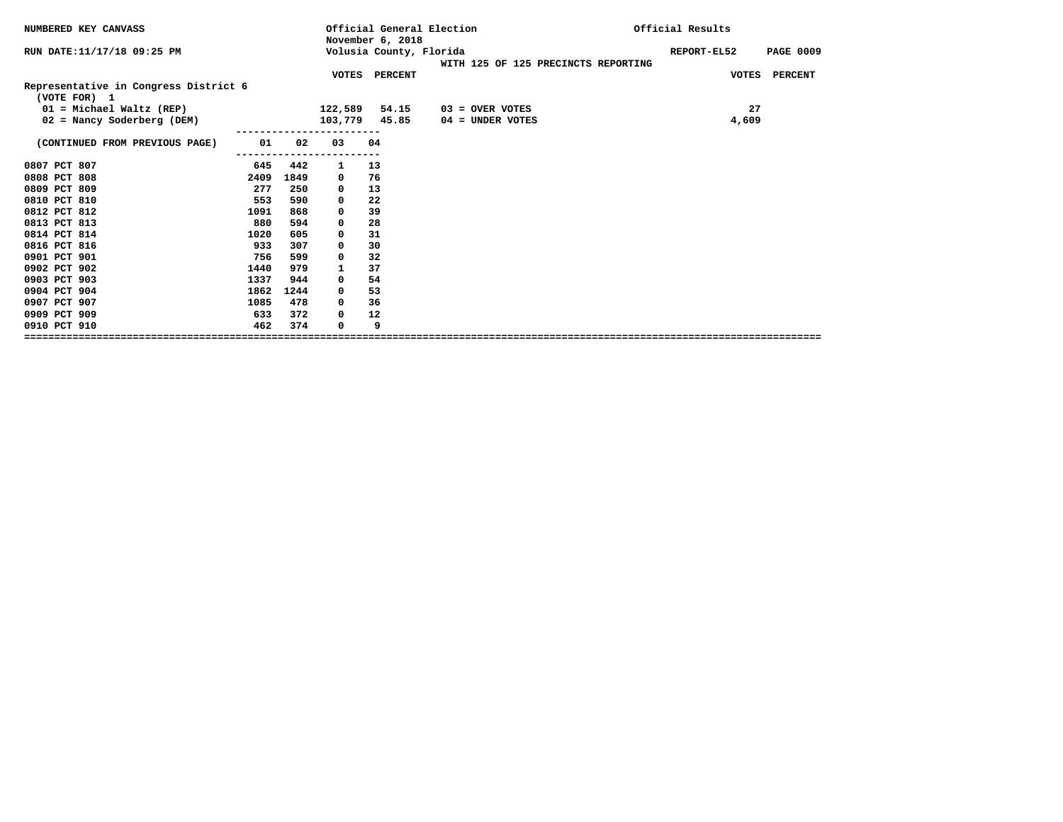NUMBERED KEY CANVASS

RUN DATE:11/17/18 09:25 PM

Official General Election
November 6, 2018
Volusia County, Florida

WITH 125 OF 125 PRECINCTS REPORTING

Official Results

REPORT-EL52

## Representative in Congress District 6

(VOTE FOR) 1

| | VOTES | PERCENT |
|---|---|---|
| 01 = Michael Waltz (REP) | 122,589 | 54.15 |
| 02 = Nancy Soderberg (DEM) | 103,779 | 45.85 |

| | VOTES | PERCENT |
|---|---|---|
| 03 = OVER VOTES | 27 | |
| 04 = UNDER VOTES | 4,609 | |

| (CONTINUED FROM PREVIOUS PAGE) | 01 | 02 | 03 | 04 |
|---|---|---|---|---|
| 0807 PCT 807 | 645 | 442 | 1 | 13 |
| 0808 PCT 808 | 2409 | 1849 | 0 | 76 |
| 0809 PCT 809 | 277 | 250 | 0 | 13 |
| 0810 PCT 810 | 553 | 590 | 0 | 22 |
| 0812 PCT 812 | 1091 | 868 | 0 | 39 |
| 0813 PCT 813 | 880 | 594 | 0 | 28 |
| 0814 PCT 814 | 1020 | 605 | 0 | 31 |
| 0816 PCT 816 | 933 | 307 | 0 | 30 |
| 0901 PCT 901 | 756 | 599 | 0 | 32 |
| 0902 PCT 902 | 1440 | 979 | 1 | 37 |
| 0903 PCT 903 | 1337 | 944 | 0 | 54 |
| 0904 PCT 904 | 1862 | 1244 | 0 | 53 |
| 0907 PCT 907 | 1085 | 478 | 0 | 36 |
| 0909 PCT 909 | 633 | 372 | 0 | 12 |
| 0910 PCT 910 | 462 | 374 | 0 | 9 |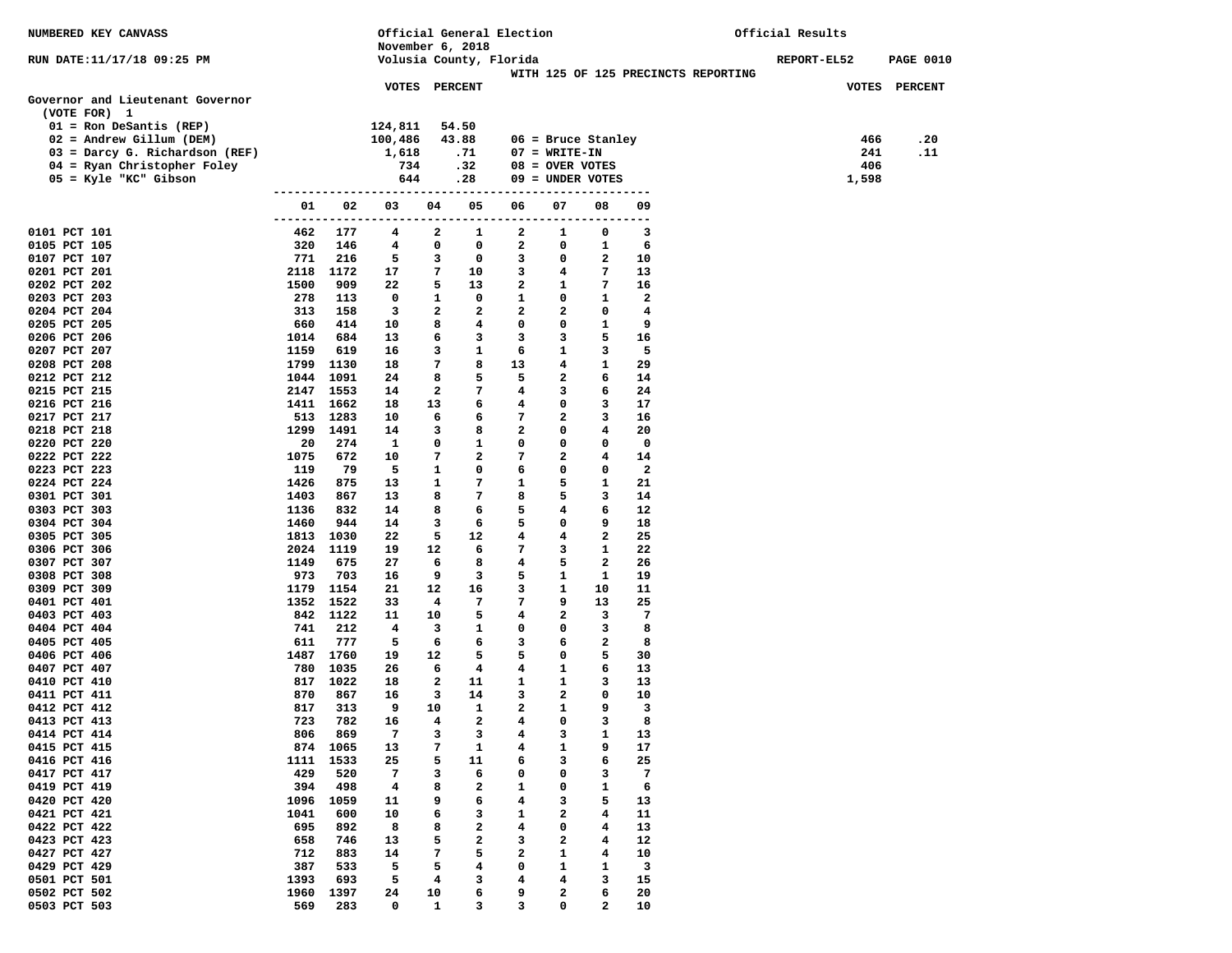NUMBERED KEY CANVASS

RUN DATE:11/17/18 09:25 PM

Official General Election
November 6, 2018
Volusia County, Florida
WITH 125 OF 125 PRECINCTS REPORTING

Official Results

REPORT-EL52

## Governor and Lieutenant Governor

(VOTE FOR) 1

| Candidate | VOTES | PERCENT |
|---|---|---|
| 01 = Ron DeSantis (REP) | 124,811 | 54.50 |
| 02 = Andrew Gillum (DEM) | 100,486 | 43.88 |
| 03 = Darcy G. Richardson (REF) | 1,618 | .71 |
| 04 = Ryan Christopher Foley | 734 | .32 |
| 05 = Kyle "KC" Gibson | 644 | .28 |
| 06 = Bruce Stanley | 466 | .20 |
| 07 = WRITE-IN | 241 | .11 |
| 08 = OVER VOTES | 406 | |
| 09 = UNDER VOTES | 1,598 | |

| Precinct | 01 | 02 | 03 | 04 | 05 | 06 | 07 | 08 | 09 |
|---|---|---|---|---|---|---|---|---|---|
| 0101 PCT 101 | 462 | 177 | 4 | 2 | 1 | 2 | 1 | 0 | 3 |
| 0105 PCT 105 | 320 | 146 | 4 | 0 | 0 | 2 | 0 | 1 | 6 |
| 0107 PCT 107 | 771 | 216 | 5 | 3 | 0 | 3 | 0 | 2 | 10 |
| 0201 PCT 201 | 2118 | 1172 | 17 | 7 | 10 | 3 | 4 | 7 | 13 |
| 0202 PCT 202 | 1500 | 909 | 22 | 5 | 13 | 2 | 1 | 7 | 16 |
| 0203 PCT 203 | 278 | 113 | 0 | 1 | 0 | 1 | 0 | 1 | 2 |
| 0204 PCT 204 | 313 | 158 | 3 | 2 | 2 | 2 | 2 | 0 | 4 |
| 0205 PCT 205 | 660 | 414 | 10 | 8 | 4 | 0 | 0 | 1 | 9 |
| 0206 PCT 206 | 1014 | 684 | 13 | 6 | 3 | 3 | 3 | 5 | 16 |
| 0207 PCT 207 | 1159 | 619 | 16 | 3 | 1 | 6 | 1 | 3 | 5 |
| 0208 PCT 208 | 1799 | 1130 | 18 | 7 | 8 | 13 | 4 | 1 | 29 |
| 0212 PCT 212 | 1044 | 1091 | 24 | 8 | 5 | 5 | 2 | 6 | 14 |
| 0215 PCT 215 | 2147 | 1553 | 14 | 2 | 7 | 4 | 3 | 6 | 24 |
| 0216 PCT 216 | 1411 | 1662 | 18 | 13 | 6 | 4 | 0 | 3 | 17 |
| 0217 PCT 217 | 513 | 1283 | 10 | 6 | 6 | 7 | 2 | 3 | 16 |
| 0218 PCT 218 | 1299 | 1491 | 14 | 3 | 8 | 2 | 0 | 4 | 20 |
| 0220 PCT 220 | 20 | 274 | 1 | 0 | 1 | 0 | 0 | 0 | 0 |
| 0222 PCT 222 | 1075 | 672 | 10 | 7 | 2 | 7 | 2 | 4 | 14 |
| 0223 PCT 223 | 119 | 79 | 5 | 1 | 0 | 6 | 0 | 0 | 2 |
| 0224 PCT 224 | 1426 | 875 | 13 | 1 | 7 | 1 | 5 | 1 | 21 |
| 0301 PCT 301 | 1403 | 867 | 13 | 8 | 7 | 8 | 5 | 3 | 14 |
| 0303 PCT 303 | 1136 | 832 | 14 | 8 | 6 | 5 | 4 | 6 | 12 |
| 0304 PCT 304 | 1460 | 944 | 14 | 3 | 6 | 5 | 0 | 9 | 18 |
| 0305 PCT 305 | 1813 | 1030 | 22 | 5 | 12 | 4 | 4 | 2 | 25 |
| 0306 PCT 306 | 2024 | 1119 | 19 | 12 | 6 | 7 | 3 | 1 | 22 |
| 0307 PCT 307 | 1149 | 675 | 27 | 6 | 8 | 4 | 5 | 2 | 26 |
| 0308 PCT 308 | 973 | 703 | 16 | 9 | 3 | 5 | 1 | 1 | 19 |
| 0309 PCT 309 | 1179 | 1154 | 21 | 12 | 16 | 3 | 1 | 10 | 11 |
| 0401 PCT 401 | 1352 | 1522 | 33 | 4 | 7 | 7 | 9 | 13 | 25 |
| 0403 PCT 403 | 842 | 1122 | 11 | 10 | 5 | 4 | 2 | 3 | 7 |
| 0404 PCT 404 | 741 | 212 | 4 | 3 | 1 | 0 | 0 | 3 | 8 |
| 0405 PCT 405 | 611 | 777 | 5 | 6 | 6 | 3 | 6 | 2 | 8 |
| 0406 PCT 406 | 1487 | 1760 | 19 | 12 | 5 | 5 | 0 | 5 | 30 |
| 0407 PCT 407 | 780 | 1035 | 26 | 6 | 4 | 4 | 1 | 6 | 13 |
| 0410 PCT 410 | 817 | 1022 | 18 | 2 | 11 | 1 | 1 | 3 | 13 |
| 0411 PCT 411 | 870 | 867 | 16 | 3 | 14 | 3 | 2 | 0 | 10 |
| 0412 PCT 412 | 817 | 313 | 9 | 10 | 1 | 2 | 1 | 9 | 3 |
| 0413 PCT 413 | 723 | 782 | 16 | 4 | 2 | 4 | 0 | 3 | 8 |
| 0414 PCT 414 | 806 | 869 | 7 | 3 | 3 | 4 | 3 | 1 | 13 |
| 0415 PCT 415 | 874 | 1065 | 13 | 7 | 1 | 4 | 1 | 9 | 17 |
| 0416 PCT 416 | 1111 | 1533 | 25 | 5 | 11 | 6 | 3 | 6 | 25 |
| 0417 PCT 417 | 429 | 520 | 7 | 3 | 6 | 0 | 0 | 3 | 7 |
| 0419 PCT 419 | 394 | 498 | 4 | 8 | 2 | 1 | 0 | 1 | 6 |
| 0420 PCT 420 | 1096 | 1059 | 11 | 9 | 6 | 4 | 3 | 5 | 13 |
| 0421 PCT 421 | 1041 | 600 | 10 | 6 | 3 | 1 | 2 | 4 | 11 |
| 0422 PCT 422 | 695 | 892 | 8 | 8 | 2 | 4 | 0 | 4 | 13 |
| 0423 PCT 423 | 658 | 746 | 13 | 5 | 2 | 3 | 2 | 4 | 12 |
| 0427 PCT 427 | 712 | 883 | 14 | 7 | 5 | 2 | 1 | 4 | 10 |
| 0429 PCT 429 | 387 | 533 | 5 | 5 | 4 | 0 | 1 | 1 | 3 |
| 0501 PCT 501 | 1393 | 693 | 5 | 4 | 3 | 4 | 4 | 3 | 15 |
| 0502 PCT 502 | 1960 | 1397 | 24 | 10 | 6 | 9 | 2 | 6 | 20 |
| 0503 PCT 503 | 569 | 283 | 0 | 1 | 3 | 3 | 0 | 2 | 10 |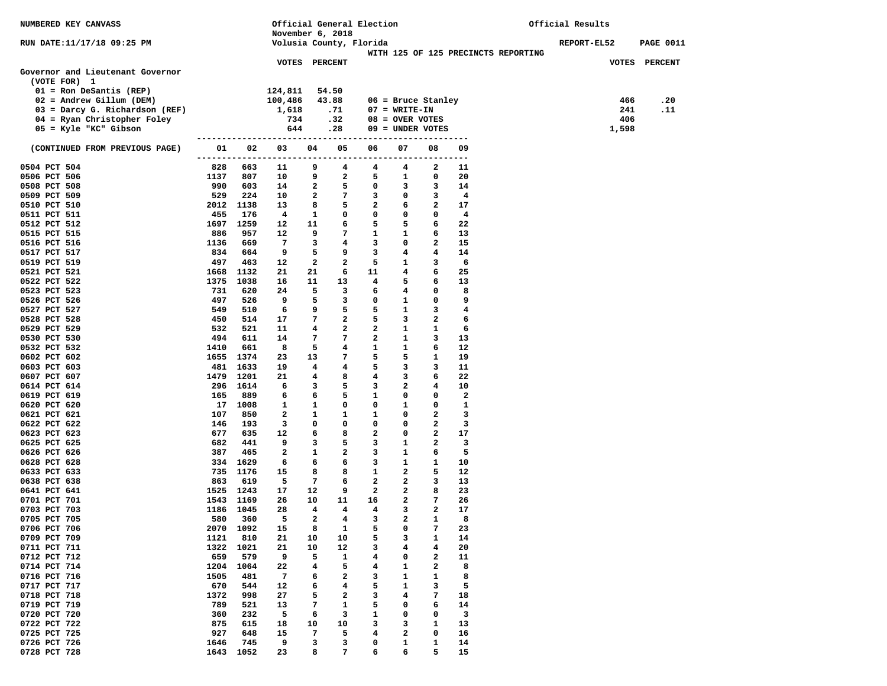NUMBERED KEY CANVASS

RUN DATE:11/17/18 09:25 PM

Official General Election
November 6, 2018
Volusia County, Florida

Official Results

REPORT-EL52 PAGE 0011

WITH 125 OF 125 PRECINCTS REPORTING

## Governor and Lieutenant Governor

(VOTE FOR) 1

| Candidate | VOTES | PERCENT |
|---|---|---|
| 01 = Ron DeSantis (REP) | 124,811 | 54.50 |
| 02 = Andrew Gillum (DEM) | 100,486 | 43.88 |
| 03 = Darcy G. Richardson (REF) | 1,618 | .71 |
| 04 = Ryan Christopher Foley | 734 | .32 |
| 05 = Kyle "KC" Gibson | 644 | .28 |
| 06 = Bruce Stanley | 466 | .20 |
| 07 = WRITE-IN | 241 | .11 |
| 08 = OVER VOTES | 406 | |
| 09 = UNDER VOTES | 1,598 | |

| (CONTINUED FROM PREVIOUS PAGE) | 01 | 02 | 03 | 04 | 05 | 06 | 07 | 08 | 09 |
|---|---|---|---|---|---|---|---|---|---|
| 0504 PCT 504 | 828 | 663 | 11 | 9 | 4 | 4 | 4 | 2 | 11 |
| 0506 PCT 506 | 1137 | 807 | 10 | 9 | 2 | 5 | 1 | 0 | 20 |
| 0508 PCT 508 | 990 | 603 | 14 | 2 | 5 | 0 | 3 | 3 | 14 |
| 0509 PCT 509 | 529 | 224 | 10 | 2 | 7 | 3 | 0 | 3 | 4 |
| 0510 PCT 510 | 2012 | 1138 | 13 | 8 | 5 | 2 | 6 | 2 | 17 |
| 0511 PCT 511 | 455 | 176 | 4 | 1 | 0 | 0 | 0 | 0 | 4 |
| 0512 PCT 512 | 1697 | 1259 | 12 | 11 | 6 | 5 | 5 | 6 | 22 |
| 0515 PCT 515 | 886 | 957 | 12 | 9 | 7 | 1 | 1 | 6 | 13 |
| 0516 PCT 516 | 1136 | 669 | 7 | 3 | 4 | 3 | 0 | 2 | 15 |
| 0517 PCT 517 | 834 | 664 | 9 | 5 | 9 | 3 | 4 | 4 | 14 |
| 0519 PCT 519 | 497 | 463 | 12 | 2 | 2 | 5 | 1 | 3 | 6 |
| 0521 PCT 521 | 1668 | 1132 | 21 | 21 | 6 | 11 | 4 | 6 | 25 |
| 0522 PCT 522 | 1375 | 1038 | 16 | 11 | 13 | 4 | 5 | 6 | 13 |
| 0523 PCT 523 | 731 | 620 | 24 | 5 | 3 | 6 | 4 | 0 | 8 |
| 0526 PCT 526 | 497 | 526 | 9 | 5 | 3 | 0 | 1 | 0 | 9 |
| 0527 PCT 527 | 549 | 510 | 6 | 9 | 5 | 5 | 1 | 3 | 4 |
| 0528 PCT 528 | 450 | 514 | 17 | 7 | 2 | 5 | 3 | 2 | 6 |
| 0529 PCT 529 | 532 | 521 | 11 | 4 | 2 | 2 | 1 | 1 | 6 |
| 0530 PCT 530 | 494 | 611 | 14 | 7 | 7 | 2 | 1 | 3 | 13 |
| 0532 PCT 532 | 1410 | 661 | 8 | 5 | 4 | 1 | 1 | 6 | 12 |
| 0602 PCT 602 | 1655 | 1374 | 23 | 13 | 7 | 5 | 5 | 1 | 19 |
| 0603 PCT 603 | 481 | 1633 | 19 | 4 | 4 | 5 | 3 | 3 | 11 |
| 0607 PCT 607 | 1479 | 1201 | 21 | 4 | 8 | 4 | 3 | 6 | 22 |
| 0614 PCT 614 | 296 | 1614 | 6 | 3 | 5 | 3 | 2 | 4 | 10 |
| 0619 PCT 619 | 165 | 889 | 6 | 6 | 5 | 1 | 0 | 0 | 2 |
| 0620 PCT 620 | 17 | 1008 | 1 | 1 | 0 | 0 | 1 | 0 | 1 |
| 0621 PCT 621 | 107 | 850 | 2 | 1 | 1 | 1 | 0 | 2 | 3 |
| 0622 PCT 622 | 146 | 193 | 3 | 0 | 0 | 0 | 0 | 2 | 3 |
| 0623 PCT 623 | 677 | 635 | 12 | 6 | 8 | 2 | 0 | 2 | 17 |
| 0625 PCT 625 | 682 | 441 | 9 | 3 | 5 | 3 | 1 | 2 | 3 |
| 0626 PCT 626 | 387 | 465 | 2 | 1 | 2 | 3 | 1 | 6 | 5 |
| 0628 PCT 628 | 334 | 1629 | 6 | 6 | 6 | 3 | 1 | 1 | 10 |
| 0633 PCT 633 | 735 | 1176 | 15 | 8 | 8 | 1 | 2 | 5 | 12 |
| 0638 PCT 638 | 863 | 619 | 5 | 7 | 6 | 2 | 2 | 3 | 13 |
| 0641 PCT 641 | 1525 | 1243 | 17 | 12 | 9 | 2 | 2 | 8 | 23 |
| 0701 PCT 701 | 1543 | 1169 | 26 | 10 | 11 | 16 | 2 | 7 | 26 |
| 0703 PCT 703 | 1186 | 1045 | 28 | 4 | 4 | 4 | 3 | 2 | 17 |
| 0705 PCT 705 | 580 | 360 | 5 | 2 | 4 | 3 | 2 | 1 | 8 |
| 0706 PCT 706 | 2070 | 1092 | 15 | 8 | 1 | 5 | 0 | 7 | 23 |
| 0709 PCT 709 | 1121 | 810 | 21 | 10 | 10 | 5 | 3 | 1 | 14 |
| 0711 PCT 711 | 1322 | 1021 | 21 | 10 | 12 | 3 | 4 | 4 | 20 |
| 0712 PCT 712 | 659 | 579 | 9 | 5 | 1 | 4 | 0 | 2 | 11 |
| 0714 PCT 714 | 1204 | 1064 | 22 | 4 | 5 | 4 | 1 | 2 | 8 |
| 0716 PCT 716 | 1505 | 481 | 7 | 6 | 2 | 3 | 1 | 1 | 8 |
| 0717 PCT 717 | 670 | 544 | 12 | 6 | 4 | 5 | 1 | 3 | 5 |
| 0718 PCT 718 | 1372 | 998 | 27 | 5 | 2 | 3 | 4 | 7 | 18 |
| 0719 PCT 719 | 789 | 521 | 13 | 7 | 1 | 5 | 0 | 6 | 14 |
| 0720 PCT 720 | 360 | 232 | 5 | 6 | 3 | 1 | 0 | 0 | 3 |
| 0722 PCT 722 | 875 | 615 | 18 | 10 | 10 | 3 | 3 | 1 | 13 |
| 0725 PCT 725 | 927 | 648 | 15 | 7 | 5 | 4 | 2 | 0 | 16 |
| 0726 PCT 726 | 1646 | 745 | 9 | 3 | 3 | 0 | 1 | 1 | 14 |
| 0728 PCT 728 | 1643 | 1052 | 23 | 8 | 7 | 6 | 6 | 5 | 15 |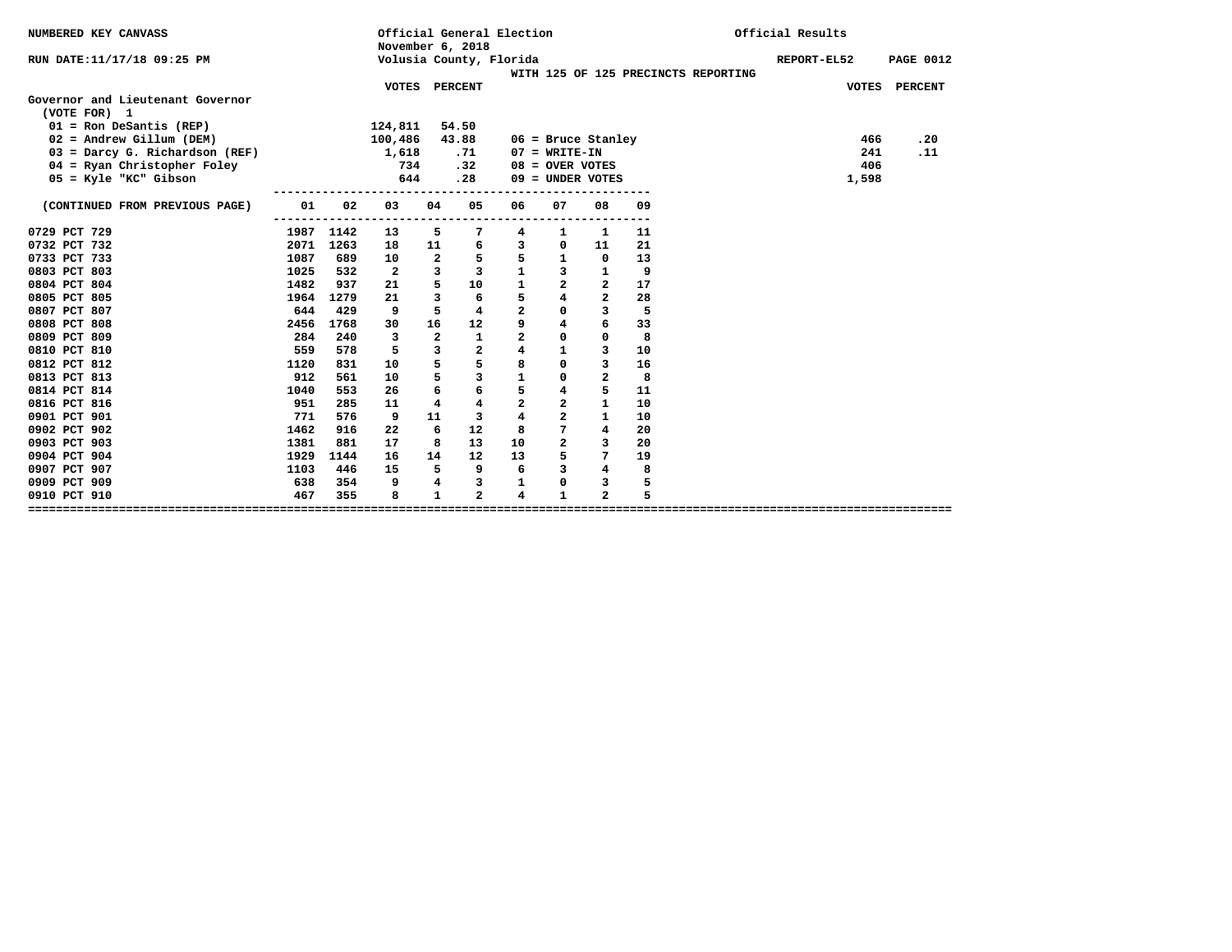NUMBERED KEY CANVASS

Official General Election
November 6, 2018
Volusia County, Florida

Official Results

RUN DATE:11/17/18 09:25 PM

REPORT-EL52 PAGE 0012

WITH 125 OF 125 PRECINCTS REPORTING

## Governor and Lieutenant Governor

(VOTE FOR) 1

| Candidate | VOTES | PERCENT |
|---|---|---|
| 01 = Ron DeSantis (REP) | 124,811 | 54.50 |
| 02 = Andrew Gillum (DEM) | 100,486 | 43.88 |
| 03 = Darcy G. Richardson (REF) | 1,618 | .71 |
| 04 = Ryan Christopher Foley | 734 | .32 |
| 05 = Kyle "KC" Gibson | 644 | .28 |
| 06 = Bruce Stanley | 466 | .20 |
| 07 = WRITE-IN | 241 | .11 |
| 08 = OVER VOTES | 406 | |
| 09 = UNDER VOTES | 1,598 | |

| (CONTINUED FROM PREVIOUS PAGE) | 01 | 02 | 03 | 04 | 05 | 06 | 07 | 08 | 09 |
|---|---|---|---|---|---|---|---|---|---|
| 0729 PCT 729 | 1987 | 1142 | 13 | 5 | 7 | 4 | 1 | 1 | 11 |
| 0732 PCT 732 | 2071 | 1263 | 18 | 11 | 6 | 3 | 0 | 11 | 21 |
| 0733 PCT 733 | 1087 | 689 | 10 | 2 | 5 | 5 | 1 | 0 | 13 |
| 0803 PCT 803 | 1025 | 532 | 2 | 3 | 3 | 1 | 3 | 1 | 9 |
| 0804 PCT 804 | 1482 | 937 | 21 | 5 | 10 | 1 | 2 | 2 | 17 |
| 0805 PCT 805 | 1964 | 1279 | 21 | 3 | 6 | 5 | 4 | 2 | 28 |
| 0807 PCT 807 | 644 | 429 | 9 | 5 | 4 | 2 | 0 | 3 | 5 |
| 0808 PCT 808 | 2456 | 1768 | 30 | 16 | 12 | 9 | 4 | 6 | 33 |
| 0809 PCT 809 | 284 | 240 | 3 | 2 | 1 | 2 | 0 | 0 | 8 |
| 0810 PCT 810 | 559 | 578 | 5 | 3 | 2 | 4 | 1 | 3 | 10 |
| 0812 PCT 812 | 1120 | 831 | 10 | 5 | 5 | 8 | 0 | 3 | 16 |
| 0813 PCT 813 | 912 | 561 | 10 | 5 | 3 | 1 | 0 | 2 | 8 |
| 0814 PCT 814 | 1040 | 553 | 26 | 6 | 6 | 5 | 4 | 5 | 11 |
| 0816 PCT 816 | 951 | 285 | 11 | 4 | 4 | 2 | 2 | 1 | 10 |
| 0901 PCT 901 | 771 | 576 | 9 | 11 | 3 | 4 | 2 | 1 | 10 |
| 0902 PCT 902 | 1462 | 916 | 22 | 6 | 12 | 8 | 7 | 4 | 20 |
| 0903 PCT 903 | 1381 | 881 | 17 | 8 | 13 | 10 | 2 | 3 | 20 |
| 0904 PCT 904 | 1929 | 1144 | 16 | 14 | 12 | 13 | 5 | 7 | 19 |
| 0907 PCT 907 | 1103 | 446 | 15 | 5 | 9 | 6 | 3 | 4 | 8 |
| 0909 PCT 909 | 638 | 354 | 9 | 4 | 3 | 1 | 0 | 3 | 5 |
| 0910 PCT 910 | 467 | 355 | 8 | 1 | 2 | 4 | 1 | 2 | 5 |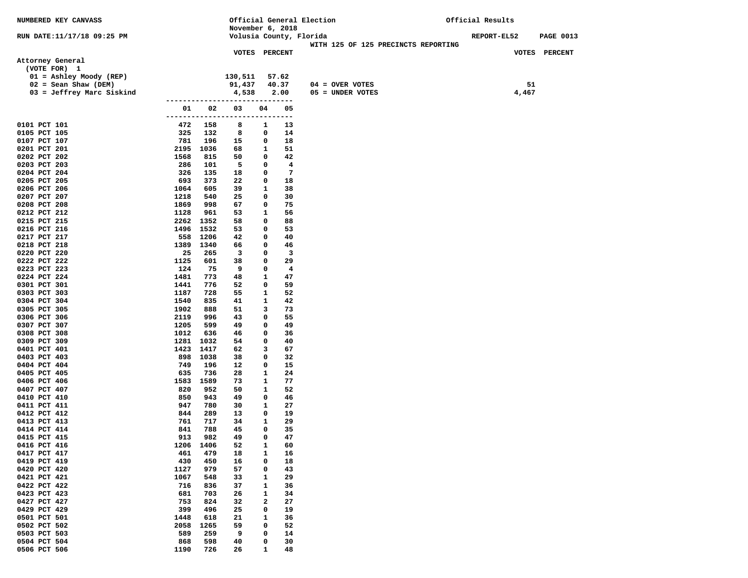NUMBERED KEY CANVASS

Official General Election
November 6, 2018
Volusia County, Florida

Official Results

RUN DATE:11/17/18 09:25 PM

REPORT-EL52 PAGE 0013

WITH 125 OF 125 PRECINCTS REPORTING

## Attorney General

(VOTE FOR) 1

| | VOTES | PERCENT |
|---|---|---|
| 01 = Ashley Moody (REP) | 130,511 | 57.62 |
| 02 = Sean Shaw (DEM) | 91,437 | 40.37 |
| 03 = Jeffrey Marc Siskind | 4,538 | 2.00 |

| | VOTES | PERCENT |
|---|---|---|
| 04 = OVER VOTES | 51 | |
| 05 = UNDER VOTES | 4,467 | |

| Precinct | 01 | 02 | 03 | 04 | 05 |
|---|---|---|---|---|---|
| 0101 PCT 101 | 472 | 158 | 8 | 1 | 13 |
| 0105 PCT 105 | 325 | 132 | 8 | 0 | 14 |
| 0107 PCT 107 | 781 | 196 | 15 | 0 | 18 |
| 0201 PCT 201 | 2195 | 1036 | 68 | 1 | 51 |
| 0202 PCT 202 | 1568 | 815 | 50 | 0 | 42 |
| 0203 PCT 203 | 286 | 101 | 5 | 0 | 4 |
| 0204 PCT 204 | 326 | 135 | 18 | 0 | 7 |
| 0205 PCT 205 | 693 | 373 | 22 | 0 | 18 |
| 0206 PCT 206 | 1064 | 605 | 39 | 1 | 38 |
| 0207 PCT 207 | 1218 | 540 | 25 | 0 | 30 |
| 0208 PCT 208 | 1869 | 998 | 67 | 0 | 75 |
| 0212 PCT 212 | 1128 | 961 | 53 | 1 | 56 |
| 0215 PCT 215 | 2262 | 1352 | 58 | 0 | 88 |
| 0216 PCT 216 | 1496 | 1532 | 53 | 0 | 53 |
| 0217 PCT 217 | 558 | 1206 | 42 | 0 | 40 |
| 0218 PCT 218 | 1389 | 1340 | 66 | 0 | 46 |
| 0220 PCT 220 | 25 | 265 | 3 | 0 | 3 |
| 0222 PCT 222 | 1125 | 601 | 38 | 0 | 29 |
| 0223 PCT 223 | 124 | 75 | 9 | 0 | 4 |
| 0224 PCT 224 | 1481 | 773 | 48 | 1 | 47 |
| 0301 PCT 301 | 1441 | 776 | 52 | 0 | 59 |
| 0303 PCT 303 | 1187 | 728 | 55 | 1 | 52 |
| 0304 PCT 304 | 1540 | 835 | 41 | 1 | 42 |
| 0305 PCT 305 | 1902 | 888 | 51 | 3 | 73 |
| 0306 PCT 306 | 2119 | 996 | 43 | 0 | 55 |
| 0307 PCT 307 | 1205 | 599 | 49 | 0 | 49 |
| 0308 PCT 308 | 1012 | 636 | 46 | 0 | 36 |
| 0309 PCT 309 | 1281 | 1032 | 54 | 0 | 40 |
| 0401 PCT 401 | 1423 | 1417 | 62 | 3 | 67 |
| 0403 PCT 403 | 898 | 1038 | 38 | 0 | 32 |
| 0404 PCT 404 | 749 | 196 | 12 | 0 | 15 |
| 0405 PCT 405 | 635 | 736 | 28 | 1 | 24 |
| 0406 PCT 406 | 1583 | 1589 | 73 | 1 | 77 |
| 0407 PCT 407 | 820 | 952 | 50 | 1 | 52 |
| 0410 PCT 410 | 850 | 943 | 49 | 0 | 46 |
| 0411 PCT 411 | 947 | 780 | 30 | 1 | 27 |
| 0412 PCT 412 | 844 | 289 | 13 | 0 | 19 |
| 0413 PCT 413 | 761 | 717 | 34 | 1 | 29 |
| 0414 PCT 414 | 841 | 788 | 45 | 0 | 35 |
| 0415 PCT 415 | 913 | 982 | 49 | 0 | 47 |
| 0416 PCT 416 | 1206 | 1406 | 52 | 1 | 60 |
| 0417 PCT 417 | 461 | 479 | 18 | 1 | 16 |
| 0419 PCT 419 | 430 | 450 | 16 | 0 | 18 |
| 0420 PCT 420 | 1127 | 979 | 57 | 0 | 43 |
| 0421 PCT 421 | 1067 | 548 | 33 | 1 | 29 |
| 0422 PCT 422 | 716 | 836 | 37 | 1 | 36 |
| 0423 PCT 423 | 681 | 703 | 26 | 1 | 34 |
| 0427 PCT 427 | 753 | 824 | 32 | 2 | 27 |
| 0429 PCT 429 | 399 | 496 | 25 | 0 | 19 |
| 0501 PCT 501 | 1448 | 618 | 21 | 1 | 36 |
| 0502 PCT 502 | 2058 | 1265 | 59 | 0 | 52 |
| 0503 PCT 503 | 589 | 259 | 9 | 0 | 14 |
| 0504 PCT 504 | 868 | 598 | 40 | 0 | 30 |
| 0506 PCT 506 | 1190 | 726 | 26 | 1 | 48 |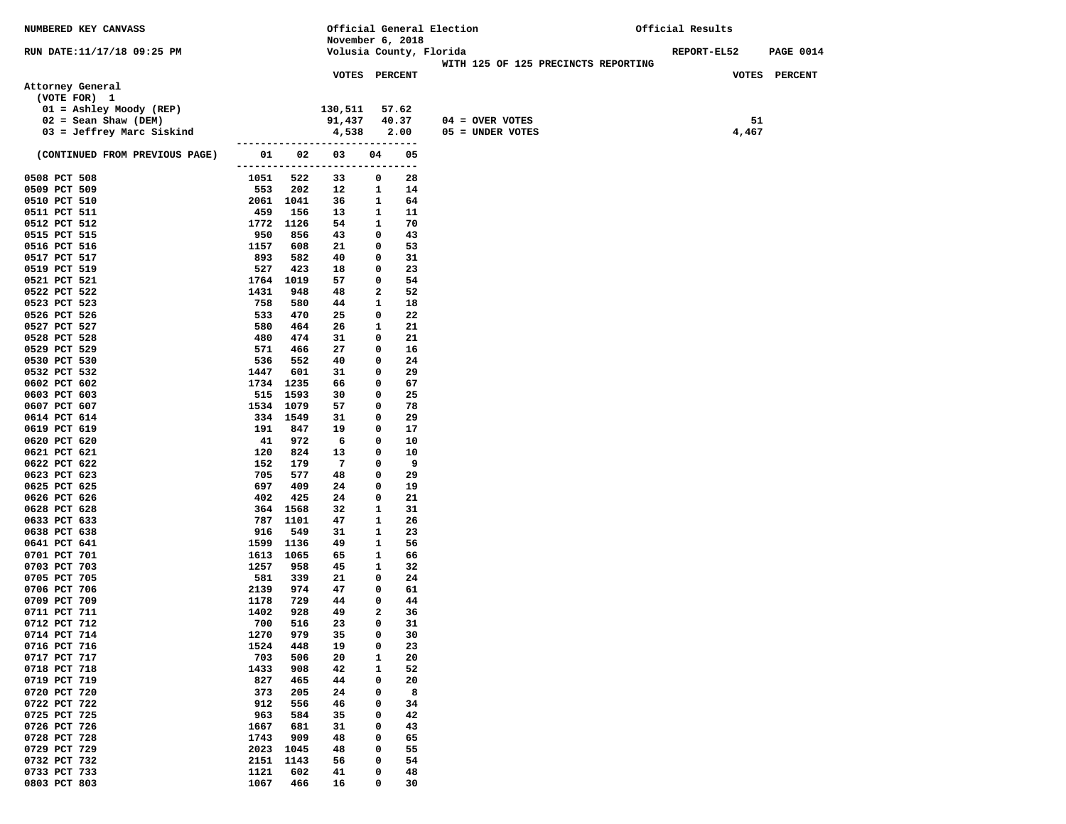NUMBERED KEY CANVASS

Official General Election
November 6, 2018
Volusia County, Florida

Official Results

RUN DATE:11/17/18 09:25 PM

REPORT-EL52 PAGE 0014

WITH 125 OF 125 PRECINCTS REPORTING

## Attorney General

(VOTE FOR) 1

| Candidate | VOTES | PERCENT |
|---|---|---|
| 01 = Ashley Moody (REP) | 130,511 | 57.62 |
| 02 = Sean Shaw (DEM) | 91,437 | 40.37 |
| 03 = Jeffrey Marc Siskind | 4,538 | 2.00 |

| | VOTES |
|---|---|
| 04 = OVER VOTES | 51 |
| 05 = UNDER VOTES | 4,467 |

| (CONTINUED FROM PREVIOUS PAGE) | 01 | 02 | 03 | 04 | 05 |
|---|---|---|---|---|---|
| 0508 PCT 508 | 1051 | 522 | 33 | 0 | 28 |
| 0509 PCT 509 | 553 | 202 | 12 | 1 | 14 |
| 0510 PCT 510 | 2061 | 1041 | 36 | 1 | 64 |
| 0511 PCT 511 | 459 | 156 | 13 | 1 | 11 |
| 0512 PCT 512 | 1772 | 1126 | 54 | 1 | 70 |
| 0515 PCT 515 | 950 | 856 | 43 | 0 | 43 |
| 0516 PCT 516 | 1157 | 608 | 21 | 0 | 53 |
| 0517 PCT 517 | 893 | 582 | 40 | 0 | 31 |
| 0519 PCT 519 | 527 | 423 | 18 | 0 | 23 |
| 0521 PCT 521 | 1764 | 1019 | 57 | 0 | 54 |
| 0522 PCT 522 | 1431 | 948 | 48 | 2 | 52 |
| 0523 PCT 523 | 758 | 580 | 44 | 1 | 18 |
| 0526 PCT 526 | 533 | 470 | 25 | 0 | 22 |
| 0527 PCT 527 | 580 | 464 | 26 | 1 | 21 |
| 0528 PCT 528 | 480 | 474 | 31 | 0 | 21 |
| 0529 PCT 529 | 571 | 466 | 27 | 0 | 16 |
| 0530 PCT 530 | 536 | 552 | 40 | 0 | 24 |
| 0532 PCT 532 | 1447 | 601 | 31 | 0 | 29 |
| 0602 PCT 602 | 1734 | 1235 | 66 | 0 | 67 |
| 0603 PCT 603 | 515 | 1593 | 30 | 0 | 25 |
| 0607 PCT 607 | 1534 | 1079 | 57 | 0 | 78 |
| 0614 PCT 614 | 334 | 1549 | 31 | 0 | 29 |
| 0619 PCT 619 | 191 | 847 | 19 | 0 | 17 |
| 0620 PCT 620 | 41 | 972 | 6 | 0 | 10 |
| 0621 PCT 621 | 120 | 824 | 13 | 0 | 10 |
| 0622 PCT 622 | 152 | 179 | 7 | 0 | 9 |
| 0623 PCT 623 | 705 | 577 | 48 | 0 | 29 |
| 0625 PCT 625 | 697 | 409 | 24 | 0 | 19 |
| 0626 PCT 626 | 402 | 425 | 24 | 0 | 21 |
| 0628 PCT 628 | 364 | 1568 | 32 | 1 | 31 |
| 0633 PCT 633 | 787 | 1101 | 47 | 1 | 26 |
| 0638 PCT 638 | 916 | 549 | 31 | 1 | 23 |
| 0641 PCT 641 | 1599 | 1136 | 49 | 1 | 56 |
| 0701 PCT 701 | 1613 | 1065 | 65 | 1 | 66 |
| 0703 PCT 703 | 1257 | 958 | 45 | 1 | 32 |
| 0705 PCT 705 | 581 | 339 | 21 | 0 | 24 |
| 0706 PCT 706 | 2139 | 974 | 47 | 0 | 61 |
| 0709 PCT 709 | 1178 | 729 | 44 | 0 | 44 |
| 0711 PCT 711 | 1402 | 928 | 49 | 2 | 36 |
| 0712 PCT 712 | 700 | 516 | 23 | 0 | 31 |
| 0714 PCT 714 | 1270 | 979 | 35 | 0 | 30 |
| 0716 PCT 716 | 1524 | 448 | 19 | 0 | 23 |
| 0717 PCT 717 | 703 | 506 | 20 | 1 | 20 |
| 0718 PCT 718 | 1433 | 908 | 42 | 1 | 52 |
| 0719 PCT 719 | 827 | 465 | 44 | 0 | 20 |
| 0720 PCT 720 | 373 | 205 | 24 | 0 | 8 |
| 0722 PCT 722 | 912 | 556 | 46 | 0 | 34 |
| 0725 PCT 725 | 963 | 584 | 35 | 0 | 42 |
| 0726 PCT 726 | 1667 | 681 | 31 | 0 | 43 |
| 0728 PCT 728 | 1743 | 909 | 48 | 0 | 65 |
| 0729 PCT 729 | 2023 | 1045 | 48 | 0 | 55 |
| 0732 PCT 732 | 2151 | 1143 | 56 | 0 | 54 |
| 0733 PCT 733 | 1121 | 602 | 41 | 0 | 48 |
| 0803 PCT 803 | 1067 | 466 | 16 | 0 | 30 |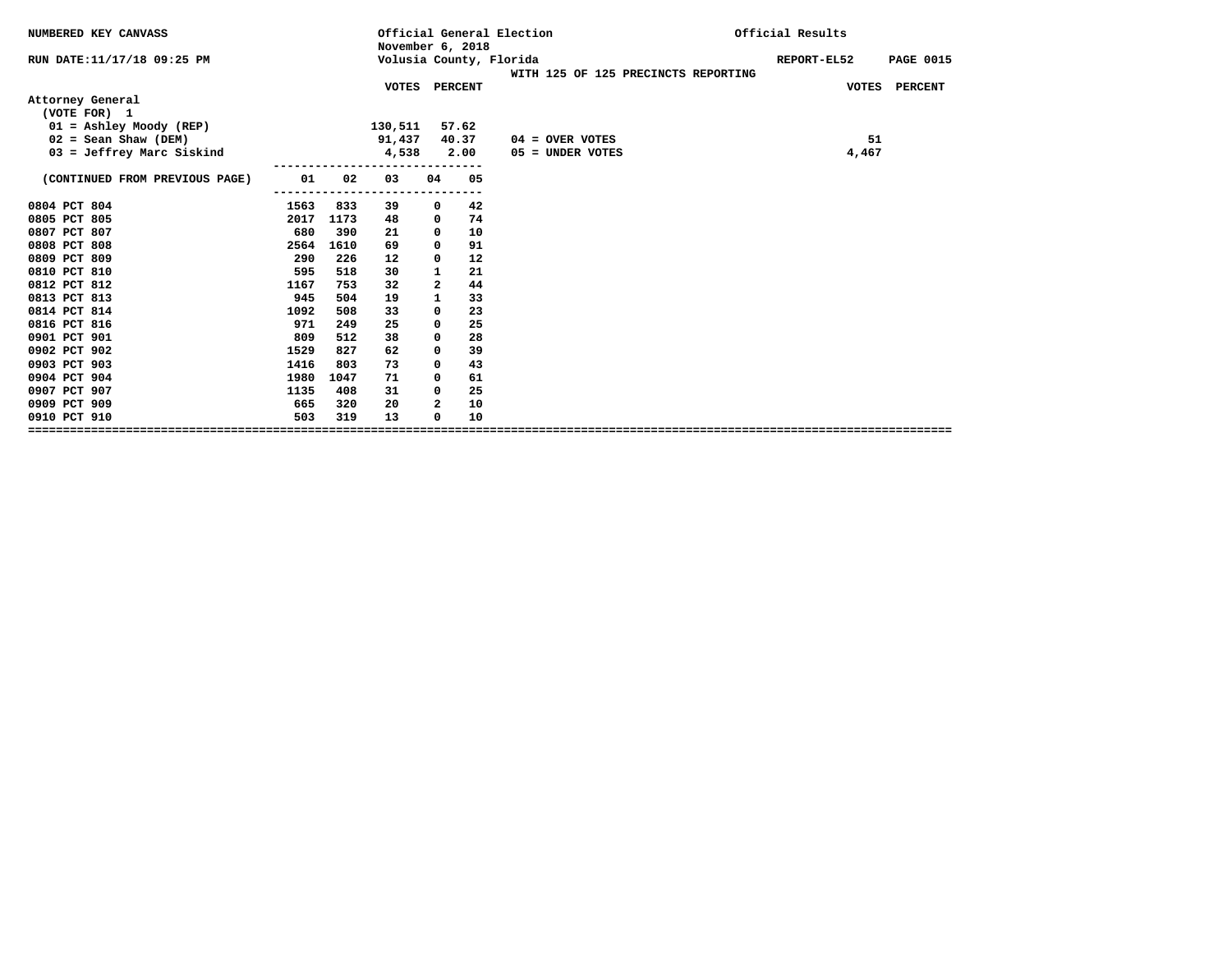NUMBERED KEY CANVASS — Official General Election — November 6, 2018 — Volusia County, Florida — Official Results

RUN DATE:11/17/18 09:25 PM — REPORT-EL52

WITH 125 OF 125 PRECINCTS REPORTING

## Attorney General

(VOTE FOR) 1

| | VOTES | PERCENT |
|---|---|---|
| 01 = Ashley Moody (REP) | 130,511 | 57.62 |
| 02 = Sean Shaw (DEM) | 91,437 | 40.37 |
| 03 = Jeffrey Marc Siskind | 4,538 | 2.00 |

| | VOTES | PERCENT |
|---|---|---|
| 04 = OVER VOTES | 51 | |
| 05 = UNDER VOTES | 4,467 | |

| (CONTINUED FROM PREVIOUS PAGE) | 01 | 02 | 03 | 04 | 05 |
|---|---|---|---|---|---|
| 0804 PCT 804 | 1563 | 833 | 39 | 0 | 42 |
| 0805 PCT 805 | 2017 | 1173 | 48 | 0 | 74 |
| 0807 PCT 807 | 680 | 390 | 21 | 0 | 10 |
| 0808 PCT 808 | 2564 | 1610 | 69 | 0 | 91 |
| 0809 PCT 809 | 290 | 226 | 12 | 0 | 12 |
| 0810 PCT 810 | 595 | 518 | 30 | 1 | 21 |
| 0812 PCT 812 | 1167 | 753 | 32 | 2 | 44 |
| 0813 PCT 813 | 945 | 504 | 19 | 1 | 33 |
| 0814 PCT 814 | 1092 | 508 | 33 | 0 | 23 |
| 0816 PCT 816 | 971 | 249 | 25 | 0 | 25 |
| 0901 PCT 901 | 809 | 512 | 38 | 0 | 28 |
| 0902 PCT 902 | 1529 | 827 | 62 | 0 | 39 |
| 0903 PCT 903 | 1416 | 803 | 73 | 0 | 43 |
| 0904 PCT 904 | 1980 | 1047 | 71 | 0 | 61 |
| 0907 PCT 907 | 1135 | 408 | 31 | 0 | 25 |
| 0909 PCT 909 | 665 | 320 | 20 | 2 | 10 |
| 0910 PCT 910 | 503 | 319 | 13 | 0 | 10 |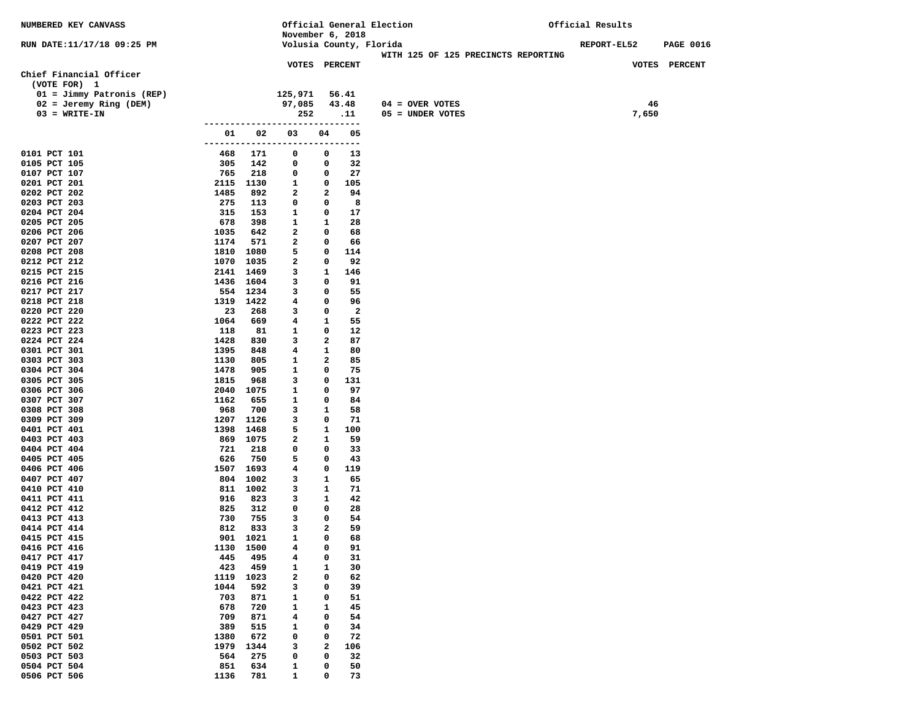NUMBERED KEY CANVASS

RUN DATE:11/17/18 09:25 PM

Official General Election
November 6, 2018
Volusia County, Florida
WITH 125 OF 125 PRECINCTS REPORTING

Official Results

REPORT-EL52 PAGE 0016

## Chief Financial Officer

(VOTE FOR) 1

| | VOTES | PERCENT |
|---|---|---|
| 01 = Jimmy Patronis (REP) | 125,971 | 56.41 |
| 02 = Jeremy Ring (DEM) | 97,085 | 43.48 |
| 03 = WRITE-IN | 252 | .11 |

| | VOTES |
|---|---|
| 04 = OVER VOTES | 46 |
| 05 = UNDER VOTES | 7,650 |

| Precinct | 01 | 02 | 03 | 04 | 05 |
|---|---|---|---|---|---|
| 0101 PCT 101 | 468 | 171 | 0 | 0 | 13 |
| 0105 PCT 105 | 305 | 142 | 0 | 0 | 32 |
| 0107 PCT 107 | 765 | 218 | 0 | 0 | 27 |
| 0201 PCT 201 | 2115 | 1130 | 1 | 0 | 105 |
| 0202 PCT 202 | 1485 | 892 | 2 | 2 | 94 |
| 0203 PCT 203 | 275 | 113 | 0 | 0 | 8 |
| 0204 PCT 204 | 315 | 153 | 1 | 0 | 17 |
| 0205 PCT 205 | 678 | 398 | 1 | 1 | 28 |
| 0206 PCT 206 | 1035 | 642 | 2 | 0 | 68 |
| 0207 PCT 207 | 1174 | 571 | 2 | 0 | 66 |
| 0208 PCT 208 | 1810 | 1080 | 5 | 0 | 114 |
| 0212 PCT 212 | 1070 | 1035 | 2 | 0 | 92 |
| 0215 PCT 215 | 2141 | 1469 | 3 | 1 | 146 |
| 0216 PCT 216 | 1436 | 1604 | 3 | 0 | 91 |
| 0217 PCT 217 | 554 | 1234 | 3 | 0 | 55 |
| 0218 PCT 218 | 1319 | 1422 | 4 | 0 | 96 |
| 0220 PCT 220 | 23 | 268 | 3 | 0 | 2 |
| 0222 PCT 222 | 1064 | 669 | 4 | 1 | 55 |
| 0223 PCT 223 | 118 | 81 | 1 | 0 | 12 |
| 0224 PCT 224 | 1428 | 830 | 3 | 2 | 87 |
| 0301 PCT 301 | 1395 | 848 | 4 | 1 | 80 |
| 0303 PCT 303 | 1130 | 805 | 1 | 2 | 85 |
| 0304 PCT 304 | 1478 | 905 | 1 | 0 | 75 |
| 0305 PCT 305 | 1815 | 968 | 3 | 0 | 131 |
| 0306 PCT 306 | 2040 | 1075 | 1 | 0 | 97 |
| 0307 PCT 307 | 1162 | 655 | 1 | 0 | 84 |
| 0308 PCT 308 | 968 | 700 | 3 | 1 | 58 |
| 0309 PCT 309 | 1207 | 1126 | 3 | 0 | 71 |
| 0401 PCT 401 | 1398 | 1468 | 5 | 1 | 100 |
| 0403 PCT 403 | 869 | 1075 | 2 | 1 | 59 |
| 0404 PCT 404 | 721 | 218 | 0 | 0 | 33 |
| 0405 PCT 405 | 626 | 750 | 5 | 0 | 43 |
| 0406 PCT 406 | 1507 | 1693 | 4 | 0 | 119 |
| 0407 PCT 407 | 804 | 1002 | 3 | 1 | 65 |
| 0410 PCT 410 | 811 | 1002 | 3 | 1 | 71 |
| 0411 PCT 411 | 916 | 823 | 3 | 1 | 42 |
| 0412 PCT 412 | 825 | 312 | 0 | 0 | 28 |
| 0413 PCT 413 | 730 | 755 | 3 | 0 | 54 |
| 0414 PCT 414 | 812 | 833 | 3 | 2 | 59 |
| 0415 PCT 415 | 901 | 1021 | 1 | 0 | 68 |
| 0416 PCT 416 | 1130 | 1500 | 4 | 0 | 91 |
| 0417 PCT 417 | 445 | 495 | 4 | 0 | 31 |
| 0419 PCT 419 | 423 | 459 | 1 | 1 | 30 |
| 0420 PCT 420 | 1119 | 1023 | 2 | 0 | 62 |
| 0421 PCT 421 | 1044 | 592 | 3 | 0 | 39 |
| 0422 PCT 422 | 703 | 871 | 1 | 0 | 51 |
| 0423 PCT 423 | 678 | 720 | 1 | 1 | 45 |
| 0427 PCT 427 | 709 | 871 | 4 | 0 | 54 |
| 0429 PCT 429 | 389 | 515 | 1 | 0 | 34 |
| 0501 PCT 501 | 1380 | 672 | 0 | 0 | 72 |
| 0502 PCT 502 | 1979 | 1344 | 3 | 2 | 106 |
| 0503 PCT 503 | 564 | 275 | 0 | 0 | 32 |
| 0504 PCT 504 | 851 | 634 | 1 | 0 | 50 |
| 0506 PCT 506 | 1136 | 781 | 1 | 0 | 73 |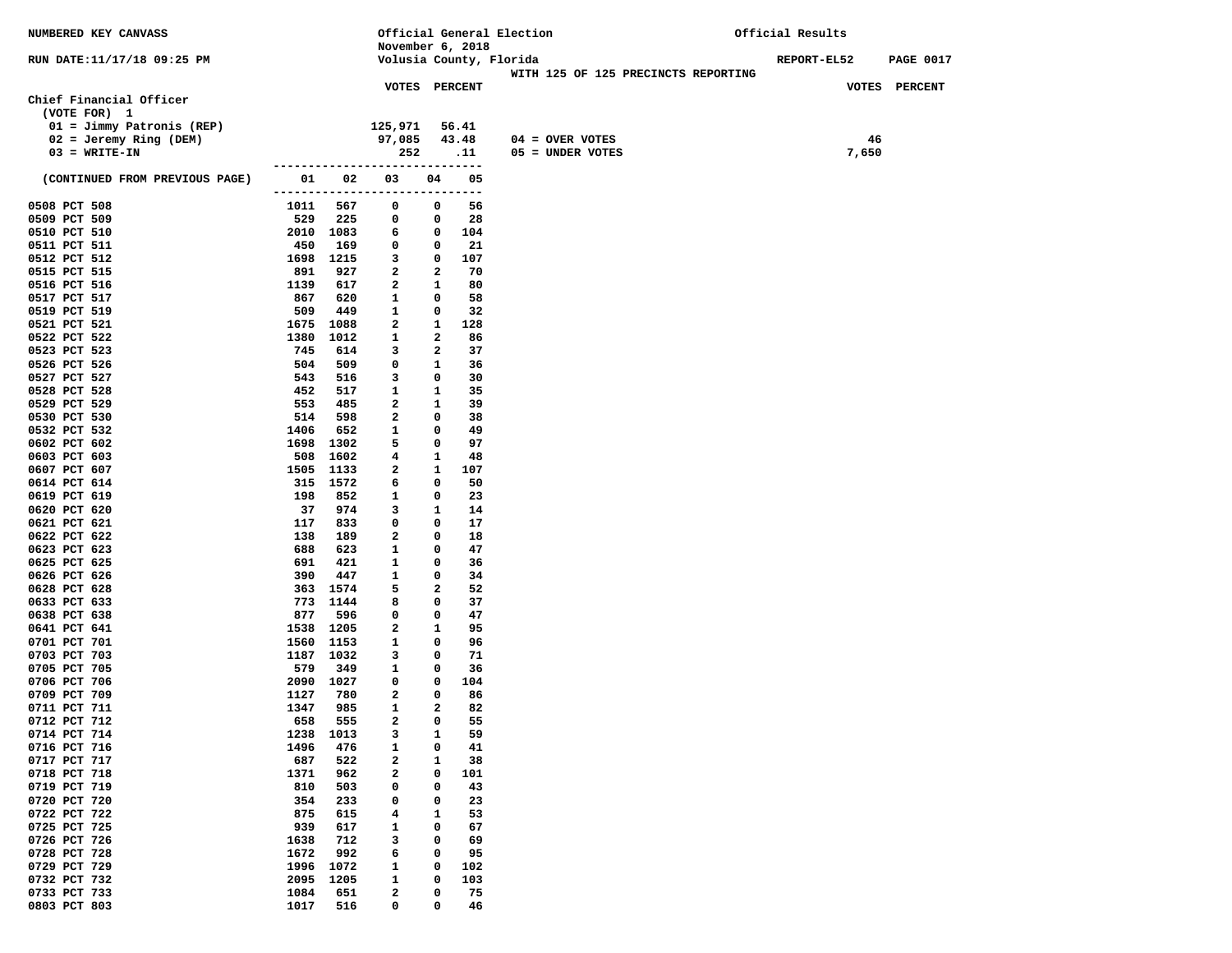NUMBERED KEY CANVASS

RUN DATE:11/17/18 09:25 PM

Official General Election
November 6, 2018
Volusia County, Florida

Official Results

REPORT-EL52 PAGE 0017

WITH 125 OF 125 PRECINCTS REPORTING

## Chief Financial Officer

(VOTE FOR) 1

| | VOTES | PERCENT |
|---|---|---|
| 01 = Jimmy Patronis (REP) | 125,971 | 56.41 |
| 02 = Jeremy Ring (DEM) | 97,085 | 43.48 |
| 03 = WRITE-IN | 252 | .11 |

| | VOTES |
|---|---|
| 04 = OVER VOTES | 46 |
| 05 = UNDER VOTES | 7,650 |

| (CONTINUED FROM PREVIOUS PAGE) | 01 | 02 | 03 | 04 | 05 |
|---|---|---|---|---|---|
| 0508 PCT 508 | 1011 | 567 | 0 | 0 | 56 |
| 0509 PCT 509 | 529 | 225 | 0 | 0 | 28 |
| 0510 PCT 510 | 2010 | 1083 | 6 | 0 | 104 |
| 0511 PCT 511 | 450 | 169 | 0 | 0 | 21 |
| 0512 PCT 512 | 1698 | 1215 | 3 | 0 | 107 |
| 0515 PCT 515 | 891 | 927 | 2 | 2 | 70 |
| 0516 PCT 516 | 1139 | 617 | 2 | 1 | 80 |
| 0517 PCT 517 | 867 | 620 | 1 | 0 | 58 |
| 0519 PCT 519 | 509 | 449 | 1 | 0 | 32 |
| 0521 PCT 521 | 1675 | 1088 | 2 | 1 | 128 |
| 0522 PCT 522 | 1380 | 1012 | 1 | 2 | 86 |
| 0523 PCT 523 | 745 | 614 | 3 | 2 | 37 |
| 0526 PCT 526 | 504 | 509 | 0 | 1 | 36 |
| 0527 PCT 527 | 543 | 516 | 3 | 0 | 30 |
| 0528 PCT 528 | 452 | 517 | 1 | 1 | 35 |
| 0529 PCT 529 | 553 | 485 | 2 | 1 | 39 |
| 0530 PCT 530 | 514 | 598 | 2 | 0 | 38 |
| 0532 PCT 532 | 1406 | 652 | 1 | 0 | 49 |
| 0602 PCT 602 | 1698 | 1302 | 5 | 0 | 97 |
| 0603 PCT 603 | 508 | 1602 | 4 | 1 | 48 |
| 0607 PCT 607 | 1505 | 1133 | 2 | 1 | 107 |
| 0614 PCT 614 | 315 | 1572 | 6 | 0 | 50 |
| 0619 PCT 619 | 198 | 852 | 1 | 0 | 23 |
| 0620 PCT 620 | 37 | 974 | 3 | 1 | 14 |
| 0621 PCT 621 | 117 | 833 | 0 | 0 | 17 |
| 0622 PCT 622 | 138 | 189 | 2 | 0 | 18 |
| 0623 PCT 623 | 688 | 623 | 1 | 0 | 47 |
| 0625 PCT 625 | 691 | 421 | 1 | 0 | 36 |
| 0626 PCT 626 | 390 | 447 | 1 | 0 | 34 |
| 0628 PCT 628 | 363 | 1574 | 5 | 2 | 52 |
| 0633 PCT 633 | 773 | 1144 | 8 | 0 | 37 |
| 0638 PCT 638 | 877 | 596 | 0 | 0 | 47 |
| 0641 PCT 641 | 1538 | 1205 | 2 | 1 | 95 |
| 0701 PCT 701 | 1560 | 1153 | 1 | 0 | 96 |
| 0703 PCT 703 | 1187 | 1032 | 3 | 0 | 71 |
| 0705 PCT 705 | 579 | 349 | 1 | 0 | 36 |
| 0706 PCT 706 | 2090 | 1027 | 0 | 0 | 104 |
| 0709 PCT 709 | 1127 | 780 | 2 | 0 | 86 |
| 0711 PCT 711 | 1347 | 985 | 1 | 2 | 82 |
| 0712 PCT 712 | 658 | 555 | 2 | 0 | 55 |
| 0714 PCT 714 | 1238 | 1013 | 3 | 1 | 59 |
| 0716 PCT 716 | 1496 | 476 | 1 | 0 | 41 |
| 0717 PCT 717 | 687 | 522 | 2 | 1 | 38 |
| 0718 PCT 718 | 1371 | 962 | 2 | 0 | 101 |
| 0719 PCT 719 | 810 | 503 | 0 | 0 | 43 |
| 0720 PCT 720 | 354 | 233 | 0 | 0 | 23 |
| 0722 PCT 722 | 875 | 615 | 4 | 1 | 53 |
| 0725 PCT 725 | 939 | 617 | 1 | 0 | 67 |
| 0726 PCT 726 | 1638 | 712 | 3 | 0 | 69 |
| 0728 PCT 728 | 1672 | 992 | 6 | 0 | 95 |
| 0729 PCT 729 | 1996 | 1072 | 1 | 0 | 102 |
| 0732 PCT 732 | 2095 | 1205 | 1 | 0 | 103 |
| 0733 PCT 733 | 1084 | 651 | 2 | 0 | 75 |
| 0803 PCT 803 | 1017 | 516 | 0 | 0 | 46 |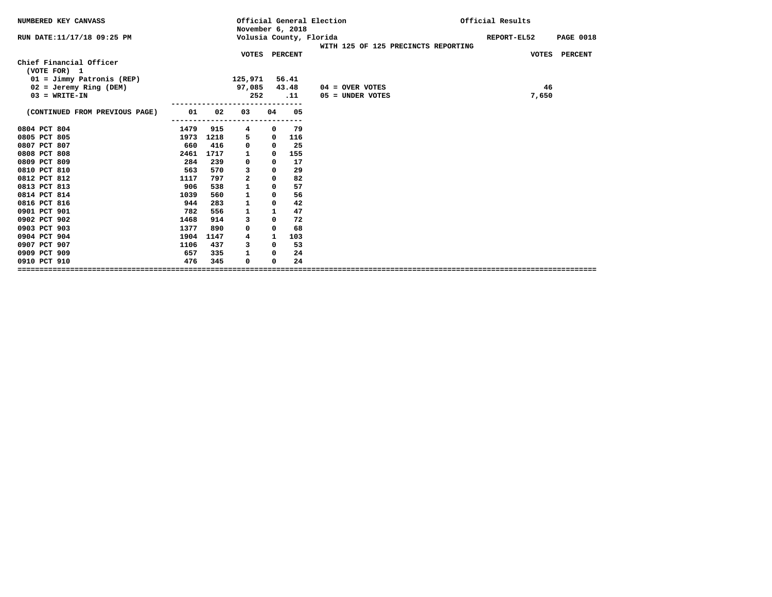NUMBERED KEY CANVASS

RUN DATE:11/17/18 09:25 PM

Official General Election
November 6, 2018
Volusia County, Florida
WITH 125 OF 125 PRECINCTS REPORTING

Official Results

REPORT-EL52

## Chief Financial Officer

(VOTE FOR) 1

| | VOTES | PERCENT |
|---|---|---|
| 01 = Jimmy Patronis (REP) | 125,971 | 56.41 |
| 02 = Jeremy Ring (DEM) | 97,085 | 43.48 |
| 03 = WRITE-IN | 252 | .11 |

| | VOTES | PERCENT |
|---|---|---|
| 04 = OVER VOTES | 46 | |
| 05 = UNDER VOTES | 7,650 | |

| (CONTINUED FROM PREVIOUS PAGE) | 01 | 02 | 03 | 04 | 05 |
|---|---|---|---|---|---|
| 0804 PCT 804 | 1479 | 915 | 4 | 0 | 79 |
| 0805 PCT 805 | 1973 | 1218 | 5 | 0 | 116 |
| 0807 PCT 807 | 660 | 416 | 0 | 0 | 25 |
| 0808 PCT 808 | 2461 | 1717 | 1 | 0 | 155 |
| 0809 PCT 809 | 284 | 239 | 0 | 0 | 17 |
| 0810 PCT 810 | 563 | 570 | 3 | 0 | 29 |
| 0812 PCT 812 | 1117 | 797 | 2 | 0 | 82 |
| 0813 PCT 813 | 906 | 538 | 1 | 0 | 57 |
| 0814 PCT 814 | 1039 | 560 | 1 | 0 | 56 |
| 0816 PCT 816 | 944 | 283 | 1 | 0 | 42 |
| 0901 PCT 901 | 782 | 556 | 1 | 1 | 47 |
| 0902 PCT 902 | 1468 | 914 | 3 | 0 | 72 |
| 0903 PCT 903 | 1377 | 890 | 0 | 0 | 68 |
| 0904 PCT 904 | 1904 | 1147 | 4 | 1 | 103 |
| 0907 PCT 907 | 1106 | 437 | 3 | 0 | 53 |
| 0909 PCT 909 | 657 | 335 | 1 | 0 | 24 |
| 0910 PCT 910 | 476 | 345 | 0 | 0 | 24 |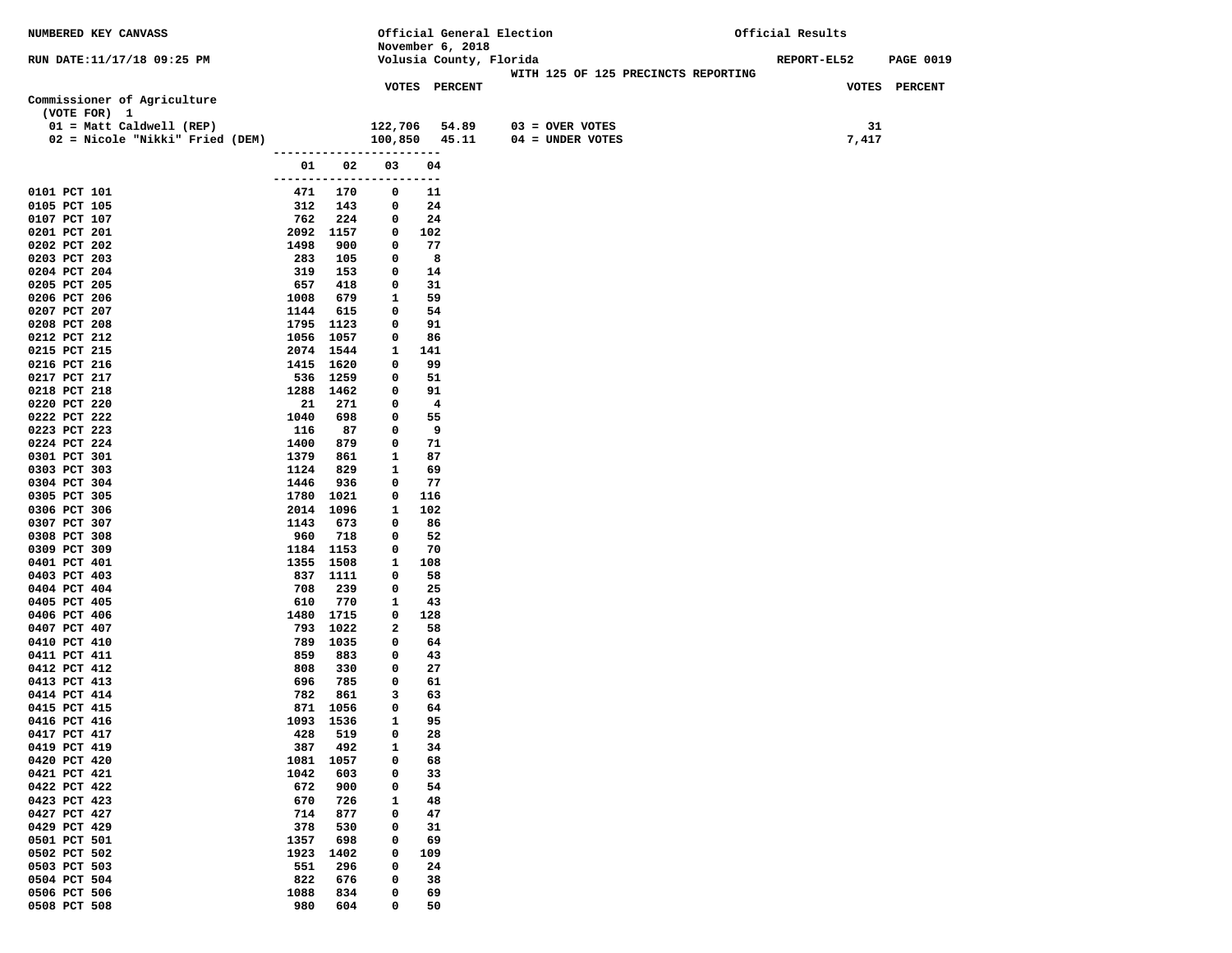NUMBERED KEY CANVASS

RUN DATE:11/17/18 09:25 PM

Official General Election
November 6, 2018
Volusia County, Florida

WITH 125 OF 125 PRECINCTS REPORTING

Official Results

REPORT-EL52

## Commissioner of Agriculture

(VOTE FOR) 1

| | VOTES | PERCENT | | VOTES |
|---|---|---|---|---|
| 01 = Matt Caldwell (REP) | 122,706 | 54.89 | 03 = OVER VOTES | 31 |
| 02 = Nicole "Nikki" Fried (DEM) | 100,850 | 45.11 | 04 = UNDER VOTES | 7,417 |

| Precinct | 01 | 02 | 03 | 04 |
|---|---|---|---|---|
| 0101 PCT 101 | 471 | 170 | 0 | 11 |
| 0105 PCT 105 | 312 | 143 | 0 | 24 |
| 0107 PCT 107 | 762 | 224 | 0 | 24 |
| 0201 PCT 201 | 2092 | 1157 | 0 | 102 |
| 0202 PCT 202 | 1498 | 900 | 0 | 77 |
| 0203 PCT 203 | 283 | 105 | 0 | 8 |
| 0204 PCT 204 | 319 | 153 | 0 | 14 |
| 0205 PCT 205 | 657 | 418 | 0 | 31 |
| 0206 PCT 206 | 1008 | 679 | 1 | 59 |
| 0207 PCT 207 | 1144 | 615 | 0 | 54 |
| 0208 PCT 208 | 1795 | 1123 | 0 | 91 |
| 0212 PCT 212 | 1056 | 1057 | 0 | 86 |
| 0215 PCT 215 | 2074 | 1544 | 1 | 141 |
| 0216 PCT 216 | 1415 | 1620 | 0 | 99 |
| 0217 PCT 217 | 536 | 1259 | 0 | 51 |
| 0218 PCT 218 | 1288 | 1462 | 0 | 91 |
| 0220 PCT 220 | 21 | 271 | 0 | 4 |
| 0222 PCT 222 | 1040 | 698 | 0 | 55 |
| 0223 PCT 223 | 116 | 87 | 0 | 9 |
| 0224 PCT 224 | 1400 | 879 | 0 | 71 |
| 0301 PCT 301 | 1379 | 861 | 1 | 87 |
| 0303 PCT 303 | 1124 | 829 | 1 | 69 |
| 0304 PCT 304 | 1446 | 936 | 0 | 77 |
| 0305 PCT 305 | 1780 | 1021 | 0 | 116 |
| 0306 PCT 306 | 2014 | 1096 | 1 | 102 |
| 0307 PCT 307 | 1143 | 673 | 0 | 86 |
| 0308 PCT 308 | 960 | 718 | 0 | 52 |
| 0309 PCT 309 | 1184 | 1153 | 0 | 70 |
| 0401 PCT 401 | 1355 | 1508 | 1 | 108 |
| 0403 PCT 403 | 837 | 1111 | 0 | 58 |
| 0404 PCT 404 | 708 | 239 | 0 | 25 |
| 0405 PCT 405 | 610 | 770 | 1 | 43 |
| 0406 PCT 406 | 1480 | 1715 | 0 | 128 |
| 0407 PCT 407 | 793 | 1022 | 2 | 58 |
| 0410 PCT 410 | 789 | 1035 | 0 | 64 |
| 0411 PCT 411 | 859 | 883 | 0 | 43 |
| 0412 PCT 412 | 808 | 330 | 0 | 27 |
| 0413 PCT 413 | 696 | 785 | 0 | 61 |
| 0414 PCT 414 | 782 | 861 | 3 | 63 |
| 0415 PCT 415 | 871 | 1056 | 0 | 64 |
| 0416 PCT 416 | 1093 | 1536 | 1 | 95 |
| 0417 PCT 417 | 428 | 519 | 0 | 28 |
| 0419 PCT 419 | 387 | 492 | 1 | 34 |
| 0420 PCT 420 | 1081 | 1057 | 0 | 68 |
| 0421 PCT 421 | 1042 | 603 | 0 | 33 |
| 0422 PCT 422 | 672 | 900 | 0 | 54 |
| 0423 PCT 423 | 670 | 726 | 1 | 48 |
| 0427 PCT 427 | 714 | 877 | 0 | 47 |
| 0429 PCT 429 | 378 | 530 | 0 | 31 |
| 0501 PCT 501 | 1357 | 698 | 0 | 69 |
| 0502 PCT 502 | 1923 | 1402 | 0 | 109 |
| 0503 PCT 503 | 551 | 296 | 0 | 24 |
| 0504 PCT 504 | 822 | 676 | 0 | 38 |
| 0506 PCT 506 | 1088 | 834 | 0 | 69 |
| 0508 PCT 508 | 980 | 604 | 0 | 50 |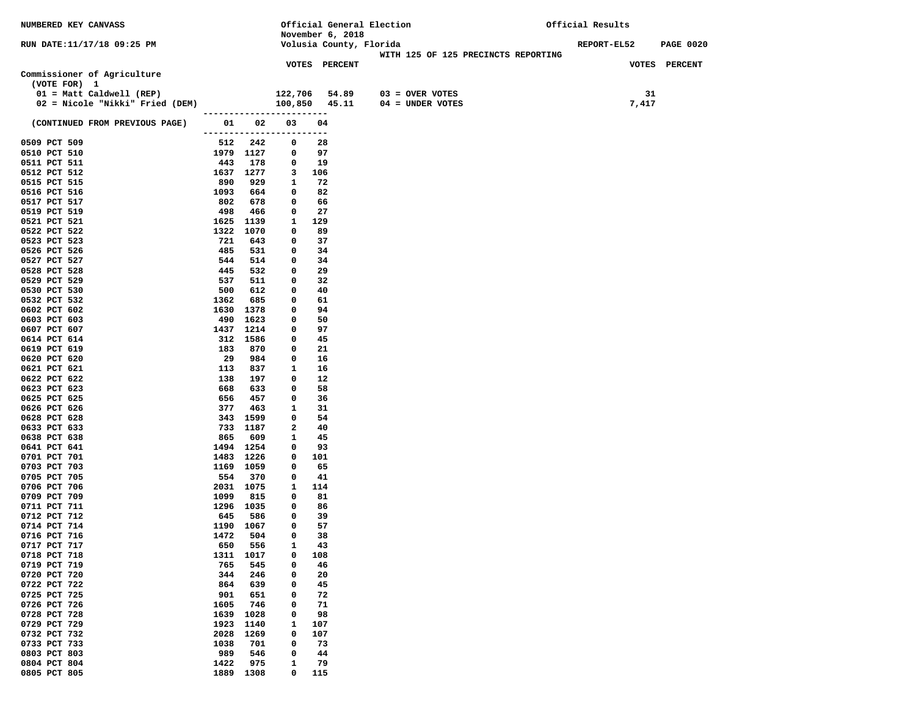NUMBERED KEY CANVASS

RUN DATE:11/17/18 09:25 PM

Official General Election
November 6, 2018
Volusia County, Florida
WITH 125 OF 125 PRECINCTS REPORTING

Official Results

REPORT-EL52 PAGE 0020

## Commissioner of Agriculture

(VOTE FOR) 1

| | VOTES | PERCENT | | VOTES |
|---|---|---|---|---|
| 01 = Matt Caldwell (REP) | 122,706 | 54.89 | 03 = OVER VOTES | 31 |
| 02 = Nicole "Nikki" Fried (DEM) | 100,850 | 45.11 | 04 = UNDER VOTES | 7,417 |

| (CONTINUED FROM PREVIOUS PAGE) | 01 | 02 | 03 | 04 |
|---|---|---|---|---|
| 0509 PCT 509 | 512 | 242 | 0 | 28 |
| 0510 PCT 510 | 1979 | 1127 | 0 | 97 |
| 0511 PCT 511 | 443 | 178 | 0 | 19 |
| 0512 PCT 512 | 1637 | 1277 | 3 | 106 |
| 0515 PCT 515 | 890 | 929 | 1 | 72 |
| 0516 PCT 516 | 1093 | 664 | 0 | 82 |
| 0517 PCT 517 | 802 | 678 | 0 | 66 |
| 0519 PCT 519 | 498 | 466 | 0 | 27 |
| 0521 PCT 521 | 1625 | 1139 | 1 | 129 |
| 0522 PCT 522 | 1322 | 1070 | 0 | 89 |
| 0523 PCT 523 | 721 | 643 | 0 | 37 |
| 0526 PCT 526 | 485 | 531 | 0 | 34 |
| 0527 PCT 527 | 544 | 514 | 0 | 34 |
| 0528 PCT 528 | 445 | 532 | 0 | 29 |
| 0529 PCT 529 | 537 | 511 | 0 | 32 |
| 0530 PCT 530 | 500 | 612 | 0 | 40 |
| 0532 PCT 532 | 1362 | 685 | 0 | 61 |
| 0602 PCT 602 | 1630 | 1378 | 0 | 94 |
| 0603 PCT 603 | 490 | 1623 | 0 | 50 |
| 0607 PCT 607 | 1437 | 1214 | 0 | 97 |
| 0614 PCT 614 | 312 | 1586 | 0 | 45 |
| 0619 PCT 619 | 183 | 870 | 0 | 21 |
| 0620 PCT 620 | 29 | 984 | 0 | 16 |
| 0621 PCT 621 | 113 | 837 | 1 | 16 |
| 0622 PCT 622 | 138 | 197 | 0 | 12 |
| 0623 PCT 623 | 668 | 633 | 0 | 58 |
| 0625 PCT 625 | 656 | 457 | 0 | 36 |
| 0626 PCT 626 | 377 | 463 | 1 | 31 |
| 0628 PCT 628 | 343 | 1599 | 0 | 54 |
| 0633 PCT 633 | 733 | 1187 | 2 | 40 |
| 0638 PCT 638 | 865 | 609 | 1 | 45 |
| 0641 PCT 641 | 1494 | 1254 | 0 | 93 |
| 0701 PCT 701 | 1483 | 1226 | 0 | 101 |
| 0703 PCT 703 | 1169 | 1059 | 0 | 65 |
| 0705 PCT 705 | 554 | 370 | 0 | 41 |
| 0706 PCT 706 | 2031 | 1075 | 1 | 114 |
| 0709 PCT 709 | 1099 | 815 | 0 | 81 |
| 0711 PCT 711 | 1296 | 1035 | 0 | 86 |
| 0712 PCT 712 | 645 | 586 | 0 | 39 |
| 0714 PCT 714 | 1190 | 1067 | 0 | 57 |
| 0716 PCT 716 | 1472 | 504 | 0 | 38 |
| 0717 PCT 717 | 650 | 556 | 1 | 43 |
| 0718 PCT 718 | 1311 | 1017 | 0 | 108 |
| 0719 PCT 719 | 765 | 545 | 0 | 46 |
| 0720 PCT 720 | 344 | 246 | 0 | 20 |
| 0722 PCT 722 | 864 | 639 | 0 | 45 |
| 0725 PCT 725 | 901 | 651 | 0 | 72 |
| 0726 PCT 726 | 1605 | 746 | 0 | 71 |
| 0728 PCT 728 | 1639 | 1028 | 0 | 98 |
| 0729 PCT 729 | 1923 | 1140 | 1 | 107 |
| 0732 PCT 732 | 2028 | 1269 | 0 | 107 |
| 0733 PCT 733 | 1038 | 701 | 0 | 73 |
| 0803 PCT 803 | 989 | 546 | 0 | 44 |
| 0804 PCT 804 | 1422 | 975 | 1 | 79 |
| 0805 PCT 805 | 1889 | 1308 | 0 | 115 |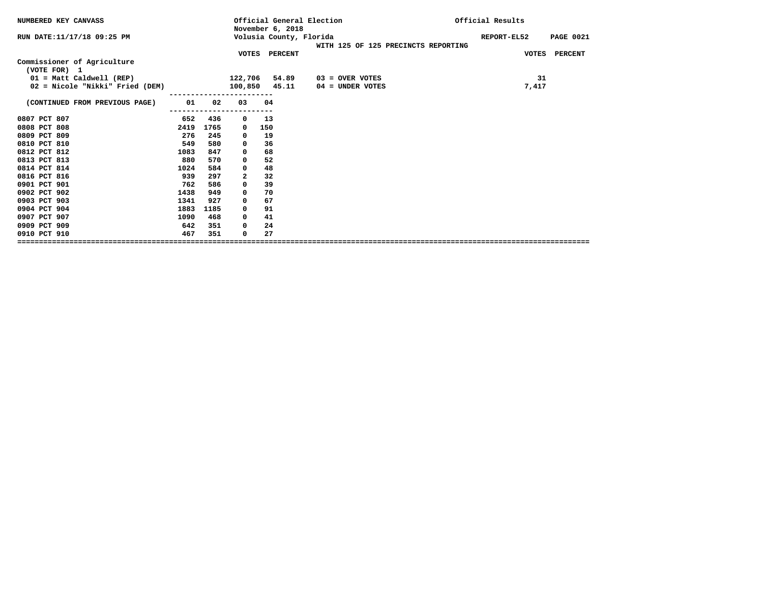NUMBERED KEY CANVASS

RUN DATE:11/17/18 09:25 PM

Official General Election
November 6, 2018
Volusia County, Florida

WITH 125 OF 125 PRECINCTS REPORTING

Official Results

REPORT-EL52 PAGE 0021

## Commissioner of Agriculture

(VOTE FOR) 1

| | VOTES | PERCENT |
|---|---|---|
| 01 = Matt Caldwell (REP) | 122,706 | 54.89 |
| 02 = Nicole "Nikki" Fried (DEM) | 100,850 | 45.11 |

| | VOTES | PERCENT |
|---|---|---|
| 03 = OVER VOTES | 31 | |
| 04 = UNDER VOTES | 7,417 | |

| (CONTINUED FROM PREVIOUS PAGE) | 01 | 02 | 03 | 04 |
|---|---|---|---|---|
| 0807 PCT 807 | 652 | 436 | 0 | 13 |
| 0808 PCT 808 | 2419 | 1765 | 0 | 150 |
| 0809 PCT 809 | 276 | 245 | 0 | 19 |
| 0810 PCT 810 | 549 | 580 | 0 | 36 |
| 0812 PCT 812 | 1083 | 847 | 0 | 68 |
| 0813 PCT 813 | 880 | 570 | 0 | 52 |
| 0814 PCT 814 | 1024 | 584 | 0 | 48 |
| 0816 PCT 816 | 939 | 297 | 2 | 32 |
| 0901 PCT 901 | 762 | 586 | 0 | 39 |
| 0902 PCT 902 | 1438 | 949 | 0 | 70 |
| 0903 PCT 903 | 1341 | 927 | 0 | 67 |
| 0904 PCT 904 | 1883 | 1185 | 0 | 91 |
| 0907 PCT 907 | 1090 | 468 | 0 | 41 |
| 0909 PCT 909 | 642 | 351 | 0 | 24 |
| 0910 PCT 910 | 467 | 351 | 0 | 27 |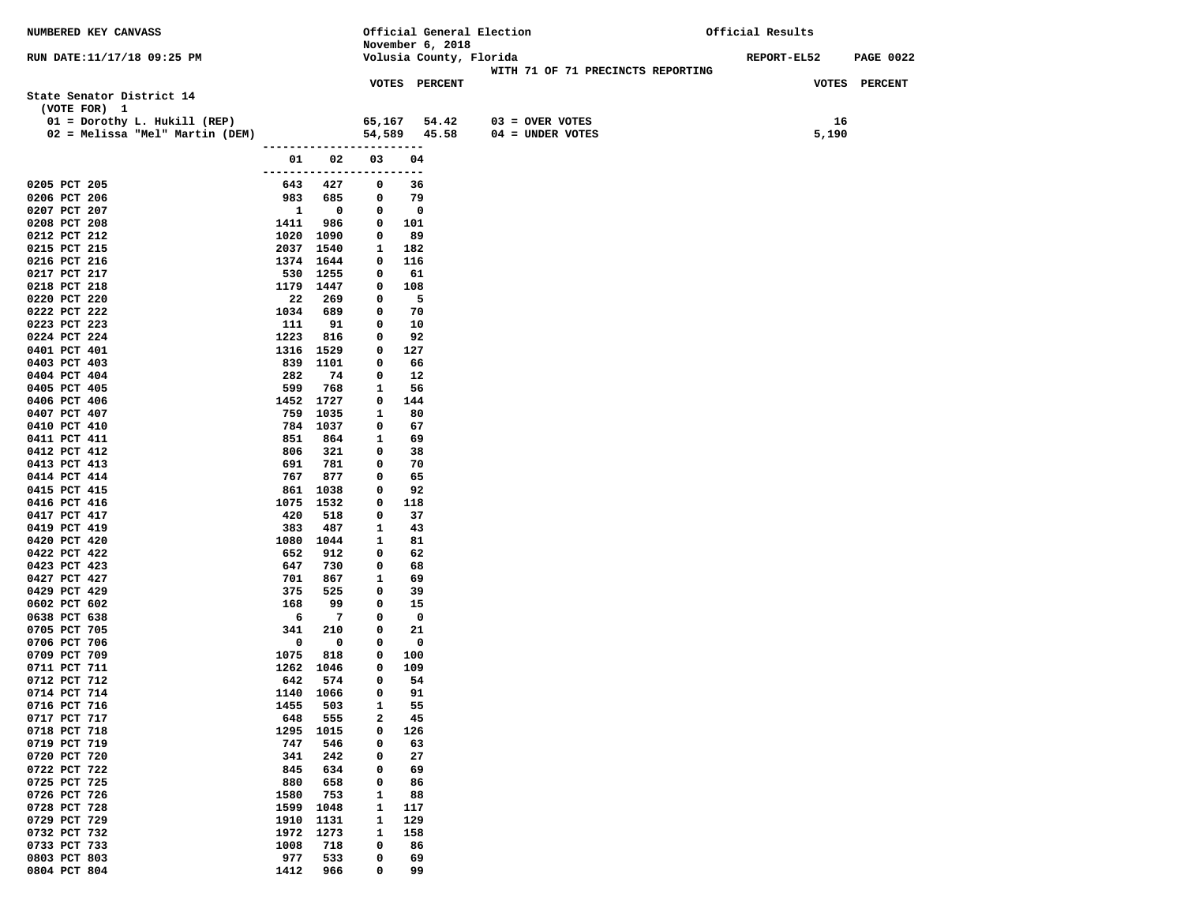NUMBERED KEY CANVASS

Official General Election
November 6, 2018
Volusia County, Florida

Official Results

RUN DATE:11/17/18 09:25 PM

REPORT-EL52 PAGE 0022

WITH 71 OF 71 PRECINCTS REPORTING

## State Senator District 14

(VOTE FOR) 1

| | VOTES | PERCENT | | VOTES |
|---|---|---|---|---|
| 01 = Dorothy L. Hukill (REP) | 65,167 | 54.42 | 03 = OVER VOTES | 16 |
| 02 = Melissa "Mel" Martin (DEM) | 54,589 | 45.58 | 04 = UNDER VOTES | 5,190 |

| Precinct | 01 | 02 | 03 | 04 |
|---|---|---|---|---|
| 0205 PCT 205 | 643 | 427 | 0 | 36 |
| 0206 PCT 206 | 983 | 685 | 0 | 79 |
| 0207 PCT 207 | 1 | 0 | 0 | 0 |
| 0208 PCT 208 | 1411 | 986 | 0 | 101 |
| 0212 PCT 212 | 1020 | 1090 | 0 | 89 |
| 0215 PCT 215 | 2037 | 1540 | 1 | 182 |
| 0216 PCT 216 | 1374 | 1644 | 0 | 116 |
| 0217 PCT 217 | 530 | 1255 | 0 | 61 |
| 0218 PCT 218 | 1179 | 1447 | 0 | 108 |
| 0220 PCT 220 | 22 | 269 | 0 | 5 |
| 0222 PCT 222 | 1034 | 689 | 0 | 70 |
| 0223 PCT 223 | 111 | 91 | 0 | 10 |
| 0224 PCT 224 | 1223 | 816 | 0 | 92 |
| 0401 PCT 401 | 1316 | 1529 | 0 | 127 |
| 0403 PCT 403 | 839 | 1101 | 0 | 66 |
| 0404 PCT 404 | 282 | 74 | 0 | 12 |
| 0405 PCT 405 | 599 | 768 | 1 | 56 |
| 0406 PCT 406 | 1452 | 1727 | 0 | 144 |
| 0407 PCT 407 | 759 | 1035 | 1 | 80 |
| 0410 PCT 410 | 784 | 1037 | 0 | 67 |
| 0411 PCT 411 | 851 | 864 | 1 | 69 |
| 0412 PCT 412 | 806 | 321 | 0 | 38 |
| 0413 PCT 413 | 691 | 781 | 0 | 70 |
| 0414 PCT 414 | 767 | 877 | 0 | 65 |
| 0415 PCT 415 | 861 | 1038 | 0 | 92 |
| 0416 PCT 416 | 1075 | 1532 | 0 | 118 |
| 0417 PCT 417 | 420 | 518 | 0 | 37 |
| 0419 PCT 419 | 383 | 487 | 1 | 43 |
| 0420 PCT 420 | 1080 | 1044 | 1 | 81 |
| 0422 PCT 422 | 652 | 912 | 0 | 62 |
| 0423 PCT 423 | 647 | 730 | 0 | 68 |
| 0427 PCT 427 | 701 | 867 | 1 | 69 |
| 0429 PCT 429 | 375 | 525 | 0 | 39 |
| 0602 PCT 602 | 168 | 99 | 0 | 15 |
| 0638 PCT 638 | 6 | 7 | 0 | 0 |
| 0705 PCT 705 | 341 | 210 | 0 | 21 |
| 0706 PCT 706 | 0 | 0 | 0 | 0 |
| 0709 PCT 709 | 1075 | 818 | 0 | 100 |
| 0711 PCT 711 | 1262 | 1046 | 0 | 109 |
| 0712 PCT 712 | 642 | 574 | 0 | 54 |
| 0714 PCT 714 | 1140 | 1066 | 0 | 91 |
| 0716 PCT 716 | 1455 | 503 | 1 | 55 |
| 0717 PCT 717 | 648 | 555 | 2 | 45 |
| 0718 PCT 718 | 1295 | 1015 | 0 | 126 |
| 0719 PCT 719 | 747 | 546 | 0 | 63 |
| 0720 PCT 720 | 341 | 242 | 0 | 27 |
| 0722 PCT 722 | 845 | 634 | 0 | 69 |
| 0725 PCT 725 | 880 | 658 | 0 | 86 |
| 0726 PCT 726 | 1580 | 753 | 1 | 88 |
| 0728 PCT 728 | 1599 | 1048 | 1 | 117 |
| 0729 PCT 729 | 1910 | 1131 | 1 | 129 |
| 0732 PCT 732 | 1972 | 1273 | 1 | 158 |
| 0733 PCT 733 | 1008 | 718 | 0 | 86 |
| 0803 PCT 803 | 977 | 533 | 0 | 69 |
| 0804 PCT 804 | 1412 | 966 | 0 | 99 |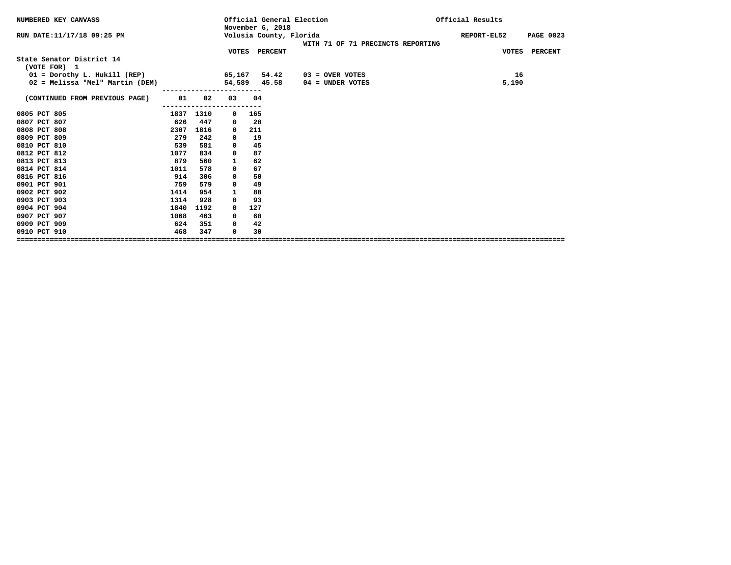NUMBERED KEY CANVASS

Official General Election
November 6, 2018
Volusia County, Florida

Official Results

RUN DATE:11/17/18 09:25 PM

REPORT-EL52 PAGE 0023

WITH 71 OF 71 PRECINCTS REPORTING

## State Senator District 14

(VOTE FOR) 1

| | VOTES | PERCENT | | VOTES | PERCENT |
|---|---|---|---|---|---|
| 01 = Dorothy L. Hukill (REP) | 65,167 | 54.42 | 03 = OVER VOTES | 16 | |
| 02 = Melissa "Mel" Martin (DEM) | 54,589 | 45.58 | 04 = UNDER VOTES | 5,190 | |

| (CONTINUED FROM PREVIOUS PAGE) | 01 | 02 | 03 | 04 |
|---|---|---|---|---|
| 0805 PCT 805 | 1837 | 1310 | 0 | 165 |
| 0807 PCT 807 | 626 | 447 | 0 | 28 |
| 0808 PCT 808 | 2307 | 1816 | 0 | 211 |
| 0809 PCT 809 | 279 | 242 | 0 | 19 |
| 0810 PCT 810 | 539 | 581 | 0 | 45 |
| 0812 PCT 812 | 1077 | 834 | 0 | 87 |
| 0813 PCT 813 | 879 | 560 | 1 | 62 |
| 0814 PCT 814 | 1011 | 578 | 0 | 67 |
| 0816 PCT 816 | 914 | 306 | 0 | 50 |
| 0901 PCT 901 | 759 | 579 | 0 | 49 |
| 0902 PCT 902 | 1414 | 954 | 1 | 88 |
| 0903 PCT 903 | 1314 | 928 | 0 | 93 |
| 0904 PCT 904 | 1840 | 1192 | 0 | 127 |
| 0907 PCT 907 | 1068 | 463 | 0 | 68 |
| 0909 PCT 909 | 624 | 351 | 0 | 42 |
| 0910 PCT 910 | 468 | 347 | 0 | 30 |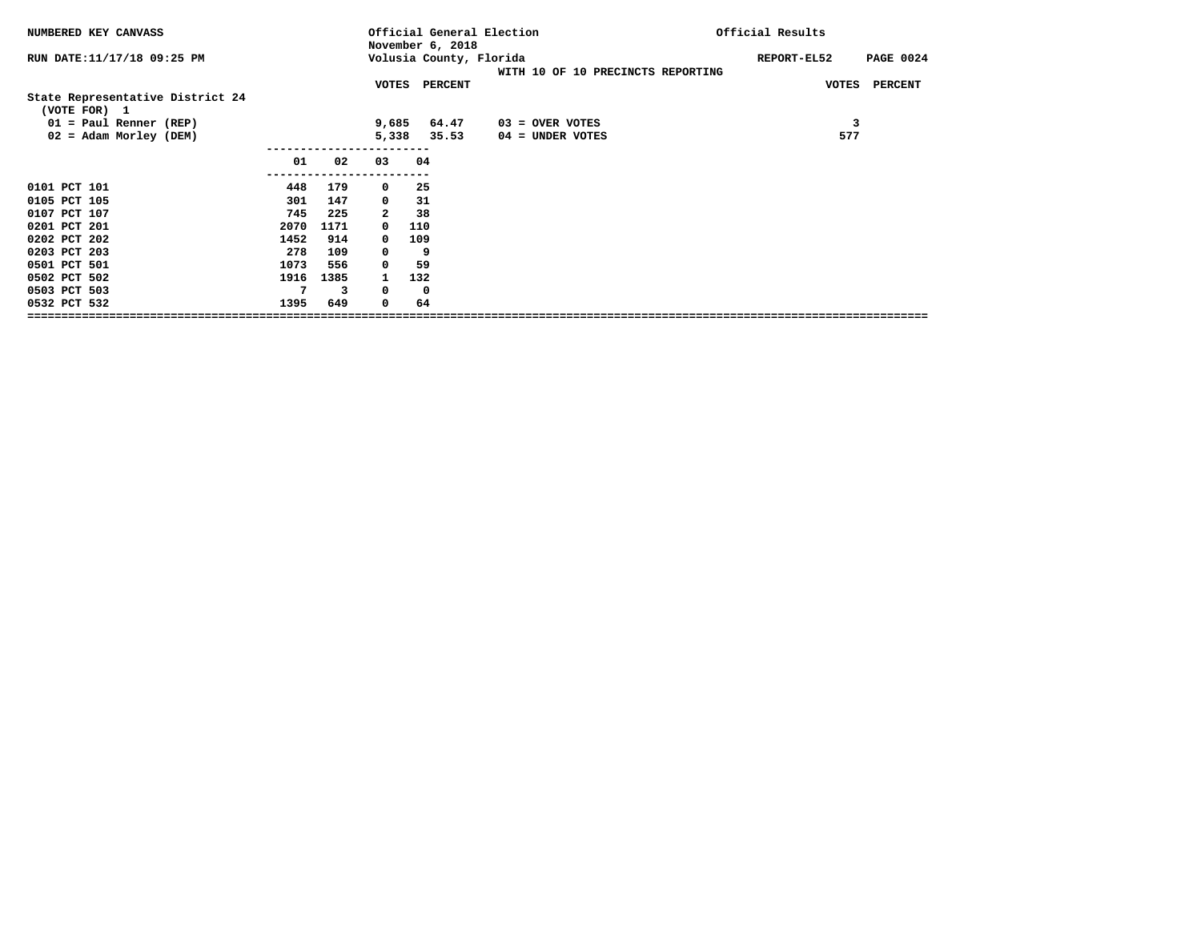NUMBERED KEY CANVASS

RUN DATE:11/17/18 09:25 PM

Official General Election
November 6, 2018
Volusia County, Florida

WITH 10 OF 10 PRECINCTS REPORTING

Official Results

REPORT-EL52

## State Representative District 24

(VOTE FOR) 1

| | VOTES | PERCENT | | VOTES | PERCENT |
|---|---|---|---|---|---|
| 01 = Paul Renner (REP) | 9,685 | 64.47 | 03 = OVER VOTES | 3 | |
| 02 = Adam Morley (DEM) | 5,338 | 35.53 | 04 = UNDER VOTES | 577 | |

| | 01 | 02 | 03 | 04 |
|---|---|---|---|---|
| 0101 PCT 101 | 448 | 179 | 0 | 25 |
| 0105 PCT 105 | 301 | 147 | 0 | 31 |
| 0107 PCT 107 | 745 | 225 | 2 | 38 |
| 0201 PCT 201 | 2070 | 1171 | 0 | 110 |
| 0202 PCT 202 | 1452 | 914 | 0 | 109 |
| 0203 PCT 203 | 278 | 109 | 0 | 9 |
| 0501 PCT 501 | 1073 | 556 | 0 | 59 |
| 0502 PCT 502 | 1916 | 1385 | 1 | 132 |
| 0503 PCT 503 | 7 | 3 | 0 | 0 |
| 0532 PCT 532 | 1395 | 649 | 0 | 64 |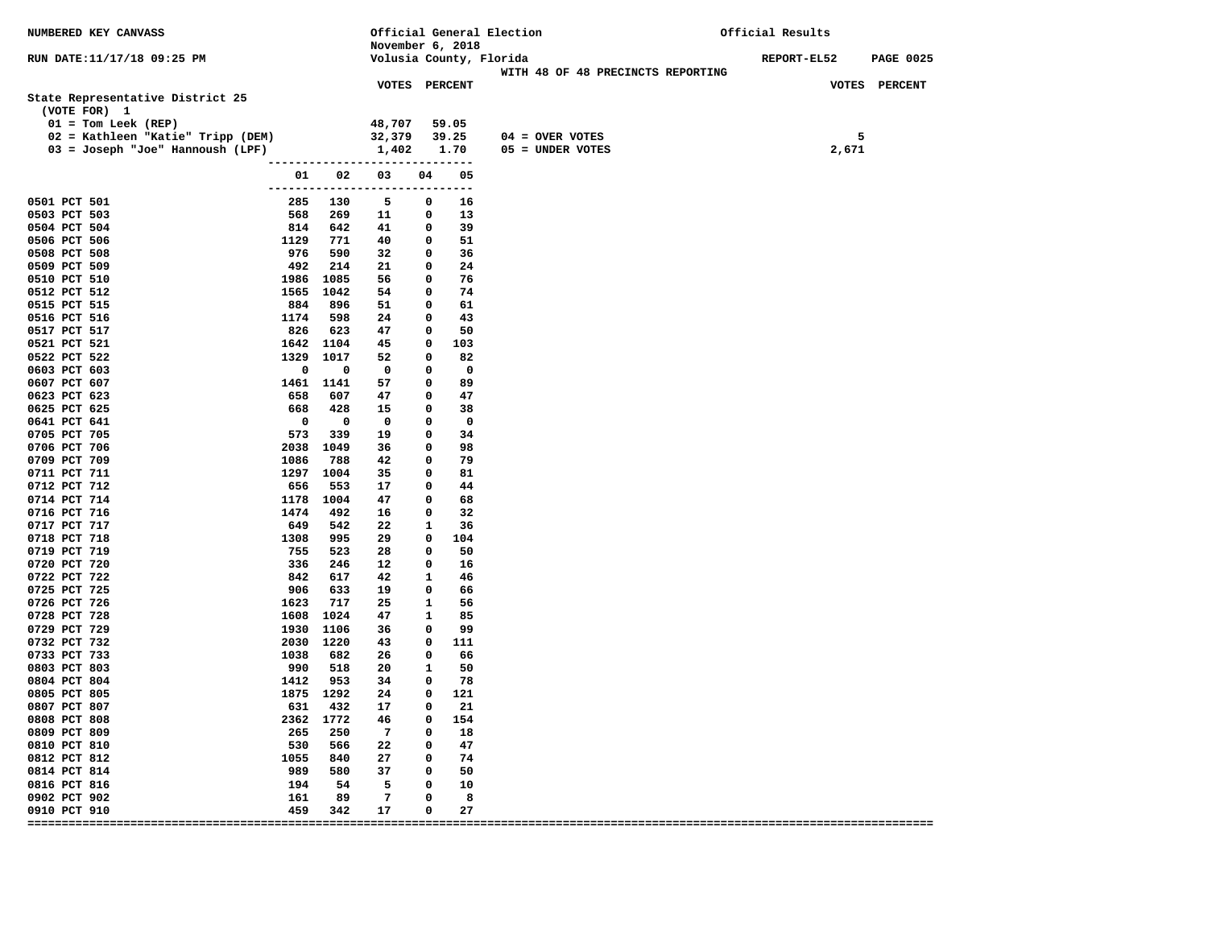NUMBERED KEY CANVASS — Official General Election — Official Results

November 6, 2018

RUN DATE:11/17/18 09:25 PM — Volusia County, Florida — REPORT-EL52

WITH 48 OF 48 PRECINCTS REPORTING

## State Representative District 25

(VOTE FOR) 1

| | VOTES | PERCENT | | VOTES | PERCENT |
|---|---|---|---|---|---|
| 01 = Tom Leek (REP) | 48,707 | 59.05 | | | |
| 02 = Kathleen "Katie" Tripp (DEM) | 32,379 | 39.25 | 04 = OVER VOTES | 5 | |
| 03 = Joseph "Joe" Hannoush (LPF) | 1,402 | 1.70 | 05 = UNDER VOTES | 2,671 | |

| Precinct | 01 | 02 | 03 | 04 | 05 |
|---|---|---|---|---|---|
| 0501 PCT 501 | 285 | 130 | 5 | 0 | 16 |
| 0503 PCT 503 | 568 | 269 | 11 | 0 | 13 |
| 0504 PCT 504 | 814 | 642 | 41 | 0 | 39 |
| 0506 PCT 506 | 1129 | 771 | 40 | 0 | 51 |
| 0508 PCT 508 | 976 | 590 | 32 | 0 | 36 |
| 0509 PCT 509 | 492 | 214 | 21 | 0 | 24 |
| 0510 PCT 510 | 1986 | 1085 | 56 | 0 | 76 |
| 0512 PCT 512 | 1565 | 1042 | 54 | 0 | 74 |
| 0515 PCT 515 | 884 | 896 | 51 | 0 | 61 |
| 0516 PCT 516 | 1174 | 598 | 24 | 0 | 43 |
| 0517 PCT 517 | 826 | 623 | 47 | 0 | 50 |
| 0521 PCT 521 | 1642 | 1104 | 45 | 0 | 103 |
| 0522 PCT 522 | 1329 | 1017 | 52 | 0 | 82 |
| 0603 PCT 603 | 0 | 0 | 0 | 0 | 0 |
| 0607 PCT 607 | 1461 | 1141 | 57 | 0 | 89 |
| 0623 PCT 623 | 658 | 607 | 47 | 0 | 47 |
| 0625 PCT 625 | 668 | 428 | 15 | 0 | 38 |
| 0641 PCT 641 | 0 | 0 | 0 | 0 | 0 |
| 0705 PCT 705 | 573 | 339 | 19 | 0 | 34 |
| 0706 PCT 706 | 2038 | 1049 | 36 | 0 | 98 |
| 0709 PCT 709 | 1086 | 788 | 42 | 0 | 79 |
| 0711 PCT 711 | 1297 | 1004 | 35 | 0 | 81 |
| 0712 PCT 712 | 656 | 553 | 17 | 0 | 44 |
| 0714 PCT 714 | 1178 | 1004 | 47 | 0 | 68 |
| 0716 PCT 716 | 1474 | 492 | 16 | 0 | 32 |
| 0717 PCT 717 | 649 | 542 | 22 | 1 | 36 |
| 0718 PCT 718 | 1308 | 995 | 29 | 0 | 104 |
| 0719 PCT 719 | 755 | 523 | 28 | 0 | 50 |
| 0720 PCT 720 | 336 | 246 | 12 | 0 | 16 |
| 0722 PCT 722 | 842 | 617 | 42 | 1 | 46 |
| 0725 PCT 725 | 906 | 633 | 19 | 0 | 66 |
| 0726 PCT 726 | 1623 | 717 | 25 | 1 | 56 |
| 0728 PCT 728 | 1608 | 1024 | 47 | 1 | 85 |
| 0729 PCT 729 | 1930 | 1106 | 36 | 0 | 99 |
| 0732 PCT 732 | 2030 | 1220 | 43 | 0 | 111 |
| 0733 PCT 733 | 1038 | 682 | 26 | 0 | 66 |
| 0803 PCT 803 | 990 | 518 | 20 | 1 | 50 |
| 0804 PCT 804 | 1412 | 953 | 34 | 0 | 78 |
| 0805 PCT 805 | 1875 | 1292 | 24 | 0 | 121 |
| 0807 PCT 807 | 631 | 432 | 17 | 0 | 21 |
| 0808 PCT 808 | 2362 | 1772 | 46 | 0 | 154 |
| 0809 PCT 809 | 265 | 250 | 7 | 0 | 18 |
| 0810 PCT 810 | 530 | 566 | 22 | 0 | 47 |
| 0812 PCT 812 | 1055 | 840 | 27 | 0 | 74 |
| 0814 PCT 814 | 989 | 580 | 37 | 0 | 50 |
| 0816 PCT 816 | 194 | 54 | 5 | 0 | 10 |
| 0902 PCT 902 | 161 | 89 | 7 | 0 | 8 |
| 0910 PCT 910 | 459 | 342 | 17 | 0 | 27 |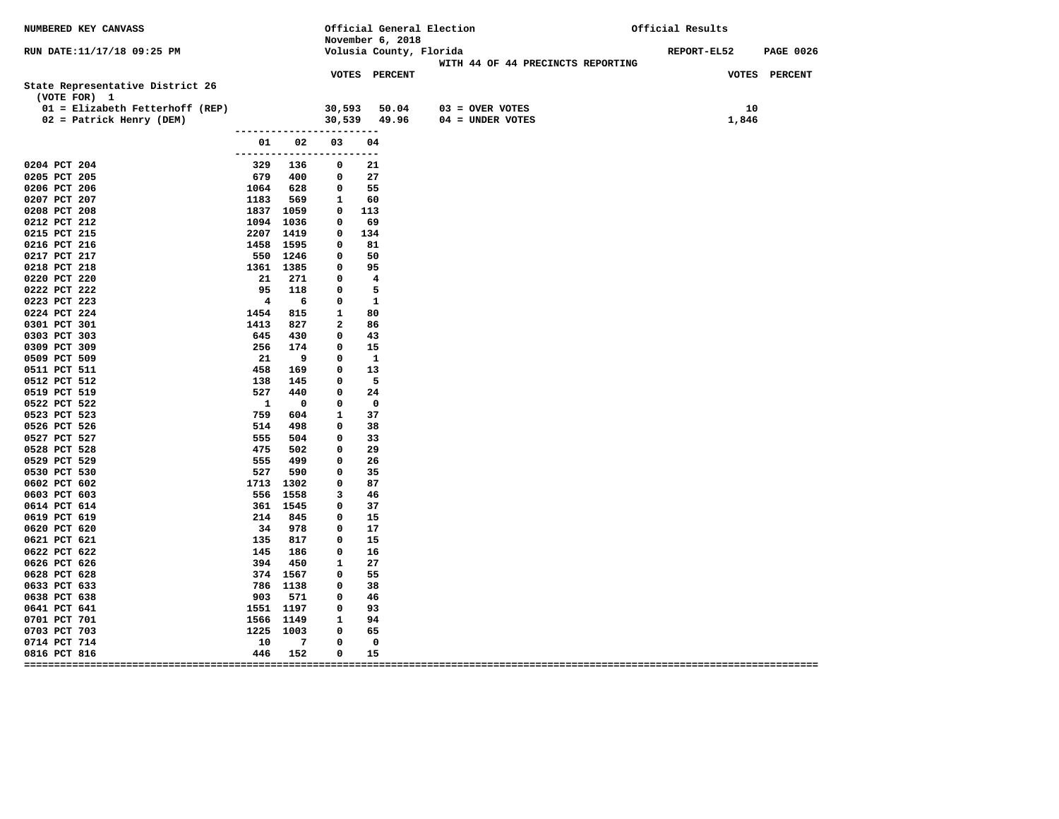NUMBERED KEY CANVASS

Official General Election
November 6, 2018
Volusia County, Florida

Official Results

RUN DATE:11/17/18 09:25 PM

REPORT-EL52 PAGE 0026

WITH 44 OF 44 PRECINCTS REPORTING

## State Representative District 26

(VOTE FOR) 1

| | VOTES | PERCENT | | VOTES | PERCENT |
|---|---|---|---|---|---|
| 01 = Elizabeth Fetterhoff (REP) | 30,593 | 50.04 | 03 = OVER VOTES | 10 | |
| 02 = Patrick Henry (DEM) | 30,539 | 49.96 | 04 = UNDER VOTES | 1,846 | |

| | 01 | 02 | 03 | 04 |
|---|---|---|---|---|
| 0204 PCT 204 | 329 | 136 | 0 | 21 |
| 0205 PCT 205 | 679 | 400 | 0 | 27 |
| 0206 PCT 206 | 1064 | 628 | 0 | 55 |
| 0207 PCT 207 | 1183 | 569 | 1 | 60 |
| 0208 PCT 208 | 1837 | 1059 | 0 | 113 |
| 0212 PCT 212 | 1094 | 1036 | 0 | 69 |
| 0215 PCT 215 | 2207 | 1419 | 0 | 134 |
| 0216 PCT 216 | 1458 | 1595 | 0 | 81 |
| 0217 PCT 217 | 550 | 1246 | 0 | 50 |
| 0218 PCT 218 | 1361 | 1385 | 0 | 95 |
| 0220 PCT 220 | 21 | 271 | 0 | 4 |
| 0222 PCT 222 | 95 | 118 | 0 | 5 |
| 0223 PCT 223 | 4 | 6 | 0 | 1 |
| 0224 PCT 224 | 1454 | 815 | 1 | 80 |
| 0301 PCT 301 | 1413 | 827 | 2 | 86 |
| 0303 PCT 303 | 645 | 430 | 0 | 43 |
| 0309 PCT 309 | 256 | 174 | 0 | 15 |
| 0509 PCT 509 | 21 | 9 | 0 | 1 |
| 0511 PCT 511 | 458 | 169 | 0 | 13 |
| 0512 PCT 512 | 138 | 145 | 0 | 5 |
| 0519 PCT 519 | 527 | 440 | 0 | 24 |
| 0522 PCT 522 | 1 | 0 | 0 | 0 |
| 0523 PCT 523 | 759 | 604 | 1 | 37 |
| 0526 PCT 526 | 514 | 498 | 0 | 38 |
| 0527 PCT 527 | 555 | 504 | 0 | 33 |
| 0528 PCT 528 | 475 | 502 | 0 | 29 |
| 0529 PCT 529 | 555 | 499 | 0 | 26 |
| 0530 PCT 530 | 527 | 590 | 0 | 35 |
| 0602 PCT 602 | 1713 | 1302 | 0 | 87 |
| 0603 PCT 603 | 556 | 1558 | 3 | 46 |
| 0614 PCT 614 | 361 | 1545 | 0 | 37 |
| 0619 PCT 619 | 214 | 845 | 0 | 15 |
| 0620 PCT 620 | 34 | 978 | 0 | 17 |
| 0621 PCT 621 | 135 | 817 | 0 | 15 |
| 0622 PCT 622 | 145 | 186 | 0 | 16 |
| 0626 PCT 626 | 394 | 450 | 1 | 27 |
| 0628 PCT 628 | 374 | 1567 | 0 | 55 |
| 0633 PCT 633 | 786 | 1138 | 0 | 38 |
| 0638 PCT 638 | 903 | 571 | 0 | 46 |
| 0641 PCT 641 | 1551 | 1197 | 0 | 93 |
| 0701 PCT 701 | 1566 | 1149 | 1 | 94 |
| 0703 PCT 703 | 1225 | 1003 | 0 | 65 |
| 0714 PCT 714 | 10 | 7 | 0 | 0 |
| 0816 PCT 816 | 446 | 152 | 0 | 15 |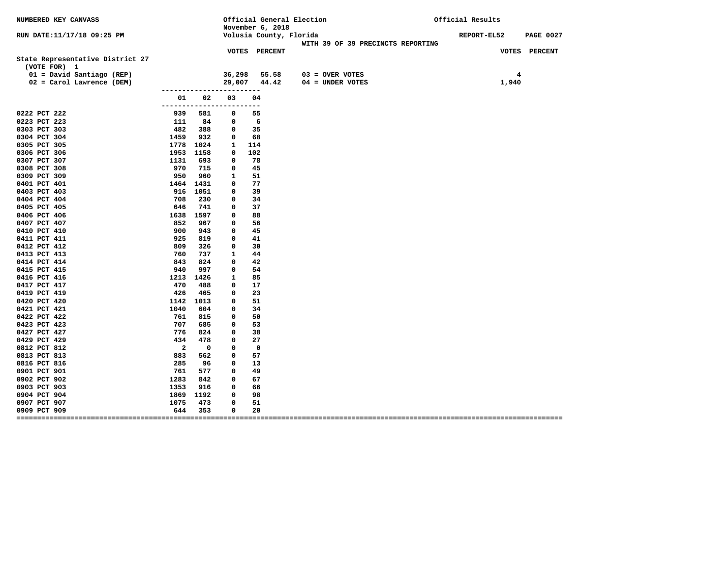NUMBERED KEY CANVASS

RUN DATE:11/17/18 09:25 PM

Official General Election
November 6, 2018
Volusia County, Florida

WITH 39 OF 39 PRECINCTS REPORTING

Official Results

REPORT-EL52

## State Representative District 27

(VOTE FOR) 1

| | VOTES | PERCENT | | VOTES |
|---|---|---|---|---|
| 01 = David Santiago (REP) | 36,298 | 55.58 | 03 = OVER VOTES | 4 |
| 02 = Carol Lawrence (DEM) | 29,007 | 44.42 | 04 = UNDER VOTES | 1,940 |

| Precinct | 01 | 02 | 03 | 04 |
|---|---|---|---|---|
| 0222 PCT 222 | 939 | 581 | 0 | 55 |
| 0223 PCT 223 | 111 | 84 | 0 | 6 |
| 0303 PCT 303 | 482 | 388 | 0 | 35 |
| 0304 PCT 304 | 1459 | 932 | 0 | 68 |
| 0305 PCT 305 | 1778 | 1024 | 1 | 114 |
| 0306 PCT 306 | 1953 | 1158 | 0 | 102 |
| 0307 PCT 307 | 1131 | 693 | 0 | 78 |
| 0308 PCT 308 | 970 | 715 | 0 | 45 |
| 0309 PCT 309 | 950 | 960 | 1 | 51 |
| 0401 PCT 401 | 1464 | 1431 | 0 | 77 |
| 0403 PCT 403 | 916 | 1051 | 0 | 39 |
| 0404 PCT 404 | 708 | 230 | 0 | 34 |
| 0405 PCT 405 | 646 | 741 | 0 | 37 |
| 0406 PCT 406 | 1638 | 1597 | 0 | 88 |
| 0407 PCT 407 | 852 | 967 | 0 | 56 |
| 0410 PCT 410 | 900 | 943 | 0 | 45 |
| 0411 PCT 411 | 925 | 819 | 0 | 41 |
| 0412 PCT 412 | 809 | 326 | 0 | 30 |
| 0413 PCT 413 | 760 | 737 | 1 | 44 |
| 0414 PCT 414 | 843 | 824 | 0 | 42 |
| 0415 PCT 415 | 940 | 997 | 0 | 54 |
| 0416 PCT 416 | 1213 | 1426 | 1 | 85 |
| 0417 PCT 417 | 470 | 488 | 0 | 17 |
| 0419 PCT 419 | 426 | 465 | 0 | 23 |
| 0420 PCT 420 | 1142 | 1013 | 0 | 51 |
| 0421 PCT 421 | 1040 | 604 | 0 | 34 |
| 0422 PCT 422 | 761 | 815 | 0 | 50 |
| 0423 PCT 423 | 707 | 685 | 0 | 53 |
| 0427 PCT 427 | 776 | 824 | 0 | 38 |
| 0429 PCT 429 | 434 | 478 | 0 | 27 |
| 0812 PCT 812 | 2 | 0 | 0 | 0 |
| 0813 PCT 813 | 883 | 562 | 0 | 57 |
| 0816 PCT 816 | 285 | 96 | 0 | 13 |
| 0901 PCT 901 | 761 | 577 | 0 | 49 |
| 0902 PCT 902 | 1283 | 842 | 0 | 67 |
| 0903 PCT 903 | 1353 | 916 | 0 | 66 |
| 0904 PCT 904 | 1869 | 1192 | 0 | 98 |
| 0907 PCT 907 | 1075 | 473 | 0 | 51 |
| 0909 PCT 909 | 644 | 353 | 0 | 20 |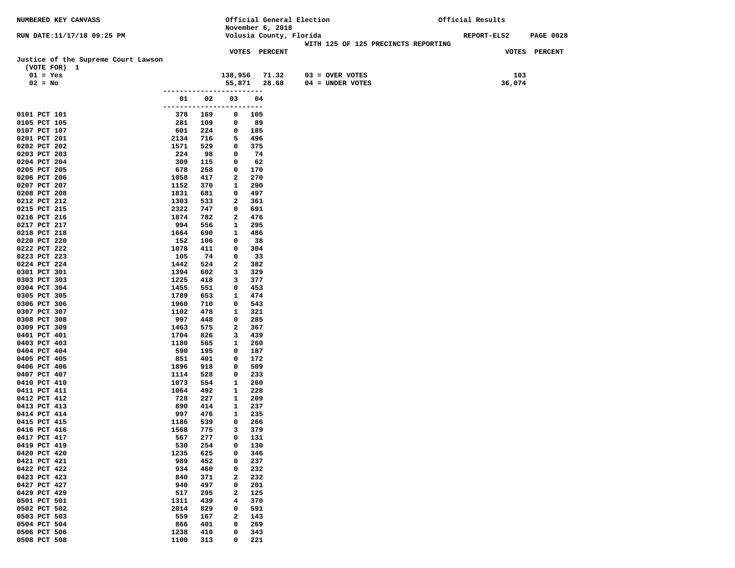NUMBERED KEY CANVASS

Official General Election
November 6, 2018
Volusia County, Florida

Official Results

RUN DATE:11/17/18 09:25 PM

REPORT-EL52 PAGE 0028

WITH 125 OF 125 PRECINCTS REPORTING

## Justice of the Supreme Court Lawson

(VOTE FOR) 1

| | VOTES | PERCENT | | VOTES |
|---|---|---|---|---|
| 01 = Yes | 138,956 | 71.32 | 03 = OVER VOTES | 103 |
| 02 = No | 55,871 | 28.68 | 04 = UNDER VOTES | 36,074 |

| | 01 | 02 | 03 | 04 |
|---|---|---|---|---|
| 0101 PCT 101 | 378 | 169 | 0 | 105 |
| 0105 PCT 105 | 281 | 109 | 0 | 89 |
| 0107 PCT 107 | 601 | 224 | 0 | 185 |
| 0201 PCT 201 | 2134 | 716 | 5 | 496 |
| 0202 PCT 202 | 1571 | 529 | 0 | 375 |
| 0203 PCT 203 | 224 | 98 | 0 | 74 |
| 0204 PCT 204 | 309 | 115 | 0 | 62 |
| 0205 PCT 205 | 678 | 258 | 0 | 170 |
| 0206 PCT 206 | 1058 | 417 | 2 | 270 |
| 0207 PCT 207 | 1152 | 370 | 1 | 290 |
| 0208 PCT 208 | 1831 | 681 | 0 | 497 |
| 0212 PCT 212 | 1303 | 533 | 2 | 361 |
| 0215 PCT 215 | 2322 | 747 | 0 | 691 |
| 0216 PCT 216 | 1874 | 782 | 2 | 476 |
| 0217 PCT 217 | 994 | 556 | 1 | 295 |
| 0218 PCT 218 | 1664 | 690 | 1 | 486 |
| 0220 PCT 220 | 152 | 106 | 0 | 38 |
| 0222 PCT 222 | 1078 | 411 | 0 | 304 |
| 0223 PCT 223 | 105 | 74 | 0 | 33 |
| 0224 PCT 224 | 1442 | 524 | 2 | 382 |
| 0301 PCT 301 | 1394 | 602 | 3 | 329 |
| 0303 PCT 303 | 1225 | 418 | 3 | 377 |
| 0304 PCT 304 | 1455 | 551 | 0 | 453 |
| 0305 PCT 305 | 1789 | 653 | 1 | 474 |
| 0306 PCT 306 | 1960 | 710 | 0 | 543 |
| 0307 PCT 307 | 1102 | 478 | 1 | 321 |
| 0308 PCT 308 | 997 | 448 | 0 | 285 |
| 0309 PCT 309 | 1463 | 575 | 2 | 367 |
| 0401 PCT 401 | 1704 | 826 | 3 | 439 |
| 0403 PCT 403 | 1180 | 565 | 1 | 260 |
| 0404 PCT 404 | 590 | 195 | 0 | 187 |
| 0405 PCT 405 | 851 | 401 | 0 | 172 |
| 0406 PCT 406 | 1896 | 918 | 0 | 509 |
| 0407 PCT 407 | 1114 | 528 | 0 | 233 |
| 0410 PCT 410 | 1073 | 554 | 1 | 260 |
| 0411 PCT 411 | 1064 | 492 | 1 | 228 |
| 0412 PCT 412 | 728 | 227 | 1 | 209 |
| 0413 PCT 413 | 890 | 414 | 1 | 237 |
| 0414 PCT 414 | 997 | 476 | 1 | 235 |
| 0415 PCT 415 | 1186 | 539 | 0 | 266 |
| 0416 PCT 416 | 1568 | 775 | 3 | 379 |
| 0417 PCT 417 | 567 | 277 | 0 | 131 |
| 0419 PCT 419 | 530 | 254 | 0 | 130 |
| 0420 PCT 420 | 1235 | 625 | 0 | 346 |
| 0421 PCT 421 | 989 | 452 | 0 | 237 |
| 0422 PCT 422 | 934 | 460 | 0 | 232 |
| 0423 PCT 423 | 840 | 371 | 2 | 232 |
| 0427 PCT 427 | 940 | 497 | 0 | 201 |
| 0429 PCT 429 | 517 | 295 | 2 | 125 |
| 0501 PCT 501 | 1311 | 439 | 4 | 370 |
| 0502 PCT 502 | 2014 | 829 | 0 | 591 |
| 0503 PCT 503 | 559 | 167 | 2 | 143 |
| 0504 PCT 504 | 866 | 401 | 0 | 269 |
| 0506 PCT 506 | 1238 | 410 | 0 | 343 |
| 0508 PCT 508 | 1100 | 313 | 0 | 221 |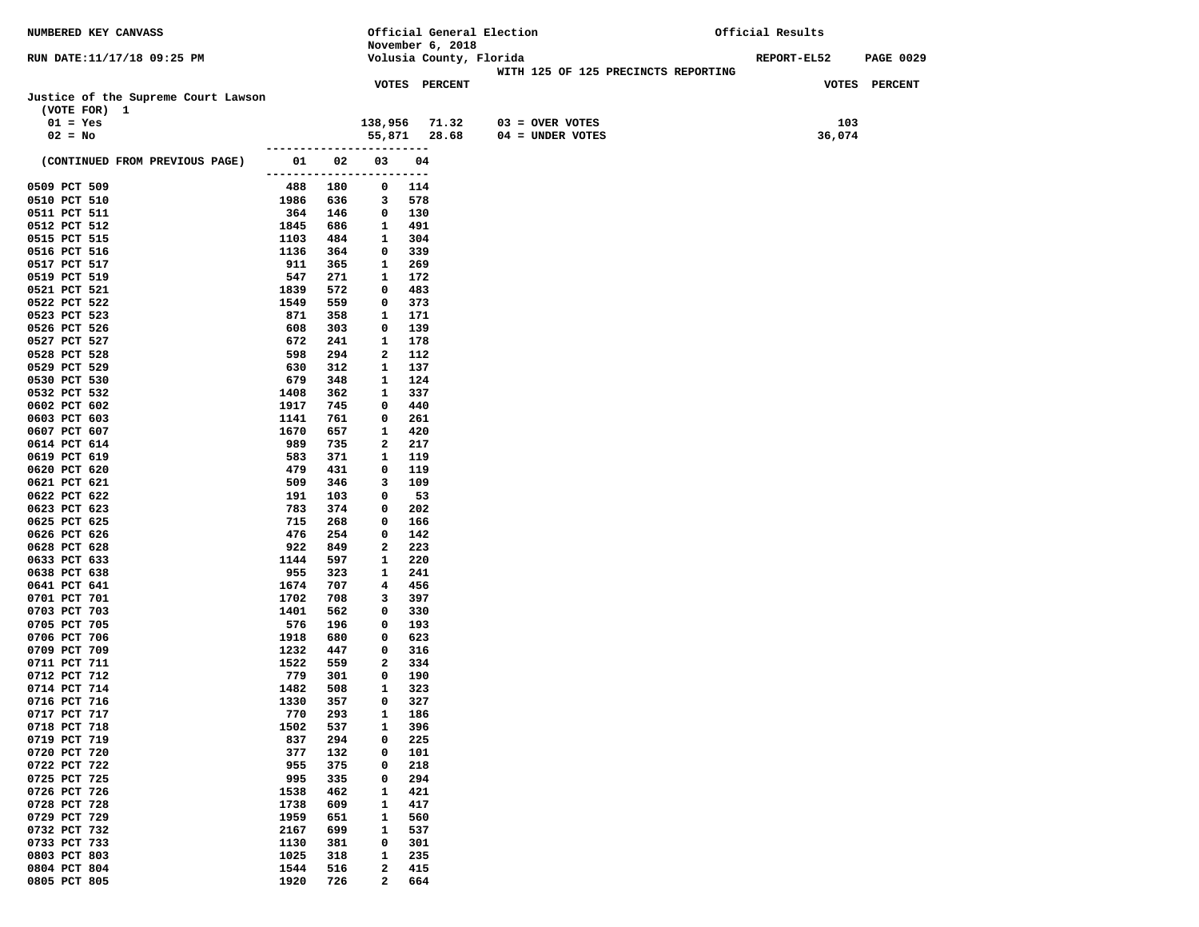NUMBERED KEY CANVASS

Official General Election
November 6, 2018
Volusia County, Florida

Official Results

RUN DATE:11/17/18 09:25 PM

WITH 125 OF 125 PRECINCTS REPORTING

REPORT-EL52

**Justice of the Supreme Court Lawson**
(VOTE FOR) 1

| | VOTES | PERCENT | | VOTES |
|---|---|---|---|---|
| 01 = Yes | 138,956 | 71.32 | 03 = OVER VOTES | 103 |
| 02 = No | 55,871 | 28.68 | 04 = UNDER VOTES | 36,074 |

| (CONTINUED FROM PREVIOUS PAGE) | 01 | 02 | 03 | 04 |
|---|---|---|---|---|
| 0509 PCT 509 | 488 | 180 | 0 | 114 |
| 0510 PCT 510 | 1986 | 636 | 3 | 578 |
| 0511 PCT 511 | 364 | 146 | 0 | 130 |
| 0512 PCT 512 | 1845 | 686 | 1 | 491 |
| 0515 PCT 515 | 1103 | 484 | 1 | 304 |
| 0516 PCT 516 | 1136 | 364 | 0 | 339 |
| 0517 PCT 517 | 911 | 365 | 1 | 269 |
| 0519 PCT 519 | 547 | 271 | 1 | 172 |
| 0521 PCT 521 | 1839 | 572 | 0 | 483 |
| 0522 PCT 522 | 1549 | 559 | 0 | 373 |
| 0523 PCT 523 | 871 | 358 | 1 | 171 |
| 0526 PCT 526 | 608 | 303 | 0 | 139 |
| 0527 PCT 527 | 672 | 241 | 1 | 178 |
| 0528 PCT 528 | 598 | 294 | 2 | 112 |
| 0529 PCT 529 | 630 | 312 | 1 | 137 |
| 0530 PCT 530 | 679 | 348 | 1 | 124 |
| 0532 PCT 532 | 1408 | 362 | 1 | 337 |
| 0602 PCT 602 | 1917 | 745 | 0 | 440 |
| 0603 PCT 603 | 1141 | 761 | 0 | 261 |
| 0607 PCT 607 | 1670 | 657 | 1 | 420 |
| 0614 PCT 614 | 989 | 735 | 2 | 217 |
| 0619 PCT 619 | 583 | 371 | 1 | 119 |
| 0620 PCT 620 | 479 | 431 | 0 | 119 |
| 0621 PCT 621 | 509 | 346 | 3 | 109 |
| 0622 PCT 622 | 191 | 103 | 0 | 53 |
| 0623 PCT 623 | 783 | 374 | 0 | 202 |
| 0625 PCT 625 | 715 | 268 | 0 | 166 |
| 0626 PCT 626 | 476 | 254 | 0 | 142 |
| 0628 PCT 628 | 922 | 849 | 2 | 223 |
| 0633 PCT 633 | 1144 | 597 | 1 | 220 |
| 0638 PCT 638 | 955 | 323 | 1 | 241 |
| 0641 PCT 641 | 1674 | 707 | 4 | 456 |
| 0701 PCT 701 | 1702 | 708 | 3 | 397 |
| 0703 PCT 703 | 1401 | 562 | 0 | 330 |
| 0705 PCT 705 | 576 | 196 | 0 | 193 |
| 0706 PCT 706 | 1918 | 680 | 0 | 623 |
| 0709 PCT 709 | 1232 | 447 | 0 | 316 |
| 0711 PCT 711 | 1522 | 559 | 2 | 334 |
| 0712 PCT 712 | 779 | 301 | 0 | 190 |
| 0714 PCT 714 | 1482 | 508 | 1 | 323 |
| 0716 PCT 716 | 1330 | 357 | 0 | 327 |
| 0717 PCT 717 | 770 | 293 | 1 | 186 |
| 0718 PCT 718 | 1502 | 537 | 1 | 396 |
| 0719 PCT 719 | 837 | 294 | 0 | 225 |
| 0720 PCT 720 | 377 | 132 | 0 | 101 |
| 0722 PCT 722 | 955 | 375 | 0 | 218 |
| 0725 PCT 725 | 995 | 335 | 0 | 294 |
| 0726 PCT 726 | 1538 | 462 | 1 | 421 |
| 0728 PCT 728 | 1738 | 609 | 1 | 417 |
| 0729 PCT 729 | 1959 | 651 | 1 | 560 |
| 0732 PCT 732 | 2167 | 699 | 1 | 537 |
| 0733 PCT 733 | 1130 | 381 | 0 | 301 |
| 0803 PCT 803 | 1025 | 318 | 1 | 235 |
| 0804 PCT 804 | 1544 | 516 | 2 | 415 |
| 0805 PCT 805 | 1920 | 726 | 2 | 664 |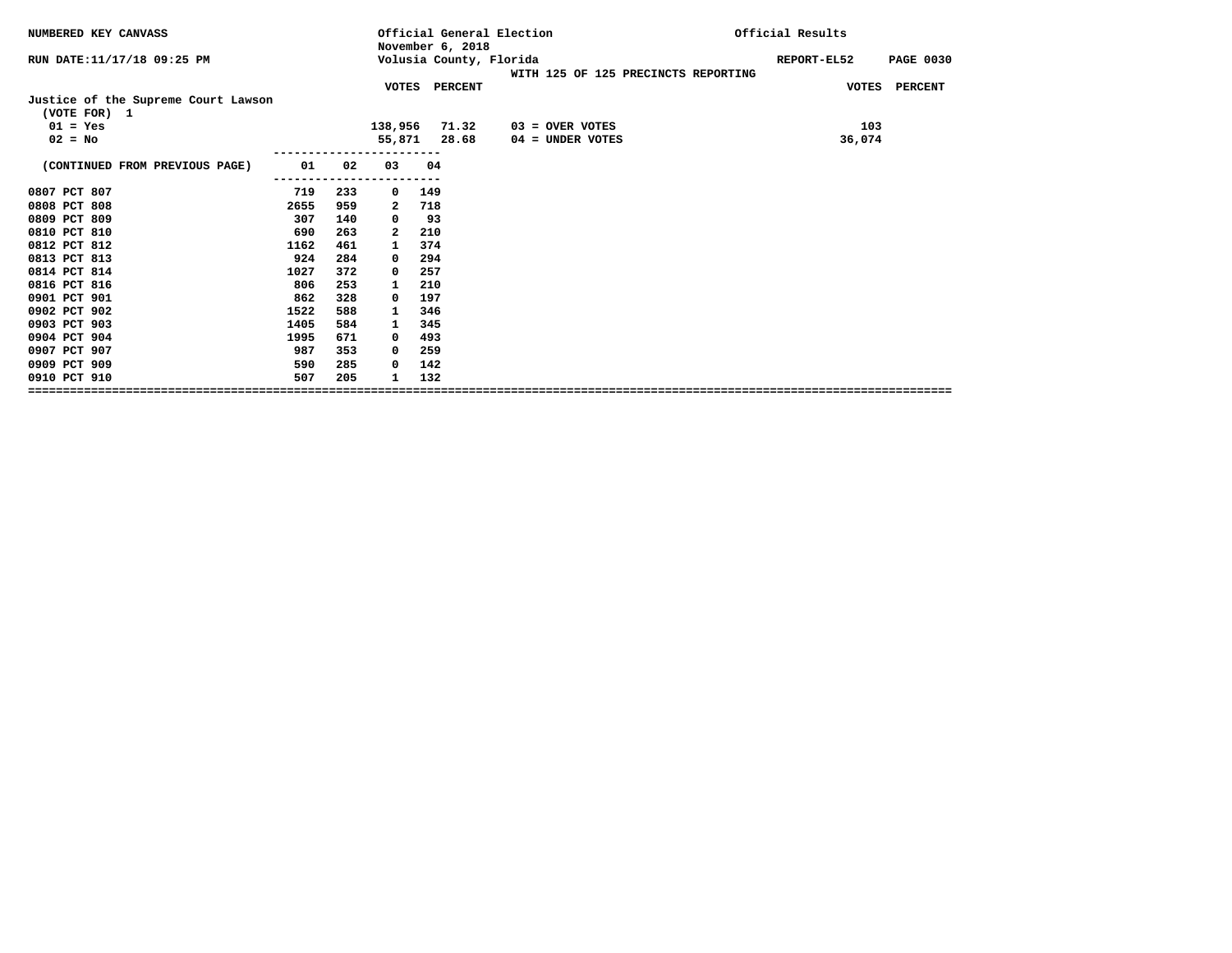NUMBERED KEY CANVASS — Official General Election, November 6, 2018 — Volusia County, Florida — Official Results

RUN DATE:11/17/18 09:25 PM — REPORT-EL52

WITH 125 OF 125 PRECINCTS REPORTING

**Justice of the Supreme Court Lawson**
(VOTE FOR) 1

| | VOTES | PERCENT | | VOTES |
|---|---|---|---|---|
| 01 = Yes | 138,956 | 71.32 | 03 = OVER VOTES | 103 |
| 02 = No | 55,871 | 28.68 | 04 = UNDER VOTES | 36,074 |

| (CONTINUED FROM PREVIOUS PAGE) | 01 | 02 | 03 | 04 |
|---|---|---|---|---|
| 0807 PCT 807 | 719 | 233 | 0 | 149 |
| 0808 PCT 808 | 2655 | 959 | 2 | 718 |
| 0809 PCT 809 | 307 | 140 | 0 | 93 |
| 0810 PCT 810 | 690 | 263 | 2 | 210 |
| 0812 PCT 812 | 1162 | 461 | 1 | 374 |
| 0813 PCT 813 | 924 | 284 | 0 | 294 |
| 0814 PCT 814 | 1027 | 372 | 0 | 257 |
| 0816 PCT 816 | 806 | 253 | 1 | 210 |
| 0901 PCT 901 | 862 | 328 | 0 | 197 |
| 0902 PCT 902 | 1522 | 588 | 1 | 346 |
| 0903 PCT 903 | 1405 | 584 | 1 | 345 |
| 0904 PCT 904 | 1995 | 671 | 0 | 493 |
| 0907 PCT 907 | 987 | 353 | 0 | 259 |
| 0909 PCT 909 | 590 | 285 | 0 | 142 |
| 0910 PCT 910 | 507 | 205 | 1 | 132 |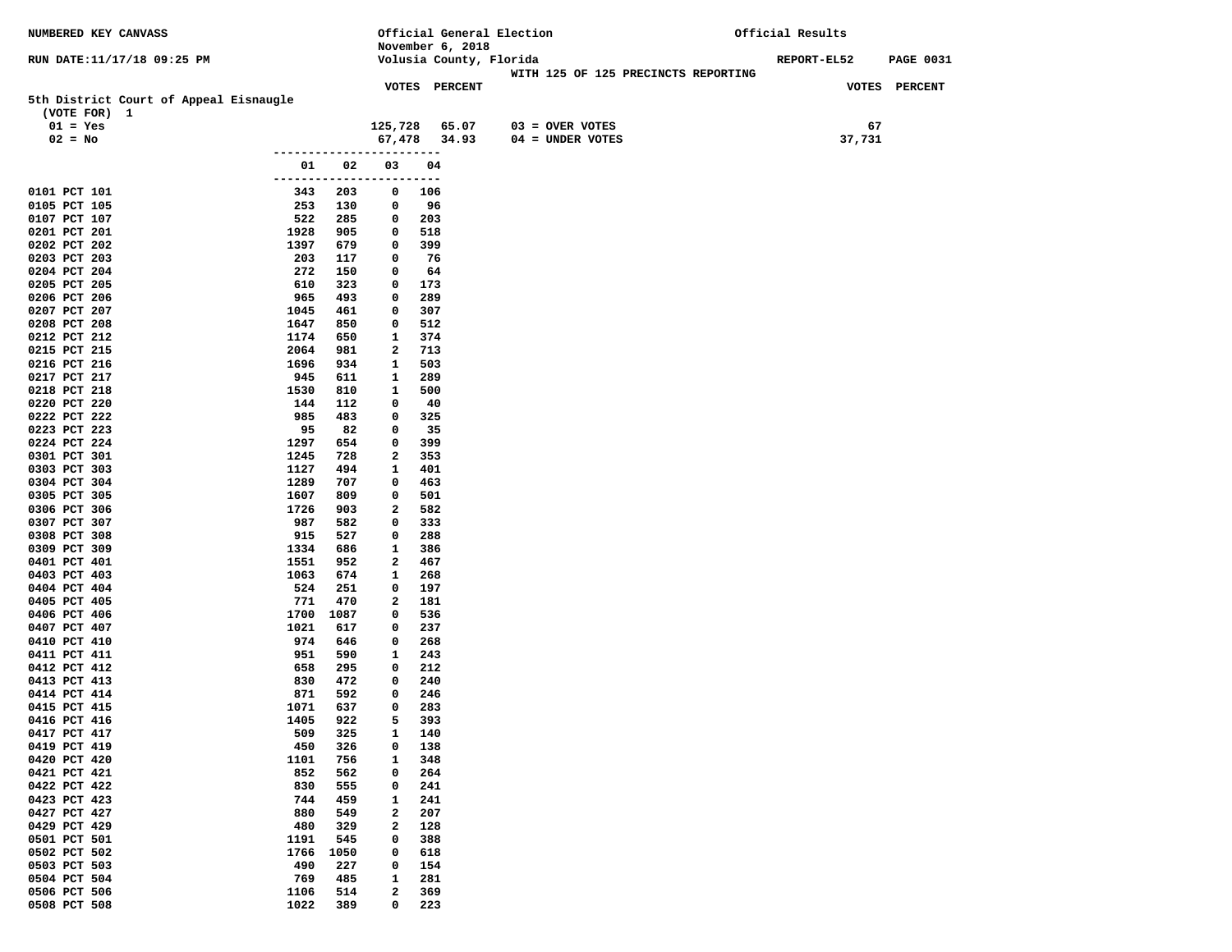NUMBERED KEY CANVASS

Official General Election
November 6, 2018
Volusia County, Florida

Official Results

RUN DATE:11/17/18 09:25 PM

REPORT-EL52 PAGE 0031

WITH 125 OF 125 PRECINCTS REPORTING

## 5th District Court of Appeal Eisnaugle

(VOTE FOR) 1

| | VOTES | PERCENT | | VOTES |
|---|---|---|---|---|
| 01 = Yes | 125,728 | 65.07 | 03 = OVER VOTES | 67 |
| 02 = No | 67,478 | 34.93 | 04 = UNDER VOTES | 37,731 |

| Precinct | 01 | 02 | 03 | 04 |
|---|---|---|---|---|
| 0101 PCT 101 | 343 | 203 | 0 | 106 |
| 0105 PCT 105 | 253 | 130 | 0 | 96 |
| 0107 PCT 107 | 522 | 285 | 0 | 203 |
| 0201 PCT 201 | 1928 | 905 | 0 | 518 |
| 0202 PCT 202 | 1397 | 679 | 0 | 399 |
| 0203 PCT 203 | 203 | 117 | 0 | 76 |
| 0204 PCT 204 | 272 | 150 | 0 | 64 |
| 0205 PCT 205 | 610 | 323 | 0 | 173 |
| 0206 PCT 206 | 965 | 493 | 0 | 289 |
| 0207 PCT 207 | 1045 | 461 | 0 | 307 |
| 0208 PCT 208 | 1647 | 850 | 0 | 512 |
| 0212 PCT 212 | 1174 | 650 | 1 | 374 |
| 0215 PCT 215 | 2064 | 981 | 2 | 713 |
| 0216 PCT 216 | 1696 | 934 | 1 | 503 |
| 0217 PCT 217 | 945 | 611 | 1 | 289 |
| 0218 PCT 218 | 1530 | 810 | 1 | 500 |
| 0220 PCT 220 | 144 | 112 | 0 | 40 |
| 0222 PCT 222 | 985 | 483 | 0 | 325 |
| 0223 PCT 223 | 95 | 82 | 0 | 35 |
| 0224 PCT 224 | 1297 | 654 | 0 | 399 |
| 0301 PCT 301 | 1245 | 728 | 2 | 353 |
| 0303 PCT 303 | 1127 | 494 | 1 | 401 |
| 0304 PCT 304 | 1289 | 707 | 0 | 463 |
| 0305 PCT 305 | 1607 | 809 | 0 | 501 |
| 0306 PCT 306 | 1726 | 903 | 2 | 582 |
| 0307 PCT 307 | 987 | 582 | 0 | 333 |
| 0308 PCT 308 | 915 | 527 | 0 | 288 |
| 0309 PCT 309 | 1334 | 686 | 1 | 386 |
| 0401 PCT 401 | 1551 | 952 | 2 | 467 |
| 0403 PCT 403 | 1063 | 674 | 1 | 268 |
| 0404 PCT 404 | 524 | 251 | 0 | 197 |
| 0405 PCT 405 | 771 | 470 | 2 | 181 |
| 0406 PCT 406 | 1700 | 1087 | 0 | 536 |
| 0407 PCT 407 | 1021 | 617 | 0 | 237 |
| 0410 PCT 410 | 974 | 646 | 0 | 268 |
| 0411 PCT 411 | 951 | 590 | 1 | 243 |
| 0412 PCT 412 | 658 | 295 | 0 | 212 |
| 0413 PCT 413 | 830 | 472 | 0 | 240 |
| 0414 PCT 414 | 871 | 592 | 0 | 246 |
| 0415 PCT 415 | 1071 | 637 | 0 | 283 |
| 0416 PCT 416 | 1405 | 922 | 5 | 393 |
| 0417 PCT 417 | 509 | 325 | 1 | 140 |
| 0419 PCT 419 | 450 | 326 | 0 | 138 |
| 0420 PCT 420 | 1101 | 756 | 1 | 348 |
| 0421 PCT 421 | 852 | 562 | 0 | 264 |
| 0422 PCT 422 | 830 | 555 | 0 | 241 |
| 0423 PCT 423 | 744 | 459 | 1 | 241 |
| 0427 PCT 427 | 880 | 549 | 2 | 207 |
| 0429 PCT 429 | 480 | 329 | 2 | 128 |
| 0501 PCT 501 | 1191 | 545 | 0 | 388 |
| 0502 PCT 502 | 1766 | 1050 | 0 | 618 |
| 0503 PCT 503 | 490 | 227 | 0 | 154 |
| 0504 PCT 504 | 769 | 485 | 1 | 281 |
| 0506 PCT 506 | 1106 | 514 | 2 | 369 |
| 0508 PCT 508 | 1022 | 389 | 0 | 223 |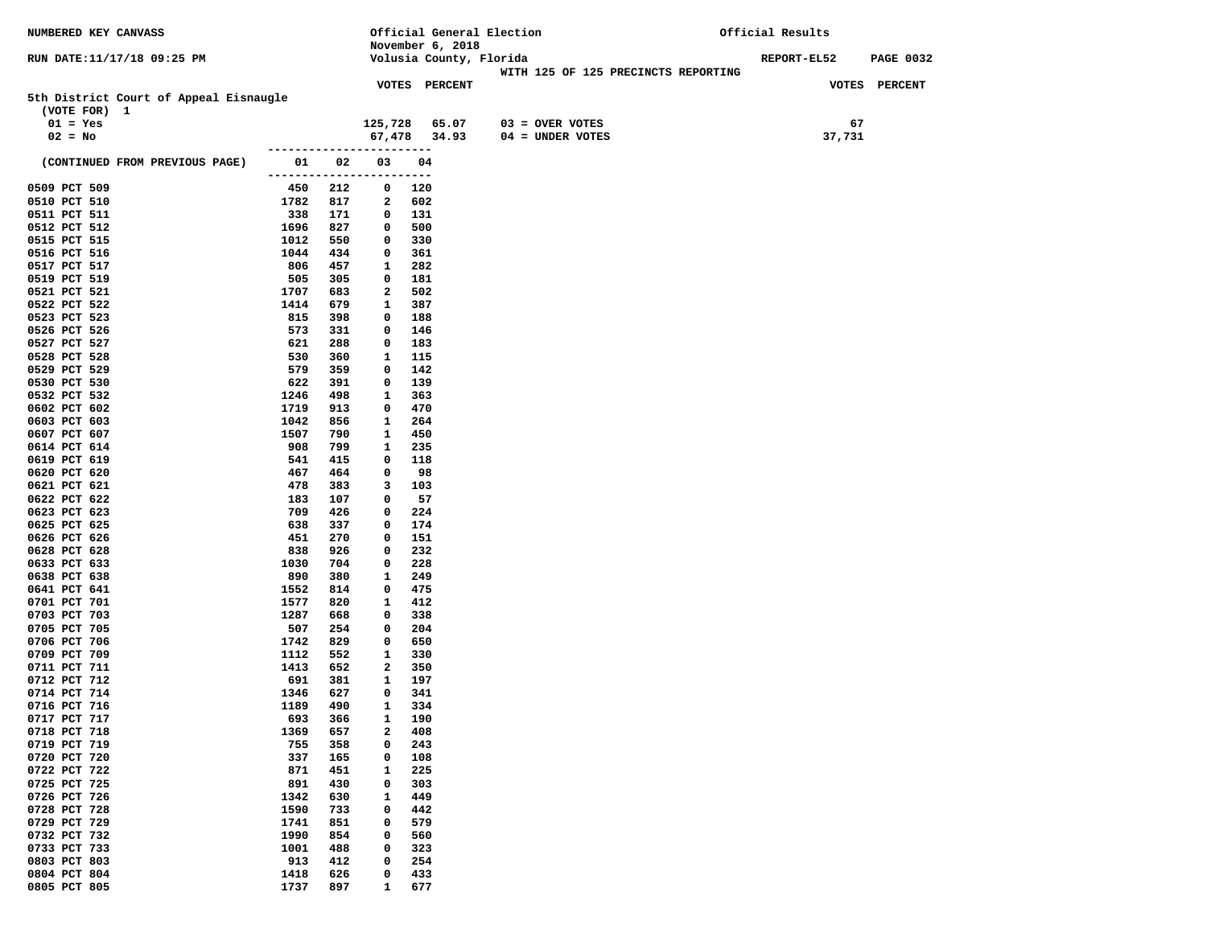NUMBERED KEY CANVASS

Official General Election
November 6, 2018
Volusia County, Florida

Official Results

RUN DATE:11/17/18 09:25 PM

WITH 125 OF 125 PRECINCTS REPORTING

REPORT-EL52

## 5th District Court of Appeal Eisnaugle

(VOTE FOR) 1

| | VOTES | PERCENT | | VOTES |
|---|---|---|---|---|
| 01 = Yes | 125,728 | 65.07 | 03 = OVER VOTES | 67 |
| 02 = No | 67,478 | 34.93 | 04 = UNDER VOTES | 37,731 |

| (CONTINUED FROM PREVIOUS PAGE) | 01 | 02 | 03 | 04 |
|---|---|---|---|---|
| 0509 PCT 509 | 450 | 212 | 0 | 120 |
| 0510 PCT 510 | 1782 | 817 | 2 | 602 |
| 0511 PCT 511 | 338 | 171 | 0 | 131 |
| 0512 PCT 512 | 1696 | 827 | 0 | 500 |
| 0515 PCT 515 | 1012 | 550 | 0 | 330 |
| 0516 PCT 516 | 1044 | 434 | 0 | 361 |
| 0517 PCT 517 | 806 | 457 | 1 | 282 |
| 0519 PCT 519 | 505 | 305 | 0 | 181 |
| 0521 PCT 521 | 1707 | 683 | 2 | 502 |
| 0522 PCT 522 | 1414 | 679 | 1 | 387 |
| 0523 PCT 523 | 815 | 398 | 0 | 188 |
| 0526 PCT 526 | 573 | 331 | 0 | 146 |
| 0527 PCT 527 | 621 | 288 | 0 | 183 |
| 0528 PCT 528 | 530 | 360 | 1 | 115 |
| 0529 PCT 529 | 579 | 359 | 0 | 142 |
| 0530 PCT 530 | 622 | 391 | 0 | 139 |
| 0532 PCT 532 | 1246 | 498 | 1 | 363 |
| 0602 PCT 602 | 1719 | 913 | 0 | 470 |
| 0603 PCT 603 | 1042 | 856 | 1 | 264 |
| 0607 PCT 607 | 1507 | 790 | 1 | 450 |
| 0614 PCT 614 | 908 | 799 | 1 | 235 |
| 0619 PCT 619 | 541 | 415 | 0 | 118 |
| 0620 PCT 620 | 467 | 464 | 0 | 98 |
| 0621 PCT 621 | 478 | 383 | 3 | 103 |
| 0622 PCT 622 | 183 | 107 | 0 | 57 |
| 0623 PCT 623 | 709 | 426 | 0 | 224 |
| 0625 PCT 625 | 638 | 337 | 0 | 174 |
| 0626 PCT 626 | 451 | 270 | 0 | 151 |
| 0628 PCT 628 | 838 | 926 | 0 | 232 |
| 0633 PCT 633 | 1030 | 704 | 0 | 228 |
| 0638 PCT 638 | 890 | 380 | 1 | 249 |
| 0641 PCT 641 | 1552 | 814 | 0 | 475 |
| 0701 PCT 701 | 1577 | 820 | 1 | 412 |
| 0703 PCT 703 | 1287 | 668 | 0 | 338 |
| 0705 PCT 705 | 507 | 254 | 0 | 204 |
| 0706 PCT 706 | 1742 | 829 | 0 | 650 |
| 0709 PCT 709 | 1112 | 552 | 1 | 330 |
| 0711 PCT 711 | 1413 | 652 | 2 | 350 |
| 0712 PCT 712 | 691 | 381 | 1 | 197 |
| 0714 PCT 714 | 1346 | 627 | 0 | 341 |
| 0716 PCT 716 | 1189 | 490 | 1 | 334 |
| 0717 PCT 717 | 693 | 366 | 1 | 190 |
| 0718 PCT 718 | 1369 | 657 | 2 | 408 |
| 0719 PCT 719 | 755 | 358 | 0 | 243 |
| 0720 PCT 720 | 337 | 165 | 0 | 108 |
| 0722 PCT 722 | 871 | 451 | 1 | 225 |
| 0725 PCT 725 | 891 | 430 | 0 | 303 |
| 0726 PCT 726 | 1342 | 630 | 1 | 449 |
| 0728 PCT 728 | 1590 | 733 | 0 | 442 |
| 0729 PCT 729 | 1741 | 851 | 0 | 579 |
| 0732 PCT 732 | 1990 | 854 | 0 | 560 |
| 0733 PCT 733 | 1001 | 488 | 0 | 323 |
| 0803 PCT 803 | 913 | 412 | 0 | 254 |
| 0804 PCT 804 | 1418 | 626 | 0 | 433 |
| 0805 PCT 805 | 1737 | 897 | 1 | 677 |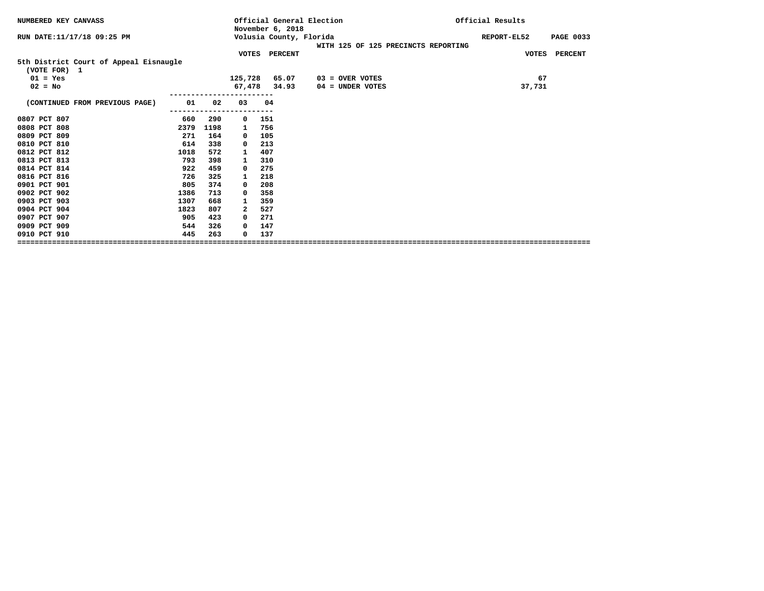NUMBERED KEY CANVASS — Official General Election, November 6, 2018 — Volusia County, Florida — Official Results

RUN DATE:11/17/18 09:25 PM — WITH 125 OF 125 PRECINCTS REPORTING — REPORT-EL52

## 5th District Court of Appeal Eisnaugle

(VOTE FOR) 1

| | VOTES | PERCENT | | VOTES |
|---|---|---|---|---|
| 01 = Yes | 125,728 | 65.07 | 03 = OVER VOTES | 67 |
| 02 = No | 67,478 | 34.93 | 04 = UNDER VOTES | 37,731 |

| (CONTINUED FROM PREVIOUS PAGE) | 01 | 02 | 03 | 04 |
|---|---|---|---|---|
| 0807 PCT 807 | 660 | 290 | 0 | 151 |
| 0808 PCT 808 | 2379 | 1198 | 1 | 756 |
| 0809 PCT 809 | 271 | 164 | 0 | 105 |
| 0810 PCT 810 | 614 | 338 | 0 | 213 |
| 0812 PCT 812 | 1018 | 572 | 1 | 407 |
| 0813 PCT 813 | 793 | 398 | 1 | 310 |
| 0814 PCT 814 | 922 | 459 | 0 | 275 |
| 0816 PCT 816 | 726 | 325 | 1 | 218 |
| 0901 PCT 901 | 805 | 374 | 0 | 208 |
| 0902 PCT 902 | 1386 | 713 | 0 | 358 |
| 0903 PCT 903 | 1307 | 668 | 1 | 359 |
| 0904 PCT 904 | 1823 | 807 | 2 | 527 |
| 0907 PCT 907 | 905 | 423 | 0 | 271 |
| 0909 PCT 909 | 544 | 326 | 0 | 147 |
| 0910 PCT 910 | 445 | 263 | 0 | 137 |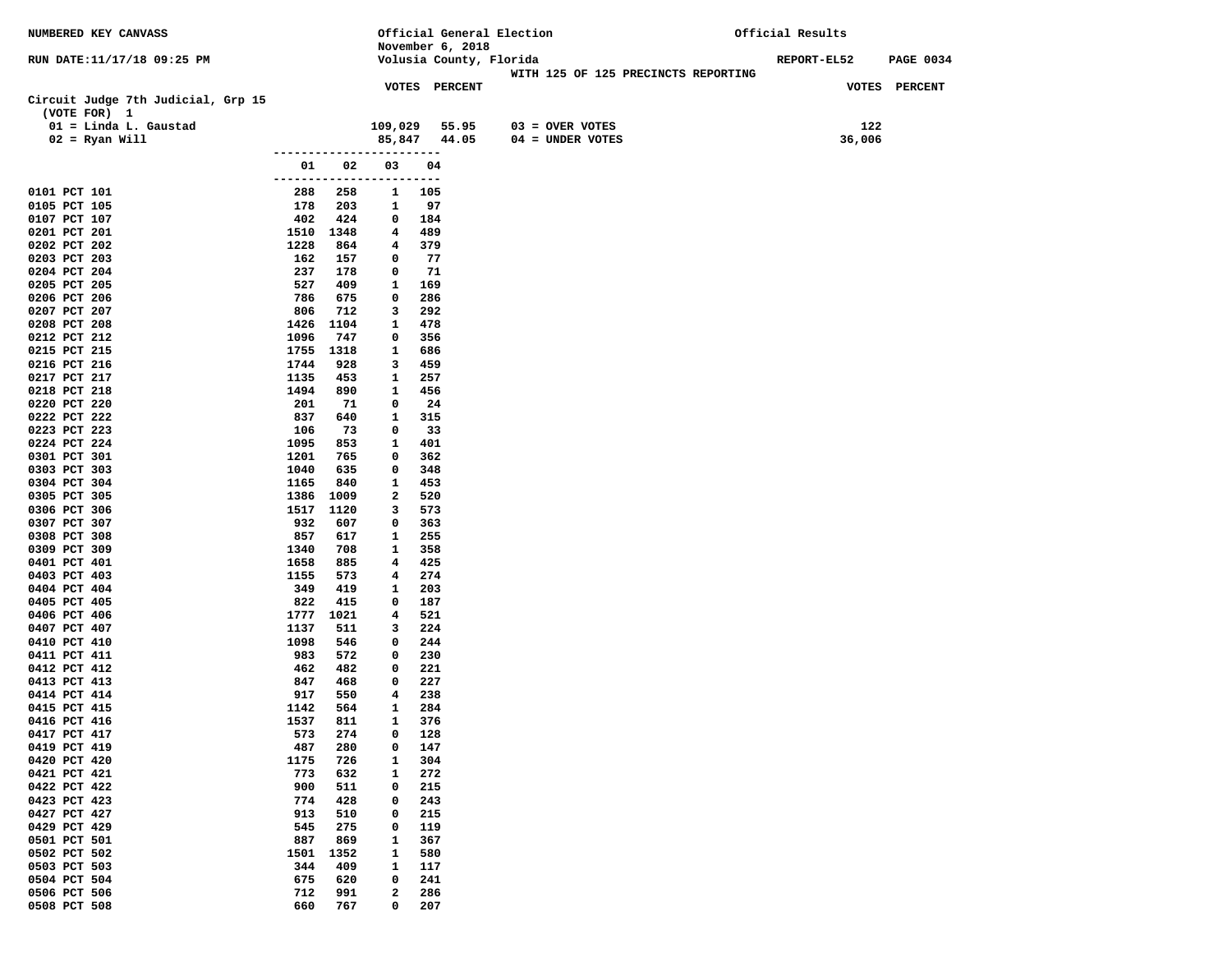NUMBERED KEY CANVASS

Official General Election
November 6, 2018
Volusia County, Florida

Official Results

RUN DATE:11/17/18 09:25 PM

REPORT-EL52 PAGE 0034

WITH 125 OF 125 PRECINCTS REPORTING

## Circuit Judge 7th Judicial, Grp 15

(VOTE FOR) 1

| | VOTES | PERCENT | | VOTES |
|---|---|---|---|---|
| 01 = Linda L. Gaustad | 109,029 | 55.95 | 03 = OVER VOTES | 122 |
| 02 = Ryan Will | 85,847 | 44.05 | 04 = UNDER VOTES | 36,006 |

| Precinct | 01 | 02 | 03 | 04 |
|---|---|---|---|---|
| 0101 PCT 101 | 288 | 258 | 1 | 105 |
| 0105 PCT 105 | 178 | 203 | 1 | 97 |
| 0107 PCT 107 | 402 | 424 | 0 | 184 |
| 0201 PCT 201 | 1510 | 1348 | 4 | 489 |
| 0202 PCT 202 | 1228 | 864 | 4 | 379 |
| 0203 PCT 203 | 162 | 157 | 0 | 77 |
| 0204 PCT 204 | 237 | 178 | 0 | 71 |
| 0205 PCT 205 | 527 | 409 | 1 | 169 |
| 0206 PCT 206 | 786 | 675 | 0 | 286 |
| 0207 PCT 207 | 806 | 712 | 3 | 292 |
| 0208 PCT 208 | 1426 | 1104 | 1 | 478 |
| 0212 PCT 212 | 1096 | 747 | 0 | 356 |
| 0215 PCT 215 | 1755 | 1318 | 1 | 686 |
| 0216 PCT 216 | 1744 | 928 | 3 | 459 |
| 0217 PCT 217 | 1135 | 453 | 1 | 257 |
| 0218 PCT 218 | 1494 | 890 | 1 | 456 |
| 0220 PCT 220 | 201 | 71 | 0 | 24 |
| 0222 PCT 222 | 837 | 640 | 1 | 315 |
| 0223 PCT 223 | 106 | 73 | 0 | 33 |
| 0224 PCT 224 | 1095 | 853 | 1 | 401 |
| 0301 PCT 301 | 1201 | 765 | 0 | 362 |
| 0303 PCT 303 | 1040 | 635 | 0 | 348 |
| 0304 PCT 304 | 1165 | 840 | 1 | 453 |
| 0305 PCT 305 | 1386 | 1009 | 2 | 520 |
| 0306 PCT 306 | 1517 | 1120 | 3 | 573 |
| 0307 PCT 307 | 932 | 607 | 0 | 363 |
| 0308 PCT 308 | 857 | 617 | 1 | 255 |
| 0309 PCT 309 | 1340 | 708 | 1 | 358 |
| 0401 PCT 401 | 1658 | 885 | 4 | 425 |
| 0403 PCT 403 | 1155 | 573 | 4 | 274 |
| 0404 PCT 404 | 349 | 419 | 1 | 203 |
| 0405 PCT 405 | 822 | 415 | 0 | 187 |
| 0406 PCT 406 | 1777 | 1021 | 4 | 521 |
| 0407 PCT 407 | 1137 | 511 | 3 | 224 |
| 0410 PCT 410 | 1098 | 546 | 0 | 244 |
| 0411 PCT 411 | 983 | 572 | 0 | 230 |
| 0412 PCT 412 | 462 | 482 | 0 | 221 |
| 0413 PCT 413 | 847 | 468 | 0 | 227 |
| 0414 PCT 414 | 917 | 550 | 4 | 238 |
| 0415 PCT 415 | 1142 | 564 | 1 | 284 |
| 0416 PCT 416 | 1537 | 811 | 1 | 376 |
| 0417 PCT 417 | 573 | 274 | 0 | 128 |
| 0419 PCT 419 | 487 | 280 | 0 | 147 |
| 0420 PCT 420 | 1175 | 726 | 1 | 304 |
| 0421 PCT 421 | 773 | 632 | 1 | 272 |
| 0422 PCT 422 | 900 | 511 | 0 | 215 |
| 0423 PCT 423 | 774 | 428 | 0 | 243 |
| 0427 PCT 427 | 913 | 510 | 0 | 215 |
| 0429 PCT 429 | 545 | 275 | 0 | 119 |
| 0501 PCT 501 | 887 | 869 | 1 | 367 |
| 0502 PCT 502 | 1501 | 1352 | 1 | 580 |
| 0503 PCT 503 | 344 | 409 | 1 | 117 |
| 0504 PCT 504 | 675 | 620 | 0 | 241 |
| 0506 PCT 506 | 712 | 991 | 2 | 286 |
| 0508 PCT 508 | 660 | 767 | 0 | 207 |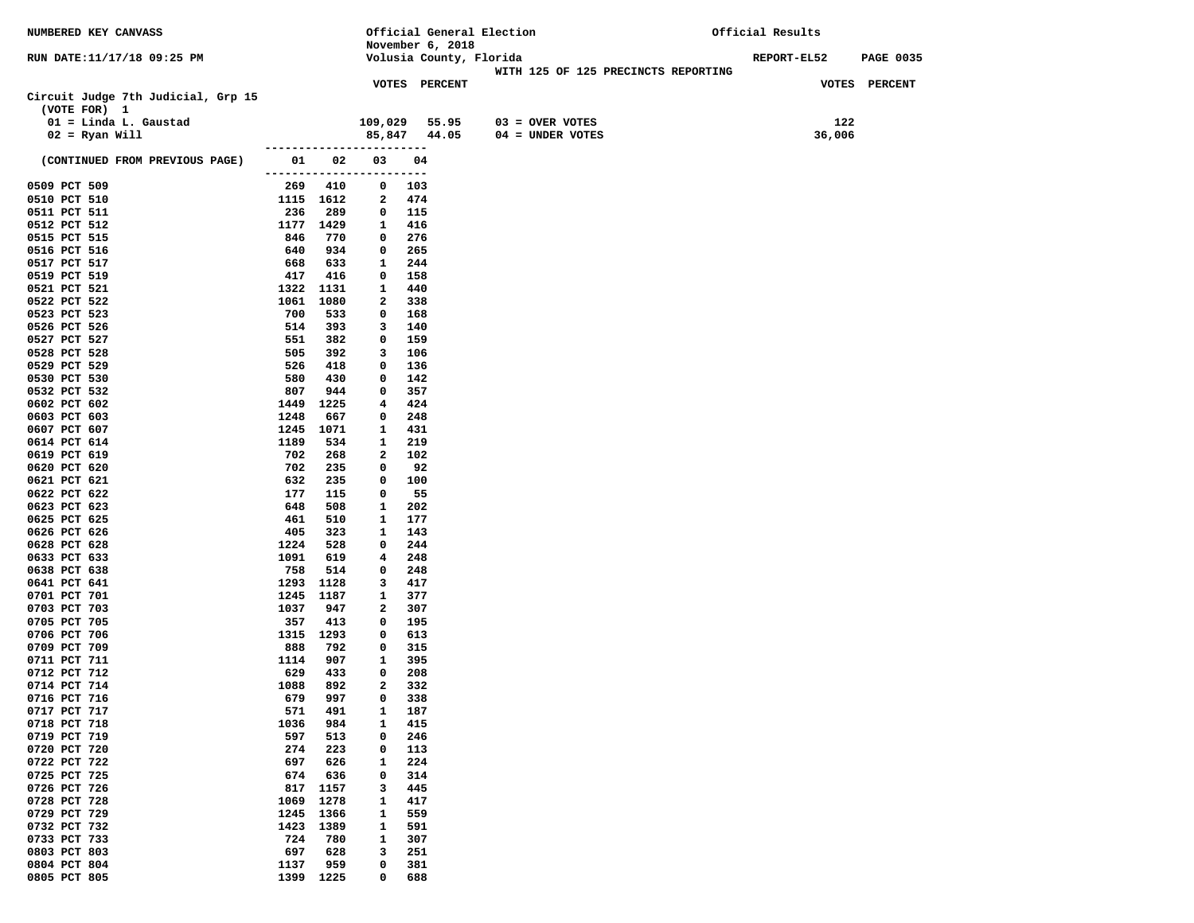NUMBERED KEY CANVASS

Official General Election
November 6, 2018
Volusia County, Florida

Official Results

RUN DATE:11/17/18 09:25 PM

REPORT-EL52

WITH 125 OF 125 PRECINCTS REPORTING

## Circuit Judge 7th Judicial, Grp 15

(VOTE FOR) 1

| | VOTES | PERCENT | | VOTES |
|---|---|---|---|---|
| 01 = Linda L. Gaustad | 109,029 | 55.95 | 03 = OVER VOTES | 122 |
| 02 = Ryan Will | 85,847 | 44.05 | 04 = UNDER VOTES | 36,006 |

(CONTINUED FROM PREVIOUS PAGE)

| Precinct | 01 | 02 | 03 | 04 |
|---|---|---|---|---|
| 0509 PCT 509 | 269 | 410 | 0 | 103 |
| 0510 PCT 510 | 1115 | 1612 | 2 | 474 |
| 0511 PCT 511 | 236 | 289 | 0 | 115 |
| 0512 PCT 512 | 1177 | 1429 | 1 | 416 |
| 0515 PCT 515 | 846 | 770 | 0 | 276 |
| 0516 PCT 516 | 640 | 934 | 0 | 265 |
| 0517 PCT 517 | 668 | 633 | 1 | 244 |
| 0519 PCT 519 | 417 | 416 | 0 | 158 |
| 0521 PCT 521 | 1322 | 1131 | 1 | 440 |
| 0522 PCT 522 | 1061 | 1080 | 2 | 338 |
| 0523 PCT 523 | 700 | 533 | 0 | 168 |
| 0526 PCT 526 | 514 | 393 | 3 | 140 |
| 0527 PCT 527 | 551 | 382 | 0 | 159 |
| 0528 PCT 528 | 505 | 392 | 3 | 106 |
| 0529 PCT 529 | 526 | 418 | 0 | 136 |
| 0530 PCT 530 | 580 | 430 | 0 | 142 |
| 0532 PCT 532 | 807 | 944 | 0 | 357 |
| 0602 PCT 602 | 1449 | 1225 | 4 | 424 |
| 0603 PCT 603 | 1248 | 667 | 0 | 248 |
| 0607 PCT 607 | 1245 | 1071 | 1 | 431 |
| 0614 PCT 614 | 1189 | 534 | 1 | 219 |
| 0619 PCT 619 | 702 | 268 | 2 | 102 |
| 0620 PCT 620 | 702 | 235 | 0 | 92 |
| 0621 PCT 621 | 632 | 235 | 0 | 100 |
| 0622 PCT 622 | 177 | 115 | 0 | 55 |
| 0623 PCT 623 | 648 | 508 | 1 | 202 |
| 0625 PCT 625 | 461 | 510 | 1 | 177 |
| 0626 PCT 626 | 405 | 323 | 1 | 143 |
| 0628 PCT 628 | 1224 | 528 | 0 | 244 |
| 0633 PCT 633 | 1091 | 619 | 4 | 248 |
| 0638 PCT 638 | 758 | 514 | 0 | 248 |
| 0641 PCT 641 | 1293 | 1128 | 3 | 417 |
| 0701 PCT 701 | 1245 | 1187 | 1 | 377 |
| 0703 PCT 703 | 1037 | 947 | 2 | 307 |
| 0705 PCT 705 | 357 | 413 | 0 | 195 |
| 0706 PCT 706 | 1315 | 1293 | 0 | 613 |
| 0709 PCT 709 | 888 | 792 | 0 | 315 |
| 0711 PCT 711 | 1114 | 907 | 1 | 395 |
| 0712 PCT 712 | 629 | 433 | 0 | 208 |
| 0714 PCT 714 | 1088 | 892 | 2 | 332 |
| 0716 PCT 716 | 679 | 997 | 0 | 338 |
| 0717 PCT 717 | 571 | 491 | 1 | 187 |
| 0718 PCT 718 | 1036 | 984 | 1 | 415 |
| 0719 PCT 719 | 597 | 513 | 0 | 246 |
| 0720 PCT 720 | 274 | 223 | 0 | 113 |
| 0722 PCT 722 | 697 | 626 | 1 | 224 |
| 0725 PCT 725 | 674 | 636 | 0 | 314 |
| 0726 PCT 726 | 817 | 1157 | 3 | 445 |
| 0728 PCT 728 | 1069 | 1278 | 1 | 417 |
| 0729 PCT 729 | 1245 | 1366 | 1 | 559 |
| 0732 PCT 732 | 1423 | 1389 | 1 | 591 |
| 0733 PCT 733 | 724 | 780 | 1 | 307 |
| 0803 PCT 803 | 697 | 628 | 3 | 251 |
| 0804 PCT 804 | 1137 | 959 | 0 | 381 |
| 0805 PCT 805 | 1399 | 1225 | 0 | 688 |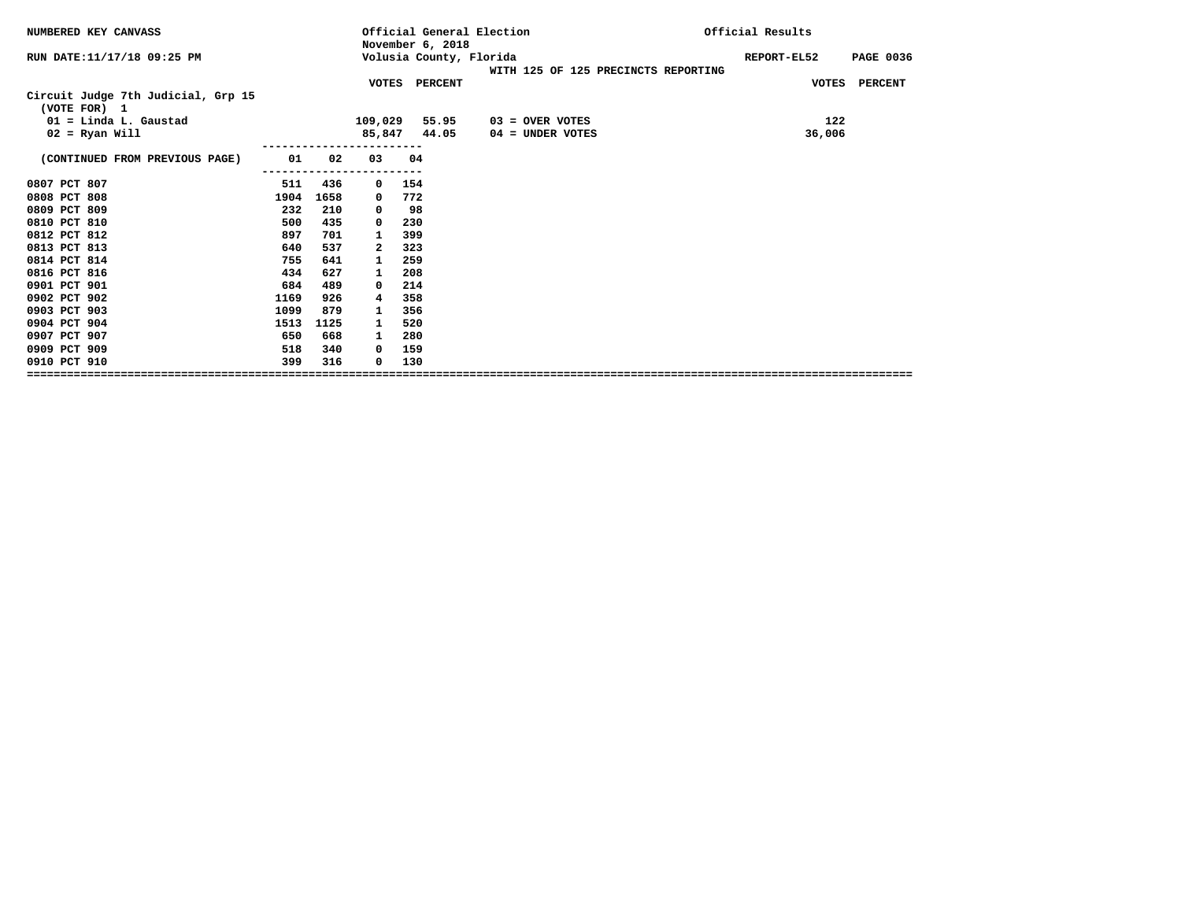NUMBERED KEY CANVASS

Official General Election
November 6, 2018
Volusia County, Florida

Official Results

RUN DATE:11/17/18 09:25 PM

REPORT-EL52

WITH 125 OF 125 PRECINCTS REPORTING

## Circuit Judge 7th Judicial, Grp 15

(VOTE FOR) 1

| | VOTES | PERCENT |
|---|---|---|
| 01 = Linda L. Gaustad | 109,029 | 55.95 |
| 02 = Ryan Will | 85,847 | 44.05 |

| | VOTES | PERCENT |
|---|---|---|
| 03 = OVER VOTES | 122 | |
| 04 = UNDER VOTES | 36,006 | |

| (CONTINUED FROM PREVIOUS PAGE) | 01 | 02 | 03 | 04 |
|---|---|---|---|---|
| 0807 PCT 807 | 511 | 436 | 0 | 154 |
| 0808 PCT 808 | 1904 | 1658 | 0 | 772 |
| 0809 PCT 809 | 232 | 210 | 0 | 98 |
| 0810 PCT 810 | 500 | 435 | 0 | 230 |
| 0812 PCT 812 | 897 | 701 | 1 | 399 |
| 0813 PCT 813 | 640 | 537 | 2 | 323 |
| 0814 PCT 814 | 755 | 641 | 1 | 259 |
| 0816 PCT 816 | 434 | 627 | 1 | 208 |
| 0901 PCT 901 | 684 | 489 | 0 | 214 |
| 0902 PCT 902 | 1169 | 926 | 4 | 358 |
| 0903 PCT 903 | 1099 | 879 | 1 | 356 |
| 0904 PCT 904 | 1513 | 1125 | 1 | 520 |
| 0907 PCT 907 | 650 | 668 | 1 | 280 |
| 0909 PCT 909 | 518 | 340 | 0 | 159 |
| 0910 PCT 910 | 399 | 316 | 0 | 130 |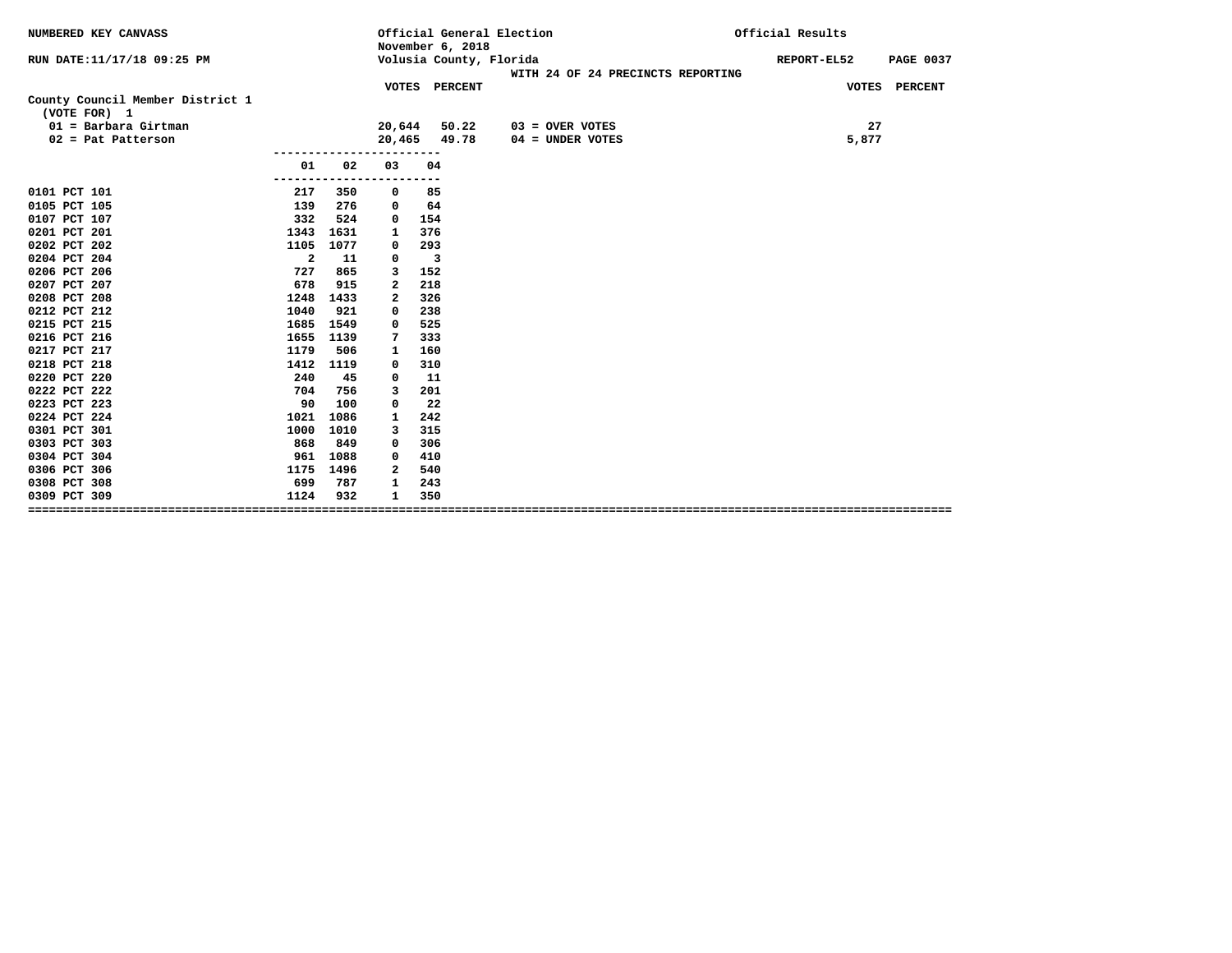NUMBERED KEY CANVASS

RUN DATE:11/17/18 09:25 PM

Official General Election
November 6, 2018
Volusia County, Florida

Official Results

REPORT-EL52

WITH 24 OF 24 PRECINCTS REPORTING

## County Council Member District 1

(VOTE FOR) 1

| | VOTES | PERCENT | | VOTES |
|---|---|---|---|---|
| 01 = Barbara Girtman | 20,644 | 50.22 | 03 = OVER VOTES | 27 |
| 02 = Pat Patterson | 20,465 | 49.78 | 04 = UNDER VOTES | 5,877 |

| | 01 | 02 | 03 | 04 |
|---|---|---|---|---|
| 0101 PCT 101 | 217 | 350 | 0 | 85 |
| 0105 PCT 105 | 139 | 276 | 0 | 64 |
| 0107 PCT 107 | 332 | 524 | 0 | 154 |
| 0201 PCT 201 | 1343 | 1631 | 1 | 376 |
| 0202 PCT 202 | 1105 | 1077 | 0 | 293 |
| 0204 PCT 204 | 2 | 11 | 0 | 3 |
| 0206 PCT 206 | 727 | 865 | 3 | 152 |
| 0207 PCT 207 | 678 | 915 | 2 | 218 |
| 0208 PCT 208 | 1248 | 1433 | 2 | 326 |
| 0212 PCT 212 | 1040 | 921 | 0 | 238 |
| 0215 PCT 215 | 1685 | 1549 | 0 | 525 |
| 0216 PCT 216 | 1655 | 1139 | 7 | 333 |
| 0217 PCT 217 | 1179 | 506 | 1 | 160 |
| 0218 PCT 218 | 1412 | 1119 | 0 | 310 |
| 0220 PCT 220 | 240 | 45 | 0 | 11 |
| 0222 PCT 222 | 704 | 756 | 3 | 201 |
| 0223 PCT 223 | 90 | 100 | 0 | 22 |
| 0224 PCT 224 | 1021 | 1086 | 1 | 242 |
| 0301 PCT 301 | 1000 | 1010 | 3 | 315 |
| 0303 PCT 303 | 868 | 849 | 0 | 306 |
| 0304 PCT 304 | 961 | 1088 | 0 | 410 |
| 0306 PCT 306 | 1175 | 1496 | 2 | 540 |
| 0308 PCT 308 | 699 | 787 | 1 | 243 |
| 0309 PCT 309 | 1124 | 932 | 1 | 350 |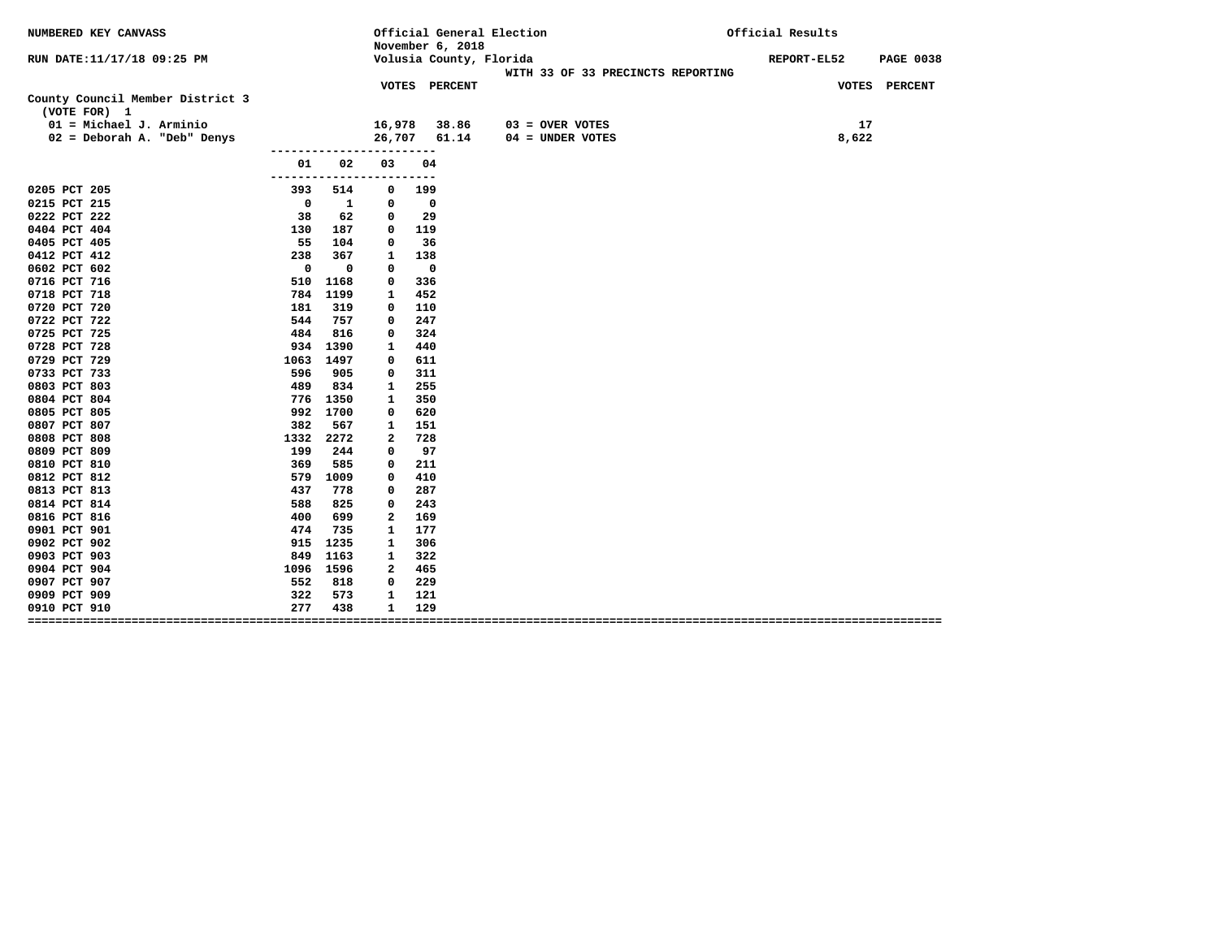NUMBERED KEY CANVASS

RUN DATE:11/17/18 09:25 PM

Official General Election
November 6, 2018
Volusia County, Florida
WITH 33 OF 33 PRECINCTS REPORTING

Official Results

REPORT-EL52 PAGE 0038

## County Council Member District 3

(VOTE FOR) 1

| | VOTES | PERCENT | | VOTES | PERCENT |
|---|---|---|---|---|---|
| 01 = Michael J. Arminio | 16,978 | 38.86 | 03 = OVER VOTES | 17 | |
| 02 = Deborah A. "Deb" Denys | 26,707 | 61.14 | 04 = UNDER VOTES | 8,622 | |

| Precinct | 01 | 02 | 03 | 04 |
|---|---|---|---|---|
| 0205 PCT 205 | 393 | 514 | 0 | 199 |
| 0215 PCT 215 | 0 | 1 | 0 | 0 |
| 0222 PCT 222 | 38 | 62 | 0 | 29 |
| 0404 PCT 404 | 130 | 187 | 0 | 119 |
| 0405 PCT 405 | 55 | 104 | 0 | 36 |
| 0412 PCT 412 | 238 | 367 | 1 | 138 |
| 0602 PCT 602 | 0 | 0 | 0 | 0 |
| 0716 PCT 716 | 510 | 1168 | 0 | 336 |
| 0718 PCT 718 | 784 | 1199 | 1 | 452 |
| 0720 PCT 720 | 181 | 319 | 0 | 110 |
| 0722 PCT 722 | 544 | 757 | 0 | 247 |
| 0725 PCT 725 | 484 | 816 | 0 | 324 |
| 0728 PCT 728 | 934 | 1390 | 1 | 440 |
| 0729 PCT 729 | 1063 | 1497 | 0 | 611 |
| 0733 PCT 733 | 596 | 905 | 0 | 311 |
| 0803 PCT 803 | 489 | 834 | 1 | 255 |
| 0804 PCT 804 | 776 | 1350 | 1 | 350 |
| 0805 PCT 805 | 992 | 1700 | 0 | 620 |
| 0807 PCT 807 | 382 | 567 | 1 | 151 |
| 0808 PCT 808 | 1332 | 2272 | 2 | 728 |
| 0809 PCT 809 | 199 | 244 | 0 | 97 |
| 0810 PCT 810 | 369 | 585 | 0 | 211 |
| 0812 PCT 812 | 579 | 1009 | 0 | 410 |
| 0813 PCT 813 | 437 | 778 | 0 | 287 |
| 0814 PCT 814 | 588 | 825 | 0 | 243 |
| 0816 PCT 816 | 400 | 699 | 2 | 169 |
| 0901 PCT 901 | 474 | 735 | 1 | 177 |
| 0902 PCT 902 | 915 | 1235 | 1 | 306 |
| 0903 PCT 903 | 849 | 1163 | 1 | 322 |
| 0904 PCT 904 | 1096 | 1596 | 2 | 465 |
| 0907 PCT 907 | 552 | 818 | 0 | 229 |
| 0909 PCT 909 | 322 | 573 | 1 | 121 |
| 0910 PCT 910 | 277 | 438 | 1 | 129 |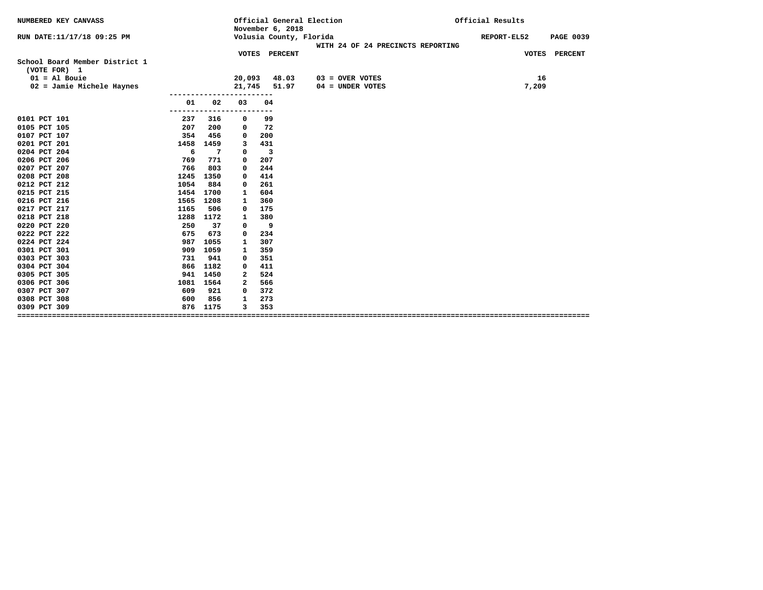NUMBERED KEY CANVASS

Official General Election
November 6, 2018
Volusia County, Florida

Official Results

RUN DATE:11/17/18 09:25 PM

WITH 24 OF 24 PRECINCTS REPORTING

**School Board Member District 1**
(VOTE FOR) 1

| | VOTES | PERCENT | | VOTES |
|---|---|---|---|---|
| 01 = Al Bouie | 20,093 | 48.03 | 03 = OVER VOTES | 16 |
| 02 = Jamie Michele Haynes | 21,745 | 51.97 | 04 = UNDER VOTES | 7,209 |

| | 01 | 02 | 03 | 04 |
|---|---|---|---|---|
| 0101 PCT 101 | 237 | 316 | 0 | 99 |
| 0105 PCT 105 | 207 | 200 | 0 | 72 |
| 0107 PCT 107 | 354 | 456 | 0 | 200 |
| 0201 PCT 201 | 1458 | 1459 | 3 | 431 |
| 0204 PCT 204 | 6 | 7 | 0 | 3 |
| 0206 PCT 206 | 769 | 771 | 0 | 207 |
| 0207 PCT 207 | 766 | 803 | 0 | 244 |
| 0208 PCT 208 | 1245 | 1350 | 0 | 414 |
| 0212 PCT 212 | 1054 | 884 | 0 | 261 |
| 0215 PCT 215 | 1454 | 1700 | 1 | 604 |
| 0216 PCT 216 | 1565 | 1208 | 1 | 360 |
| 0217 PCT 217 | 1165 | 506 | 0 | 175 |
| 0218 PCT 218 | 1288 | 1172 | 1 | 380 |
| 0220 PCT 220 | 250 | 37 | 0 | 9 |
| 0222 PCT 222 | 675 | 673 | 0 | 234 |
| 0224 PCT 224 | 987 | 1055 | 1 | 307 |
| 0301 PCT 301 | 909 | 1059 | 1 | 359 |
| 0303 PCT 303 | 731 | 941 | 0 | 351 |
| 0304 PCT 304 | 866 | 1182 | 0 | 411 |
| 0305 PCT 305 | 941 | 1450 | 2 | 524 |
| 0306 PCT 306 | 1081 | 1564 | 2 | 566 |
| 0307 PCT 307 | 609 | 921 | 0 | 372 |
| 0308 PCT 308 | 600 | 856 | 1 | 273 |
| 0309 PCT 309 | 876 | 1175 | 3 | 353 |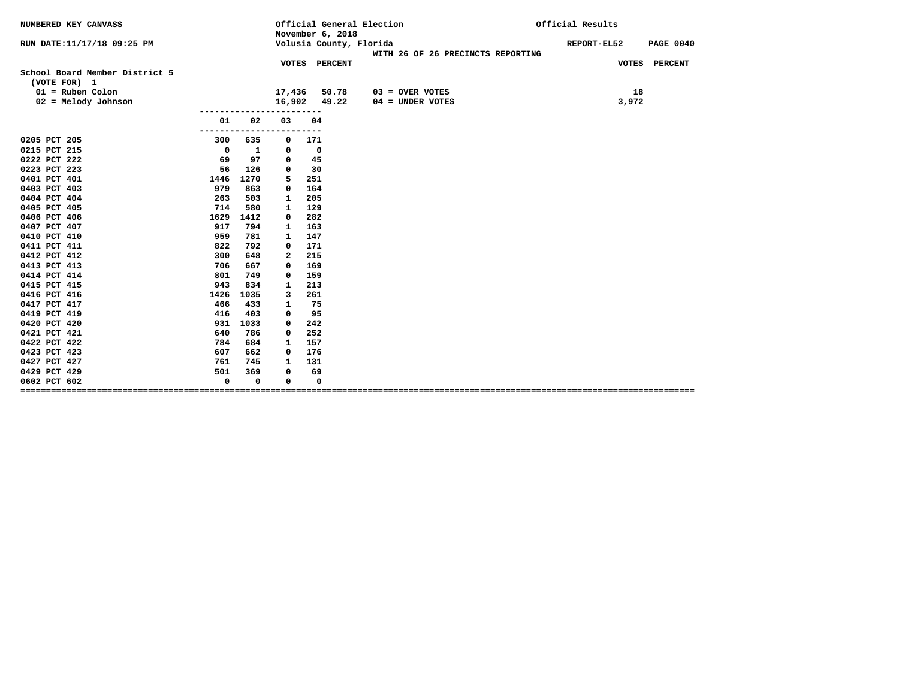NUMBERED KEY CANVASS

RUN DATE:11/17/18 09:25 PM

Official General Election
November 6, 2018
Volusia County, Florida

WITH 26 OF 26 PRECINCTS REPORTING

Official Results

REPORT-EL52 PAGE 0040

**School Board Member District 5**
(VOTE FOR) 1

| | VOTES | PERCENT |
|---|---|---|
| 01 = Ruben Colon | 17,436 | 50.78 |
| 02 = Melody Johnson | 16,902 | 49.22 |

| | VOTES | PERCENT |
|---|---|---|
| 03 = OVER VOTES | 18 | |
| 04 = UNDER VOTES | 3,972 | |

| | 01 | 02 | 03 | 04 |
|---|---|---|---|---|
| 0205 PCT 205 | 300 | 635 | 0 | 171 |
| 0215 PCT 215 | 0 | 1 | 0 | 0 |
| 0222 PCT 222 | 69 | 97 | 0 | 45 |
| 0223 PCT 223 | 56 | 126 | 0 | 30 |
| 0401 PCT 401 | 1446 | 1270 | 5 | 251 |
| 0403 PCT 403 | 979 | 863 | 0 | 164 |
| 0404 PCT 404 | 263 | 503 | 1 | 205 |
| 0405 PCT 405 | 714 | 580 | 1 | 129 |
| 0406 PCT 406 | 1629 | 1412 | 0 | 282 |
| 0407 PCT 407 | 917 | 794 | 1 | 163 |
| 0410 PCT 410 | 959 | 781 | 1 | 147 |
| 0411 PCT 411 | 822 | 792 | 0 | 171 |
| 0412 PCT 412 | 300 | 648 | 2 | 215 |
| 0413 PCT 413 | 706 | 667 | 0 | 169 |
| 0414 PCT 414 | 801 | 749 | 0 | 159 |
| 0415 PCT 415 | 943 | 834 | 1 | 213 |
| 0416 PCT 416 | 1426 | 1035 | 3 | 261 |
| 0417 PCT 417 | 466 | 433 | 1 | 75 |
| 0419 PCT 419 | 416 | 403 | 0 | 95 |
| 0420 PCT 420 | 931 | 1033 | 0 | 242 |
| 0421 PCT 421 | 640 | 786 | 0 | 252 |
| 0422 PCT 422 | 784 | 684 | 1 | 157 |
| 0423 PCT 423 | 607 | 662 | 0 | 176 |
| 0427 PCT 427 | 761 | 745 | 1 | 131 |
| 0429 PCT 429 | 501 | 369 | 0 | 69 |
| 0602 PCT 602 | 0 | 0 | 0 | 0 |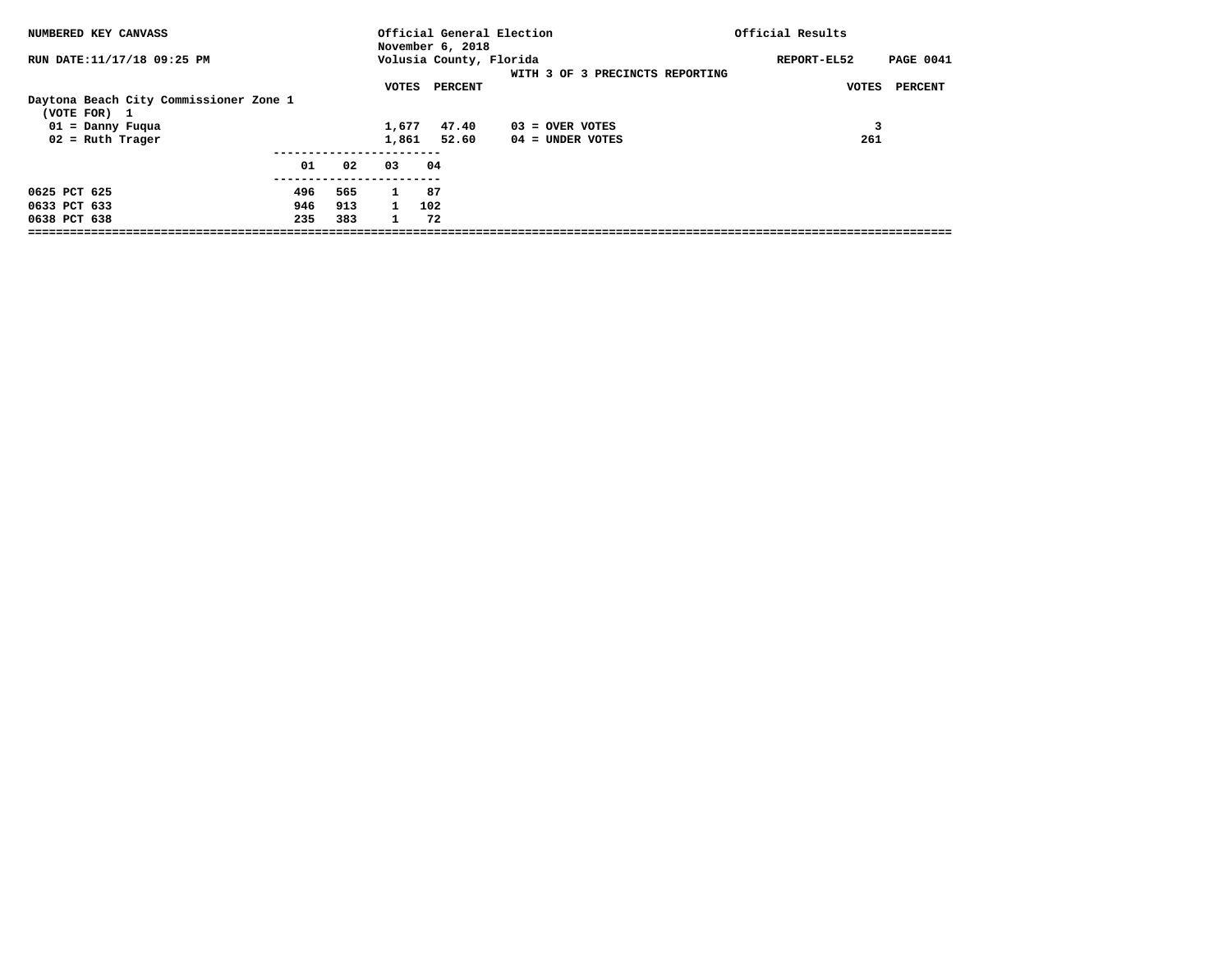NUMBERED KEY CANVASS

RUN DATE:11/17/18 09:25 PM

Official General Election
November 6, 2018
Volusia County, Florida

WITH 3 OF 3 PRECINCTS REPORTING

Official Results

REPORT-EL52

**Daytona Beach City Commissioner Zone 1**
(VOTE FOR) 1

| | VOTES | PERCENT | | VOTES | PERCENT |
|---|---|---|---|---|---|
| 01 = Danny Fuqua | 1,677 | 47.40 | 03 = OVER VOTES | 3 | |
| 02 = Ruth Trager | 1,861 | 52.60 | 04 = UNDER VOTES | 261 | |

| | 01 | 02 | 03 | 04 |
|---|---|---|---|---|
| 0625 PCT 625 | 496 | 565 | 1 | 87 |
| 0633 PCT 633 | 946 | 913 | 1 | 102 |
| 0638 PCT 638 | 235 | 383 | 1 | 72 |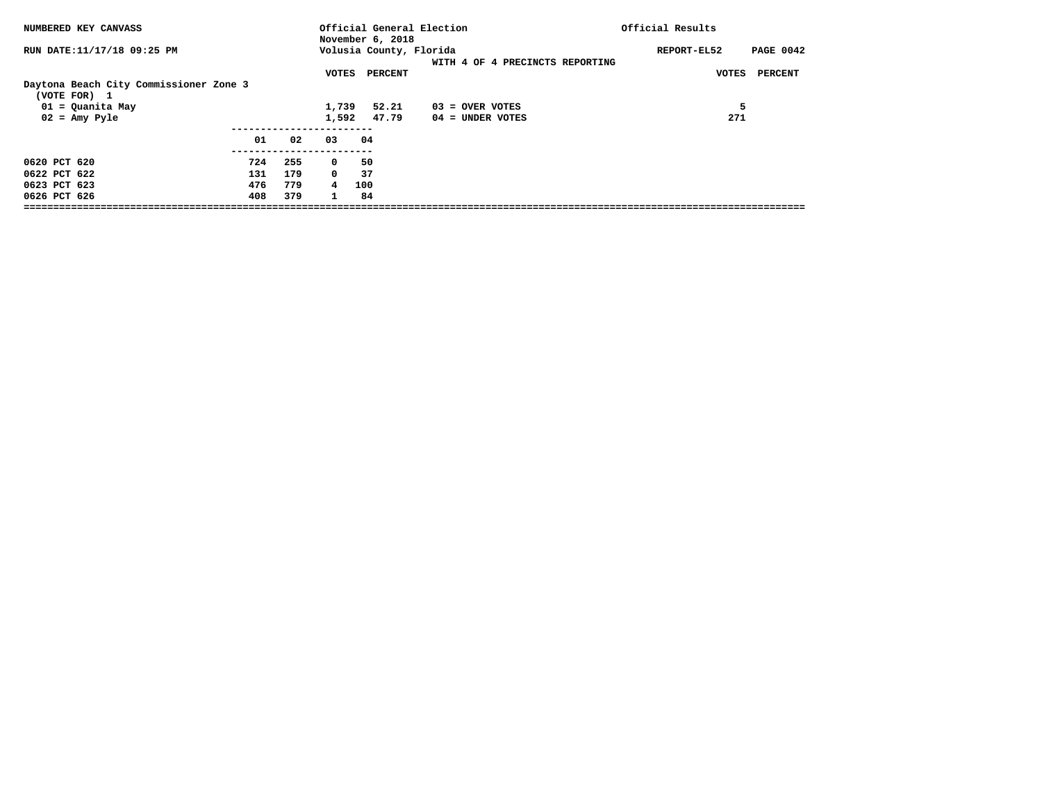NUMBERED KEY CANVASS — Official General Election, November 6, 2018 — Official Results

RUN DATE:11/17/18 09:25 PM — Volusia County, Florida — REPORT-EL52

WITH 4 OF 4 PRECINCTS REPORTING

**Daytona Beach City Commissioner Zone 3**
(VOTE FOR) 1

| | VOTES | PERCENT |
|---|---|---|
| 01 = Quanita May | 1,739 | 52.21 |
| 02 = Amy Pyle | 1,592 | 47.79 |

| | VOTES | PERCENT |
|---|---|---|
| 03 = OVER VOTES | 5 | |
| 04 = UNDER VOTES | 271 | |

| | 01 | 02 | 03 | 04 |
|---|---|---|---|---|
| 0620 PCT 620 | 724 | 255 | 0 | 50 |
| 0622 PCT 622 | 131 | 179 | 0 | 37 |
| 0623 PCT 623 | 476 | 779 | 4 | 100 |
| 0626 PCT 626 | 408 | 379 | 1 | 84 |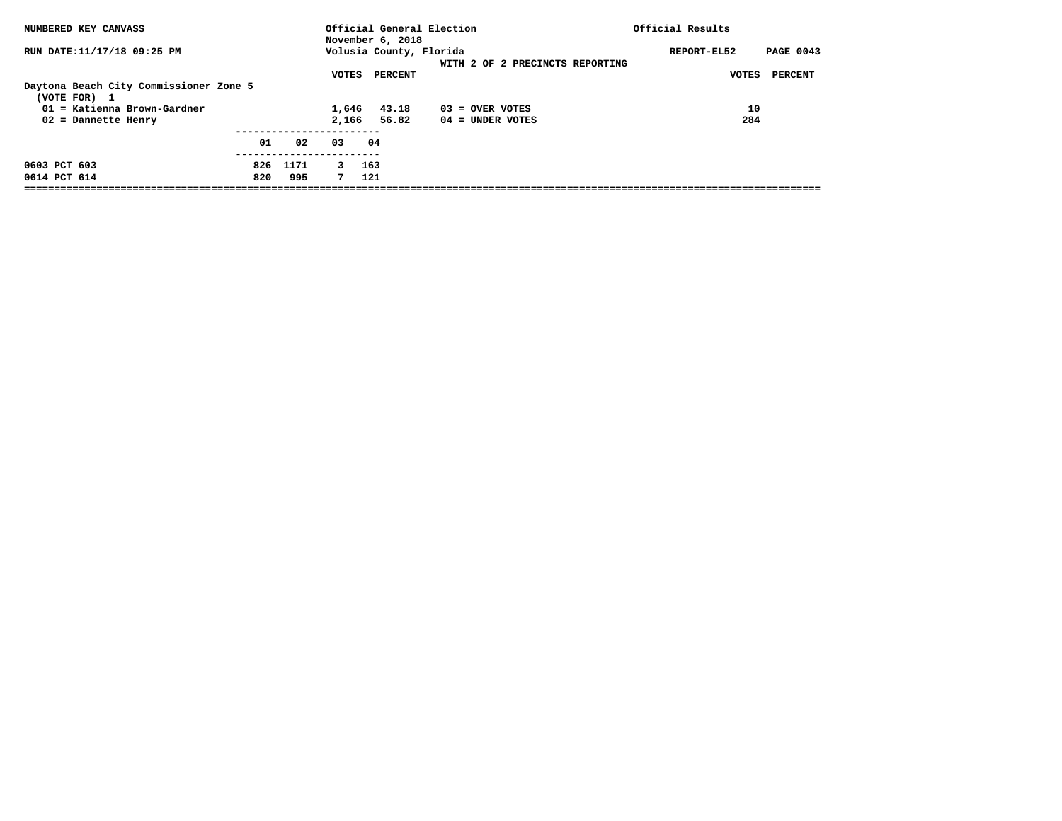NUMBERED KEY CANVASS

RUN DATE:11/17/18 09:25 PM

Official General Election
November 6, 2018
Volusia County, Florida

WITH 2 OF 2 PRECINCTS REPORTING

Official Results

REPORT-EL52 PAGE 0043

**Daytona Beach City Commissioner Zone 5**
(VOTE FOR) 1

| | VOTES | PERCENT | | VOTES | PERCENT |
|---|---|---|---|---|---|
| 01 = Katienna Brown-Gardner | 1,646 | 43.18 | 03 = OVER VOTES | 10 | |
| 02 = Dannette Henry | 2,166 | 56.82 | 04 = UNDER VOTES | 284 | |

| | 01 | 02 | 03 | 04 |
|---|---|---|---|---|
| 0603 PCT 603 | 826 | 1171 | 3 | 163 |
| 0614 PCT 614 | 820 | 995 | 7 | 121 |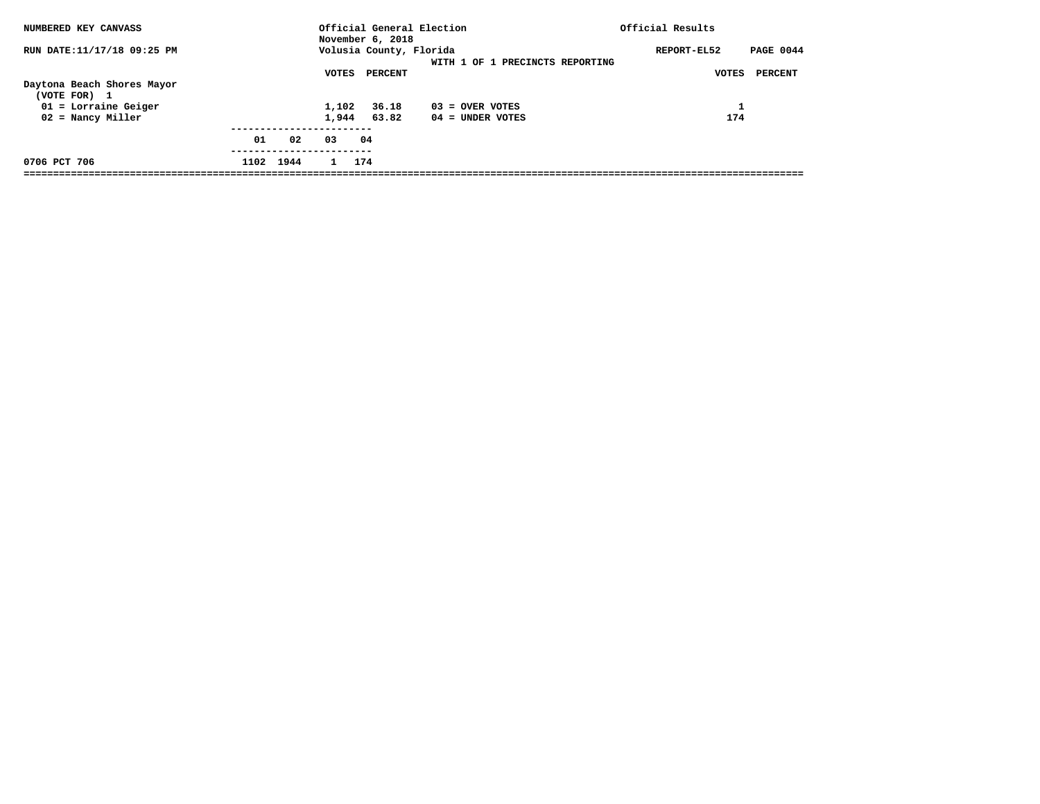NUMBERED KEY CANVASS

Official General Election
November 6, 2018
Volusia County, Florida

Official Results

RUN DATE:11/17/18 09:25 PM

REPORT-EL52 PAGE 0044

WITH 1 OF 1 PRECINCTS REPORTING

**Daytona Beach Shores Mayor**
(VOTE FOR) 1

| | VOTES | PERCENT | | VOTES | PERCENT |
|---|---|---|---|---|---|
| 01 = Lorraine Geiger | 1,102 | 36.18 | 03 = OVER VOTES | 1 | |
| 02 = Nancy Miller | 1,944 | 63.82 | 04 = UNDER VOTES | 174 | |

| | 01 | 02 | 03 | 04 |
|---|---|---|---|---|
| 0706 PCT 706 | 1102 | 1944 | 1 | 174 |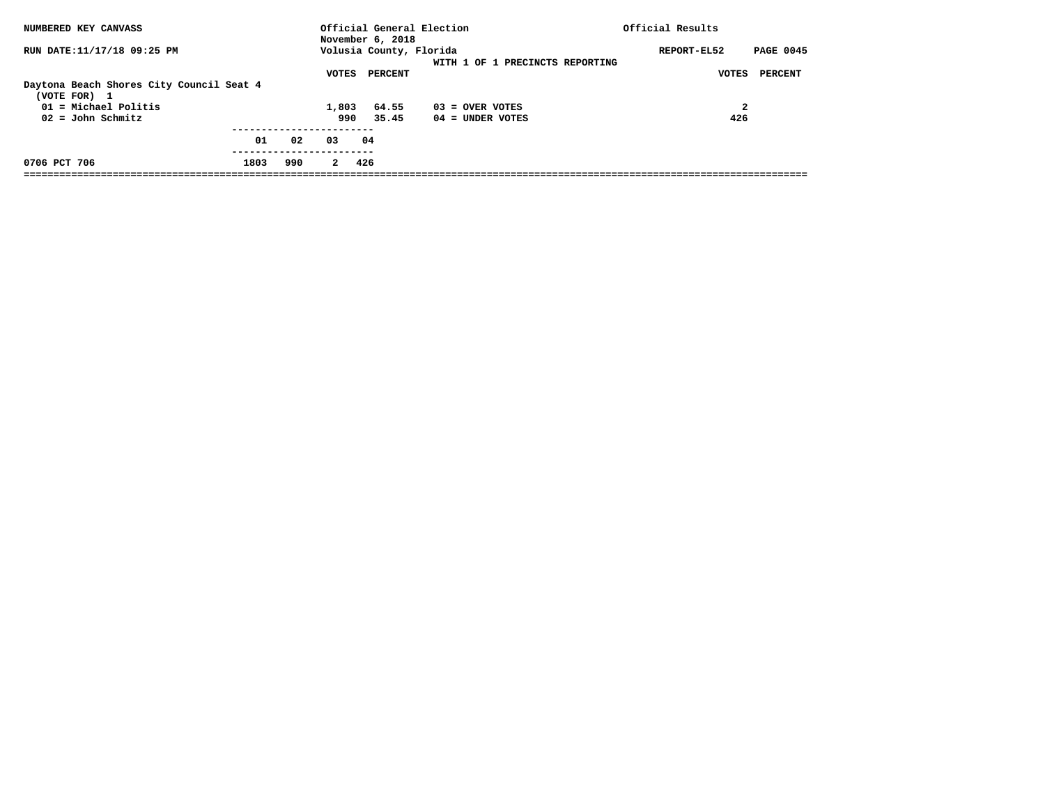NUMBERED KEY CANVASS

Official General Election
November 6, 2018
Volusia County, Florida

Official Results

RUN DATE:11/17/18 09:25 PM

REPORT-EL52 PAGE 0045

WITH 1 OF 1 PRECINCTS REPORTING

## Daytona Beach Shores City Council Seat 4

(VOTE FOR) 1

| | VOTES | PERCENT |
|---|---|---|
| 01 = Michael Politis | 1,803 | 64.55 |
| 02 = John Schmitz | 990 | 35.45 |

| | VOTES | PERCENT |
|---|---|---|
| 03 = OVER VOTES | 2 | |
| 04 = UNDER VOTES | 426 | |

| | 01 | 02 | 03 | 04 |
|---|---|---|---|---|
| 0706 PCT 706 | 1803 | 990 | 2 | 426 |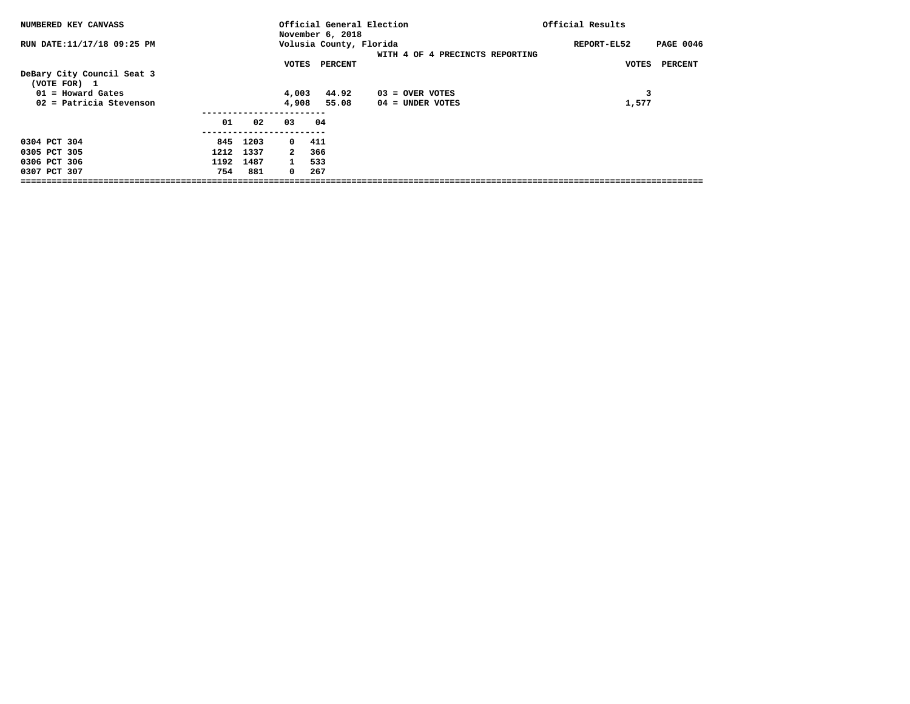NUMBERED KEY CANVASS

RUN DATE:11/17/18 09:25 PM

Official General Election
November 6, 2018
Volusia County, Florida

Official Results

REPORT-EL52

WITH 4 OF 4 PRECINCTS REPORTING

**DeBary City Council Seat 3**
(VOTE FOR) 1

| | VOTES | PERCENT | | VOTES |
|---|---|---|---|---|
| 01 = Howard Gates | 4,003 | 44.92 | 03 = OVER VOTES | 3 |
| 02 = Patricia Stevenson | 4,908 | 55.08 | 04 = UNDER VOTES | 1,577 |

| | 01 | 02 | 03 | 04 |
|---|---|---|---|---|
| 0304 PCT 304 | 845 | 1203 | 0 | 411 |
| 0305 PCT 305 | 1212 | 1337 | 2 | 366 |
| 0306 PCT 306 | 1192 | 1487 | 1 | 533 |
| 0307 PCT 307 | 754 | 881 | 0 | 267 |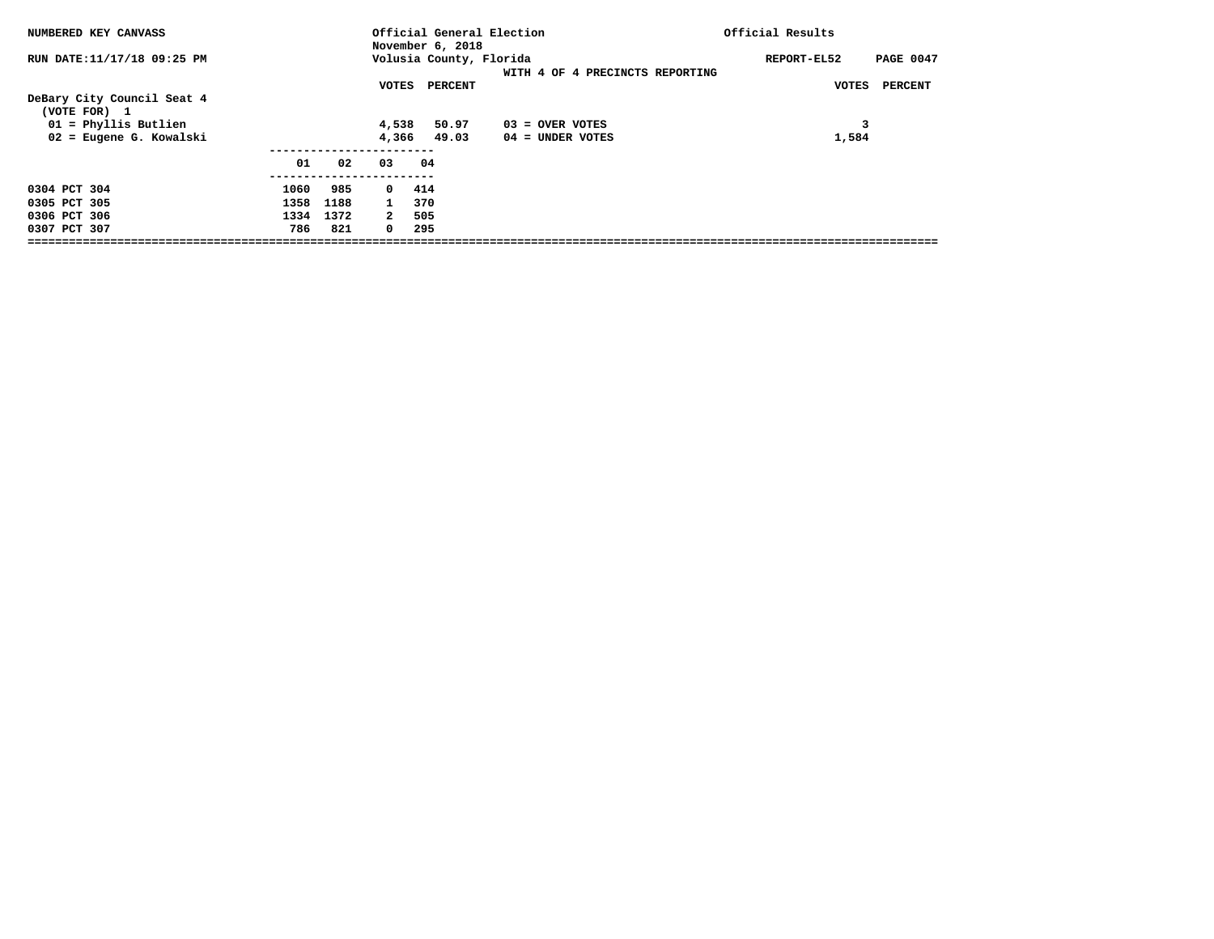NUMBERED KEY CANVASS

RUN DATE:11/17/18 09:25 PM

Official General Election
November 6, 2018
Volusia County, Florida

Official Results

REPORT-EL52

WITH 4 OF 4 PRECINCTS REPORTING

**DeBary City Council Seat 4**
(VOTE FOR) 1

| | VOTES | PERCENT | | VOTES | PERCENT |
|---|---|---|---|---|---|
| 01 = Phyllis Butlien | 4,538 | 50.97 | 03 = OVER VOTES | 3 | |
| 02 = Eugene G. Kowalski | 4,366 | 49.03 | 04 = UNDER VOTES | 1,584 | |

| | 01 | 02 | 03 | 04 |
|---|---|---|---|---|
| 0304 PCT 304 | 1060 | 985 | 0 | 414 |
| 0305 PCT 305 | 1358 | 1188 | 1 | 370 |
| 0306 PCT 306 | 1334 | 1372 | 2 | 505 |
| 0307 PCT 307 | 786 | 821 | 0 | 295 |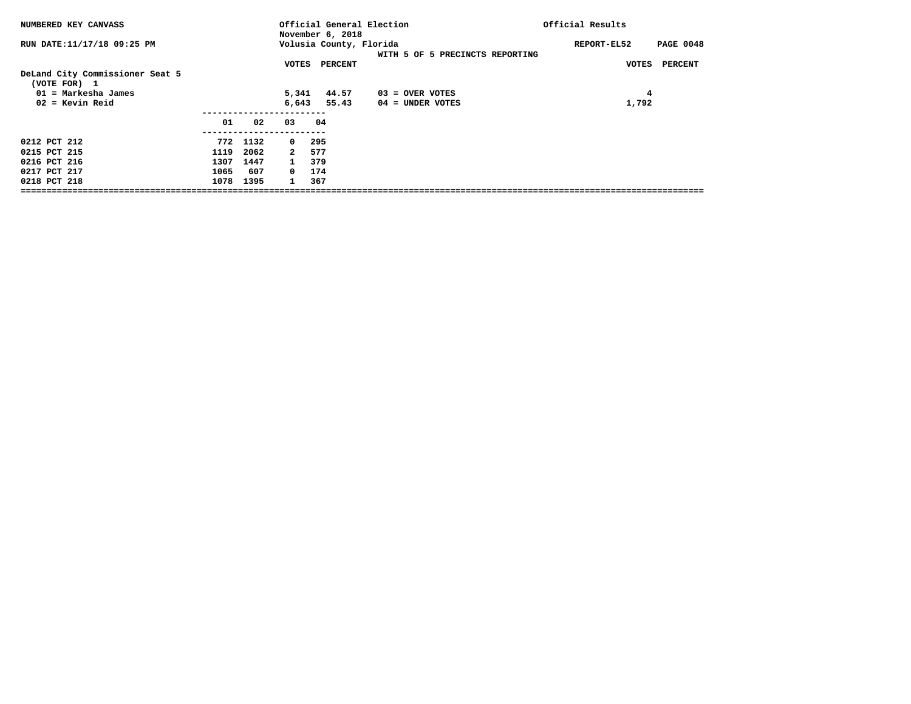NUMBERED KEY CANVASS

Official General Election
November 6, 2018
Volusia County, Florida

Official Results

RUN DATE:11/17/18 09:25 PM

REPORT-EL52

WITH 5 OF 5 PRECINCTS REPORTING

## DeLand City Commissioner Seat 5

(VOTE FOR) 1

| | VOTES | PERCENT | | VOTES |
|---|---|---|---|---|
| 01 = Markesha James | 5,341 | 44.57 | 03 = OVER VOTES | 4 |
| 02 = Kevin Reid | 6,643 | 55.43 | 04 = UNDER VOTES | 1,792 |

| | 01 | 02 | 03 | 04 |
|---|---|---|---|---|
| 0212 PCT 212 | 772 | 1132 | 0 | 295 |
| 0215 PCT 215 | 1119 | 2062 | 2 | 577 |
| 0216 PCT 216 | 1307 | 1447 | 1 | 379 |
| 0217 PCT 217 | 1065 | 607 | 0 | 174 |
| 0218 PCT 218 | 1078 | 1395 | 1 | 367 |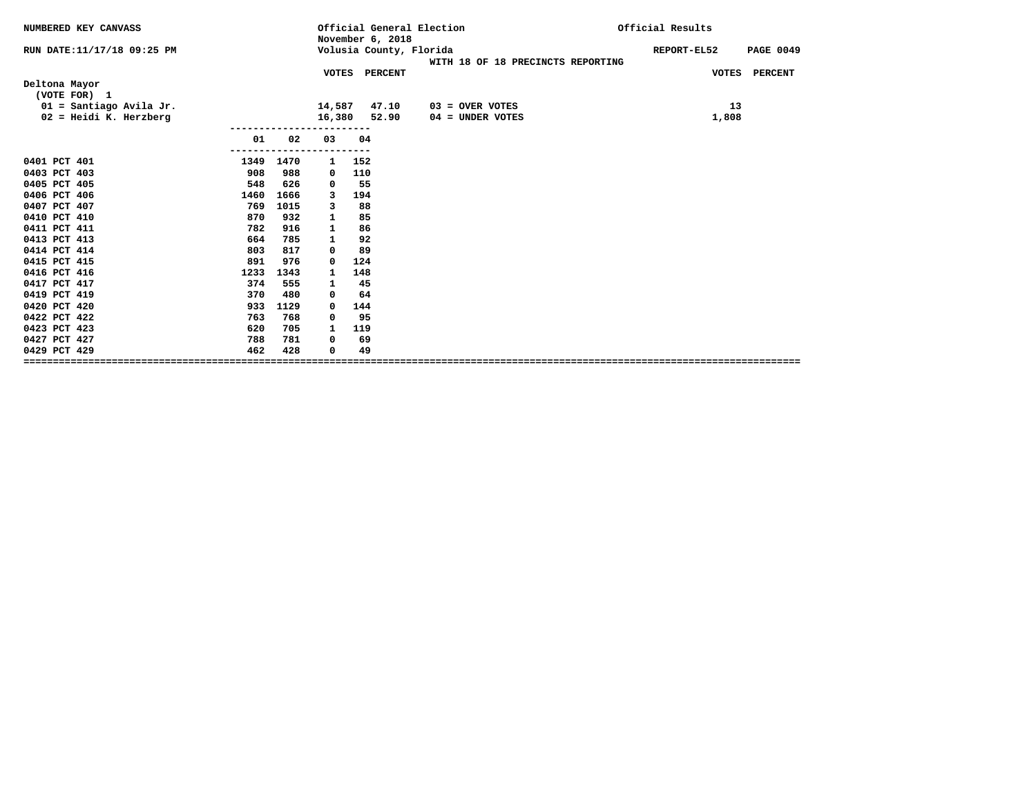NUMBERED KEY CANVASS

RUN DATE:11/17/18 09:25 PM

Official General Election
November 6, 2018
Volusia County, Florida

WITH 18 OF 18 PRECINCTS REPORTING

Official Results

REPORT-EL52

## Deltona Mayor

(VOTE FOR) 1

| | VOTES | PERCENT |
|---|---|---|
| 01 = Santiago Avila Jr. | 14,587 | 47.10 |
| 02 = Heidi K. Herzberg | 16,380 | 52.90 |

| | VOTES | PERCENT |
|---|---|---|
| 03 = OVER VOTES | 13 | |
| 04 = UNDER VOTES | 1,808 | |

| Precinct | 01 | 02 | 03 | 04 |
|---|---|---|---|---|
| 0401 PCT 401 | 1349 | 1470 | 1 | 152 |
| 0403 PCT 403 | 908 | 988 | 0 | 110 |
| 0405 PCT 405 | 548 | 626 | 0 | 55 |
| 0406 PCT 406 | 1460 | 1666 | 3 | 194 |
| 0407 PCT 407 | 769 | 1015 | 3 | 88 |
| 0410 PCT 410 | 870 | 932 | 1 | 85 |
| 0411 PCT 411 | 782 | 916 | 1 | 86 |
| 0413 PCT 413 | 664 | 785 | 1 | 92 |
| 0414 PCT 414 | 803 | 817 | 0 | 89 |
| 0415 PCT 415 | 891 | 976 | 0 | 124 |
| 0416 PCT 416 | 1233 | 1343 | 1 | 148 |
| 0417 PCT 417 | 374 | 555 | 1 | 45 |
| 0419 PCT 419 | 370 | 480 | 0 | 64 |
| 0420 PCT 420 | 933 | 1129 | 0 | 144 |
| 0422 PCT 422 | 763 | 768 | 0 | 95 |
| 0423 PCT 423 | 620 | 705 | 1 | 119 |
| 0427 PCT 427 | 788 | 781 | 0 | 69 |
| 0429 PCT 429 | 462 | 428 | 0 | 49 |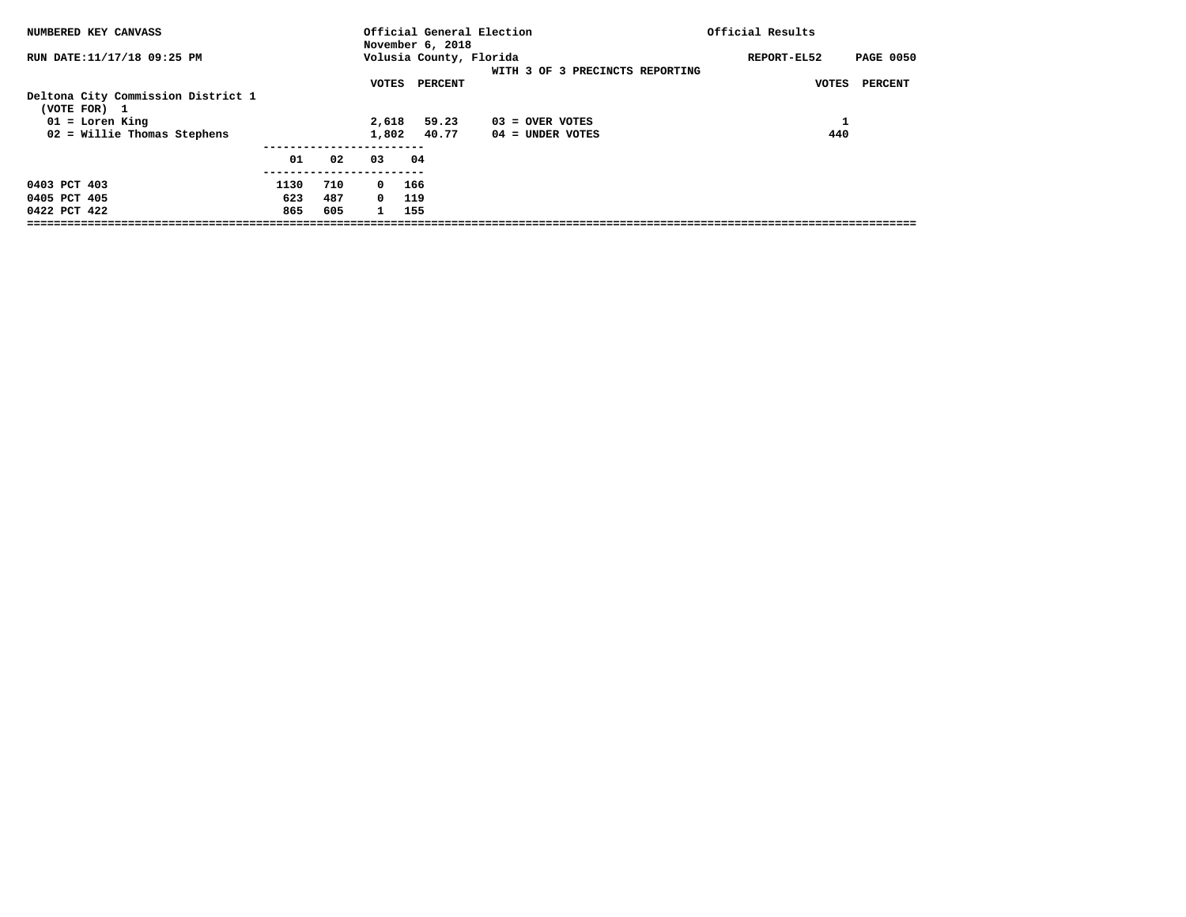NUMBERED KEY CANVASS

RUN DATE:11/17/18 09:25 PM

Official General Election
November 6, 2018
Volusia County, Florida

Official Results

REPORT-EL52

WITH 3 OF 3 PRECINCTS REPORTING

## Deltona City Commission District 1

(VOTE FOR) 1

| | VOTES | PERCENT | | VOTES | PERCENT |
|---|---|---|---|---|---|
| 01 = Loren King | 2,618 | 59.23 | 03 = OVER VOTES | 1 | |
| 02 = Willie Thomas Stephens | 1,802 | 40.77 | 04 = UNDER VOTES | 440 | |

| | 01 | 02 | 03 | 04 |
|---|---|---|---|---|
| 0403 PCT 403 | 1130 | 710 | 0 | 166 |
| 0405 PCT 405 | 623 | 487 | 0 | 119 |
| 0422 PCT 422 | 865 | 605 | 1 | 155 |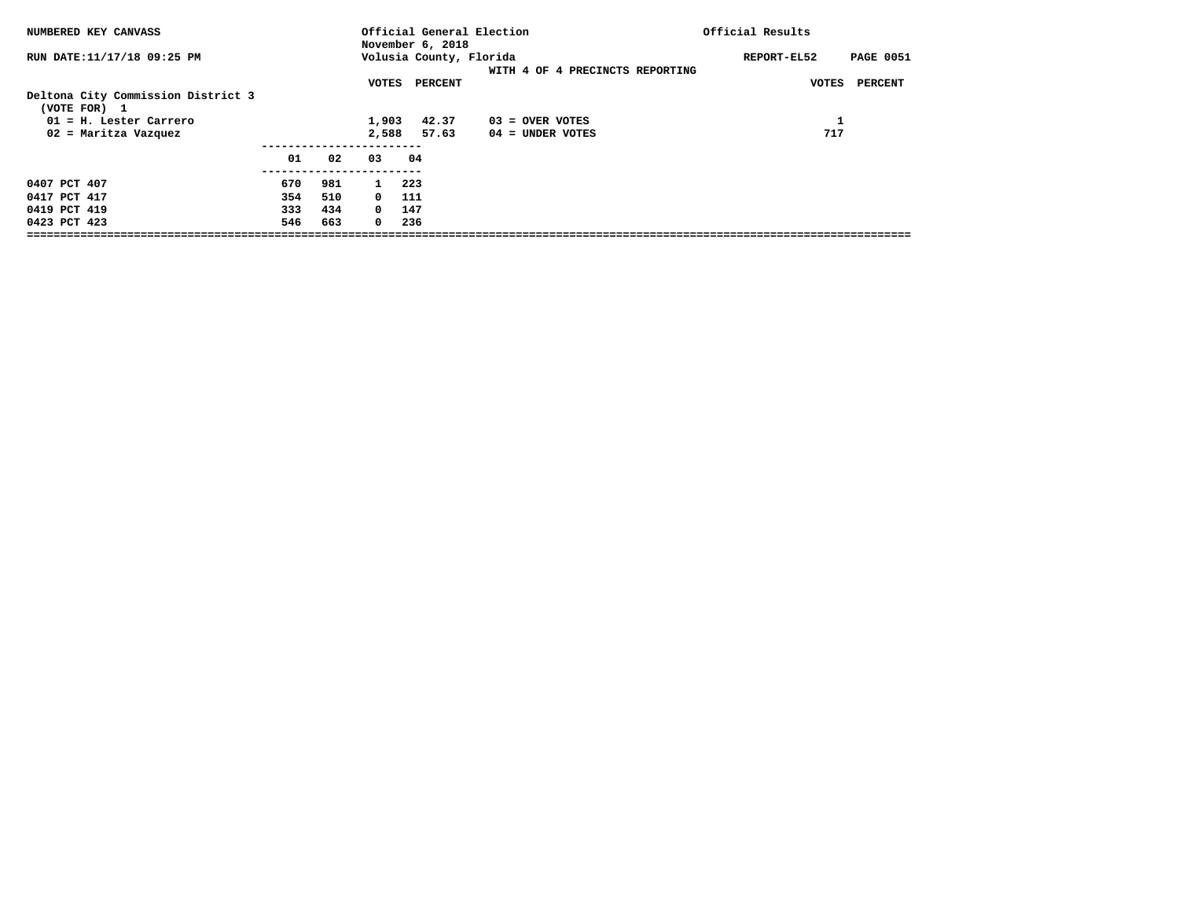NUMBERED KEY CANVASS

RUN DATE:11/17/18 09:25 PM

Official General Election
November 6, 2018
Volusia County, Florida

Official Results

REPORT-EL52

WITH 4 OF 4 PRECINCTS REPORTING

**Deltona City Commission District 3**
(VOTE FOR) 1

| | VOTES | PERCENT | | VOTES | PERCENT |
|---|---|---|---|---|---|
| 01 = H. Lester Carrero | 1,903 | 42.37 | 03 = OVER VOTES | 1 | |
| 02 = Maritza Vazquez | 2,588 | 57.63 | 04 = UNDER VOTES | 717 | |

| | 01 | 02 | 03 | 04 |
|---|---|---|---|---|
| 0407 PCT 407 | 670 | 981 | 1 | 223 |
| 0417 PCT 417 | 354 | 510 | 0 | 111 |
| 0419 PCT 419 | 333 | 434 | 0 | 147 |
| 0423 PCT 423 | 546 | 663 | 0 | 236 |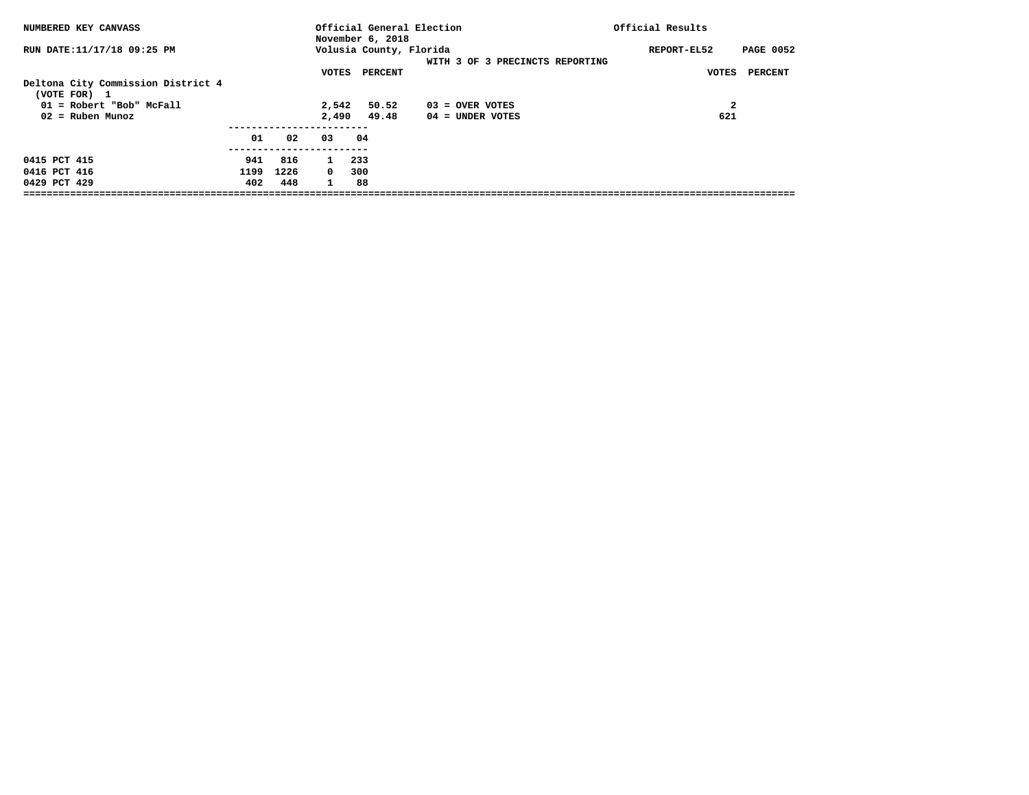NUMBERED KEY CANVASS — Official General Election, November 6, 2018 — Official Results

RUN DATE:11/17/18 09:25 PM — Volusia County, Florida — REPORT-EL52

WITH 3 OF 3 PRECINCTS REPORTING

## Deltona City Commission District 4

(VOTE FOR) 1

| | VOTES | PERCENT |
|---|---|---|
| 01 = Robert "Bob" McFall | 2,542 | 50.52 |
| 02 = Ruben Munoz | 2,490 | 49.48 |

| | VOTES |
|---|---|
| 03 = OVER VOTES | 2 |
| 04 = UNDER VOTES | 621 |

| | 01 | 02 | 03 | 04 |
|---|---|---|---|---|
| 0415 PCT 415 | 941 | 816 | 1 | 233 |
| 0416 PCT 416 | 1199 | 1226 | 0 | 300 |
| 0429 PCT 429 | 402 | 448 | 1 | 88 |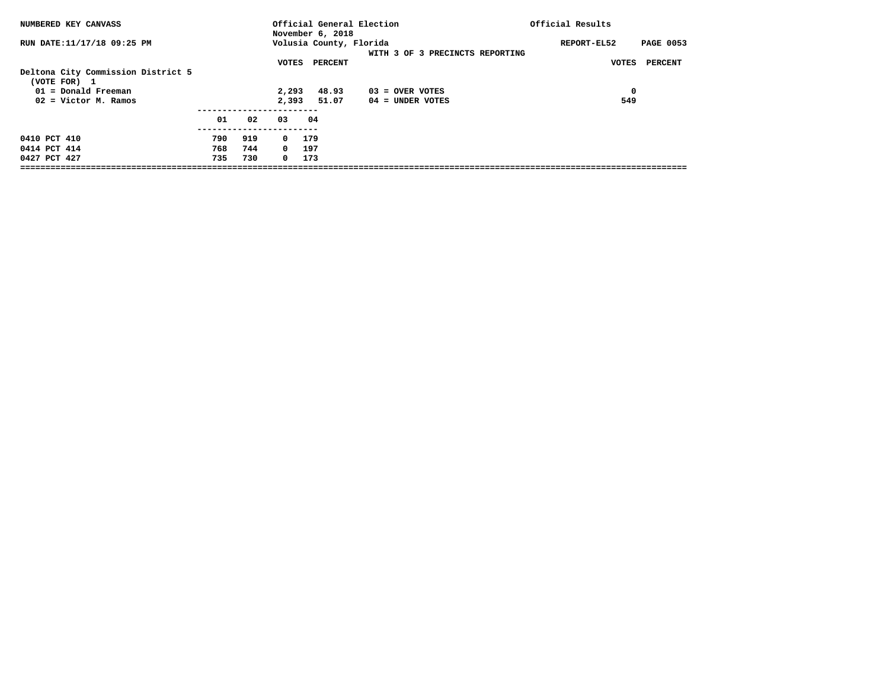NUMBERED KEY CANVASS

RUN DATE:11/17/18 09:25 PM

Official General Election
November 6, 2018
Volusia County, Florida

Official Results

REPORT-EL52 PAGE 0053

WITH 3 OF 3 PRECINCTS REPORTING

## Deltona City Commission District 5
(VOTE FOR) 1

| | VOTES | PERCENT | | VOTES | PERCENT |
|---|---|---|---|---|---|
| 01 = Donald Freeman | 2,293 | 48.93 | 03 = OVER VOTES | 0 | |
| 02 = Victor M. Ramos | 2,393 | 51.07 | 04 = UNDER VOTES | 549 | |

| | 01 | 02 | 03 | 04 |
|---|---|---|---|---|
| 0410 PCT 410 | 790 | 919 | 0 | 179 |
| 0414 PCT 414 | 768 | 744 | 0 | 197 |
| 0427 PCT 427 | 735 | 730 | 0 | 173 |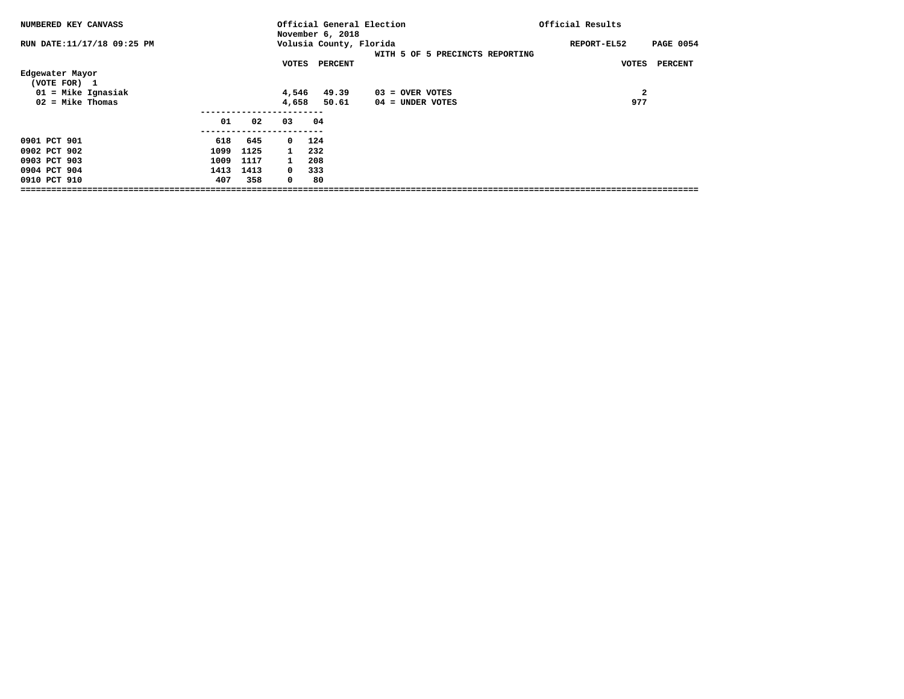NUMBERED KEY CANVASS

Official General Election
November 6, 2018
Volusia County, Florida

Official Results

RUN DATE:11/17/18 09:25 PM

REPORT-EL52 PAGE 0054

WITH 5 OF 5 PRECINCTS REPORTING

**Edgewater Mayor**
(VOTE FOR) 1

| | VOTES | PERCENT | | VOTES | PERCENT |
|---|---|---|---|---|---|
| 01 = Mike Ignasiak | 4,546 | 49.39 | 03 = OVER VOTES | 2 | |
| 02 = Mike Thomas | 4,658 | 50.61 | 04 = UNDER VOTES | 977 | |

| | 01 | 02 | 03 | 04 |
|---|---|---|---|---|
| 0901 PCT 901 | 618 | 645 | 0 | 124 |
| 0902 PCT 902 | 1099 | 1125 | 1 | 232 |
| 0903 PCT 903 | 1009 | 1117 | 1 | 208 |
| 0904 PCT 904 | 1413 | 1413 | 0 | 333 |
| 0910 PCT 910 | 407 | 358 | 0 | 80 |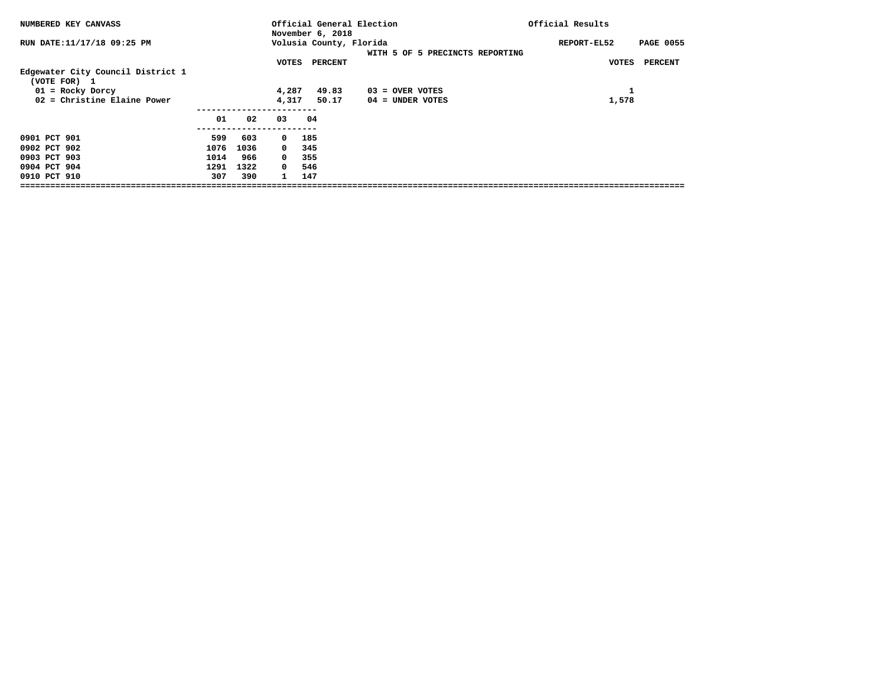NUMBERED KEY CANVASS

RUN DATE:11/17/18 09:25 PM

Official General Election
November 6, 2018
Volusia County, Florida

WITH 5 OF 5 PRECINCTS REPORTING

Official Results

REPORT-EL52

## Edgewater City Council District 1

(VOTE FOR) 1

| | VOTES | PERCENT | | VOTES |
|---|---|---|---|---|
| 01 = Rocky Dorcy | 4,287 | 49.83 | 03 = OVER VOTES | 1 |
| 02 = Christine Elaine Power | 4,317 | 50.17 | 04 = UNDER VOTES | 1,578 |

| | 01 | 02 | 03 | 04 |
|---|---|---|---|---|
| 0901 PCT 901 | 599 | 603 | 0 | 185 |
| 0902 PCT 902 | 1076 | 1036 | 0 | 345 |
| 0903 PCT 903 | 1014 | 966 | 0 | 355 |
| 0904 PCT 904 | 1291 | 1322 | 0 | 546 |
| 0910 PCT 910 | 307 | 390 | 1 | 147 |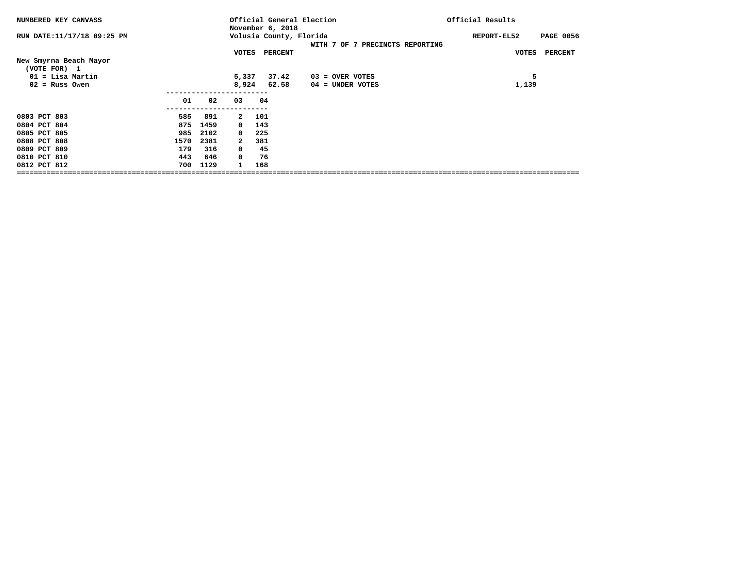NUMBERED KEY CANVASS — Official General Election, November 6, 2018 — Official Results

RUN DATE:11/17/18 09:25 PM — Volusia County, Florida — REPORT-EL52

WITH 7 OF 7 PRECINCTS REPORTING

## New Smyrna Beach Mayor

(VOTE FOR) 1

| | VOTES | PERCENT |
|---|---|---|
| 01 = Lisa Martin | 5,337 | 37.42 |
| 02 = Russ Owen | 8,924 | 62.58 |

| | VOTES | PERCENT |
|---|---|---|
| 03 = OVER VOTES | 5 | |
| 04 = UNDER VOTES | 1,139 | |

| | 01 | 02 | 03 | 04 |
|---|---|---|---|---|
| 0803 PCT 803 | 585 | 891 | 2 | 101 |
| 0804 PCT 804 | 875 | 1459 | 0 | 143 |
| 0805 PCT 805 | 985 | 2102 | 0 | 225 |
| 0808 PCT 808 | 1570 | 2381 | 2 | 381 |
| 0809 PCT 809 | 179 | 316 | 0 | 45 |
| 0810 PCT 810 | 443 | 646 | 0 | 76 |
| 0812 PCT 812 | 700 | 1129 | 1 | 168 |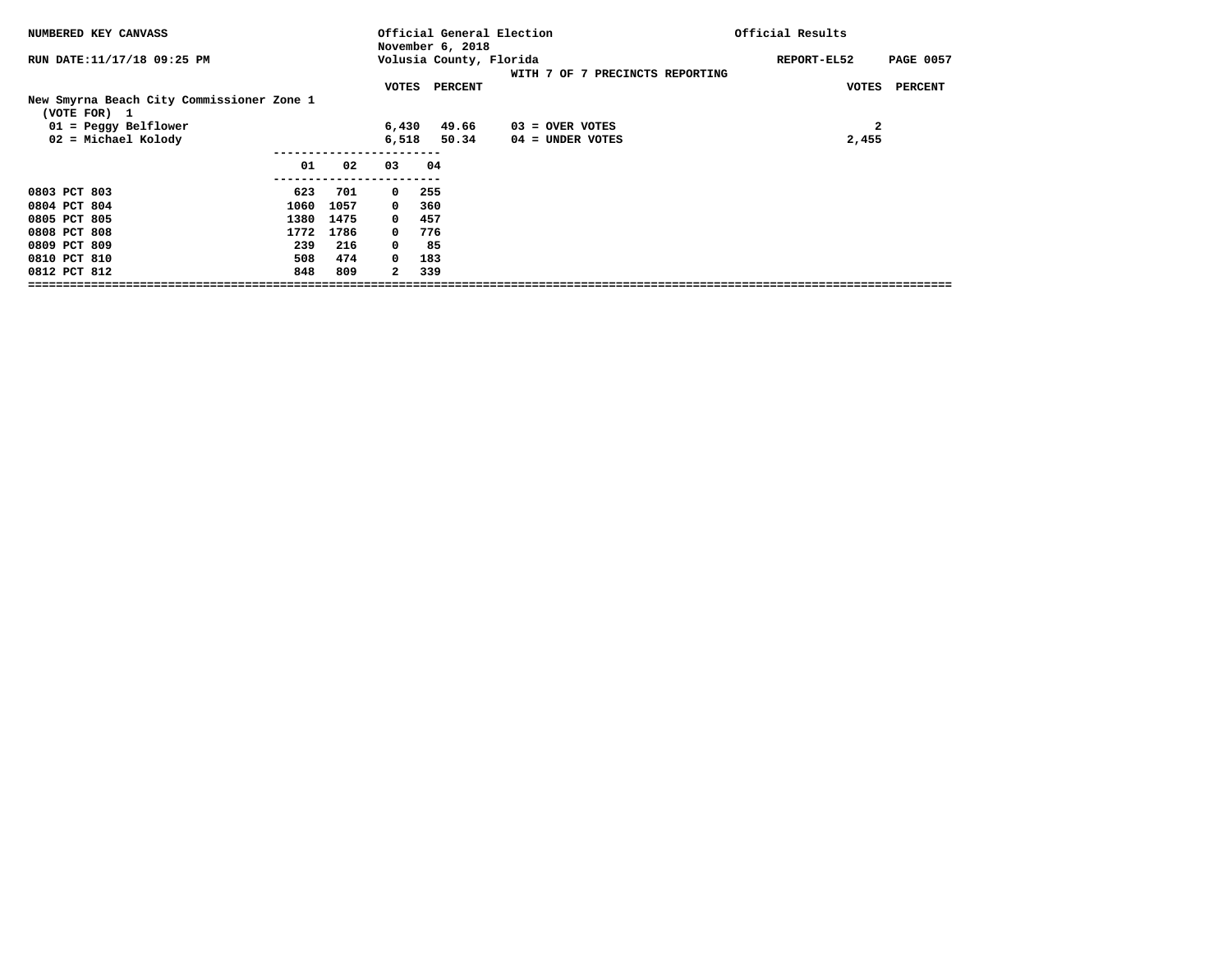NUMBERED KEY CANVASS

RUN DATE:11/17/18 09:25 PM

Official General Election
November 6, 2018
Volusia County, Florida

WITH 7 OF 7 PRECINCTS REPORTING

Official Results

REPORT-EL52

## New Smyrna Beach City Commissioner Zone 1

(VOTE FOR) 1

| | VOTES | PERCENT | | VOTES |
|---|---|---|---|---|
| 01 = Peggy Belflower | 6,430 | 49.66 | 03 = OVER VOTES | 2 |
| 02 = Michael Kolody | 6,518 | 50.34 | 04 = UNDER VOTES | 2,455 |

| Precinct | 01 | 02 | 03 | 04 |
|---|---|---|---|---|
| 0803 PCT 803 | 623 | 701 | 0 | 255 |
| 0804 PCT 804 | 1060 | 1057 | 0 | 360 |
| 0805 PCT 805 | 1380 | 1475 | 0 | 457 |
| 0808 PCT 808 | 1772 | 1786 | 0 | 776 |
| 0809 PCT 809 | 239 | 216 | 0 | 85 |
| 0810 PCT 810 | 508 | 474 | 0 | 183 |
| 0812 PCT 812 | 848 | 809 | 2 | 339 |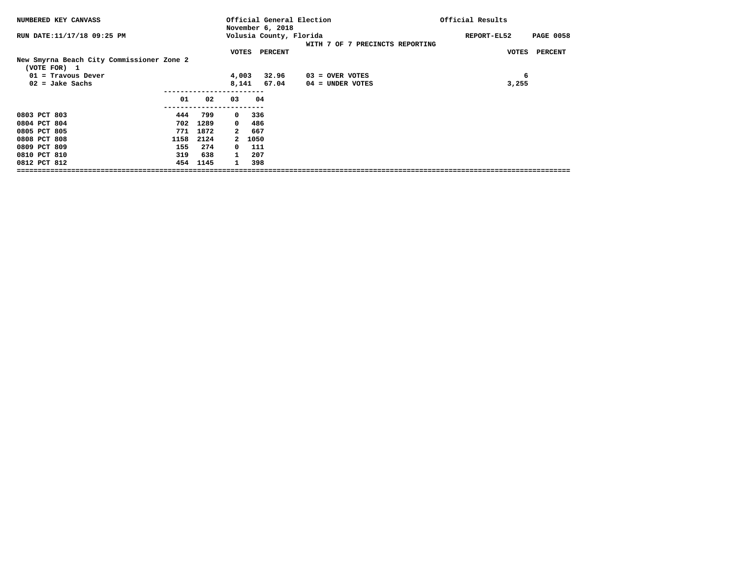NUMBERED KEY CANVASS

Official General Election
November 6, 2018
Volusia County, Florida

Official Results

RUN DATE:11/17/18 09:25 PM

REPORT-EL52

WITH 7 OF 7 PRECINCTS REPORTING

**New Smyrna Beach City Commissioner Zone 2**
(VOTE FOR) 1

| | VOTES | PERCENT | | VOTES | PERCENT |
|---|---|---|---|---|---|
| 01 = Travous Dever | 4,003 | 32.96 | 03 = OVER VOTES | 6 | |
| 02 = Jake Sachs | 8,141 | 67.04 | 04 = UNDER VOTES | 3,255 | |

| | 01 | 02 | 03 | 04 |
|---|---|---|---|---|
| 0803 PCT 803 | 444 | 799 | 0 | 336 |
| 0804 PCT 804 | 702 | 1289 | 0 | 486 |
| 0805 PCT 805 | 771 | 1872 | 2 | 667 |
| 0808 PCT 808 | 1158 | 2124 | 2 | 1050 |
| 0809 PCT 809 | 155 | 274 | 0 | 111 |
| 0810 PCT 810 | 319 | 638 | 1 | 207 |
| 0812 PCT 812 | 454 | 1145 | 1 | 398 |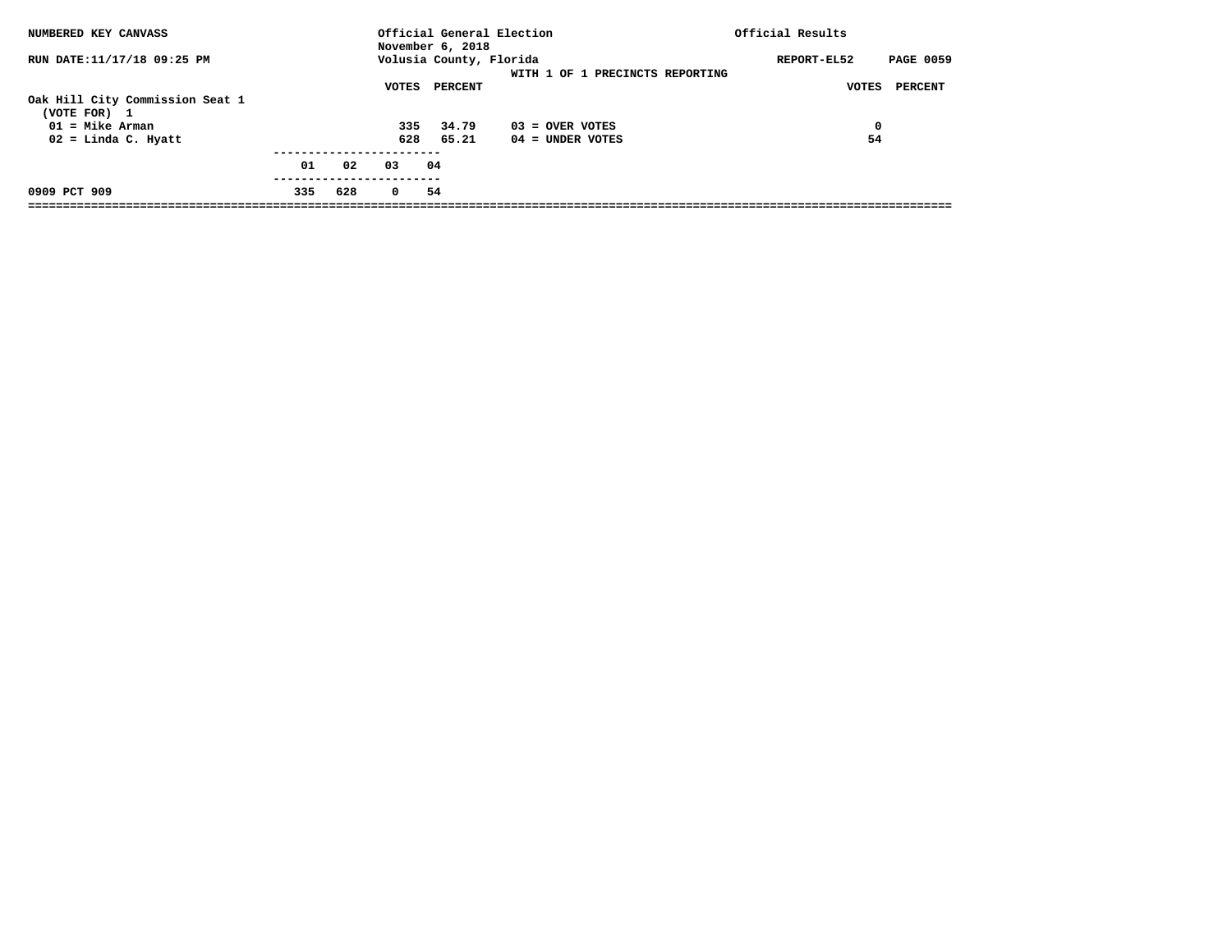NUMBERED KEY CANVASS — Official General Election, November 6, 2018 — Official Results

RUN DATE:11/17/18 09:25 PM — Volusia County, Florida — REPORT-EL52

WITH 1 OF 1 PRECINCTS REPORTING

**Oak Hill City Commission Seat 1**
(VOTE FOR) 1

| | VOTES | PERCENT | | VOTES | PERCENT |
|---|---|---|---|---|---|
| 01 = Mike Arman | 335 | 34.79 | 03 = OVER VOTES | 0 | |
| 02 = Linda C. Hyatt | 628 | 65.21 | 04 = UNDER VOTES | 54 | |

| | 01 | 02 | 03 | 04 |
|---|---|---|---|---|
| 0909 PCT 909 | 335 | 628 | 0 | 54 |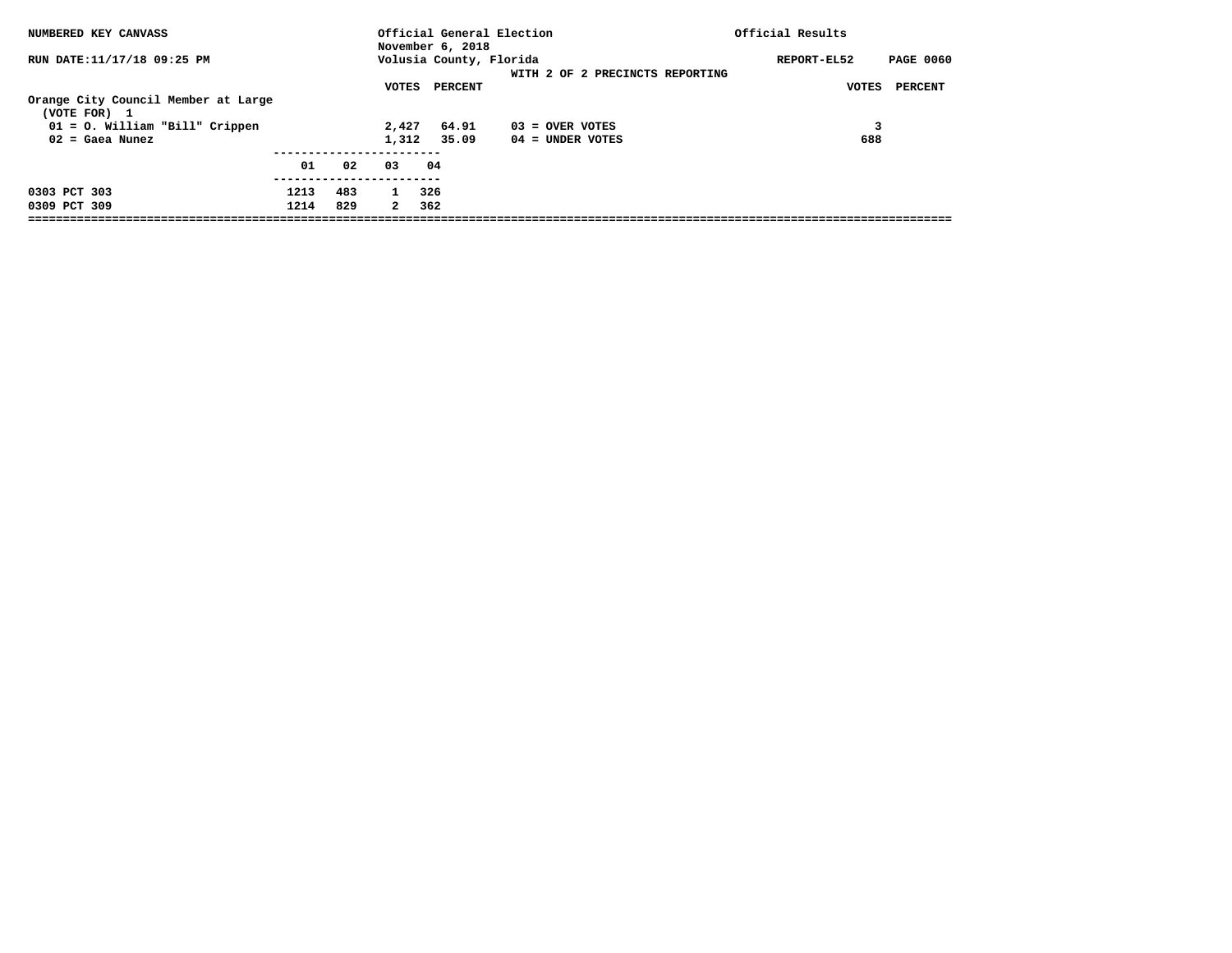NUMBERED KEY CANVASS

Official General Election
November 6, 2018

Official Results

RUN DATE:11/17/18 09:25 PM

Volusia County, Florida

REPORT-EL52

WITH 2 OF 2 PRECINCTS REPORTING

## Orange City Council Member at Large

(VOTE FOR) 1

| | VOTES | PERCENT |
|---|---|---|
| 01 = O. William "Bill" Crippen | 2,427 | 64.91 |
| 02 = Gaea Nunez | 1,312 | 35.09 |

| | VOTES | PERCENT |
|---|---|---|
| 03 = OVER VOTES | 3 | |
| 04 = UNDER VOTES | 688 | |

| | 01 | 02 | 03 | 04 |
|---|---|---|---|---|
| 0303 PCT 303 | 1213 | 483 | 1 | 326 |
| 0309 PCT 309 | 1214 | 829 | 2 | 362 |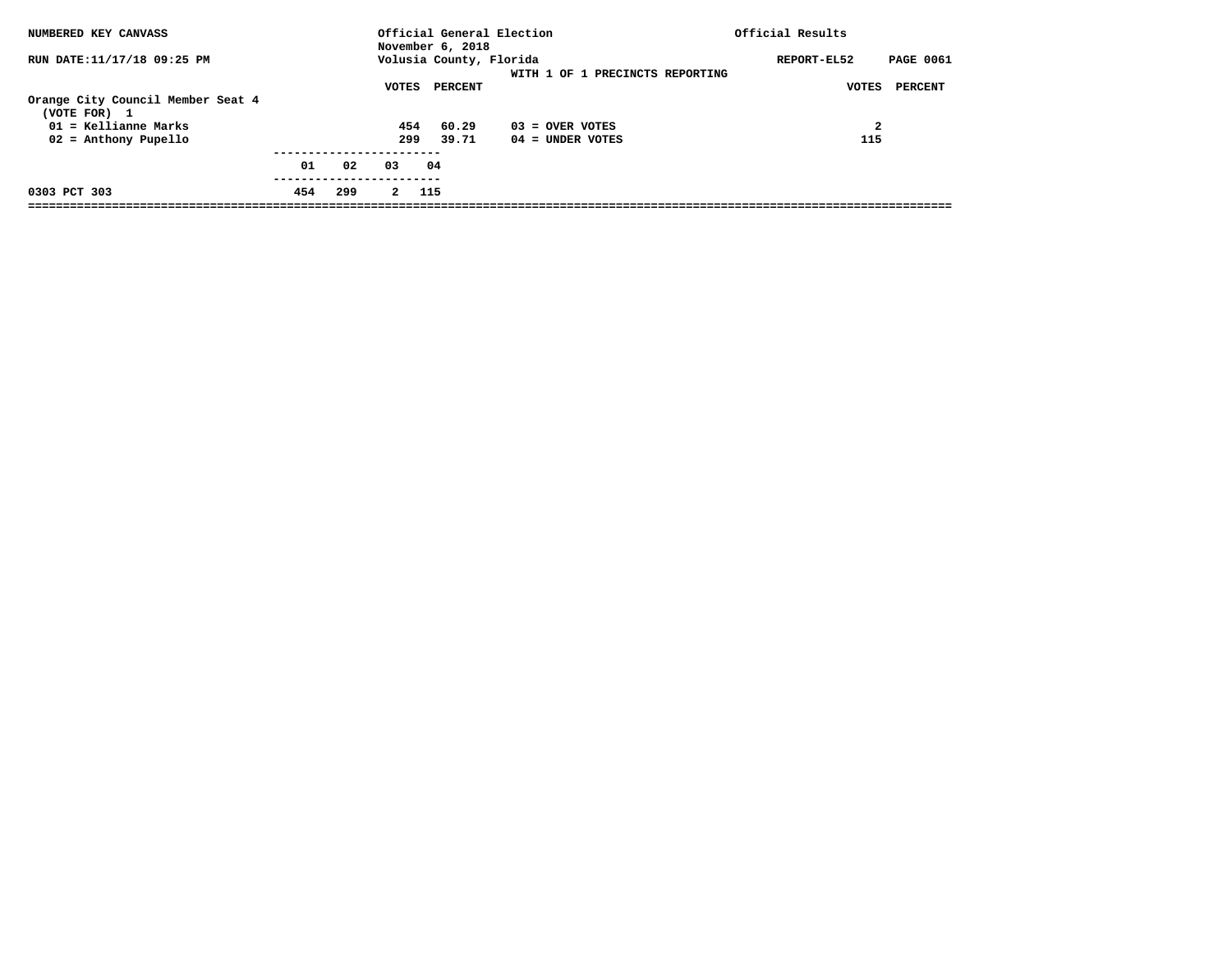NUMBERED KEY CANVASS — Official General Election, November 6, 2018 — Official Results

RUN DATE:11/17/18 09:25 PM — Volusia County, Florida — REPORT-EL52

WITH 1 OF 1 PRECINCTS REPORTING

## Orange City Council Member Seat 4

(VOTE FOR) 1

| | VOTES | PERCENT |
|---|---|---|
| 01 = Kellianne Marks | 454 | 60.29 |
| 02 = Anthony Pupello | 299 | 39.71 |

| | VOTES | PERCENT |
|---|---|---|
| 03 = OVER VOTES | 2 | |
| 04 = UNDER VOTES | 115 | |

| | 01 | 02 | 03 | 04 |
|---|---|---|---|---|
| 0303 PCT 303 | 454 | 299 | 2 | 115 |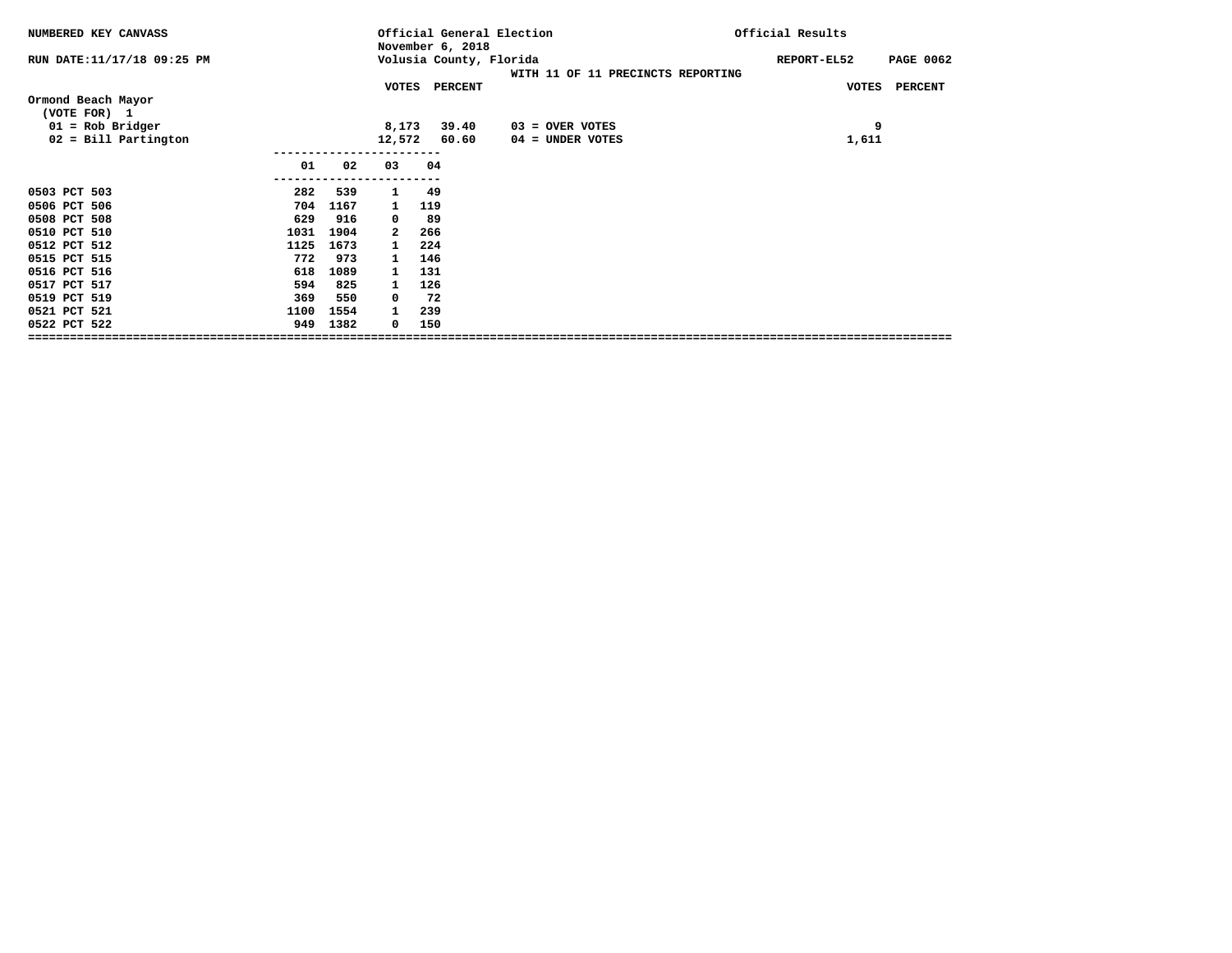NUMBERED KEY CANVASS — Official General Election, November 6, 2018 — Official Results

RUN DATE:11/17/18 09:25 PM — Volusia County, Florida — REPORT-EL52

WITH 11 OF 11 PRECINCTS REPORTING

## Ormond Beach Mayor

(VOTE FOR) 1

| | VOTES | PERCENT |
|---|---|---|
| 01 = Rob Bridger | 8,173 | 39.40 |
| 02 = Bill Partington | 12,572 | 60.60 |

| | VOTES | PERCENT |
|---|---|---|
| 03 = OVER VOTES | 9 | |
| 04 = UNDER VOTES | 1,611 | |

| | 01 | 02 | 03 | 04 |
|---|---|---|---|---|
| 0503 PCT 503 | 282 | 539 | 1 | 49 |
| 0506 PCT 506 | 704 | 1167 | 1 | 119 |
| 0508 PCT 508 | 629 | 916 | 0 | 89 |
| 0510 PCT 510 | 1031 | 1904 | 2 | 266 |
| 0512 PCT 512 | 1125 | 1673 | 1 | 224 |
| 0515 PCT 515 | 772 | 973 | 1 | 146 |
| 0516 PCT 516 | 618 | 1089 | 1 | 131 |
| 0517 PCT 517 | 594 | 825 | 1 | 126 |
| 0519 PCT 519 | 369 | 550 | 0 | 72 |
| 0521 PCT 521 | 1100 | 1554 | 1 | 239 |
| 0522 PCT 522 | 949 | 1382 | 0 | 150 |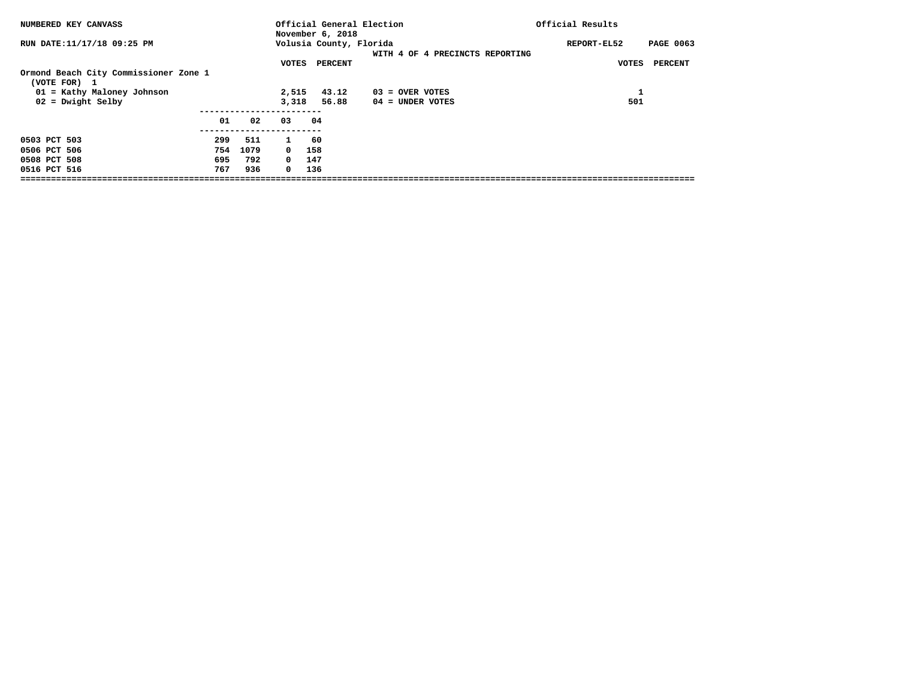NUMBERED KEY CANVASS

Official General Election
November 6, 2018

Official Results

RUN DATE:11/17/18 09:25 PM

Volusia County, Florida

REPORT-EL52

WITH 4 OF 4 PRECINCTS REPORTING

**Ormond Beach City Commissioner Zone 1**
(VOTE FOR) 1

| | VOTES | PERCENT | | VOTES |
|---|---|---|---|---|
| 01 = Kathy Maloney Johnson | 2,515 | 43.12 | 03 = OVER VOTES | 1 |
| 02 = Dwight Selby | 3,318 | 56.88 | 04 = UNDER VOTES | 501 |

| Precinct | 01 | 02 | 03 | 04 |
|---|---|---|---|---|
| 0503 PCT 503 | 299 | 511 | 1 | 60 |
| 0506 PCT 506 | 754 | 1079 | 0 | 158 |
| 0508 PCT 508 | 695 | 792 | 0 | 147 |
| 0516 PCT 516 | 767 | 936 | 0 | 136 |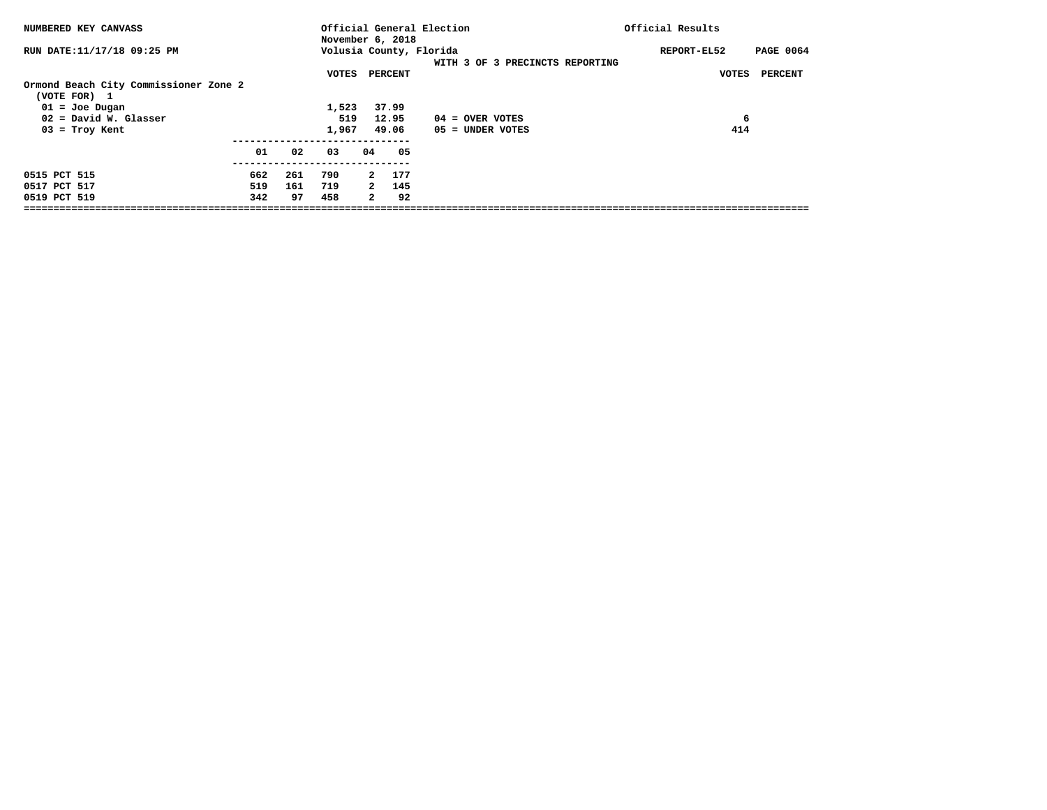NUMBERED KEY CANVASS

RUN DATE:11/17/18 09:25 PM

Official General Election
November 6, 2018
Volusia County, Florida

WITH 3 OF 3 PRECINCTS REPORTING

Official Results

REPORT-EL52

**Ormond Beach City Commissioner Zone 2**
(VOTE FOR) 1

| | VOTES | PERCENT |
|---|---|---|
| 01 = Joe Dugan | 1,523 | 37.99 |
| 02 = David W. Glasser | 519 | 12.95 |
| 03 = Troy Kent | 1,967 | 49.06 |

| | VOTES | PERCENT |
|---|---|---|
| 04 = OVER VOTES | 6 | |
| 05 = UNDER VOTES | 414 | |

| | 01 | 02 | 03 | 04 | 05 |
|---|---|---|---|---|---|
| 0515 PCT 515 | 662 | 261 | 790 | 2 | 177 |
| 0517 PCT 517 | 519 | 161 | 719 | 2 | 145 |
| 0519 PCT 519 | 342 | 97 | 458 | 2 | 92 |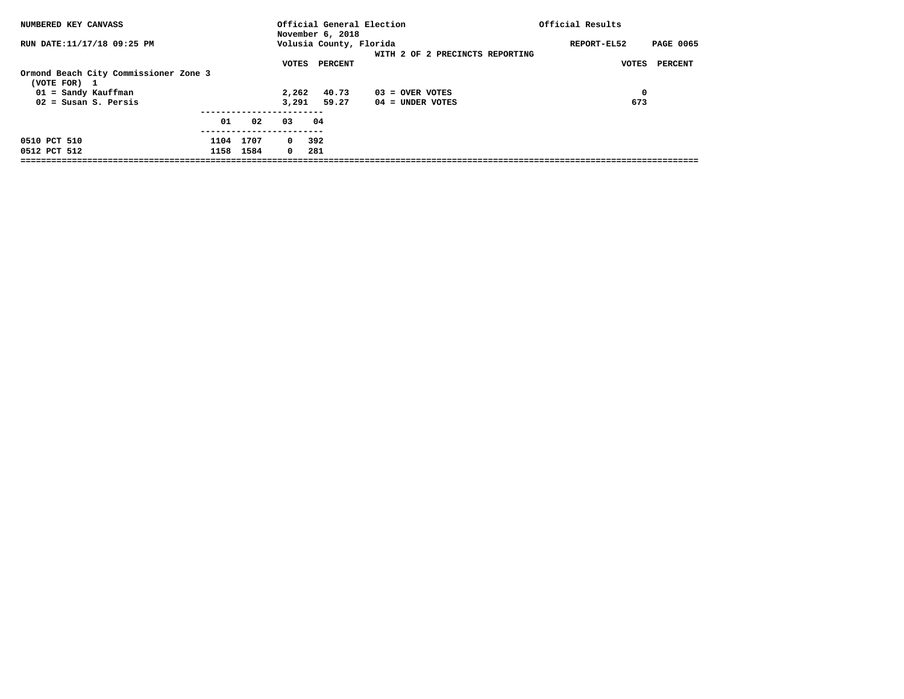NUMBERED KEY CANVASS

RUN DATE:11/17/18 09:25 PM

Official General Election
November 6, 2018
Volusia County, Florida
WITH 2 OF 2 PRECINCTS REPORTING

Official Results

REPORT-EL52 PAGE 0065

**Ormond Beach City Commissioner Zone 3**
(VOTE FOR) 1

| | VOTES | PERCENT | | VOTES | PERCENT |
|---|---|---|---|---|---|
| 01 = Sandy Kauffman | 2,262 | 40.73 | 03 = OVER VOTES | 0 | |
| 02 = Susan S. Persis | 3,291 | 59.27 | 04 = UNDER VOTES | 673 | |

| | 01 | 02 | 03 | 04 |
|---|---|---|---|---|
| 0510 PCT 510 | 1104 | 1707 | 0 | 392 |
| 0512 PCT 512 | 1158 | 1584 | 0 | 281 |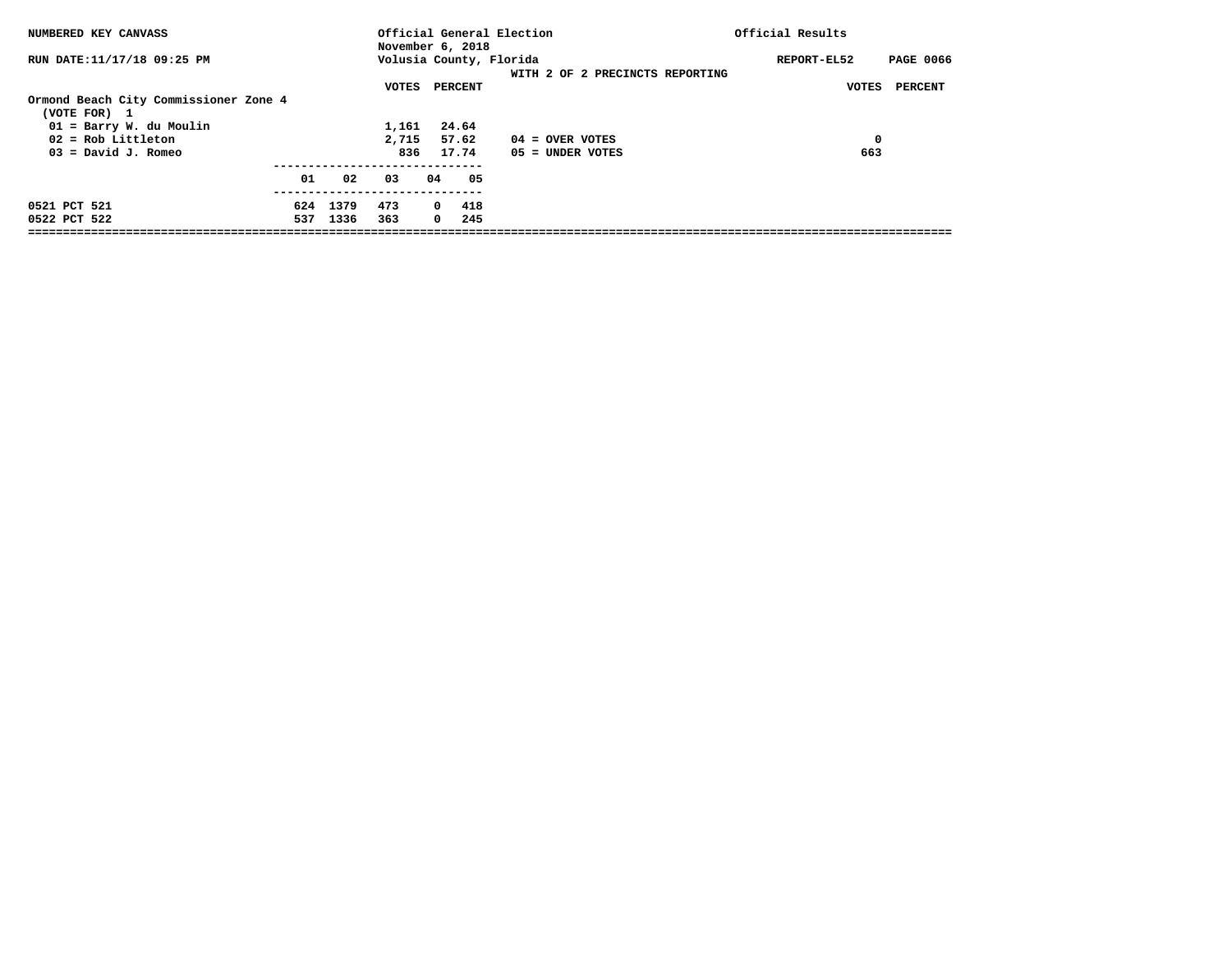NUMBERED KEY CANVASS

Official General Election
November 6, 2018
Volusia County, Florida

Official Results

RUN DATE:11/17/18 09:25 PM

REPORT-EL52 PAGE 0066

WITH 2 OF 2 PRECINCTS REPORTING

## Ormond Beach City Commissioner Zone 4

(VOTE FOR) 1

| | VOTES | PERCENT |
|---|---|---|
| 01 = Barry W. du Moulin | 1,161 | 24.64 |
| 02 = Rob Littleton | 2,715 | 57.62 |
| 03 = David J. Romeo | 836 | 17.74 |

| | VOTES | PERCENT |
|---|---|---|
| 04 = OVER VOTES | 0 | |
| 05 = UNDER VOTES | 663 | |

| | 01 | 02 | 03 | 04 | 05 |
|---|---|---|---|---|---|
| 0521 PCT 521 | 624 | 1379 | 473 | 0 | 418 |
| 0522 PCT 522 | 537 | 1336 | 363 | 0 | 245 |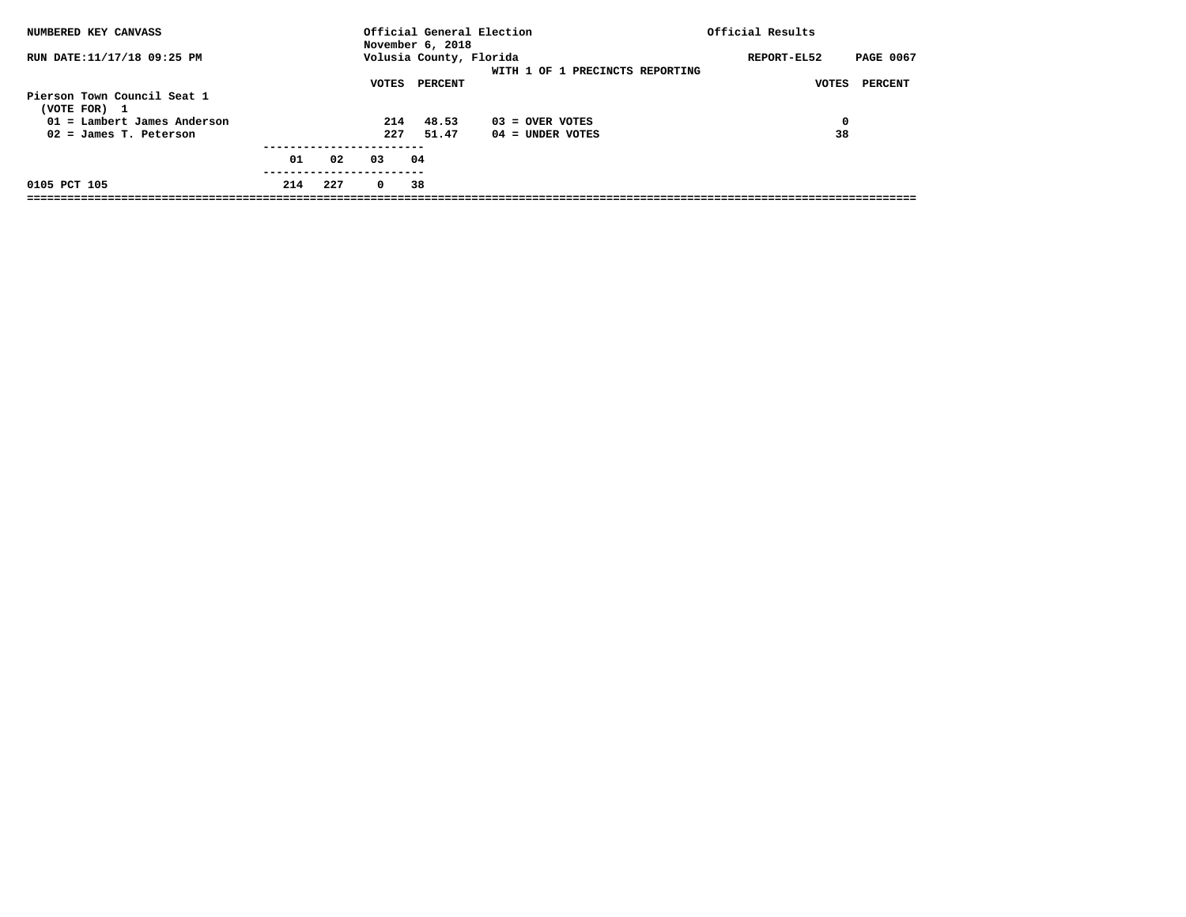NUMBERED KEY CANVASS

RUN DATE:11/17/18 09:25 PM

Official General Election
November 6, 2018
Volusia County, Florida

Official Results

REPORT-EL52

WITH 1 OF 1 PRECINCTS REPORTING

## Pierson Town Council Seat 1

(VOTE FOR) 1

| | VOTES | PERCENT | | VOTES | PERCENT |
|---|---|---|---|---|---|
| 01 = Lambert James Anderson | 214 | 48.53 | 03 = OVER VOTES | 0 | |
| 02 = James T. Peterson | 227 | 51.47 | 04 = UNDER VOTES | 38 | |

| | 01 | 02 | 03 | 04 |
|---|---|---|---|---|
| 0105 PCT 105 | 214 | 227 | 0 | 38 |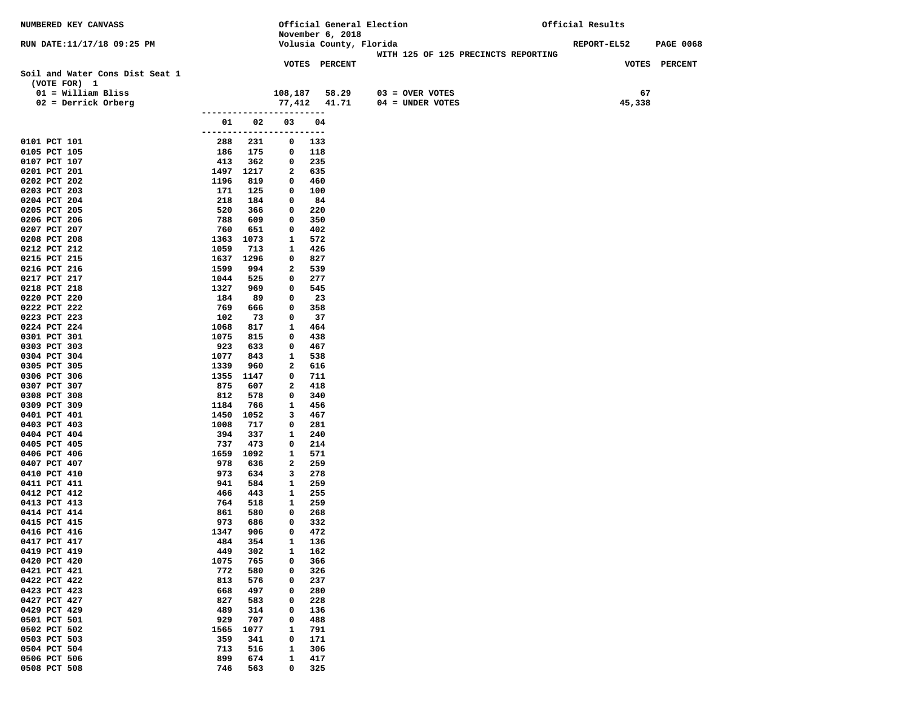NUMBERED KEY CANVASS — Official General Election, November 6, 2018 — Volusia County, Florida — Official Results

RUN DATE:11/17/18 09:25 PM — REPORT-EL52

WITH 125 OF 125 PRECINCTS REPORTING

**Soil and Water Cons Dist Seat 1**

(VOTE FOR) 1

| | VOTES | PERCENT |
|---|---|---|
| 01 = William Bliss | 108,187 | 58.29 |
| 02 = Derrick Orberg | 77,412 | 41.71 |

| | VOTES | PERCENT |
|---|---|---|
| 03 = OVER VOTES | 67 | |
| 04 = UNDER VOTES | 45,338 | |

| Precinct | 01 | 02 | 03 | 04 |
|---|---|---|---|---|
| 0101 PCT 101 | 288 | 231 | 0 | 133 |
| 0105 PCT 105 | 186 | 175 | 0 | 118 |
| 0107 PCT 107 | 413 | 362 | 0 | 235 |
| 0201 PCT 201 | 1497 | 1217 | 2 | 635 |
| 0202 PCT 202 | 1196 | 819 | 0 | 460 |
| 0203 PCT 203 | 171 | 125 | 0 | 100 |
| 0204 PCT 204 | 218 | 184 | 0 | 84 |
| 0205 PCT 205 | 520 | 366 | 0 | 220 |
| 0206 PCT 206 | 788 | 609 | 0 | 350 |
| 0207 PCT 207 | 760 | 651 | 0 | 402 |
| 0208 PCT 208 | 1363 | 1073 | 1 | 572 |
| 0212 PCT 212 | 1059 | 713 | 1 | 426 |
| 0215 PCT 215 | 1637 | 1296 | 0 | 827 |
| 0216 PCT 216 | 1599 | 994 | 2 | 539 |
| 0217 PCT 217 | 1044 | 525 | 0 | 277 |
| 0218 PCT 218 | 1327 | 969 | 0 | 545 |
| 0220 PCT 220 | 184 | 89 | 0 | 23 |
| 0222 PCT 222 | 769 | 666 | 0 | 358 |
| 0223 PCT 223 | 102 | 73 | 0 | 37 |
| 0224 PCT 224 | 1068 | 817 | 1 | 464 |
| 0301 PCT 301 | 1075 | 815 | 0 | 438 |
| 0303 PCT 303 | 923 | 633 | 0 | 467 |
| 0304 PCT 304 | 1077 | 843 | 1 | 538 |
| 0305 PCT 305 | 1339 | 960 | 2 | 616 |
| 0306 PCT 306 | 1355 | 1147 | 0 | 711 |
| 0307 PCT 307 | 875 | 607 | 2 | 418 |
| 0308 PCT 308 | 812 | 578 | 0 | 340 |
| 0309 PCT 309 | 1184 | 766 | 1 | 456 |
| 0401 PCT 401 | 1450 | 1052 | 3 | 467 |
| 0403 PCT 403 | 1008 | 717 | 0 | 281 |
| 0404 PCT 404 | 394 | 337 | 1 | 240 |
| 0405 PCT 405 | 737 | 473 | 0 | 214 |
| 0406 PCT 406 | 1659 | 1092 | 1 | 571 |
| 0407 PCT 407 | 978 | 636 | 2 | 259 |
| 0410 PCT 410 | 973 | 634 | 3 | 278 |
| 0411 PCT 411 | 941 | 584 | 1 | 259 |
| 0412 PCT 412 | 466 | 443 | 1 | 255 |
| 0413 PCT 413 | 764 | 518 | 1 | 259 |
| 0414 PCT 414 | 861 | 580 | 0 | 268 |
| 0415 PCT 415 | 973 | 686 | 0 | 332 |
| 0416 PCT 416 | 1347 | 906 | 0 | 472 |
| 0417 PCT 417 | 484 | 354 | 1 | 136 |
| 0419 PCT 419 | 449 | 302 | 1 | 162 |
| 0420 PCT 420 | 1075 | 765 | 0 | 366 |
| 0421 PCT 421 | 772 | 580 | 0 | 326 |
| 0422 PCT 422 | 813 | 576 | 0 | 237 |
| 0423 PCT 423 | 668 | 497 | 0 | 280 |
| 0427 PCT 427 | 827 | 583 | 0 | 228 |
| 0429 PCT 429 | 489 | 314 | 0 | 136 |
| 0501 PCT 501 | 929 | 707 | 0 | 488 |
| 0502 PCT 502 | 1565 | 1077 | 1 | 791 |
| 0503 PCT 503 | 359 | 341 | 0 | 171 |
| 0504 PCT 504 | 713 | 516 | 1 | 306 |
| 0506 PCT 506 | 899 | 674 | 1 | 417 |
| 0508 PCT 508 | 746 | 563 | 0 | 325 |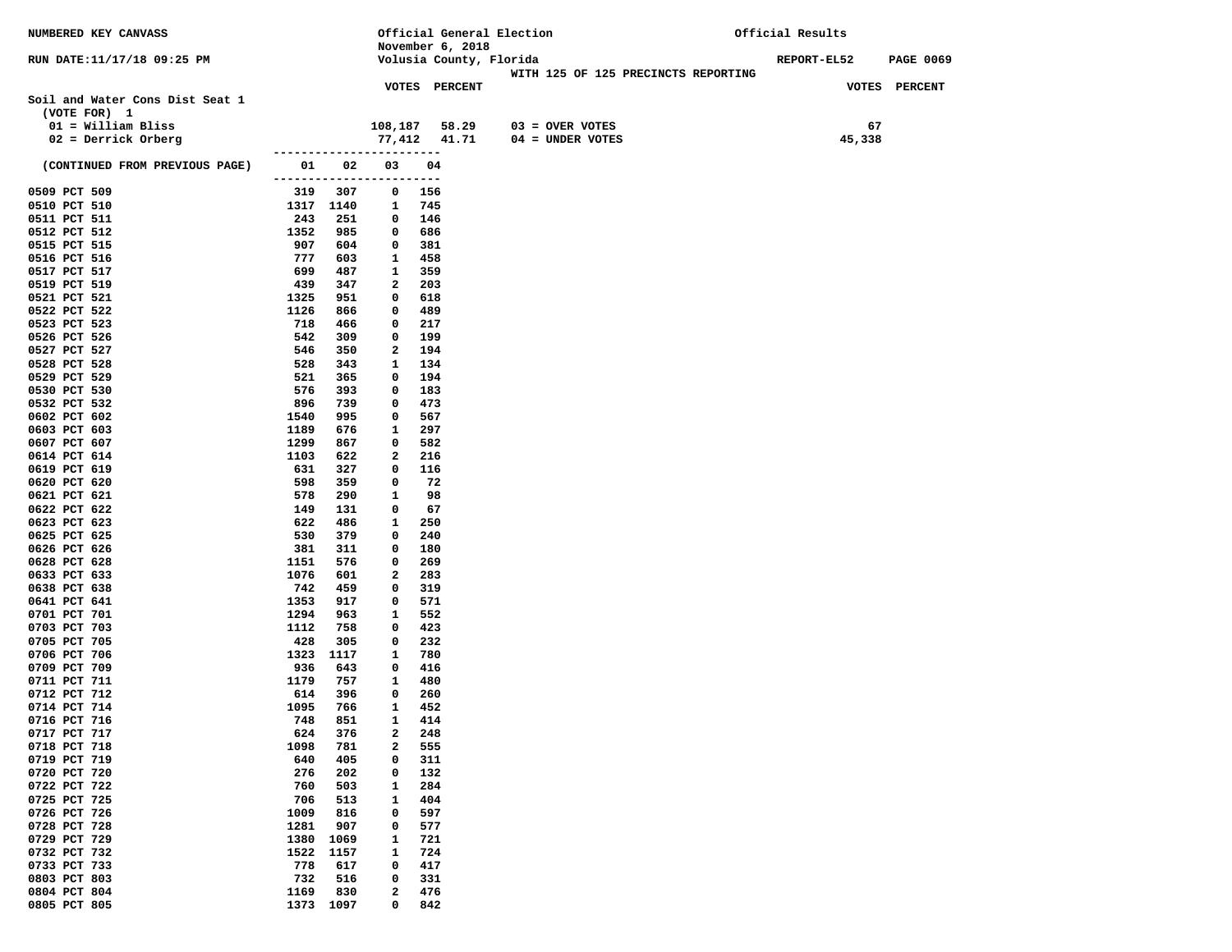NUMBERED KEY CANVASS

RUN DATE:11/17/18 09:25 PM

Official General Election
November 6, 2018
Volusia County, Florida
WITH 125 OF 125 PRECINCTS REPORTING

Official Results
REPORT-EL52

## Soil and Water Cons Dist Seat 1

(VOTE FOR) 1

| | VOTES | PERCENT | | VOTES |
|---|---|---|---|---|
| 01 = William Bliss | 108,187 | 58.29 | 03 = OVER VOTES | 67 |
| 02 = Derrick Orberg | 77,412 | 41.71 | 04 = UNDER VOTES | 45,338 |

| (CONTINUED FROM PREVIOUS PAGE) | 01 | 02 | 03 | 04 |
|---|---|---|---|---|
| 0509 PCT 509 | 319 | 307 | 0 | 156 |
| 0510 PCT 510 | 1317 | 1140 | 1 | 745 |
| 0511 PCT 511 | 243 | 251 | 0 | 146 |
| 0512 PCT 512 | 1352 | 985 | 0 | 686 |
| 0515 PCT 515 | 907 | 604 | 0 | 381 |
| 0516 PCT 516 | 777 | 603 | 1 | 458 |
| 0517 PCT 517 | 699 | 487 | 1 | 359 |
| 0519 PCT 519 | 439 | 347 | 2 | 203 |
| 0521 PCT 521 | 1325 | 951 | 0 | 618 |
| 0522 PCT 522 | 1126 | 866 | 0 | 489 |
| 0523 PCT 523 | 718 | 466 | 0 | 217 |
| 0526 PCT 526 | 542 | 309 | 0 | 199 |
| 0527 PCT 527 | 546 | 350 | 2 | 194 |
| 0528 PCT 528 | 528 | 343 | 1 | 134 |
| 0529 PCT 529 | 521 | 365 | 0 | 194 |
| 0530 PCT 530 | 576 | 393 | 0 | 183 |
| 0532 PCT 532 | 896 | 739 | 0 | 473 |
| 0602 PCT 602 | 1540 | 995 | 0 | 567 |
| 0603 PCT 603 | 1189 | 676 | 1 | 297 |
| 0607 PCT 607 | 1299 | 867 | 0 | 582 |
| 0614 PCT 614 | 1103 | 622 | 2 | 216 |
| 0619 PCT 619 | 631 | 327 | 0 | 116 |
| 0620 PCT 620 | 598 | 359 | 0 | 72 |
| 0621 PCT 621 | 578 | 290 | 1 | 98 |
| 0622 PCT 622 | 149 | 131 | 0 | 67 |
| 0623 PCT 623 | 622 | 486 | 1 | 250 |
| 0625 PCT 625 | 530 | 379 | 0 | 240 |
| 0626 PCT 626 | 381 | 311 | 0 | 180 |
| 0628 PCT 628 | 1151 | 576 | 0 | 269 |
| 0633 PCT 633 | 1076 | 601 | 2 | 283 |
| 0638 PCT 638 | 742 | 459 | 0 | 319 |
| 0641 PCT 641 | 1353 | 917 | 0 | 571 |
| 0701 PCT 701 | 1294 | 963 | 1 | 552 |
| 0703 PCT 703 | 1112 | 758 | 0 | 423 |
| 0705 PCT 705 | 428 | 305 | 0 | 232 |
| 0706 PCT 706 | 1323 | 1117 | 1 | 780 |
| 0709 PCT 709 | 936 | 643 | 0 | 416 |
| 0711 PCT 711 | 1179 | 757 | 1 | 480 |
| 0712 PCT 712 | 614 | 396 | 0 | 260 |
| 0714 PCT 714 | 1095 | 766 | 1 | 452 |
| 0716 PCT 716 | 748 | 851 | 1 | 414 |
| 0717 PCT 717 | 624 | 376 | 2 | 248 |
| 0718 PCT 718 | 1098 | 781 | 2 | 555 |
| 0719 PCT 719 | 640 | 405 | 0 | 311 |
| 0720 PCT 720 | 276 | 202 | 0 | 132 |
| 0722 PCT 722 | 760 | 503 | 1 | 284 |
| 0725 PCT 725 | 706 | 513 | 1 | 404 |
| 0726 PCT 726 | 1009 | 816 | 0 | 597 |
| 0728 PCT 728 | 1281 | 907 | 0 | 577 |
| 0729 PCT 729 | 1380 | 1069 | 1 | 721 |
| 0732 PCT 732 | 1522 | 1157 | 1 | 724 |
| 0733 PCT 733 | 778 | 617 | 0 | 417 |
| 0803 PCT 803 | 732 | 516 | 0 | 331 |
| 0804 PCT 804 | 1169 | 830 | 2 | 476 |
| 0805 PCT 805 | 1373 | 1097 | 0 | 842 |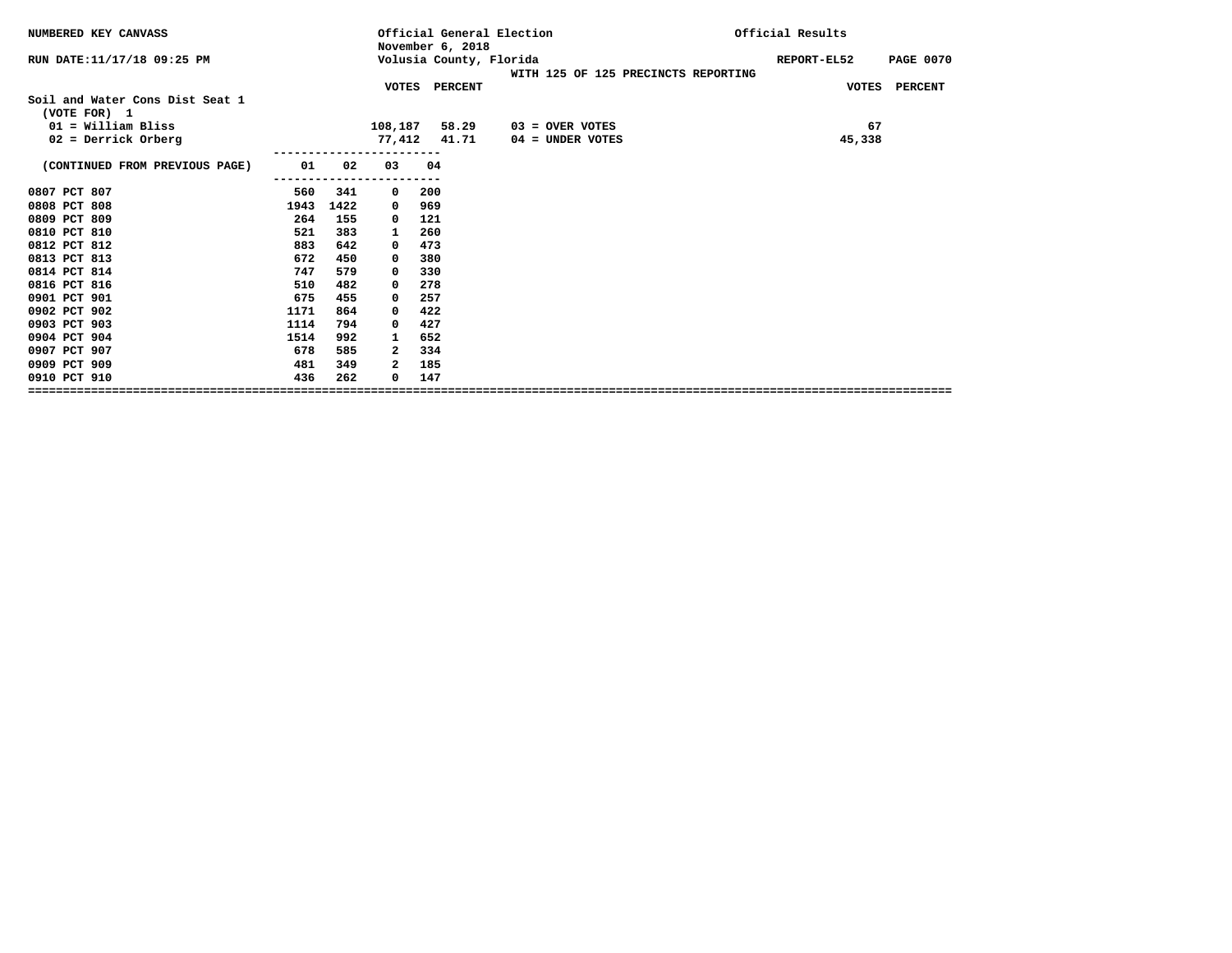NUMBERED KEY CANVASS — Official General Election, November 6, 2018 — Volusia County, Florida — Official Results

RUN DATE:11/17/18 09:25 PM — REPORT-EL52 — WITH 125 OF 125 PRECINCTS REPORTING

## Soil and Water Cons Dist Seat 1

(VOTE FOR) 1

| | VOTES | PERCENT |
|---|---|---|
| 01 = William Bliss | 108,187 | 58.29 |
| 02 = Derrick Orberg | 77,412 | 41.71 |

| | VOTES | PERCENT |
|---|---|---|
| 03 = OVER VOTES | 67 | |
| 04 = UNDER VOTES | 45,338 | |

| (CONTINUED FROM PREVIOUS PAGE) | 01 | 02 | 03 | 04 |
|---|---|---|---|---|
| 0807 PCT 807 | 560 | 341 | 0 | 200 |
| 0808 PCT 808 | 1943 | 1422 | 0 | 969 |
| 0809 PCT 809 | 264 | 155 | 0 | 121 |
| 0810 PCT 810 | 521 | 383 | 1 | 260 |
| 0812 PCT 812 | 883 | 642 | 0 | 473 |
| 0813 PCT 813 | 672 | 450 | 0 | 380 |
| 0814 PCT 814 | 747 | 579 | 0 | 330 |
| 0816 PCT 816 | 510 | 482 | 0 | 278 |
| 0901 PCT 901 | 675 | 455 | 0 | 257 |
| 0902 PCT 902 | 1171 | 864 | 0 | 422 |
| 0903 PCT 903 | 1114 | 794 | 0 | 427 |
| 0904 PCT 904 | 1514 | 992 | 1 | 652 |
| 0907 PCT 907 | 678 | 585 | 2 | 334 |
| 0909 PCT 909 | 481 | 349 | 2 | 185 |
| 0910 PCT 910 | 436 | 262 | 0 | 147 |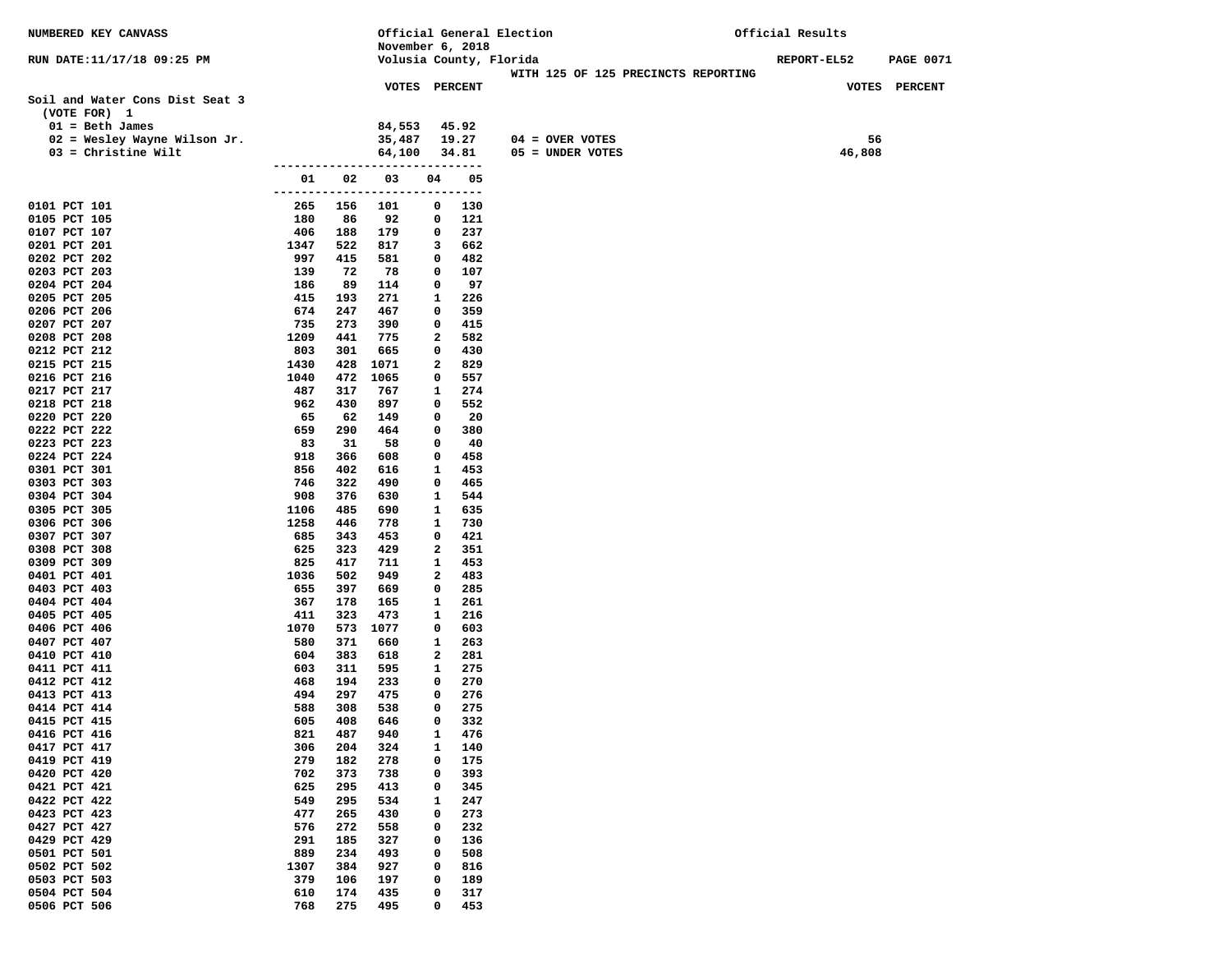NUMBERED KEY CANVASS

RUN DATE:11/17/18 09:25 PM

Official General Election
November 6, 2018
Volusia County, Florida
WITH 125 OF 125 PRECINCTS REPORTING

Official Results

REPORT-EL52

## Soil and Water Cons Dist Seat 3

(VOTE FOR) 1

| | VOTES | PERCENT |
|---|---|---|
| 01 = Beth James | 84,553 | 45.92 |
| 02 = Wesley Wayne Wilson Jr. | 35,487 | 19.27 |
| 03 = Christine Wilt | 64,100 | 34.81 |

| | VOTES | PERCENT |
|---|---|---|
| 04 = OVER VOTES | 56 | |
| 05 = UNDER VOTES | 46,808 | |

| Precinct | 01 | 02 | 03 | 04 | 05 |
|---|---|---|---|---|---|
| 0101 PCT 101 | 265 | 156 | 101 | 0 | 130 |
| 0105 PCT 105 | 180 | 86 | 92 | 0 | 121 |
| 0107 PCT 107 | 406 | 188 | 179 | 0 | 237 |
| 0201 PCT 201 | 1347 | 522 | 817 | 3 | 662 |
| 0202 PCT 202 | 997 | 415 | 581 | 0 | 482 |
| 0203 PCT 203 | 139 | 72 | 78 | 0 | 107 |
| 0204 PCT 204 | 186 | 89 | 114 | 0 | 97 |
| 0205 PCT 205 | 415 | 193 | 271 | 1 | 226 |
| 0206 PCT 206 | 674 | 247 | 467 | 0 | 359 |
| 0207 PCT 207 | 735 | 273 | 390 | 0 | 415 |
| 0208 PCT 208 | 1209 | 441 | 775 | 2 | 582 |
| 0212 PCT 212 | 803 | 301 | 665 | 0 | 430 |
| 0215 PCT 215 | 1430 | 428 | 1071 | 2 | 829 |
| 0216 PCT 216 | 1040 | 472 | 1065 | 0 | 557 |
| 0217 PCT 217 | 487 | 317 | 767 | 1 | 274 |
| 0218 PCT 218 | 962 | 430 | 897 | 0 | 552 |
| 0220 PCT 220 | 65 | 62 | 149 | 0 | 20 |
| 0222 PCT 222 | 659 | 290 | 464 | 0 | 380 |
| 0223 PCT 223 | 83 | 31 | 58 | 0 | 40 |
| 0224 PCT 224 | 918 | 366 | 608 | 0 | 458 |
| 0301 PCT 301 | 856 | 402 | 616 | 1 | 453 |
| 0303 PCT 303 | 746 | 322 | 490 | 0 | 465 |
| 0304 PCT 304 | 908 | 376 | 630 | 1 | 544 |
| 0305 PCT 305 | 1106 | 485 | 690 | 1 | 635 |
| 0306 PCT 306 | 1258 | 446 | 778 | 1 | 730 |
| 0307 PCT 307 | 685 | 343 | 453 | 0 | 421 |
| 0308 PCT 308 | 625 | 323 | 429 | 2 | 351 |
| 0309 PCT 309 | 825 | 417 | 711 | 1 | 453 |
| 0401 PCT 401 | 1036 | 502 | 949 | 2 | 483 |
| 0403 PCT 403 | 655 | 397 | 669 | 0 | 285 |
| 0404 PCT 404 | 367 | 178 | 165 | 1 | 261 |
| 0405 PCT 405 | 411 | 323 | 473 | 1 | 216 |
| 0406 PCT 406 | 1070 | 573 | 1077 | 0 | 603 |
| 0407 PCT 407 | 580 | 371 | 660 | 1 | 263 |
| 0410 PCT 410 | 604 | 383 | 618 | 2 | 281 |
| 0411 PCT 411 | 603 | 311 | 595 | 1 | 275 |
| 0412 PCT 412 | 468 | 194 | 233 | 0 | 270 |
| 0413 PCT 413 | 494 | 297 | 475 | 0 | 276 |
| 0414 PCT 414 | 588 | 308 | 538 | 0 | 275 |
| 0415 PCT 415 | 605 | 408 | 646 | 0 | 332 |
| 0416 PCT 416 | 821 | 487 | 940 | 1 | 476 |
| 0417 PCT 417 | 306 | 204 | 324 | 1 | 140 |
| 0419 PCT 419 | 279 | 182 | 278 | 0 | 175 |
| 0420 PCT 420 | 702 | 373 | 738 | 0 | 393 |
| 0421 PCT 421 | 625 | 295 | 413 | 0 | 345 |
| 0422 PCT 422 | 549 | 295 | 534 | 1 | 247 |
| 0423 PCT 423 | 477 | 265 | 430 | 0 | 273 |
| 0427 PCT 427 | 576 | 272 | 558 | 0 | 232 |
| 0429 PCT 429 | 291 | 185 | 327 | 0 | 136 |
| 0501 PCT 501 | 889 | 234 | 493 | 0 | 508 |
| 0502 PCT 502 | 1307 | 384 | 927 | 0 | 816 |
| 0503 PCT 503 | 379 | 106 | 197 | 0 | 189 |
| 0504 PCT 504 | 610 | 174 | 435 | 0 | 317 |
| 0506 PCT 506 | 768 | 275 | 495 | 0 | 453 |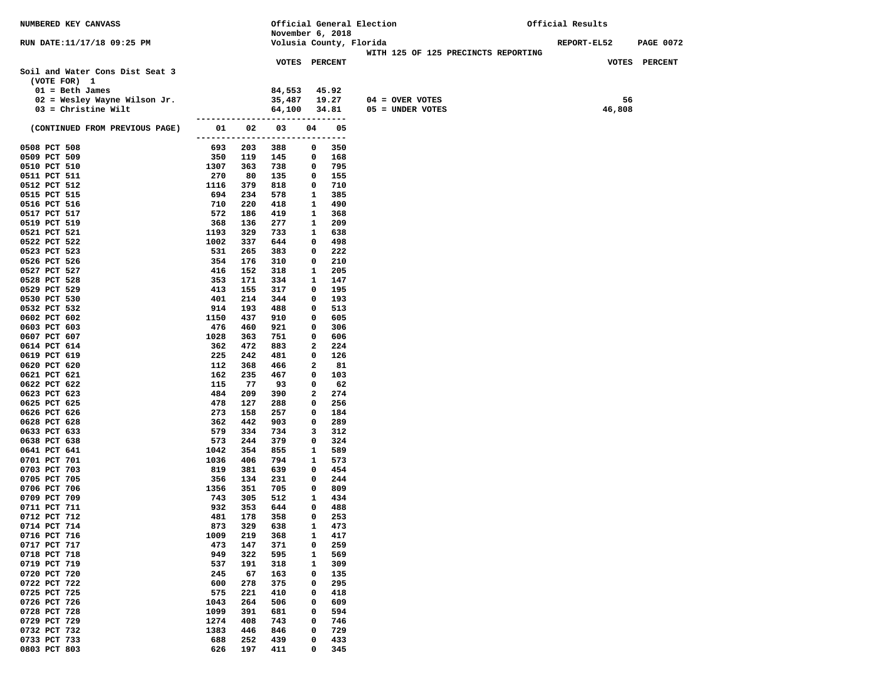NUMBERED KEY CANVASS

RUN DATE:11/17/18 09:25 PM

Official General Election
November 6, 2018
Volusia County, Florida

Official Results

REPORT-EL52 PAGE 0072

WITH 125 OF 125 PRECINCTS REPORTING

## Soil and Water Cons Dist Seat 3

(VOTE FOR) 1

| | VOTES | PERCENT |
|---|---|---|
| 01 = Beth James | 84,553 | 45.92 |
| 02 = Wesley Wayne Wilson Jr. | 35,487 | 19.27 |
| 03 = Christine Wilt | 64,100 | 34.81 |

| | VOTES | PERCENT |
|---|---|---|
| 04 = OVER VOTES | 56 | |
| 05 = UNDER VOTES | 46,808 | |

| (CONTINUED FROM PREVIOUS PAGE) | 01 | 02 | 03 | 04 | 05 |
|---|---|---|---|---|---|
| 0508 PCT 508 | 693 | 203 | 388 | 0 | 350 |
| 0509 PCT 509 | 350 | 119 | 145 | 0 | 168 |
| 0510 PCT 510 | 1307 | 363 | 738 | 0 | 795 |
| 0511 PCT 511 | 270 | 80 | 135 | 0 | 155 |
| 0512 PCT 512 | 1116 | 379 | 818 | 0 | 710 |
| 0515 PCT 515 | 694 | 234 | 578 | 1 | 385 |
| 0516 PCT 516 | 710 | 220 | 418 | 1 | 490 |
| 0517 PCT 517 | 572 | 186 | 419 | 1 | 368 |
| 0519 PCT 519 | 368 | 136 | 277 | 1 | 209 |
| 0521 PCT 521 | 1193 | 329 | 733 | 1 | 638 |
| 0522 PCT 522 | 1002 | 337 | 644 | 0 | 498 |
| 0523 PCT 523 | 531 | 265 | 383 | 0 | 222 |
| 0526 PCT 526 | 354 | 176 | 310 | 0 | 210 |
| 0527 PCT 527 | 416 | 152 | 318 | 1 | 205 |
| 0528 PCT 528 | 353 | 171 | 334 | 1 | 147 |
| 0529 PCT 529 | 413 | 155 | 317 | 0 | 195 |
| 0530 PCT 530 | 401 | 214 | 344 | 0 | 193 |
| 0532 PCT 532 | 914 | 193 | 488 | 0 | 513 |
| 0602 PCT 602 | 1150 | 437 | 910 | 0 | 605 |
| 0603 PCT 603 | 476 | 460 | 921 | 0 | 306 |
| 0607 PCT 607 | 1028 | 363 | 751 | 0 | 606 |
| 0614 PCT 614 | 362 | 472 | 883 | 2 | 224 |
| 0619 PCT 619 | 225 | 242 | 481 | 0 | 126 |
| 0620 PCT 620 | 112 | 368 | 466 | 2 | 81 |
| 0621 PCT 621 | 162 | 235 | 467 | 0 | 103 |
| 0622 PCT 622 | 115 | 77 | 93 | 0 | 62 |
| 0623 PCT 623 | 484 | 209 | 390 | 2 | 274 |
| 0625 PCT 625 | 478 | 127 | 288 | 0 | 256 |
| 0626 PCT 626 | 273 | 158 | 257 | 0 | 184 |
| 0628 PCT 628 | 362 | 442 | 903 | 0 | 289 |
| 0633 PCT 633 | 579 | 334 | 734 | 3 | 312 |
| 0638 PCT 638 | 573 | 244 | 379 | 0 | 324 |
| 0641 PCT 641 | 1042 | 354 | 855 | 1 | 589 |
| 0701 PCT 701 | 1036 | 406 | 794 | 1 | 573 |
| 0703 PCT 703 | 819 | 381 | 639 | 0 | 454 |
| 0705 PCT 705 | 356 | 134 | 231 | 0 | 244 |
| 0706 PCT 706 | 1356 | 351 | 705 | 0 | 809 |
| 0709 PCT 709 | 743 | 305 | 512 | 1 | 434 |
| 0711 PCT 711 | 932 | 353 | 644 | 0 | 488 |
| 0712 PCT 712 | 481 | 178 | 358 | 0 | 253 |
| 0714 PCT 714 | 873 | 329 | 638 | 1 | 473 |
| 0716 PCT 716 | 1009 | 219 | 368 | 1 | 417 |
| 0717 PCT 717 | 473 | 147 | 371 | 0 | 259 |
| 0718 PCT 718 | 949 | 322 | 595 | 1 | 569 |
| 0719 PCT 719 | 537 | 191 | 318 | 1 | 309 |
| 0720 PCT 720 | 245 | 67 | 163 | 0 | 135 |
| 0722 PCT 722 | 600 | 278 | 375 | 0 | 295 |
| 0725 PCT 725 | 575 | 221 | 410 | 0 | 418 |
| 0726 PCT 726 | 1043 | 264 | 506 | 0 | 609 |
| 0728 PCT 728 | 1099 | 391 | 681 | 0 | 594 |
| 0729 PCT 729 | 1274 | 408 | 743 | 0 | 746 |
| 0732 PCT 732 | 1383 | 446 | 846 | 0 | 729 |
| 0733 PCT 733 | 688 | 252 | 439 | 0 | 433 |
| 0803 PCT 803 | 626 | 197 | 411 | 0 | 345 |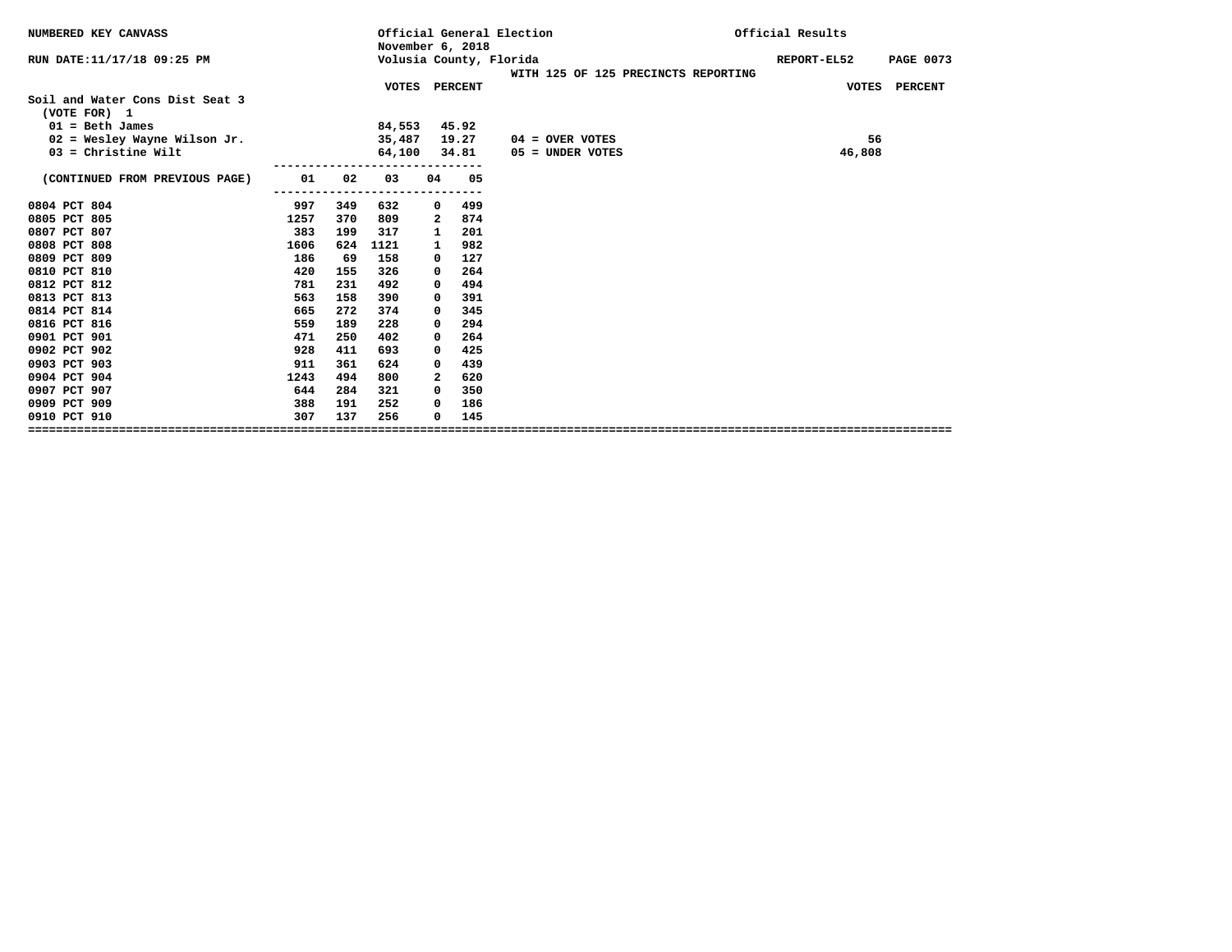NUMBERED KEY CANVASS

RUN DATE:11/17/18 09:25 PM

Official General Election
November 6, 2018
Volusia County, Florida

Official Results

REPORT-EL52

WITH 125 OF 125 PRECINCTS REPORTING

## Soil and Water Cons Dist Seat 3

(VOTE FOR) 1

| | VOTES | PERCENT |
|---|---|---|
| 01 = Beth James | 84,553 | 45.92 |
| 02 = Wesley Wayne Wilson Jr. | 35,487 | 19.27 |
| 03 = Christine Wilt | 64,100 | 34.81 |

| | VOTES | PERCENT |
|---|---|---|
| 04 = OVER VOTES | 56 | |
| 05 = UNDER VOTES | 46,808 | |

| (CONTINUED FROM PREVIOUS PAGE) | 01 | 02 | 03 | 04 | 05 |
|---|---|---|---|---|---|
| 0804 PCT 804 | 997 | 349 | 632 | 0 | 499 |
| 0805 PCT 805 | 1257 | 370 | 809 | 2 | 874 |
| 0807 PCT 807 | 383 | 199 | 317 | 1 | 201 |
| 0808 PCT 808 | 1606 | 624 | 1121 | 1 | 982 |
| 0809 PCT 809 | 186 | 69 | 158 | 0 | 127 |
| 0810 PCT 810 | 420 | 155 | 326 | 0 | 264 |
| 0812 PCT 812 | 781 | 231 | 492 | 0 | 494 |
| 0813 PCT 813 | 563 | 158 | 390 | 0 | 391 |
| 0814 PCT 814 | 665 | 272 | 374 | 0 | 345 |
| 0816 PCT 816 | 559 | 189 | 228 | 0 | 294 |
| 0901 PCT 901 | 471 | 250 | 402 | 0 | 264 |
| 0902 PCT 902 | 928 | 411 | 693 | 0 | 425 |
| 0903 PCT 903 | 911 | 361 | 624 | 0 | 439 |
| 0904 PCT 904 | 1243 | 494 | 800 | 2 | 620 |
| 0907 PCT 907 | 644 | 284 | 321 | 0 | 350 |
| 0909 PCT 909 | 388 | 191 | 252 | 0 | 186 |
| 0910 PCT 910 | 307 | 137 | 256 | 0 | 145 |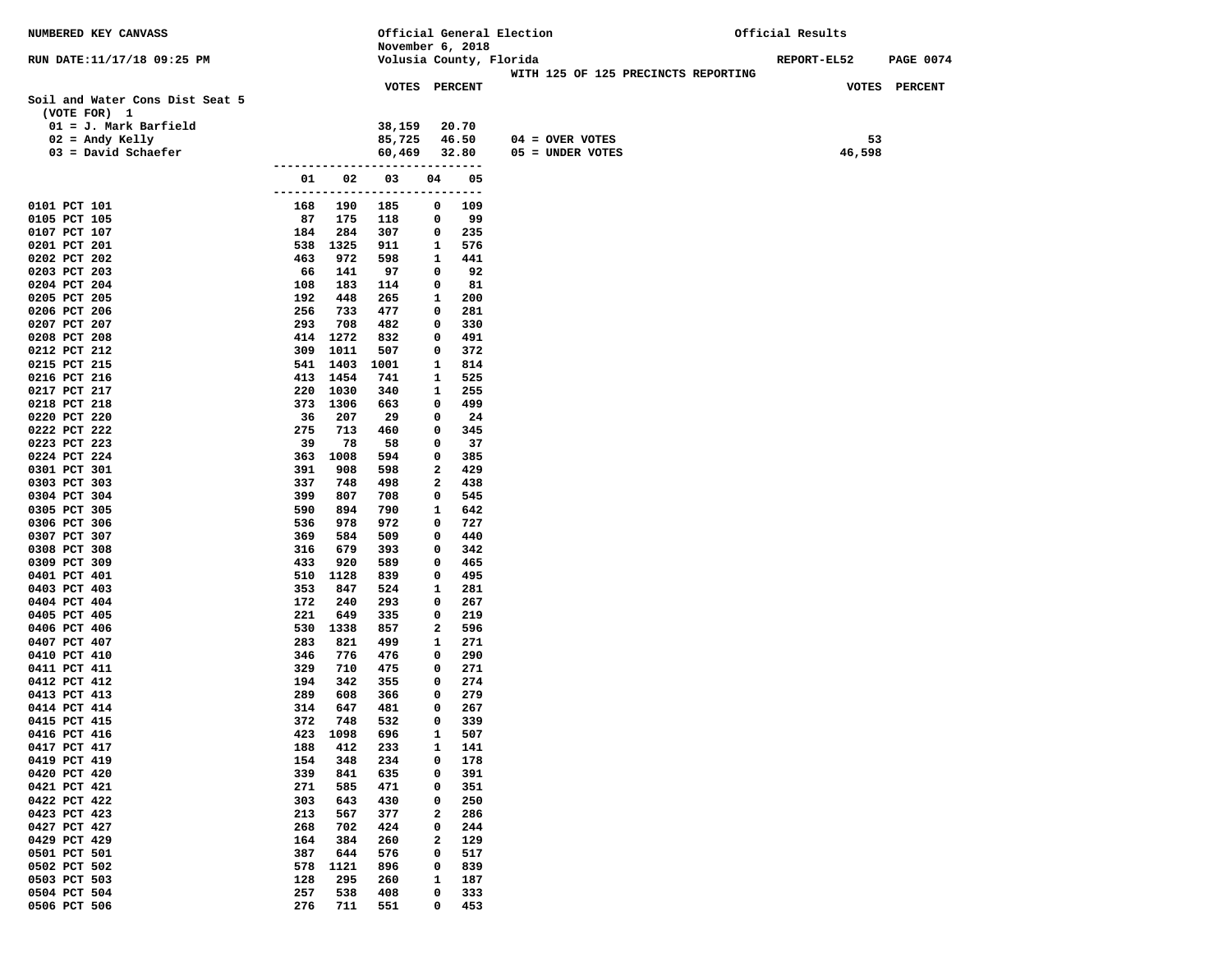NUMBERED KEY CANVASS

RUN DATE:11/17/18 09:25 PM

Official General Election
November 6, 2018
Volusia County, Florida
WITH 125 OF 125 PRECINCTS REPORTING

Official Results

REPORT-EL52 PAGE 0074

## Soil and Water Cons Dist Seat 5

(VOTE FOR) 1

| | VOTES | PERCENT |
|---|---|---|
| 01 = J. Mark Barfield | 38,159 | 20.70 |
| 02 = Andy Kelly | 85,725 | 46.50 |
| 03 = David Schaefer | 60,469 | 32.80 |

| | VOTES |
|---|---|
| 04 = OVER VOTES | 53 |
| 05 = UNDER VOTES | 46,598 |

| Precinct | 01 | 02 | 03 | 04 | 05 |
|---|---|---|---|---|---|
| 0101 PCT 101 | 168 | 190 | 185 | 0 | 109 |
| 0105 PCT 105 | 87 | 175 | 118 | 0 | 99 |
| 0107 PCT 107 | 184 | 284 | 307 | 0 | 235 |
| 0201 PCT 201 | 538 | 1325 | 911 | 1 | 576 |
| 0202 PCT 202 | 463 | 972 | 598 | 1 | 441 |
| 0203 PCT 203 | 66 | 141 | 97 | 0 | 92 |
| 0204 PCT 204 | 108 | 183 | 114 | 0 | 81 |
| 0205 PCT 205 | 192 | 448 | 265 | 1 | 200 |
| 0206 PCT 206 | 256 | 733 | 477 | 0 | 281 |
| 0207 PCT 207 | 293 | 708 | 482 | 0 | 330 |
| 0208 PCT 208 | 414 | 1272 | 832 | 0 | 491 |
| 0212 PCT 212 | 309 | 1011 | 507 | 0 | 372 |
| 0215 PCT 215 | 541 | 1403 | 1001 | 1 | 814 |
| 0216 PCT 216 | 413 | 1454 | 741 | 1 | 525 |
| 0217 PCT 217 | 220 | 1030 | 340 | 1 | 255 |
| 0218 PCT 218 | 373 | 1306 | 663 | 0 | 499 |
| 0220 PCT 220 | 36 | 207 | 29 | 0 | 24 |
| 0222 PCT 222 | 275 | 713 | 460 | 0 | 345 |
| 0223 PCT 223 | 39 | 78 | 58 | 0 | 37 |
| 0224 PCT 224 | 363 | 1008 | 594 | 0 | 385 |
| 0301 PCT 301 | 391 | 908 | 598 | 2 | 429 |
| 0303 PCT 303 | 337 | 748 | 498 | 2 | 438 |
| 0304 PCT 304 | 399 | 807 | 708 | 0 | 545 |
| 0305 PCT 305 | 590 | 894 | 790 | 1 | 642 |
| 0306 PCT 306 | 536 | 978 | 972 | 0 | 727 |
| 0307 PCT 307 | 369 | 584 | 509 | 0 | 440 |
| 0308 PCT 308 | 316 | 679 | 393 | 0 | 342 |
| 0309 PCT 309 | 433 | 920 | 589 | 0 | 465 |
| 0401 PCT 401 | 510 | 1128 | 839 | 0 | 495 |
| 0403 PCT 403 | 353 | 847 | 524 | 1 | 281 |
| 0404 PCT 404 | 172 | 240 | 293 | 0 | 267 |
| 0405 PCT 405 | 221 | 649 | 335 | 0 | 219 |
| 0406 PCT 406 | 530 | 1338 | 857 | 2 | 596 |
| 0407 PCT 407 | 283 | 821 | 499 | 1 | 271 |
| 0410 PCT 410 | 346 | 776 | 476 | 0 | 290 |
| 0411 PCT 411 | 329 | 710 | 475 | 0 | 271 |
| 0412 PCT 412 | 194 | 342 | 355 | 0 | 274 |
| 0413 PCT 413 | 289 | 608 | 366 | 0 | 279 |
| 0414 PCT 414 | 314 | 647 | 481 | 0 | 267 |
| 0415 PCT 415 | 372 | 748 | 532 | 0 | 339 |
| 0416 PCT 416 | 423 | 1098 | 696 | 1 | 507 |
| 0417 PCT 417 | 188 | 412 | 233 | 1 | 141 |
| 0419 PCT 419 | 154 | 348 | 234 | 0 | 178 |
| 0420 PCT 420 | 339 | 841 | 635 | 0 | 391 |
| 0421 PCT 421 | 271 | 585 | 471 | 0 | 351 |
| 0422 PCT 422 | 303 | 643 | 430 | 0 | 250 |
| 0423 PCT 423 | 213 | 567 | 377 | 2 | 286 |
| 0427 PCT 427 | 268 | 702 | 424 | 0 | 244 |
| 0429 PCT 429 | 164 | 384 | 260 | 2 | 129 |
| 0501 PCT 501 | 387 | 644 | 576 | 0 | 517 |
| 0502 PCT 502 | 578 | 1121 | 896 | 0 | 839 |
| 0503 PCT 503 | 128 | 295 | 260 | 1 | 187 |
| 0504 PCT 504 | 257 | 538 | 408 | 0 | 333 |
| 0506 PCT 506 | 276 | 711 | 551 | 0 | 453 |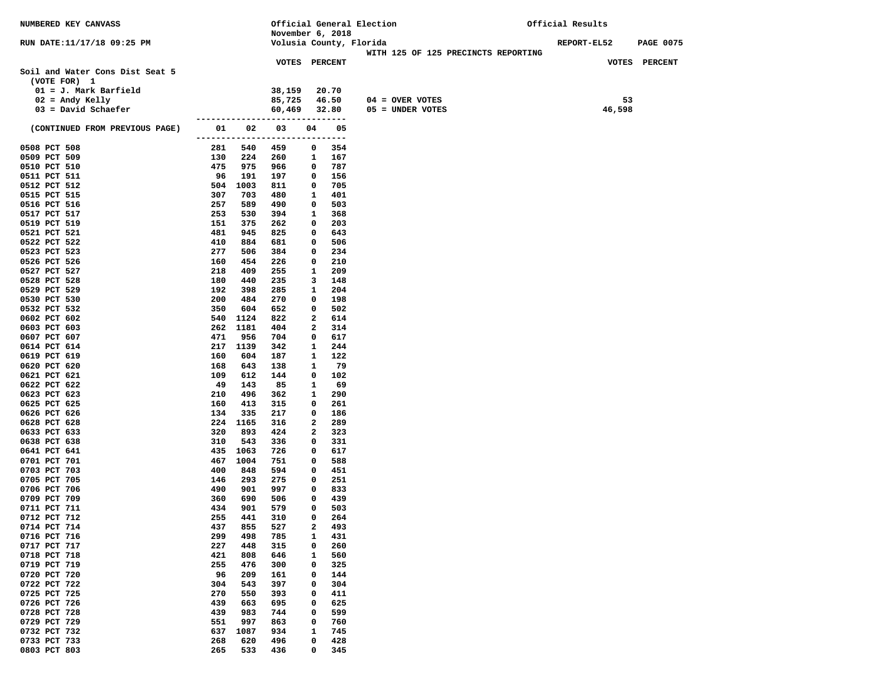NUMBERED KEY CANVASS

Official General Election
November 6, 2018
Volusia County, Florida

Official Results

RUN DATE:11/17/18 09:25 PM

REPORT-EL52

WITH 125 OF 125 PRECINCTS REPORTING

## Soil and Water Cons Dist Seat 5

(VOTE FOR) 1

| Candidate | VOTES | PERCENT |
|---|---|---|
| 01 = J. Mark Barfield | 38,159 | 20.70 |
| 02 = Andy Kelly | 85,725 | 46.50 |
| 03 = David Schaefer | 60,469 | 32.80 |

| | VOTES |
|---|---|
| 04 = OVER VOTES | 53 |
| 05 = UNDER VOTES | 46,598 |

(CONTINUED FROM PREVIOUS PAGE)

| Precinct | 01 | 02 | 03 | 04 | 05 |
|---|---|---|---|---|---|
| 0508 PCT 508 | 281 | 540 | 459 | 0 | 354 |
| 0509 PCT 509 | 130 | 224 | 260 | 1 | 167 |
| 0510 PCT 510 | 475 | 975 | 966 | 0 | 787 |
| 0511 PCT 511 | 96 | 191 | 197 | 0 | 156 |
| 0512 PCT 512 | 504 | 1003 | 811 | 0 | 705 |
| 0515 PCT 515 | 307 | 703 | 480 | 1 | 401 |
| 0516 PCT 516 | 257 | 589 | 490 | 0 | 503 |
| 0517 PCT 517 | 253 | 530 | 394 | 1 | 368 |
| 0519 PCT 519 | 151 | 375 | 262 | 0 | 203 |
| 0521 PCT 521 | 481 | 945 | 825 | 0 | 643 |
| 0522 PCT 522 | 410 | 884 | 681 | 0 | 506 |
| 0523 PCT 523 | 277 | 506 | 384 | 0 | 234 |
| 0526 PCT 526 | 160 | 454 | 226 | 0 | 210 |
| 0527 PCT 527 | 218 | 409 | 255 | 1 | 209 |
| 0528 PCT 528 | 180 | 440 | 235 | 3 | 148 |
| 0529 PCT 529 | 192 | 398 | 285 | 1 | 204 |
| 0530 PCT 530 | 200 | 484 | 270 | 0 | 198 |
| 0532 PCT 532 | 350 | 604 | 652 | 0 | 502 |
| 0602 PCT 602 | 540 | 1124 | 822 | 2 | 614 |
| 0603 PCT 603 | 262 | 1181 | 404 | 2 | 314 |
| 0607 PCT 607 | 471 | 956 | 704 | 0 | 617 |
| 0614 PCT 614 | 217 | 1139 | 342 | 1 | 244 |
| 0619 PCT 619 | 160 | 604 | 187 | 1 | 122 |
| 0620 PCT 620 | 168 | 643 | 138 | 1 | 79 |
| 0621 PCT 621 | 109 | 612 | 144 | 0 | 102 |
| 0622 PCT 622 | 49 | 143 | 85 | 1 | 69 |
| 0623 PCT 623 | 210 | 496 | 362 | 1 | 290 |
| 0625 PCT 625 | 160 | 413 | 315 | 0 | 261 |
| 0626 PCT 626 | 134 | 335 | 217 | 0 | 186 |
| 0628 PCT 628 | 224 | 1165 | 316 | 2 | 289 |
| 0633 PCT 633 | 320 | 893 | 424 | 2 | 323 |
| 0638 PCT 638 | 310 | 543 | 336 | 0 | 331 |
| 0641 PCT 641 | 435 | 1063 | 726 | 0 | 617 |
| 0701 PCT 701 | 467 | 1004 | 751 | 0 | 588 |
| 0703 PCT 703 | 400 | 848 | 594 | 0 | 451 |
| 0705 PCT 705 | 146 | 293 | 275 | 0 | 251 |
| 0706 PCT 706 | 490 | 901 | 997 | 0 | 833 |
| 0709 PCT 709 | 360 | 690 | 506 | 0 | 439 |
| 0711 PCT 711 | 434 | 901 | 579 | 0 | 503 |
| 0712 PCT 712 | 255 | 441 | 310 | 0 | 264 |
| 0714 PCT 714 | 437 | 855 | 527 | 2 | 493 |
| 0716 PCT 716 | 299 | 498 | 785 | 1 | 431 |
| 0717 PCT 717 | 227 | 448 | 315 | 0 | 260 |
| 0718 PCT 718 | 421 | 808 | 646 | 1 | 560 |
| 0719 PCT 719 | 255 | 476 | 300 | 0 | 325 |
| 0720 PCT 720 | 96 | 209 | 161 | 0 | 144 |
| 0722 PCT 722 | 304 | 543 | 397 | 0 | 304 |
| 0725 PCT 725 | 270 | 550 | 393 | 0 | 411 |
| 0726 PCT 726 | 439 | 663 | 695 | 0 | 625 |
| 0728 PCT 728 | 439 | 983 | 744 | 0 | 599 |
| 0729 PCT 729 | 551 | 997 | 863 | 0 | 760 |
| 0732 PCT 732 | 637 | 1087 | 934 | 1 | 745 |
| 0733 PCT 733 | 268 | 620 | 496 | 0 | 428 |
| 0803 PCT 803 | 265 | 533 | 436 | 0 | 345 |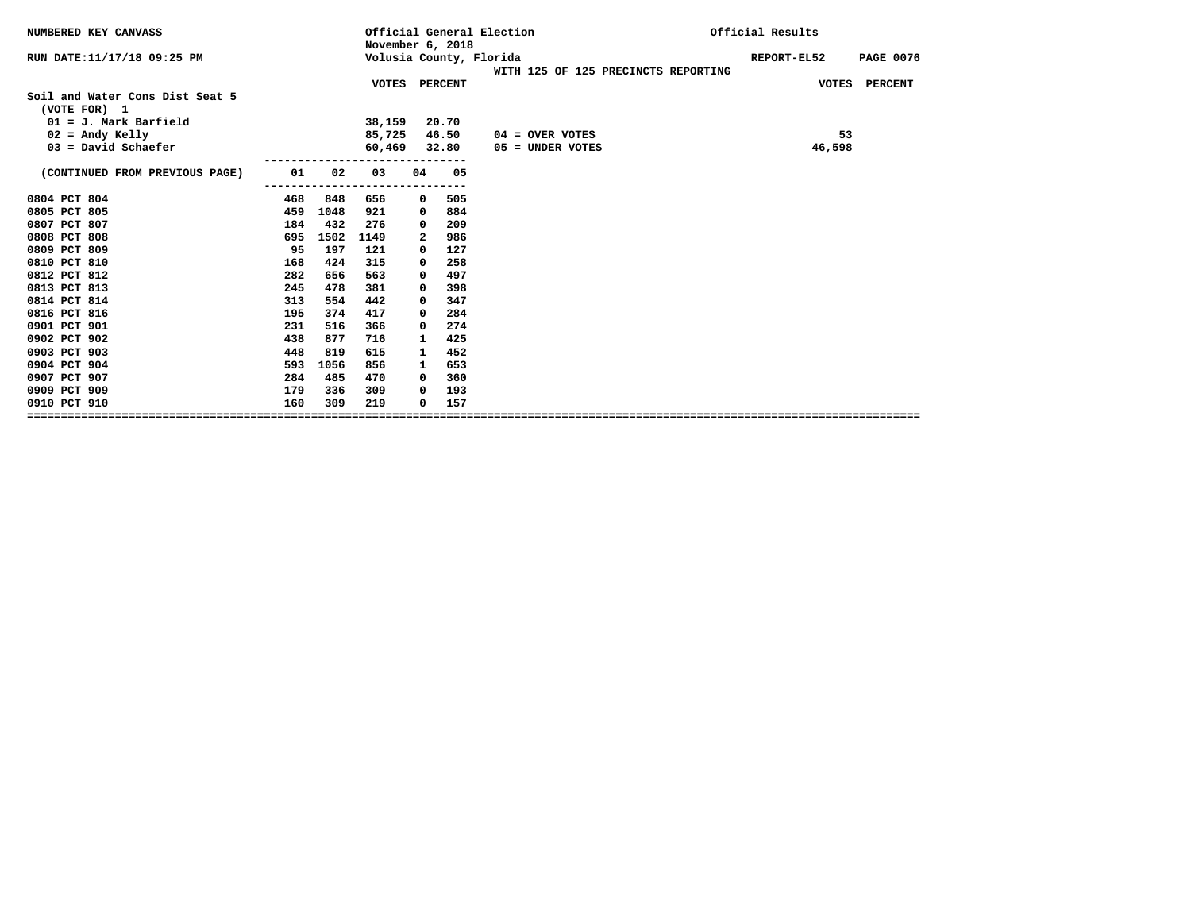NUMBERED KEY CANVASS

Official General Election
November 6, 2018
Volusia County, Florida

Official Results

RUN DATE:11/17/18 09:25 PM

REPORT-EL52

WITH 125 OF 125 PRECINCTS REPORTING

## Soil and Water Cons Dist Seat 5
(VOTE FOR) 1

| | VOTES | PERCENT | | VOTES | PERCENT |
|---|---|---|---|---|---|
| 01 = J. Mark Barfield | 38,159 | 20.70 | | | |
| 02 = Andy Kelly | 85,725 | 46.50 | 04 = OVER VOTES | 53 | |
| 03 = David Schaefer | 60,469 | 32.80 | 05 = UNDER VOTES | 46,598 | |

| (CONTINUED FROM PREVIOUS PAGE) | 01 | 02 | 03 | 04 | 05 |
|---|---|---|---|---|---|
| 0804 PCT 804 | 468 | 848 | 656 | 0 | 505 |
| 0805 PCT 805 | 459 | 1048 | 921 | 0 | 884 |
| 0807 PCT 807 | 184 | 432 | 276 | 0 | 209 |
| 0808 PCT 808 | 695 | 1502 | 1149 | 2 | 986 |
| 0809 PCT 809 | 95 | 197 | 121 | 0 | 127 |
| 0810 PCT 810 | 168 | 424 | 315 | 0 | 258 |
| 0812 PCT 812 | 282 | 656 | 563 | 0 | 497 |
| 0813 PCT 813 | 245 | 478 | 381 | 0 | 398 |
| 0814 PCT 814 | 313 | 554 | 442 | 0 | 347 |
| 0816 PCT 816 | 195 | 374 | 417 | 0 | 284 |
| 0901 PCT 901 | 231 | 516 | 366 | 0 | 274 |
| 0902 PCT 902 | 438 | 877 | 716 | 1 | 425 |
| 0903 PCT 903 | 448 | 819 | 615 | 1 | 452 |
| 0904 PCT 904 | 593 | 1056 | 856 | 1 | 653 |
| 0907 PCT 907 | 284 | 485 | 470 | 0 | 360 |
| 0909 PCT 909 | 179 | 336 | 309 | 0 | 193 |
| 0910 PCT 910 | 160 | 309 | 219 | 0 | 157 |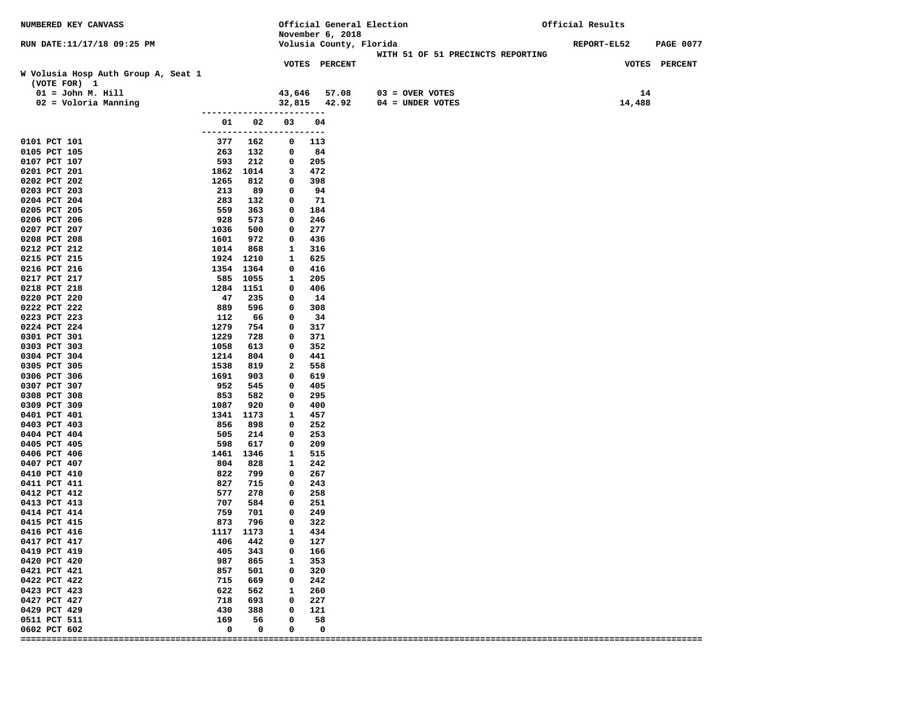NUMBERED KEY CANVASS

Official General Election
November 6, 2018
Volusia County, Florida
WITH 51 OF 51 PRECINCTS REPORTING

Official Results

RUN DATE:11/17/18 09:25 PM

REPORT-EL52

## W Volusia Hosp Auth Group A, Seat 1

(VOTE FOR) 1

| | VOTES | PERCENT | | VOTES |
|---|---|---|---|---|
| 01 = John M. Hill | 43,646 | 57.08 | 03 = OVER VOTES | 14 |
| 02 = Voloria Manning | 32,815 | 42.92 | 04 = UNDER VOTES | 14,488 |

| Precinct | 01 | 02 | 03 | 04 |
|---|---|---|---|---|
| 0101 PCT 101 | 377 | 162 | 0 | 113 |
| 0105 PCT 105 | 263 | 132 | 0 | 84 |
| 0107 PCT 107 | 593 | 212 | 0 | 205 |
| 0201 PCT 201 | 1862 | 1014 | 3 | 472 |
| 0202 PCT 202 | 1265 | 812 | 0 | 398 |
| 0203 PCT 203 | 213 | 89 | 0 | 94 |
| 0204 PCT 204 | 283 | 132 | 0 | 71 |
| 0205 PCT 205 | 559 | 363 | 0 | 184 |
| 0206 PCT 206 | 928 | 573 | 0 | 246 |
| 0207 PCT 207 | 1036 | 500 | 0 | 277 |
| 0208 PCT 208 | 1601 | 972 | 0 | 436 |
| 0212 PCT 212 | 1014 | 868 | 1 | 316 |
| 0215 PCT 215 | 1924 | 1210 | 1 | 625 |
| 0216 PCT 216 | 1354 | 1364 | 0 | 416 |
| 0217 PCT 217 | 585 | 1055 | 1 | 205 |
| 0218 PCT 218 | 1284 | 1151 | 0 | 406 |
| 0220 PCT 220 | 47 | 235 | 0 | 14 |
| 0222 PCT 222 | 889 | 596 | 0 | 308 |
| 0223 PCT 223 | 112 | 66 | 0 | 34 |
| 0224 PCT 224 | 1279 | 754 | 0 | 317 |
| 0301 PCT 301 | 1229 | 728 | 0 | 371 |
| 0303 PCT 303 | 1058 | 613 | 0 | 352 |
| 0304 PCT 304 | 1214 | 804 | 0 | 441 |
| 0305 PCT 305 | 1538 | 819 | 2 | 558 |
| 0306 PCT 306 | 1691 | 903 | 0 | 619 |
| 0307 PCT 307 | 952 | 545 | 0 | 405 |
| 0308 PCT 308 | 853 | 582 | 0 | 295 |
| 0309 PCT 309 | 1087 | 920 | 0 | 400 |
| 0401 PCT 401 | 1341 | 1173 | 1 | 457 |
| 0403 PCT 403 | 856 | 898 | 0 | 252 |
| 0404 PCT 404 | 505 | 214 | 0 | 253 |
| 0405 PCT 405 | 598 | 617 | 0 | 209 |
| 0406 PCT 406 | 1461 | 1346 | 1 | 515 |
| 0407 PCT 407 | 804 | 828 | 1 | 242 |
| 0410 PCT 410 | 822 | 799 | 0 | 267 |
| 0411 PCT 411 | 827 | 715 | 0 | 243 |
| 0412 PCT 412 | 577 | 278 | 0 | 258 |
| 0413 PCT 413 | 707 | 584 | 0 | 251 |
| 0414 PCT 414 | 759 | 701 | 0 | 249 |
| 0415 PCT 415 | 873 | 796 | 0 | 322 |
| 0416 PCT 416 | 1117 | 1173 | 1 | 434 |
| 0417 PCT 417 | 406 | 442 | 0 | 127 |
| 0419 PCT 419 | 405 | 343 | 0 | 166 |
| 0420 PCT 420 | 987 | 865 | 1 | 353 |
| 0421 PCT 421 | 857 | 501 | 0 | 320 |
| 0422 PCT 422 | 715 | 669 | 0 | 242 |
| 0423 PCT 423 | 622 | 562 | 1 | 260 |
| 0427 PCT 427 | 718 | 693 | 0 | 227 |
| 0429 PCT 429 | 430 | 388 | 0 | 121 |
| 0511 PCT 511 | 169 | 56 | 0 | 58 |
| 0602 PCT 602 | 0 | 0 | 0 | 0 |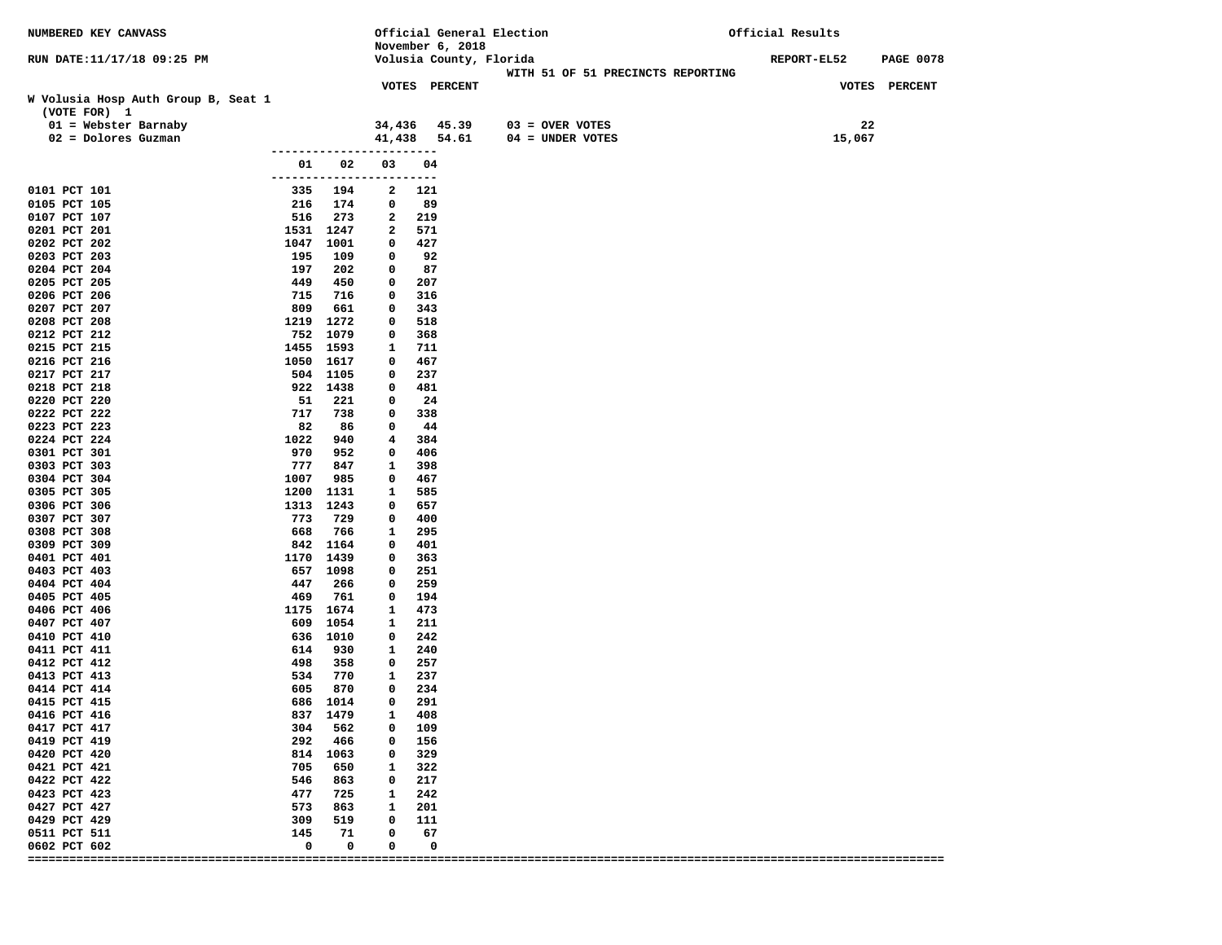NUMBERED KEY CANVASS

RUN DATE:11/17/18 09:25 PM

Official General Election
November 6, 2018
Volusia County, Florida
WITH 51 OF 51 PRECINCTS REPORTING

Official Results

REPORT-EL52 PAGE 0078

## W Volusia Hosp Auth Group B, Seat 1

(VOTE FOR) 1

| | VOTES | PERCENT | | VOTES |
|---|---|---|---|---|
| 01 = Webster Barnaby | 34,436 | 45.39 | 03 = OVER VOTES | 22 |
| 02 = Dolores Guzman | 41,438 | 54.61 | 04 = UNDER VOTES | 15,067 |

| Precinct | 01 | 02 | 03 | 04 |
|---|---|---|---|---|
| 0101 PCT 101 | 335 | 194 | 2 | 121 |
| 0105 PCT 105 | 216 | 174 | 0 | 89 |
| 0107 PCT 107 | 516 | 273 | 2 | 219 |
| 0201 PCT 201 | 1531 | 1247 | 2 | 571 |
| 0202 PCT 202 | 1047 | 1001 | 0 | 427 |
| 0203 PCT 203 | 195 | 109 | 0 | 92 |
| 0204 PCT 204 | 197 | 202 | 0 | 87 |
| 0205 PCT 205 | 449 | 450 | 0 | 207 |
| 0206 PCT 206 | 715 | 716 | 0 | 316 |
| 0207 PCT 207 | 809 | 661 | 0 | 343 |
| 0208 PCT 208 | 1219 | 1272 | 0 | 518 |
| 0212 PCT 212 | 752 | 1079 | 0 | 368 |
| 0215 PCT 215 | 1455 | 1593 | 1 | 711 |
| 0216 PCT 216 | 1050 | 1617 | 0 | 467 |
| 0217 PCT 217 | 504 | 1105 | 0 | 237 |
| 0218 PCT 218 | 922 | 1438 | 0 | 481 |
| 0220 PCT 220 | 51 | 221 | 0 | 24 |
| 0222 PCT 222 | 717 | 738 | 0 | 338 |
| 0223 PCT 223 | 82 | 86 | 0 | 44 |
| 0224 PCT 224 | 1022 | 940 | 4 | 384 |
| 0301 PCT 301 | 970 | 952 | 0 | 406 |
| 0303 PCT 303 | 777 | 847 | 1 | 398 |
| 0304 PCT 304 | 1007 | 985 | 0 | 467 |
| 0305 PCT 305 | 1200 | 1131 | 1 | 585 |
| 0306 PCT 306 | 1313 | 1243 | 0 | 657 |
| 0307 PCT 307 | 773 | 729 | 0 | 400 |
| 0308 PCT 308 | 668 | 766 | 1 | 295 |
| 0309 PCT 309 | 842 | 1164 | 0 | 401 |
| 0401 PCT 401 | 1170 | 1439 | 0 | 363 |
| 0403 PCT 403 | 657 | 1098 | 0 | 251 |
| 0404 PCT 404 | 447 | 266 | 0 | 259 |
| 0405 PCT 405 | 469 | 761 | 0 | 194 |
| 0406 PCT 406 | 1175 | 1674 | 1 | 473 |
| 0407 PCT 407 | 609 | 1054 | 1 | 211 |
| 0410 PCT 410 | 636 | 1010 | 0 | 242 |
| 0411 PCT 411 | 614 | 930 | 1 | 240 |
| 0412 PCT 412 | 498 | 358 | 0 | 257 |
| 0413 PCT 413 | 534 | 770 | 1 | 237 |
| 0414 PCT 414 | 605 | 870 | 0 | 234 |
| 0415 PCT 415 | 686 | 1014 | 0 | 291 |
| 0416 PCT 416 | 837 | 1479 | 1 | 408 |
| 0417 PCT 417 | 304 | 562 | 0 | 109 |
| 0419 PCT 419 | 292 | 466 | 0 | 156 |
| 0420 PCT 420 | 814 | 1063 | 0 | 329 |
| 0421 PCT 421 | 705 | 650 | 1 | 322 |
| 0422 PCT 422 | 546 | 863 | 0 | 217 |
| 0423 PCT 423 | 477 | 725 | 1 | 242 |
| 0427 PCT 427 | 573 | 863 | 1 | 201 |
| 0429 PCT 429 | 309 | 519 | 0 | 111 |
| 0511 PCT 511 | 145 | 71 | 0 | 67 |
| 0602 PCT 602 | 0 | 0 | 0 | 0 |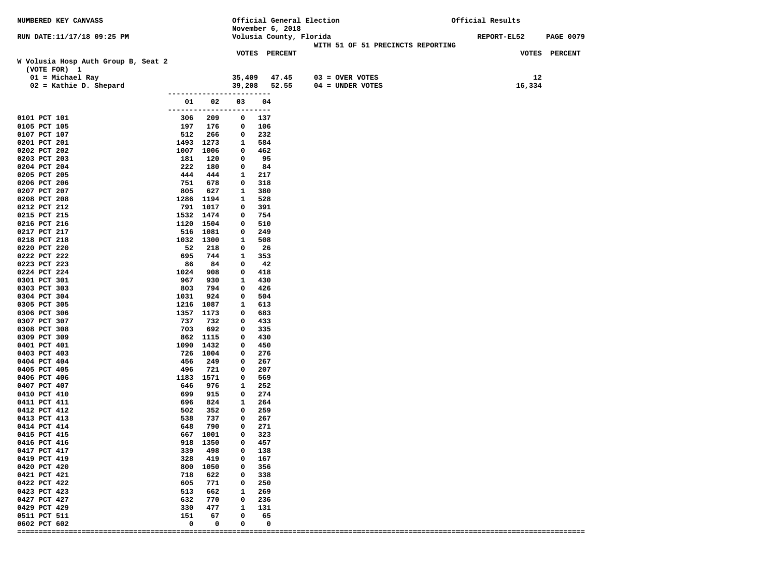NUMBERED KEY CANVASS — Official General Election — November 6, 2018 — Volusia County, Florida — Official Results

RUN DATE:11/17/18 09:25 PM — REPORT-EL52

WITH 51 OF 51 PRECINCTS REPORTING

## W Volusia Hosp Auth Group B, Seat 2

(VOTE FOR) 1

| | VOTES | PERCENT | | VOTES |
|---|---|---|---|---|
| 01 = Michael Ray | 35,409 | 47.45 | 03 = OVER VOTES | 12 |
| 02 = Kathie D. Shepard | 39,208 | 52.55 | 04 = UNDER VOTES | 16,334 |

| Precinct | 01 | 02 | 03 | 04 |
|---|---|---|---|---|
| 0101 PCT 101 | 306 | 209 | 0 | 137 |
| 0105 PCT 105 | 197 | 176 | 0 | 106 |
| 0107 PCT 107 | 512 | 266 | 0 | 232 |
| 0201 PCT 201 | 1493 | 1273 | 1 | 584 |
| 0202 PCT 202 | 1007 | 1006 | 0 | 462 |
| 0203 PCT 203 | 181 | 120 | 0 | 95 |
| 0204 PCT 204 | 222 | 180 | 0 | 84 |
| 0205 PCT 205 | 444 | 444 | 1 | 217 |
| 0206 PCT 206 | 751 | 678 | 0 | 318 |
| 0207 PCT 207 | 805 | 627 | 1 | 380 |
| 0208 PCT 208 | 1286 | 1194 | 1 | 528 |
| 0212 PCT 212 | 791 | 1017 | 0 | 391 |
| 0215 PCT 215 | 1532 | 1474 | 0 | 754 |
| 0216 PCT 216 | 1120 | 1504 | 0 | 510 |
| 0217 PCT 217 | 516 | 1081 | 0 | 249 |
| 0218 PCT 218 | 1032 | 1300 | 1 | 508 |
| 0220 PCT 220 | 52 | 218 | 0 | 26 |
| 0222 PCT 222 | 695 | 744 | 1 | 353 |
| 0223 PCT 223 | 86 | 84 | 0 | 42 |
| 0224 PCT 224 | 1024 | 908 | 0 | 418 |
| 0301 PCT 301 | 967 | 930 | 1 | 430 |
| 0303 PCT 303 | 803 | 794 | 0 | 426 |
| 0304 PCT 304 | 1031 | 924 | 0 | 504 |
| 0305 PCT 305 | 1216 | 1087 | 1 | 613 |
| 0306 PCT 306 | 1357 | 1173 | 0 | 683 |
| 0307 PCT 307 | 737 | 732 | 0 | 433 |
| 0308 PCT 308 | 703 | 692 | 0 | 335 |
| 0309 PCT 309 | 862 | 1115 | 0 | 430 |
| 0401 PCT 401 | 1090 | 1432 | 0 | 450 |
| 0403 PCT 403 | 726 | 1004 | 0 | 276 |
| 0404 PCT 404 | 456 | 249 | 0 | 267 |
| 0405 PCT 405 | 496 | 721 | 0 | 207 |
| 0406 PCT 406 | 1183 | 1571 | 0 | 569 |
| 0407 PCT 407 | 646 | 976 | 1 | 252 |
| 0410 PCT 410 | 699 | 915 | 0 | 274 |
| 0411 PCT 411 | 696 | 824 | 1 | 264 |
| 0412 PCT 412 | 502 | 352 | 0 | 259 |
| 0413 PCT 413 | 538 | 737 | 0 | 267 |
| 0414 PCT 414 | 648 | 790 | 0 | 271 |
| 0415 PCT 415 | 667 | 1001 | 0 | 323 |
| 0416 PCT 416 | 918 | 1350 | 0 | 457 |
| 0417 PCT 417 | 339 | 498 | 0 | 138 |
| 0419 PCT 419 | 328 | 419 | 0 | 167 |
| 0420 PCT 420 | 800 | 1050 | 0 | 356 |
| 0421 PCT 421 | 718 | 622 | 0 | 338 |
| 0422 PCT 422 | 605 | 771 | 0 | 250 |
| 0423 PCT 423 | 513 | 662 | 1 | 269 |
| 0427 PCT 427 | 632 | 770 | 0 | 236 |
| 0429 PCT 429 | 330 | 477 | 1 | 131 |
| 0511 PCT 511 | 151 | 67 | 0 | 65 |
| 0602 PCT 602 | 0 | 0 | 0 | 0 |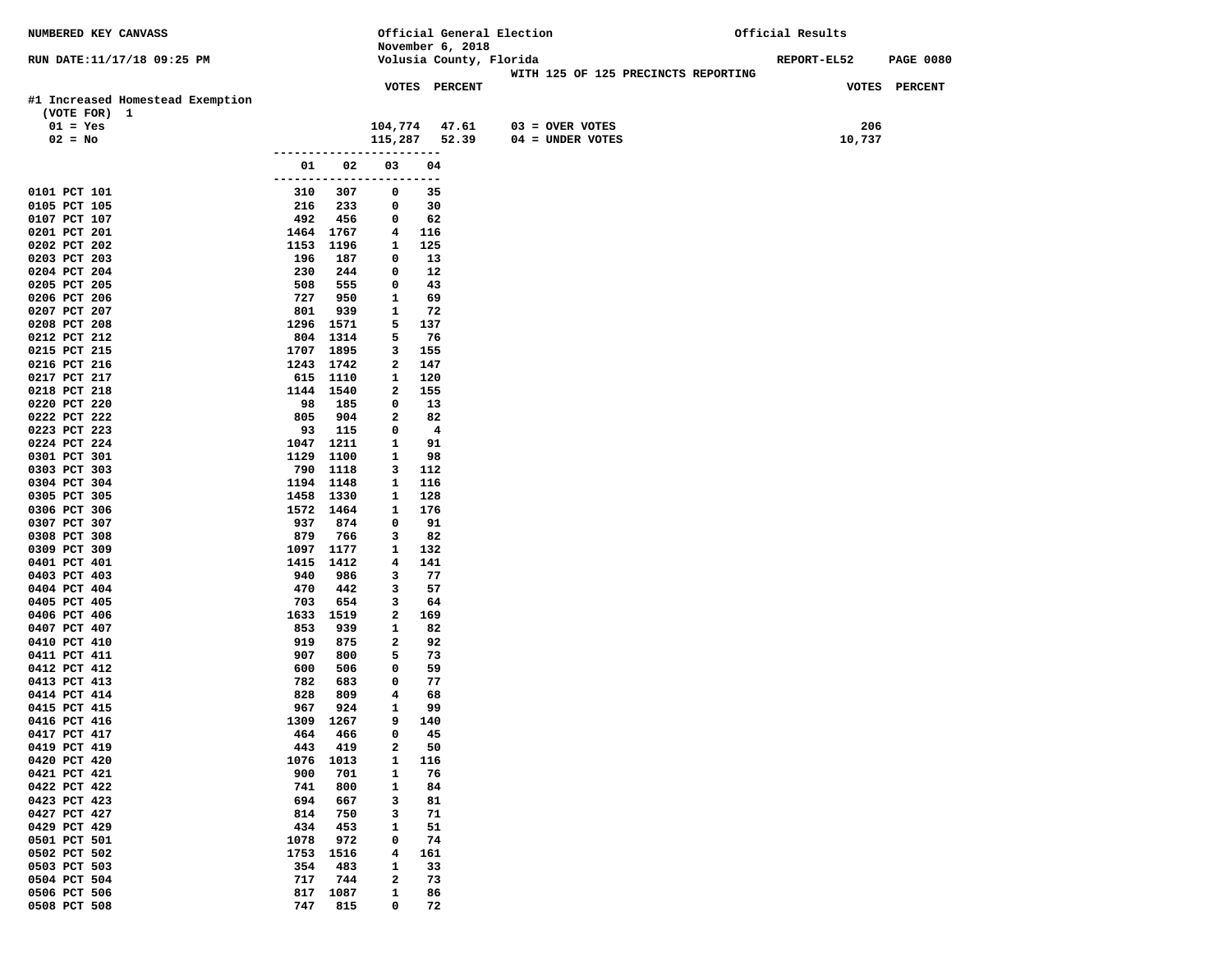NUMBERED KEY CANVASS

Official General Election
November 6, 2018
Volusia County, Florida

Official Results

RUN DATE:11/17/18 09:25 PM

REPORT-EL52 PAGE 0080

WITH 125 OF 125 PRECINCTS REPORTING

## #1 Increased Homestead Exemption

(VOTE FOR) 1

| | VOTES | PERCENT | | VOTES |
|---|---|---|---|---|
| 01 = Yes | 104,774 | 47.61 | 03 = OVER VOTES | 206 |
| 02 = No | 115,287 | 52.39 | 04 = UNDER VOTES | 10,737 |

| Precinct | 01 | 02 | 03 | 04 |
|---|---|---|---|---|
| 0101 PCT 101 | 310 | 307 | 0 | 35 |
| 0105 PCT 105 | 216 | 233 | 0 | 30 |
| 0107 PCT 107 | 492 | 456 | 0 | 62 |
| 0201 PCT 201 | 1464 | 1767 | 4 | 116 |
| 0202 PCT 202 | 1153 | 1196 | 1 | 125 |
| 0203 PCT 203 | 196 | 187 | 0 | 13 |
| 0204 PCT 204 | 230 | 244 | 0 | 12 |
| 0205 PCT 205 | 508 | 555 | 0 | 43 |
| 0206 PCT 206 | 727 | 950 | 1 | 69 |
| 0207 PCT 207 | 801 | 939 | 1 | 72 |
| 0208 PCT 208 | 1296 | 1571 | 5 | 137 |
| 0212 PCT 212 | 804 | 1314 | 5 | 76 |
| 0215 PCT 215 | 1707 | 1895 | 3 | 155 |
| 0216 PCT 216 | 1243 | 1742 | 2 | 147 |
| 0217 PCT 217 | 615 | 1110 | 1 | 120 |
| 0218 PCT 218 | 1144 | 1540 | 2 | 155 |
| 0220 PCT 220 | 98 | 185 | 0 | 13 |
| 0222 PCT 222 | 805 | 904 | 2 | 82 |
| 0223 PCT 223 | 93 | 115 | 0 | 4 |
| 0224 PCT 224 | 1047 | 1211 | 1 | 91 |
| 0301 PCT 301 | 1129 | 1100 | 1 | 98 |
| 0303 PCT 303 | 790 | 1118 | 3 | 112 |
| 0304 PCT 304 | 1194 | 1148 | 1 | 116 |
| 0305 PCT 305 | 1458 | 1330 | 1 | 128 |
| 0306 PCT 306 | 1572 | 1464 | 1 | 176 |
| 0307 PCT 307 | 937 | 874 | 0 | 91 |
| 0308 PCT 308 | 879 | 766 | 3 | 82 |
| 0309 PCT 309 | 1097 | 1177 | 1 | 132 |
| 0401 PCT 401 | 1415 | 1412 | 4 | 141 |
| 0403 PCT 403 | 940 | 986 | 3 | 77 |
| 0404 PCT 404 | 470 | 442 | 3 | 57 |
| 0405 PCT 405 | 703 | 654 | 3 | 64 |
| 0406 PCT 406 | 1633 | 1519 | 2 | 169 |
| 0407 PCT 407 | 853 | 939 | 1 | 82 |
| 0410 PCT 410 | 919 | 875 | 2 | 92 |
| 0411 PCT 411 | 907 | 800 | 5 | 73 |
| 0412 PCT 412 | 600 | 506 | 0 | 59 |
| 0413 PCT 413 | 782 | 683 | 0 | 77 |
| 0414 PCT 414 | 828 | 809 | 4 | 68 |
| 0415 PCT 415 | 967 | 924 | 1 | 99 |
| 0416 PCT 416 | 1309 | 1267 | 9 | 140 |
| 0417 PCT 417 | 464 | 466 | 0 | 45 |
| 0419 PCT 419 | 443 | 419 | 2 | 50 |
| 0420 PCT 420 | 1076 | 1013 | 1 | 116 |
| 0421 PCT 421 | 900 | 701 | 1 | 76 |
| 0422 PCT 422 | 741 | 800 | 1 | 84 |
| 0423 PCT 423 | 694 | 667 | 3 | 81 |
| 0427 PCT 427 | 814 | 750 | 3 | 71 |
| 0429 PCT 429 | 434 | 453 | 1 | 51 |
| 0501 PCT 501 | 1078 | 972 | 0 | 74 |
| 0502 PCT 502 | 1753 | 1516 | 4 | 161 |
| 0503 PCT 503 | 354 | 483 | 1 | 33 |
| 0504 PCT 504 | 717 | 744 | 2 | 73 |
| 0506 PCT 506 | 817 | 1087 | 1 | 86 |
| 0508 PCT 508 | 747 | 815 | 0 | 72 |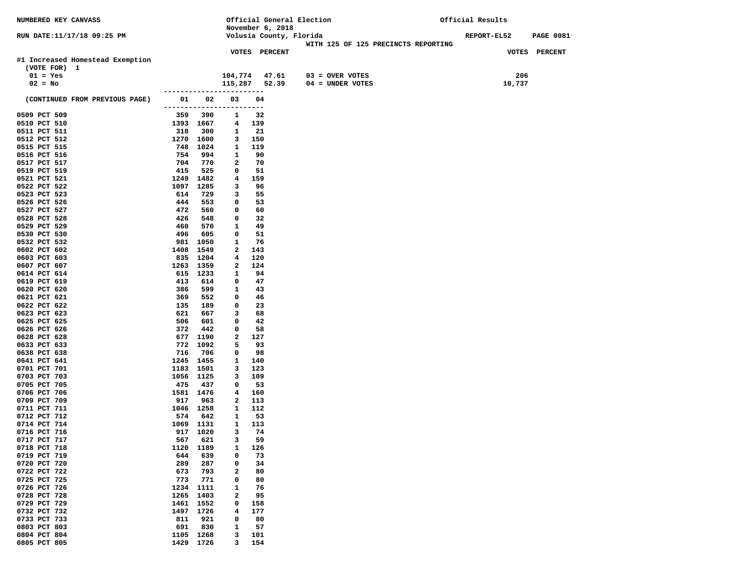NUMBERED KEY CANVASS

Official General Election
November 6, 2018
Volusia County, Florida

Official Results

RUN DATE:11/17/18 09:25 PM

REPORT-EL52 PAGE 0081

WITH 125 OF 125 PRECINCTS REPORTING

## #1 Increased Homestead Exemption

(VOTE FOR) 1

| | VOTES | PERCENT | | VOTES |
|---|---|---|---|---|
| 01 = Yes | 104,774 | 47.61 | 03 = OVER VOTES | 206 |
| 02 = No | 115,287 | 52.39 | 04 = UNDER VOTES | 10,737 |

| (CONTINUED FROM PREVIOUS PAGE) | 01 | 02 | 03 | 04 |
|---|---|---|---|---|
| 0509 PCT 509 | 359 | 390 | 1 | 32 |
| 0510 PCT 510 | 1393 | 1667 | 4 | 139 |
| 0511 PCT 511 | 318 | 300 | 1 | 21 |
| 0512 PCT 512 | 1270 | 1600 | 3 | 150 |
| 0515 PCT 515 | 748 | 1024 | 1 | 119 |
| 0516 PCT 516 | 754 | 994 | 1 | 90 |
| 0517 PCT 517 | 704 | 770 | 2 | 70 |
| 0519 PCT 519 | 415 | 525 | 0 | 51 |
| 0521 PCT 521 | 1249 | 1482 | 4 | 159 |
| 0522 PCT 522 | 1097 | 1285 | 3 | 96 |
| 0523 PCT 523 | 614 | 729 | 3 | 55 |
| 0526 PCT 526 | 444 | 553 | 0 | 53 |
| 0527 PCT 527 | 472 | 560 | 0 | 60 |
| 0528 PCT 528 | 426 | 548 | 0 | 32 |
| 0529 PCT 529 | 460 | 570 | 1 | 49 |
| 0530 PCT 530 | 496 | 605 | 0 | 51 |
| 0532 PCT 532 | 981 | 1050 | 1 | 76 |
| 0602 PCT 602 | 1408 | 1549 | 2 | 143 |
| 0603 PCT 603 | 835 | 1204 | 4 | 120 |
| 0607 PCT 607 | 1263 | 1359 | 2 | 124 |
| 0614 PCT 614 | 615 | 1233 | 1 | 94 |
| 0619 PCT 619 | 413 | 614 | 0 | 47 |
| 0620 PCT 620 | 386 | 599 | 1 | 43 |
| 0621 PCT 621 | 369 | 552 | 0 | 46 |
| 0622 PCT 622 | 135 | 189 | 0 | 23 |
| 0623 PCT 623 | 621 | 667 | 3 | 68 |
| 0625 PCT 625 | 506 | 601 | 0 | 42 |
| 0626 PCT 626 | 372 | 442 | 0 | 58 |
| 0628 PCT 628 | 677 | 1190 | 2 | 127 |
| 0633 PCT 633 | 772 | 1092 | 5 | 93 |
| 0638 PCT 638 | 716 | 706 | 0 | 98 |
| 0641 PCT 641 | 1245 | 1455 | 1 | 140 |
| 0701 PCT 701 | 1183 | 1501 | 3 | 123 |
| 0703 PCT 703 | 1056 | 1125 | 3 | 109 |
| 0705 PCT 705 | 475 | 437 | 0 | 53 |
| 0706 PCT 706 | 1581 | 1476 | 4 | 160 |
| 0709 PCT 709 | 917 | 963 | 2 | 113 |
| 0711 PCT 711 | 1046 | 1258 | 1 | 112 |
| 0712 PCT 712 | 574 | 642 | 1 | 53 |
| 0714 PCT 714 | 1069 | 1131 | 1 | 113 |
| 0716 PCT 716 | 917 | 1020 | 3 | 74 |
| 0717 PCT 717 | 567 | 621 | 3 | 59 |
| 0718 PCT 718 | 1120 | 1189 | 1 | 126 |
| 0719 PCT 719 | 644 | 639 | 0 | 73 |
| 0720 PCT 720 | 289 | 287 | 0 | 34 |
| 0722 PCT 722 | 673 | 793 | 2 | 80 |
| 0725 PCT 725 | 773 | 771 | 0 | 80 |
| 0726 PCT 726 | 1234 | 1111 | 1 | 76 |
| 0728 PCT 728 | 1265 | 1403 | 2 | 95 |
| 0729 PCT 729 | 1461 | 1552 | 0 | 158 |
| 0732 PCT 732 | 1497 | 1726 | 4 | 177 |
| 0733 PCT 733 | 811 | 921 | 0 | 80 |
| 0803 PCT 803 | 691 | 830 | 1 | 57 |
| 0804 PCT 804 | 1105 | 1268 | 3 | 101 |
| 0805 PCT 805 | 1429 | 1726 | 3 | 154 |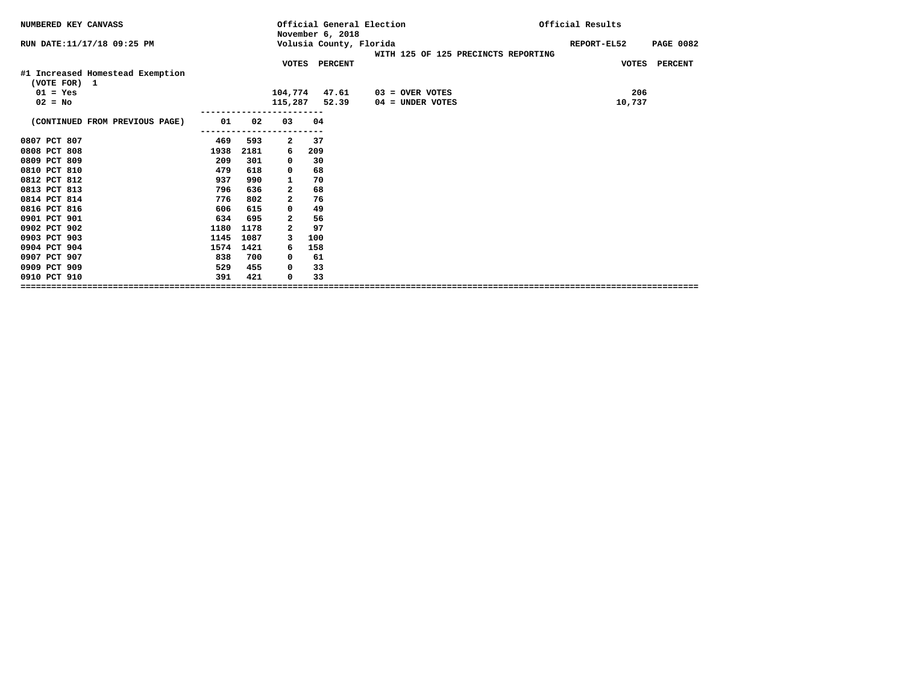NUMBERED KEY CANVASS

Official General Election
November 6, 2018
Volusia County, Florida

Official Results

RUN DATE:11/17/18 09:25 PM

REPORT-EL52 PAGE 0082

WITH 125 OF 125 PRECINCTS REPORTING

## #1 Increased Homestead Exemption

(VOTE FOR) 1

| | VOTES | PERCENT | | VOTES |
|---|---|---|---|---|
| 01 = Yes | 104,774 | 47.61 | 03 = OVER VOTES | 206 |
| 02 = No | 115,287 | 52.39 | 04 = UNDER VOTES | 10,737 |

| (CONTINUED FROM PREVIOUS PAGE) | 01 | 02 | 03 | 04 |
|---|---|---|---|---|
| 0807 PCT 807 | 469 | 593 | 2 | 37 |
| 0808 PCT 808 | 1938 | 2181 | 6 | 209 |
| 0809 PCT 809 | 209 | 301 | 0 | 30 |
| 0810 PCT 810 | 479 | 618 | 0 | 68 |
| 0812 PCT 812 | 937 | 990 | 1 | 70 |
| 0813 PCT 813 | 796 | 636 | 2 | 68 |
| 0814 PCT 814 | 776 | 802 | 2 | 76 |
| 0816 PCT 816 | 606 | 615 | 0 | 49 |
| 0901 PCT 901 | 634 | 695 | 2 | 56 |
| 0902 PCT 902 | 1180 | 1178 | 2 | 97 |
| 0903 PCT 903 | 1145 | 1087 | 3 | 100 |
| 0904 PCT 904 | 1574 | 1421 | 6 | 158 |
| 0907 PCT 907 | 838 | 700 | 0 | 61 |
| 0909 PCT 909 | 529 | 455 | 0 | 33 |
| 0910 PCT 910 | 391 | 421 | 0 | 33 |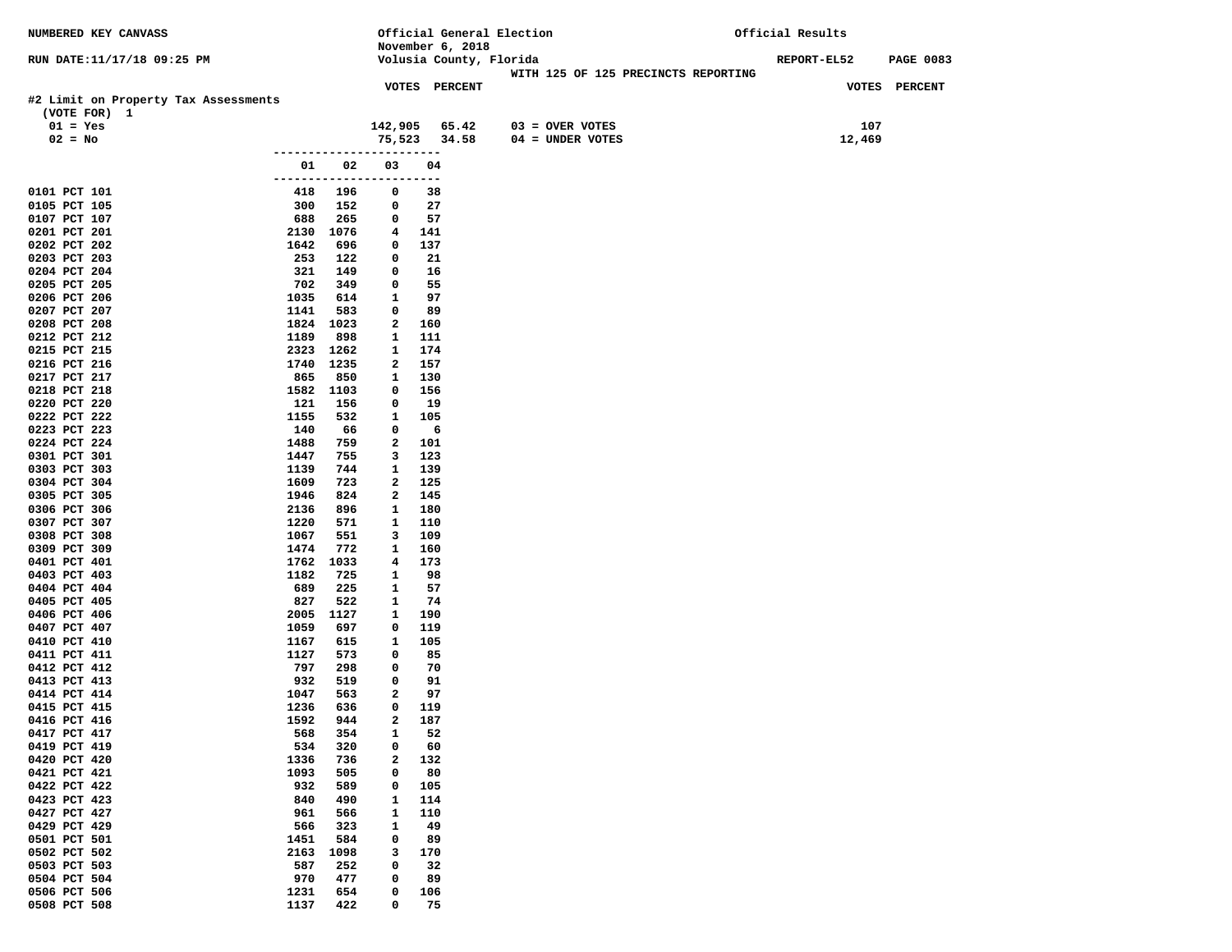NUMBERED KEY CANVASS

Official General Election
November 6, 2018
Volusia County, Florida

Official Results

RUN DATE:11/17/18 09:25 PM

REPORT-EL52 PAGE 0083

WITH 125 OF 125 PRECINCTS REPORTING

## #2 Limit on Property Tax Assessments

(VOTE FOR) 1

| | VOTES | PERCENT | | VOTES |
|---|---|---|---|---|
| 01 = Yes | 142,905 | 65.42 | 03 = OVER VOTES | 107 |
| 02 = No | 75,523 | 34.58 | 04 = UNDER VOTES | 12,469 |

| Precinct | 01 | 02 | 03 | 04 |
|---|---|---|---|---|
| 0101 PCT 101 | 418 | 196 | 0 | 38 |
| 0105 PCT 105 | 300 | 152 | 0 | 27 |
| 0107 PCT 107 | 688 | 265 | 0 | 57 |
| 0201 PCT 201 | 2130 | 1076 | 4 | 141 |
| 0202 PCT 202 | 1642 | 696 | 0 | 137 |
| 0203 PCT 203 | 253 | 122 | 0 | 21 |
| 0204 PCT 204 | 321 | 149 | 0 | 16 |
| 0205 PCT 205 | 702 | 349 | 0 | 55 |
| 0206 PCT 206 | 1035 | 614 | 1 | 97 |
| 0207 PCT 207 | 1141 | 583 | 0 | 89 |
| 0208 PCT 208 | 1824 | 1023 | 2 | 160 |
| 0212 PCT 212 | 1189 | 898 | 1 | 111 |
| 0215 PCT 215 | 2323 | 1262 | 1 | 174 |
| 0216 PCT 216 | 1740 | 1235 | 2 | 157 |
| 0217 PCT 217 | 865 | 850 | 1 | 130 |
| 0218 PCT 218 | 1582 | 1103 | 0 | 156 |
| 0220 PCT 220 | 121 | 156 | 0 | 19 |
| 0222 PCT 222 | 1155 | 532 | 1 | 105 |
| 0223 PCT 223 | 140 | 66 | 0 | 6 |
| 0224 PCT 224 | 1488 | 759 | 2 | 101 |
| 0301 PCT 301 | 1447 | 755 | 3 | 123 |
| 0303 PCT 303 | 1139 | 744 | 1 | 139 |
| 0304 PCT 304 | 1609 | 723 | 2 | 125 |
| 0305 PCT 305 | 1946 | 824 | 2 | 145 |
| 0306 PCT 306 | 2136 | 896 | 1 | 180 |
| 0307 PCT 307 | 1220 | 571 | 1 | 110 |
| 0308 PCT 308 | 1067 | 551 | 3 | 109 |
| 0309 PCT 309 | 1474 | 772 | 1 | 160 |
| 0401 PCT 401 | 1762 | 1033 | 4 | 173 |
| 0403 PCT 403 | 1182 | 725 | 1 | 98 |
| 0404 PCT 404 | 689 | 225 | 1 | 57 |
| 0405 PCT 405 | 827 | 522 | 1 | 74 |
| 0406 PCT 406 | 2005 | 1127 | 1 | 190 |
| 0407 PCT 407 | 1059 | 697 | 0 | 119 |
| 0410 PCT 410 | 1167 | 615 | 1 | 105 |
| 0411 PCT 411 | 1127 | 573 | 0 | 85 |
| 0412 PCT 412 | 797 | 298 | 0 | 70 |
| 0413 PCT 413 | 932 | 519 | 0 | 91 |
| 0414 PCT 414 | 1047 | 563 | 2 | 97 |
| 0415 PCT 415 | 1236 | 636 | 0 | 119 |
| 0416 PCT 416 | 1592 | 944 | 2 | 187 |
| 0417 PCT 417 | 568 | 354 | 1 | 52 |
| 0419 PCT 419 | 534 | 320 | 0 | 60 |
| 0420 PCT 420 | 1336 | 736 | 2 | 132 |
| 0421 PCT 421 | 1093 | 505 | 0 | 80 |
| 0422 PCT 422 | 932 | 589 | 0 | 105 |
| 0423 PCT 423 | 840 | 490 | 1 | 114 |
| 0427 PCT 427 | 961 | 566 | 1 | 110 |
| 0429 PCT 429 | 566 | 323 | 1 | 49 |
| 0501 PCT 501 | 1451 | 584 | 0 | 89 |
| 0502 PCT 502 | 2163 | 1098 | 3 | 170 |
| 0503 PCT 503 | 587 | 252 | 0 | 32 |
| 0504 PCT 504 | 970 | 477 | 0 | 89 |
| 0506 PCT 506 | 1231 | 654 | 0 | 106 |
| 0508 PCT 508 | 1137 | 422 | 0 | 75 |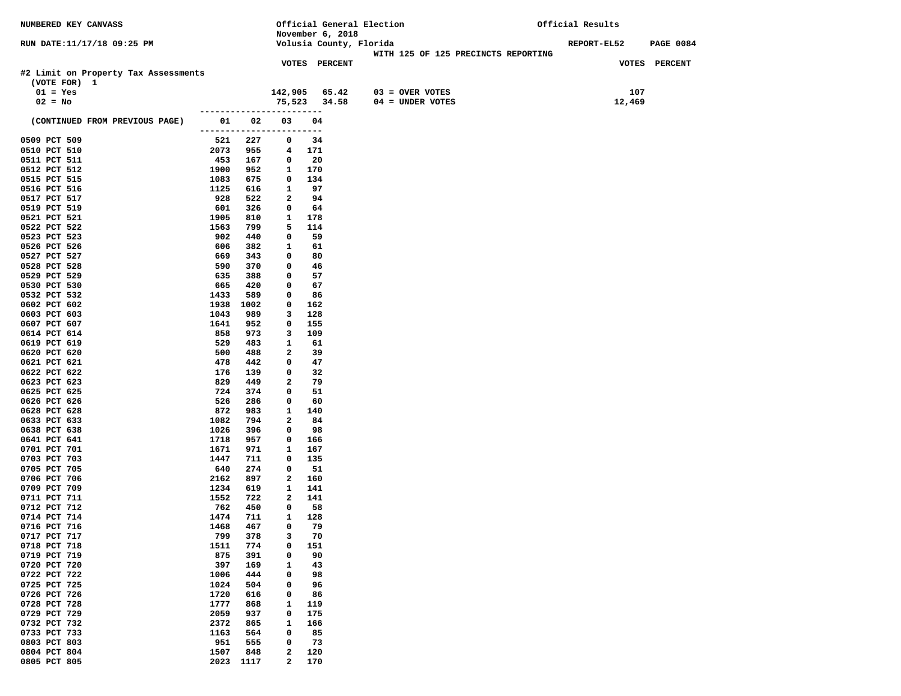NUMBERED KEY CANVASS

Official General Election
November 6, 2018
Volusia County, Florida

Official Results

RUN DATE:11/17/18 09:25 PM

REPORT-EL52 PAGE 0084

WITH 125 OF 125 PRECINCTS REPORTING

## #2 Limit on Property Tax Assessments

(VOTE FOR) 1

| | VOTES | PERCENT | | VOTES |
|---|---|---|---|---|
| 01 = Yes | 142,905 | 65.42 | 03 = OVER VOTES | 107 |
| 02 = No | 75,523 | 34.58 | 04 = UNDER VOTES | 12,469 |

| (CONTINUED FROM PREVIOUS PAGE) | 01 | 02 | 03 | 04 |
|---|---|---|---|---|
| 0509 PCT 509 | 521 | 227 | 0 | 34 |
| 0510 PCT 510 | 2073 | 955 | 4 | 171 |
| 0511 PCT 511 | 453 | 167 | 0 | 20 |
| 0512 PCT 512 | 1900 | 952 | 1 | 170 |
| 0515 PCT 515 | 1083 | 675 | 0 | 134 |
| 0516 PCT 516 | 1125 | 616 | 1 | 97 |
| 0517 PCT 517 | 928 | 522 | 2 | 94 |
| 0519 PCT 519 | 601 | 326 | 0 | 64 |
| 0521 PCT 521 | 1905 | 810 | 1 | 178 |
| 0522 PCT 522 | 1563 | 799 | 5 | 114 |
| 0523 PCT 523 | 902 | 440 | 0 | 59 |
| 0526 PCT 526 | 606 | 382 | 1 | 61 |
| 0527 PCT 527 | 669 | 343 | 0 | 80 |
| 0528 PCT 528 | 590 | 370 | 0 | 46 |
| 0529 PCT 529 | 635 | 388 | 0 | 57 |
| 0530 PCT 530 | 665 | 420 | 0 | 67 |
| 0532 PCT 532 | 1433 | 589 | 0 | 86 |
| 0602 PCT 602 | 1938 | 1002 | 0 | 162 |
| 0603 PCT 603 | 1043 | 989 | 3 | 128 |
| 0607 PCT 607 | 1641 | 952 | 0 | 155 |
| 0614 PCT 614 | 858 | 973 | 3 | 109 |
| 0619 PCT 619 | 529 | 483 | 1 | 61 |
| 0620 PCT 620 | 500 | 488 | 2 | 39 |
| 0621 PCT 621 | 478 | 442 | 0 | 47 |
| 0622 PCT 622 | 176 | 139 | 0 | 32 |
| 0623 PCT 623 | 829 | 449 | 2 | 79 |
| 0625 PCT 625 | 724 | 374 | 0 | 51 |
| 0626 PCT 626 | 526 | 286 | 0 | 60 |
| 0628 PCT 628 | 872 | 983 | 1 | 140 |
| 0633 PCT 633 | 1082 | 794 | 2 | 84 |
| 0638 PCT 638 | 1026 | 396 | 0 | 98 |
| 0641 PCT 641 | 1718 | 957 | 0 | 166 |
| 0701 PCT 701 | 1671 | 971 | 1 | 167 |
| 0703 PCT 703 | 1447 | 711 | 0 | 135 |
| 0705 PCT 705 | 640 | 274 | 0 | 51 |
| 0706 PCT 706 | 2162 | 897 | 2 | 160 |
| 0709 PCT 709 | 1234 | 619 | 1 | 141 |
| 0711 PCT 711 | 1552 | 722 | 2 | 141 |
| 0712 PCT 712 | 762 | 450 | 0 | 58 |
| 0714 PCT 714 | 1474 | 711 | 1 | 128 |
| 0716 PCT 716 | 1468 | 467 | 0 | 79 |
| 0717 PCT 717 | 799 | 378 | 3 | 70 |
| 0718 PCT 718 | 1511 | 774 | 0 | 151 |
| 0719 PCT 719 | 875 | 391 | 0 | 90 |
| 0720 PCT 720 | 397 | 169 | 1 | 43 |
| 0722 PCT 722 | 1006 | 444 | 0 | 98 |
| 0725 PCT 725 | 1024 | 504 | 0 | 96 |
| 0726 PCT 726 | 1720 | 616 | 0 | 86 |
| 0728 PCT 728 | 1777 | 868 | 1 | 119 |
| 0729 PCT 729 | 2059 | 937 | 0 | 175 |
| 0732 PCT 732 | 2372 | 865 | 1 | 166 |
| 0733 PCT 733 | 1163 | 564 | 0 | 85 |
| 0803 PCT 803 | 951 | 555 | 0 | 73 |
| 0804 PCT 804 | 1507 | 848 | 2 | 120 |
| 0805 PCT 805 | 2023 | 1117 | 2 | 170 |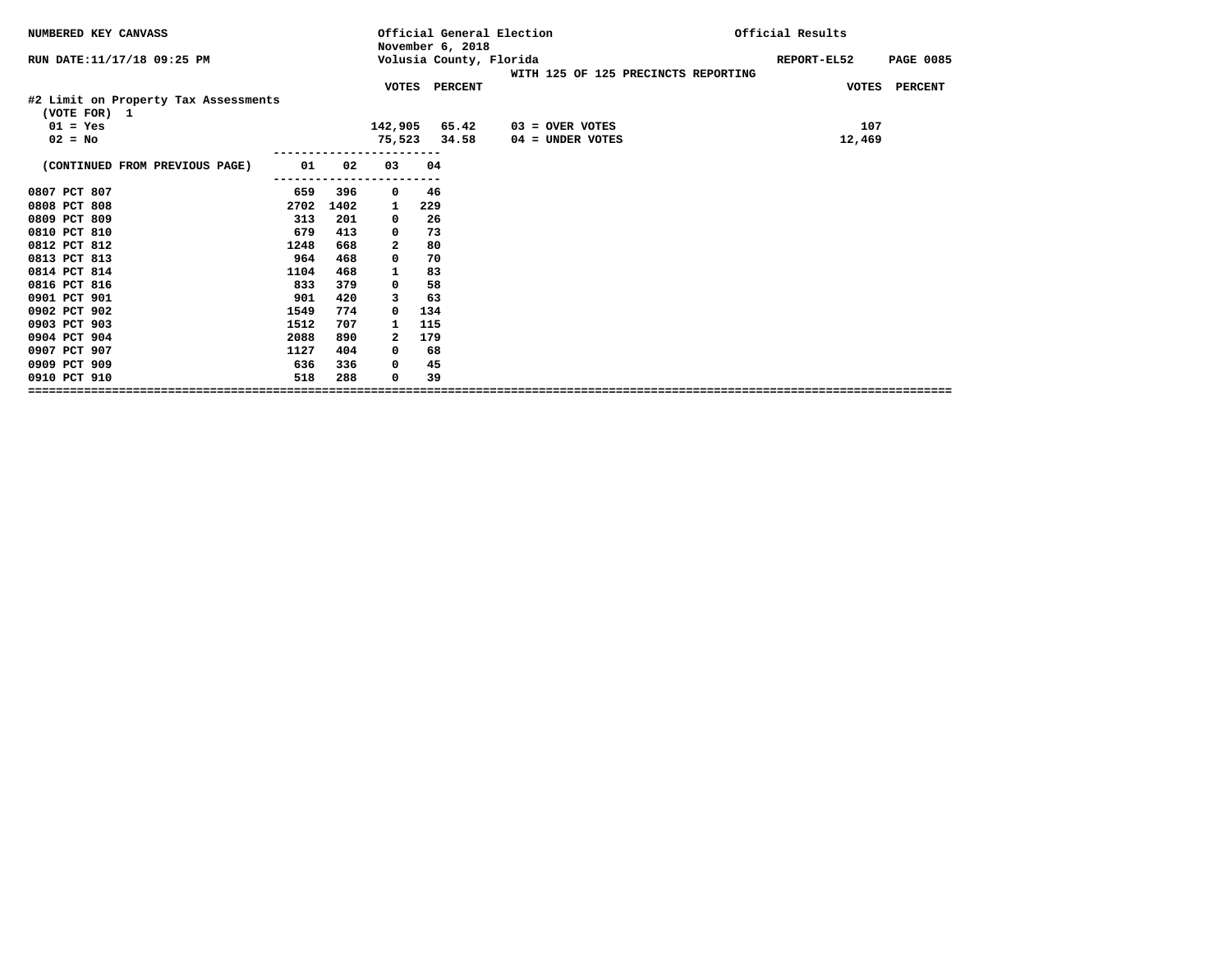NUMBERED KEY CANVASS

Official General Election
November 6, 2018
Volusia County, Florida

Official Results

RUN DATE:11/17/18 09:25 PM

REPORT-EL52

WITH 125 OF 125 PRECINCTS REPORTING

**#2 Limit on Property Tax Assessments**

(VOTE FOR) 1

| | VOTES | PERCENT | | VOTES |
|---|---|---|---|---|
| 01 = Yes | 142,905 | 65.42 | 03 = OVER VOTES | 107 |
| 02 = No | 75,523 | 34.58 | 04 = UNDER VOTES | 12,469 |

| (CONTINUED FROM PREVIOUS PAGE) | 01 | 02 | 03 | 04 |
|---|---|---|---|---|
| 0807 PCT 807 | 659 | 396 | 0 | 46 |
| 0808 PCT 808 | 2702 | 1402 | 1 | 229 |
| 0809 PCT 809 | 313 | 201 | 0 | 26 |
| 0810 PCT 810 | 679 | 413 | 0 | 73 |
| 0812 PCT 812 | 1248 | 668 | 2 | 80 |
| 0813 PCT 813 | 964 | 468 | 0 | 70 |
| 0814 PCT 814 | 1104 | 468 | 1 | 83 |
| 0816 PCT 816 | 833 | 379 | 0 | 58 |
| 0901 PCT 901 | 901 | 420 | 3 | 63 |
| 0902 PCT 902 | 1549 | 774 | 0 | 134 |
| 0903 PCT 903 | 1512 | 707 | 1 | 115 |
| 0904 PCT 904 | 2088 | 890 | 2 | 179 |
| 0907 PCT 907 | 1127 | 404 | 0 | 68 |
| 0909 PCT 909 | 636 | 336 | 0 | 45 |
| 0910 PCT 910 | 518 | 288 | 0 | 39 |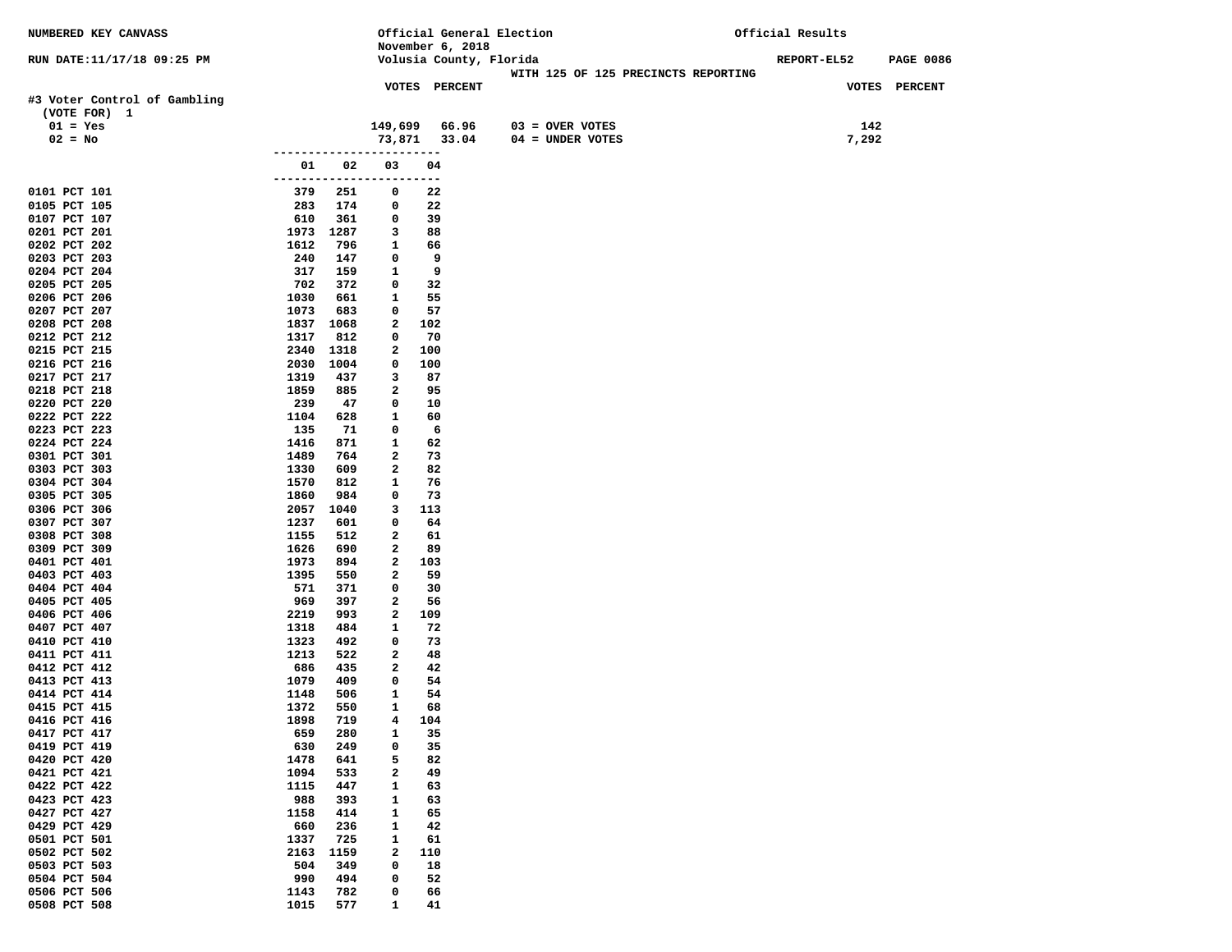NUMBERED KEY CANVASS

RUN DATE:11/17/18 09:25 PM

Official General Election
November 6, 2018
Volusia County, Florida

WITH 125 OF 125 PRECINCTS REPORTING

Official Results

REPORT-EL52

## #3 Voter Control of Gambling

(VOTE FOR) 1

| | VOTES | PERCENT | | VOTES |
|---|---|---|---|---|
| 01 = Yes | 149,699 | 66.96 | 03 = OVER VOTES | 142 |
| 02 = No | 73,871 | 33.04 | 04 = UNDER VOTES | 7,292 |

| Precinct | 01 | 02 | 03 | 04 |
|---|---|---|---|---|
| 0101 PCT 101 | 379 | 251 | 0 | 22 |
| 0105 PCT 105 | 283 | 174 | 0 | 22 |
| 0107 PCT 107 | 610 | 361 | 0 | 39 |
| 0201 PCT 201 | 1973 | 1287 | 3 | 88 |
| 0202 PCT 202 | 1612 | 796 | 1 | 66 |
| 0203 PCT 203 | 240 | 147 | 0 | 9 |
| 0204 PCT 204 | 317 | 159 | 1 | 9 |
| 0205 PCT 205 | 702 | 372 | 0 | 32 |
| 0206 PCT 206 | 1030 | 661 | 1 | 55 |
| 0207 PCT 207 | 1073 | 683 | 0 | 57 |
| 0208 PCT 208 | 1837 | 1068 | 2 | 102 |
| 0212 PCT 212 | 1317 | 812 | 0 | 70 |
| 0215 PCT 215 | 2340 | 1318 | 2 | 100 |
| 0216 PCT 216 | 2030 | 1004 | 0 | 100 |
| 0217 PCT 217 | 1319 | 437 | 3 | 87 |
| 0218 PCT 218 | 1859 | 885 | 2 | 95 |
| 0220 PCT 220 | 239 | 47 | 0 | 10 |
| 0222 PCT 222 | 1104 | 628 | 1 | 60 |
| 0223 PCT 223 | 135 | 71 | 0 | 6 |
| 0224 PCT 224 | 1416 | 871 | 1 | 62 |
| 0301 PCT 301 | 1489 | 764 | 2 | 73 |
| 0303 PCT 303 | 1330 | 609 | 2 | 82 |
| 0304 PCT 304 | 1570 | 812 | 1 | 76 |
| 0305 PCT 305 | 1860 | 984 | 0 | 73 |
| 0306 PCT 306 | 2057 | 1040 | 3 | 113 |
| 0307 PCT 307 | 1237 | 601 | 0 | 64 |
| 0308 PCT 308 | 1155 | 512 | 2 | 61 |
| 0309 PCT 309 | 1626 | 690 | 2 | 89 |
| 0401 PCT 401 | 1973 | 894 | 2 | 103 |
| 0403 PCT 403 | 1395 | 550 | 2 | 59 |
| 0404 PCT 404 | 571 | 371 | 0 | 30 |
| 0405 PCT 405 | 969 | 397 | 2 | 56 |
| 0406 PCT 406 | 2219 | 993 | 2 | 109 |
| 0407 PCT 407 | 1318 | 484 | 1 | 72 |
| 0410 PCT 410 | 1323 | 492 | 0 | 73 |
| 0411 PCT 411 | 1213 | 522 | 2 | 48 |
| 0412 PCT 412 | 686 | 435 | 2 | 42 |
| 0413 PCT 413 | 1079 | 409 | 0 | 54 |
| 0414 PCT 414 | 1148 | 506 | 1 | 54 |
| 0415 PCT 415 | 1372 | 550 | 1 | 68 |
| 0416 PCT 416 | 1898 | 719 | 4 | 104 |
| 0417 PCT 417 | 659 | 280 | 1 | 35 |
| 0419 PCT 419 | 630 | 249 | 0 | 35 |
| 0420 PCT 420 | 1478 | 641 | 5 | 82 |
| 0421 PCT 421 | 1094 | 533 | 2 | 49 |
| 0422 PCT 422 | 1115 | 447 | 1 | 63 |
| 0423 PCT 423 | 988 | 393 | 1 | 63 |
| 0427 PCT 427 | 1158 | 414 | 1 | 65 |
| 0429 PCT 429 | 660 | 236 | 1 | 42 |
| 0501 PCT 501 | 1337 | 725 | 1 | 61 |
| 0502 PCT 502 | 2163 | 1159 | 2 | 110 |
| 0503 PCT 503 | 504 | 349 | 0 | 18 |
| 0504 PCT 504 | 990 | 494 | 0 | 52 |
| 0506 PCT 506 | 1143 | 782 | 0 | 66 |
| 0508 PCT 508 | 1015 | 577 | 1 | 41 |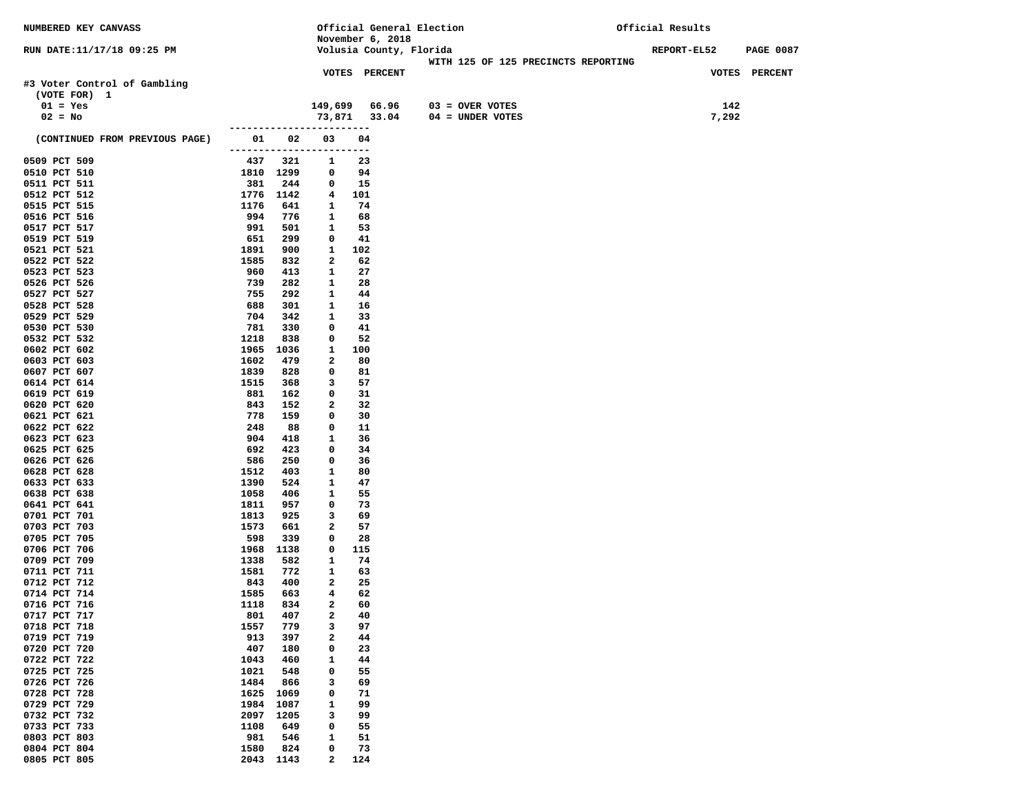NUMBERED KEY CANVASS — Official General Election, November 6, 2018 — Volusia County, Florida — Official Results

RUN DATE:11/17/18 09:25 PM — REPORT-EL52 — PAGE 0087

WITH 125 OF 125 PRECINCTS REPORTING

## #3 Voter Control of Gambling

(VOTE FOR) 1

| | VOTES | PERCENT | | VOTES |
|---|---|---|---|---|
| 01 = Yes | 149,699 | 66.96 | 03 = OVER VOTES | 142 |
| 02 = No | 73,871 | 33.04 | 04 = UNDER VOTES | 7,292 |

| (CONTINUED FROM PREVIOUS PAGE) | 01 | 02 | 03 | 04 |
|---|---|---|---|---|
| 0509 PCT 509 | 437 | 321 | 1 | 23 |
| 0510 PCT 510 | 1810 | 1299 | 0 | 94 |
| 0511 PCT 511 | 381 | 244 | 0 | 15 |
| 0512 PCT 512 | 1776 | 1142 | 4 | 101 |
| 0515 PCT 515 | 1176 | 641 | 1 | 74 |
| 0516 PCT 516 | 994 | 776 | 1 | 68 |
| 0517 PCT 517 | 991 | 501 | 1 | 53 |
| 0519 PCT 519 | 651 | 299 | 0 | 41 |
| 0521 PCT 521 | 1891 | 900 | 1 | 102 |
| 0522 PCT 522 | 1585 | 832 | 2 | 62 |
| 0523 PCT 523 | 960 | 413 | 1 | 27 |
| 0526 PCT 526 | 739 | 282 | 1 | 28 |
| 0527 PCT 527 | 755 | 292 | 1 | 44 |
| 0528 PCT 528 | 688 | 301 | 1 | 16 |
| 0529 PCT 529 | 704 | 342 | 1 | 33 |
| 0530 PCT 530 | 781 | 330 | 0 | 41 |
| 0532 PCT 532 | 1218 | 838 | 0 | 52 |
| 0602 PCT 602 | 1965 | 1036 | 1 | 100 |
| 0603 PCT 603 | 1602 | 479 | 2 | 80 |
| 0607 PCT 607 | 1839 | 828 | 0 | 81 |
| 0614 PCT 614 | 1515 | 368 | 3 | 57 |
| 0619 PCT 619 | 881 | 162 | 0 | 31 |
| 0620 PCT 620 | 843 | 152 | 2 | 32 |
| 0621 PCT 621 | 778 | 159 | 0 | 30 |
| 0622 PCT 622 | 248 | 88 | 0 | 11 |
| 0623 PCT 623 | 904 | 418 | 1 | 36 |
| 0625 PCT 625 | 692 | 423 | 0 | 34 |
| 0626 PCT 626 | 586 | 250 | 0 | 36 |
| 0628 PCT 628 | 1512 | 403 | 1 | 80 |
| 0633 PCT 633 | 1390 | 524 | 1 | 47 |
| 0638 PCT 638 | 1058 | 406 | 1 | 55 |
| 0641 PCT 641 | 1811 | 957 | 0 | 73 |
| 0701 PCT 701 | 1813 | 925 | 3 | 69 |
| 0703 PCT 703 | 1573 | 661 | 2 | 57 |
| 0705 PCT 705 | 598 | 339 | 0 | 28 |
| 0706 PCT 706 | 1968 | 1138 | 0 | 115 |
| 0709 PCT 709 | 1338 | 582 | 1 | 74 |
| 0711 PCT 711 | 1581 | 772 | 1 | 63 |
| 0712 PCT 712 | 843 | 400 | 2 | 25 |
| 0714 PCT 714 | 1585 | 663 | 4 | 62 |
| 0716 PCT 716 | 1118 | 834 | 2 | 60 |
| 0717 PCT 717 | 801 | 407 | 2 | 40 |
| 0718 PCT 718 | 1557 | 779 | 3 | 97 |
| 0719 PCT 719 | 913 | 397 | 2 | 44 |
| 0720 PCT 720 | 407 | 180 | 0 | 23 |
| 0722 PCT 722 | 1043 | 460 | 1 | 44 |
| 0725 PCT 725 | 1021 | 548 | 0 | 55 |
| 0726 PCT 726 | 1484 | 866 | 3 | 69 |
| 0728 PCT 728 | 1625 | 1069 | 0 | 71 |
| 0729 PCT 729 | 1984 | 1087 | 1 | 99 |
| 0732 PCT 732 | 2097 | 1205 | 3 | 99 |
| 0733 PCT 733 | 1108 | 649 | 0 | 55 |
| 0803 PCT 803 | 981 | 546 | 1 | 51 |
| 0804 PCT 804 | 1580 | 824 | 0 | 73 |
| 0805 PCT 805 | 2043 | 1143 | 2 | 124 |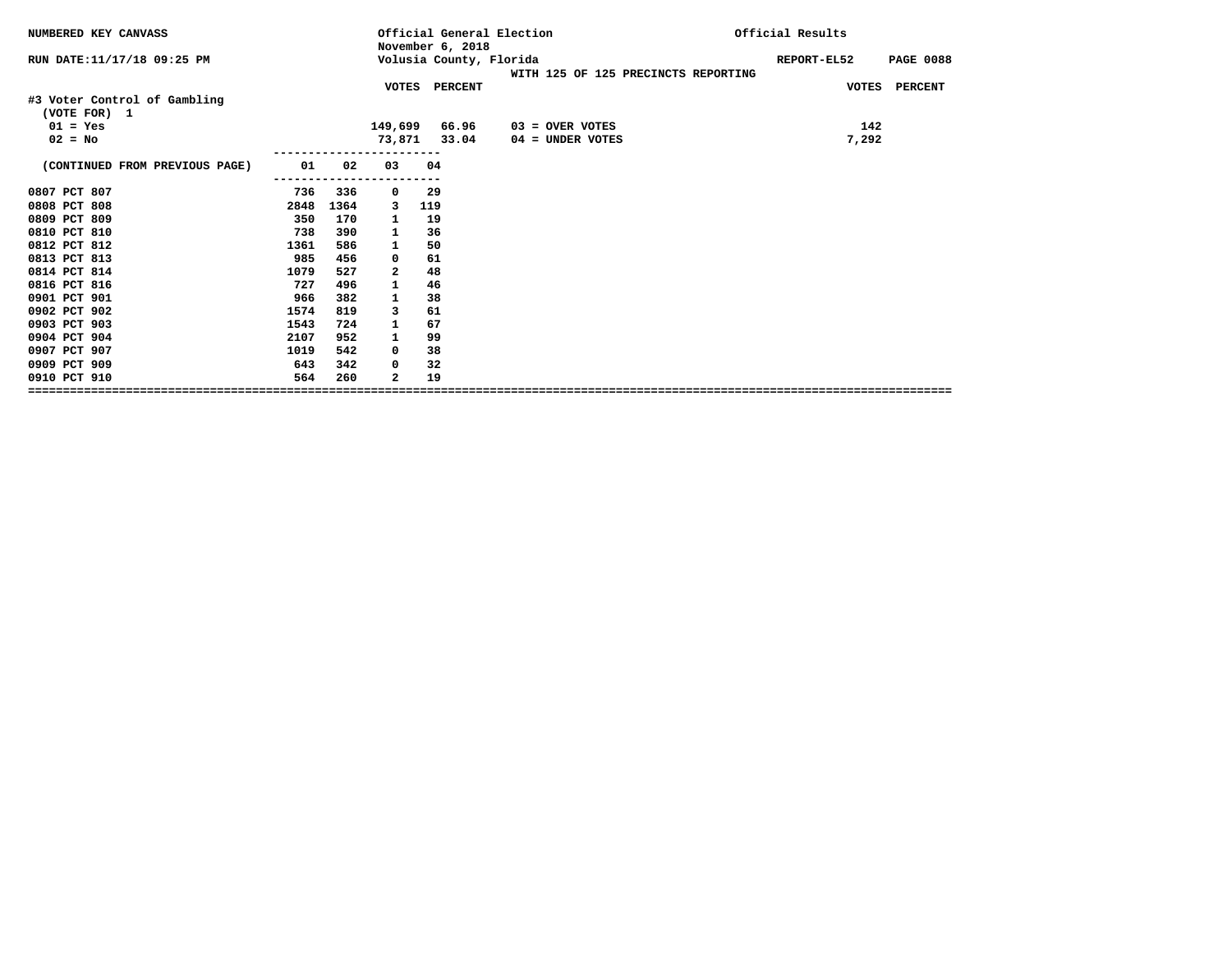NUMBERED KEY CANVASS | Official General Election November 6, 2018 | Official Results

RUN DATE:11/17/18 09:25 PM | Volusia County, Florida | REPORT-EL52

WITH 125 OF 125 PRECINCTS REPORTING

## #3 Voter Control of Gambling

(VOTE FOR) 1

| | VOTES | PERCENT | | VOTES |
|---|---|---|---|---|
| 01 = Yes | 149,699 | 66.96 | 03 = OVER VOTES | 142 |
| 02 = No | 73,871 | 33.04 | 04 = UNDER VOTES | 7,292 |

| (CONTINUED FROM PREVIOUS PAGE) | 01 | 02 | 03 | 04 |
|---|---|---|---|---|
| 0807 PCT 807 | 736 | 336 | 0 | 29 |
| 0808 PCT 808 | 2848 | 1364 | 3 | 119 |
| 0809 PCT 809 | 350 | 170 | 1 | 19 |
| 0810 PCT 810 | 738 | 390 | 1 | 36 |
| 0812 PCT 812 | 1361 | 586 | 1 | 50 |
| 0813 PCT 813 | 985 | 456 | 0 | 61 |
| 0814 PCT 814 | 1079 | 527 | 2 | 48 |
| 0816 PCT 816 | 727 | 496 | 1 | 46 |
| 0901 PCT 901 | 966 | 382 | 1 | 38 |
| 0902 PCT 902 | 1574 | 819 | 3 | 61 |
| 0903 PCT 903 | 1543 | 724 | 1 | 67 |
| 0904 PCT 904 | 2107 | 952 | 1 | 99 |
| 0907 PCT 907 | 1019 | 542 | 0 | 38 |
| 0909 PCT 909 | 643 | 342 | 0 | 32 |
| 0910 PCT 910 | 564 | 260 | 2 | 19 |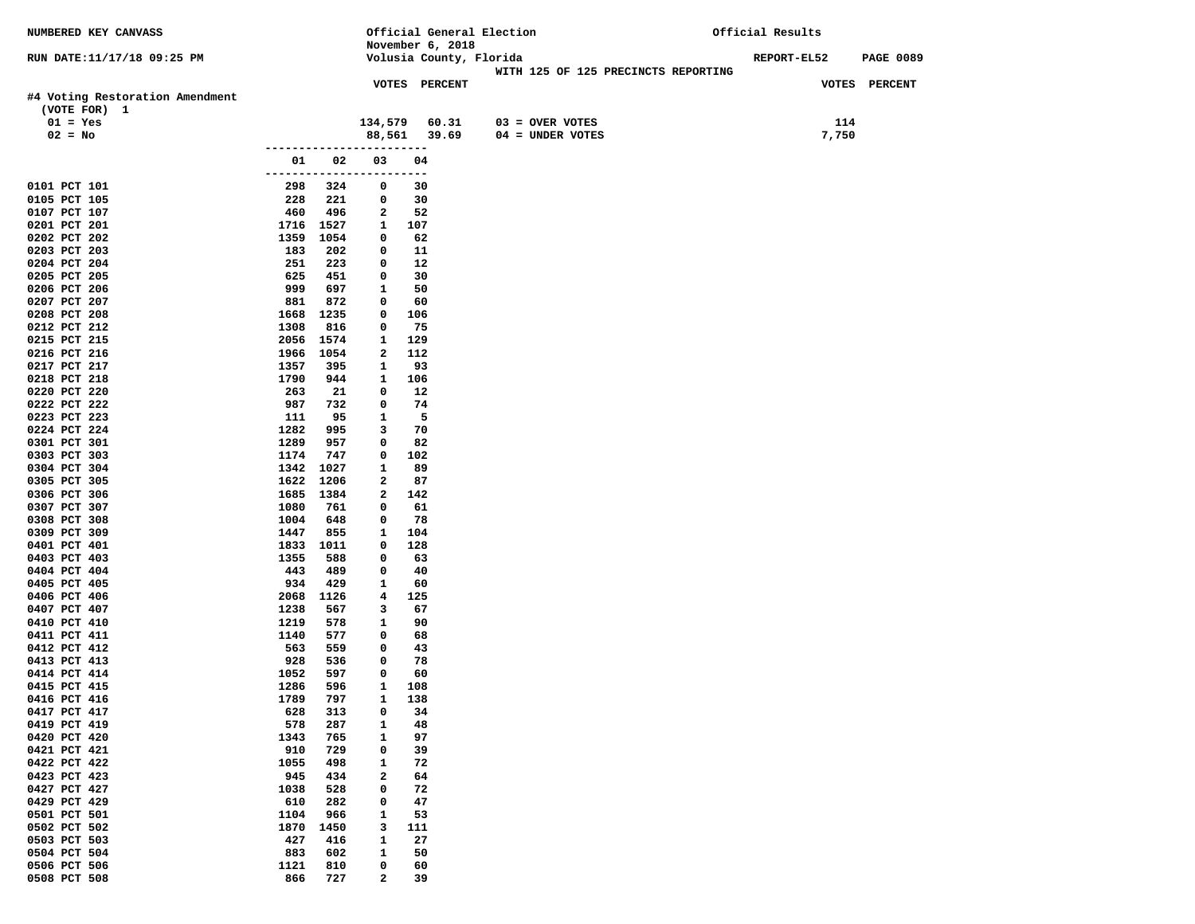NUMBERED KEY CANVASS

Official General Election
November 6, 2018
Volusia County, Florida
WITH 125 OF 125 PRECINCTS REPORTING

Official Results

RUN DATE:11/17/18 09:25 PM

REPORT-EL52

## #4 Voting Restoration Amendment

(VOTE FOR) 1

| | VOTES | PERCENT | | VOTES |
|---|---|---|---|---|
| 01 = Yes | 134,579 | 60.31 | 03 = OVER VOTES | 114 |
| 02 = No | 88,561 | 39.69 | 04 = UNDER VOTES | 7,750 |

| Precinct | 01 | 02 | 03 | 04 |
|---|---|---|---|---|
| 0101 PCT 101 | 298 | 324 | 0 | 30 |
| 0105 PCT 105 | 228 | 221 | 0 | 30 |
| 0107 PCT 107 | 460 | 496 | 2 | 52 |
| 0201 PCT 201 | 1716 | 1527 | 1 | 107 |
| 0202 PCT 202 | 1359 | 1054 | 0 | 62 |
| 0203 PCT 203 | 183 | 202 | 0 | 11 |
| 0204 PCT 204 | 251 | 223 | 0 | 12 |
| 0205 PCT 205 | 625 | 451 | 0 | 30 |
| 0206 PCT 206 | 999 | 697 | 1 | 50 |
| 0207 PCT 207 | 881 | 872 | 0 | 60 |
| 0208 PCT 208 | 1668 | 1235 | 0 | 106 |
| 0212 PCT 212 | 1308 | 816 | 0 | 75 |
| 0215 PCT 215 | 2056 | 1574 | 1 | 129 |
| 0216 PCT 216 | 1966 | 1054 | 2 | 112 |
| 0217 PCT 217 | 1357 | 395 | 1 | 93 |
| 0218 PCT 218 | 1790 | 944 | 1 | 106 |
| 0220 PCT 220 | 263 | 21 | 0 | 12 |
| 0222 PCT 222 | 987 | 732 | 0 | 74 |
| 0223 PCT 223 | 111 | 95 | 1 | 5 |
| 0224 PCT 224 | 1282 | 995 | 3 | 70 |
| 0301 PCT 301 | 1289 | 957 | 0 | 82 |
| 0303 PCT 303 | 1174 | 747 | 0 | 102 |
| 0304 PCT 304 | 1342 | 1027 | 1 | 89 |
| 0305 PCT 305 | 1622 | 1206 | 2 | 87 |
| 0306 PCT 306 | 1685 | 1384 | 2 | 142 |
| 0307 PCT 307 | 1080 | 761 | 0 | 61 |
| 0308 PCT 308 | 1004 | 648 | 0 | 78 |
| 0309 PCT 309 | 1447 | 855 | 1 | 104 |
| 0401 PCT 401 | 1833 | 1011 | 0 | 128 |
| 0403 PCT 403 | 1355 | 588 | 0 | 63 |
| 0404 PCT 404 | 443 | 489 | 0 | 40 |
| 0405 PCT 405 | 934 | 429 | 1 | 60 |
| 0406 PCT 406 | 2068 | 1126 | 4 | 125 |
| 0407 PCT 407 | 1238 | 567 | 3 | 67 |
| 0410 PCT 410 | 1219 | 578 | 1 | 90 |
| 0411 PCT 411 | 1140 | 577 | 0 | 68 |
| 0412 PCT 412 | 563 | 559 | 0 | 43 |
| 0413 PCT 413 | 928 | 536 | 0 | 78 |
| 0414 PCT 414 | 1052 | 597 | 0 | 60 |
| 0415 PCT 415 | 1286 | 596 | 1 | 108 |
| 0416 PCT 416 | 1789 | 797 | 1 | 138 |
| 0417 PCT 417 | 628 | 313 | 0 | 34 |
| 0419 PCT 419 | 578 | 287 | 1 | 48 |
| 0420 PCT 420 | 1343 | 765 | 1 | 97 |
| 0421 PCT 421 | 910 | 729 | 0 | 39 |
| 0422 PCT 422 | 1055 | 498 | 1 | 72 |
| 0423 PCT 423 | 945 | 434 | 2 | 64 |
| 0427 PCT 427 | 1038 | 528 | 0 | 72 |
| 0429 PCT 429 | 610 | 282 | 0 | 47 |
| 0501 PCT 501 | 1104 | 966 | 1 | 53 |
| 0502 PCT 502 | 1870 | 1450 | 3 | 111 |
| 0503 PCT 503 | 427 | 416 | 1 | 27 |
| 0504 PCT 504 | 883 | 602 | 1 | 50 |
| 0506 PCT 506 | 1121 | 810 | 0 | 60 |
| 0508 PCT 508 | 866 | 727 | 2 | 39 |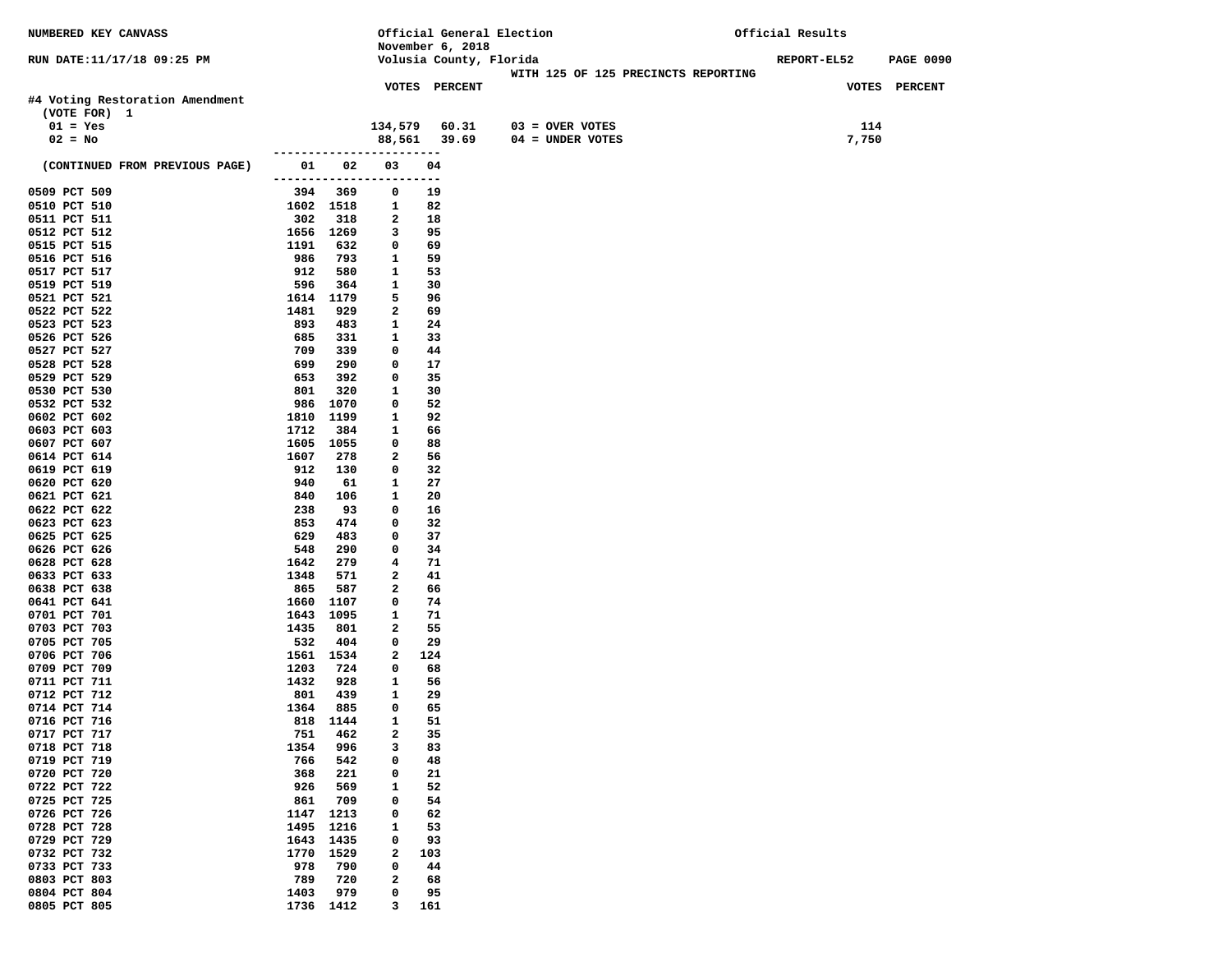NUMBERED KEY CANVASS

Official General Election
November 6, 2018
Volusia County, Florida

Official Results

RUN DATE:11/17/18 09:25 PM

REPORT-EL52 PAGE 0090

WITH 125 OF 125 PRECINCTS REPORTING

## #4 Voting Restoration Amendment

(VOTE FOR) 1

| | VOTES | PERCENT | | VOTES |
|---|---|---|---|---|
| 01 = Yes | 134,579 | 60.31 | 03 = OVER VOTES | 114 |
| 02 = No | 88,561 | 39.69 | 04 = UNDER VOTES | 7,750 |

| (CONTINUED FROM PREVIOUS PAGE) | 01 | 02 | 03 | 04 |
|---|---|---|---|---|
| 0509 PCT 509 | 394 | 369 | 0 | 19 |
| 0510 PCT 510 | 1602 | 1518 | 1 | 82 |
| 0511 PCT 511 | 302 | 318 | 2 | 18 |
| 0512 PCT 512 | 1656 | 1269 | 3 | 95 |
| 0515 PCT 515 | 1191 | 632 | 0 | 69 |
| 0516 PCT 516 | 986 | 793 | 1 | 59 |
| 0517 PCT 517 | 912 | 580 | 1 | 53 |
| 0519 PCT 519 | 596 | 364 | 1 | 30 |
| 0521 PCT 521 | 1614 | 1179 | 5 | 96 |
| 0522 PCT 522 | 1481 | 929 | 2 | 69 |
| 0523 PCT 523 | 893 | 483 | 1 | 24 |
| 0526 PCT 526 | 685 | 331 | 1 | 33 |
| 0527 PCT 527 | 709 | 339 | 0 | 44 |
| 0528 PCT 528 | 699 | 290 | 0 | 17 |
| 0529 PCT 529 | 653 | 392 | 0 | 35 |
| 0530 PCT 530 | 801 | 320 | 1 | 30 |
| 0532 PCT 532 | 986 | 1070 | 0 | 52 |
| 0602 PCT 602 | 1810 | 1199 | 1 | 92 |
| 0603 PCT 603 | 1712 | 384 | 1 | 66 |
| 0607 PCT 607 | 1605 | 1055 | 0 | 88 |
| 0614 PCT 614 | 1607 | 278 | 2 | 56 |
| 0619 PCT 619 | 912 | 130 | 0 | 32 |
| 0620 PCT 620 | 940 | 61 | 1 | 27 |
| 0621 PCT 621 | 840 | 106 | 1 | 20 |
| 0622 PCT 622 | 238 | 93 | 0 | 16 |
| 0623 PCT 623 | 853 | 474 | 0 | 32 |
| 0625 PCT 625 | 629 | 483 | 0 | 37 |
| 0626 PCT 626 | 548 | 290 | 0 | 34 |
| 0628 PCT 628 | 1642 | 279 | 4 | 71 |
| 0633 PCT 633 | 1348 | 571 | 2 | 41 |
| 0638 PCT 638 | 865 | 587 | 2 | 66 |
| 0641 PCT 641 | 1660 | 1107 | 0 | 74 |
| 0701 PCT 701 | 1643 | 1095 | 1 | 71 |
| 0703 PCT 703 | 1435 | 801 | 2 | 55 |
| 0705 PCT 705 | 532 | 404 | 0 | 29 |
| 0706 PCT 706 | 1561 | 1534 | 2 | 124 |
| 0709 PCT 709 | 1203 | 724 | 0 | 68 |
| 0711 PCT 711 | 1432 | 928 | 1 | 56 |
| 0712 PCT 712 | 801 | 439 | 1 | 29 |
| 0714 PCT 714 | 1364 | 885 | 0 | 65 |
| 0716 PCT 716 | 818 | 1144 | 1 | 51 |
| 0717 PCT 717 | 751 | 462 | 2 | 35 |
| 0718 PCT 718 | 1354 | 996 | 3 | 83 |
| 0719 PCT 719 | 766 | 542 | 0 | 48 |
| 0720 PCT 720 | 368 | 221 | 0 | 21 |
| 0722 PCT 722 | 926 | 569 | 1 | 52 |
| 0725 PCT 725 | 861 | 709 | 0 | 54 |
| 0726 PCT 726 | 1147 | 1213 | 0 | 62 |
| 0728 PCT 728 | 1495 | 1216 | 1 | 53 |
| 0729 PCT 729 | 1643 | 1435 | 0 | 93 |
| 0732 PCT 732 | 1770 | 1529 | 2 | 103 |
| 0733 PCT 733 | 978 | 790 | 0 | 44 |
| 0803 PCT 803 | 789 | 720 | 2 | 68 |
| 0804 PCT 804 | 1403 | 979 | 0 | 95 |
| 0805 PCT 805 | 1736 | 1412 | 3 | 161 |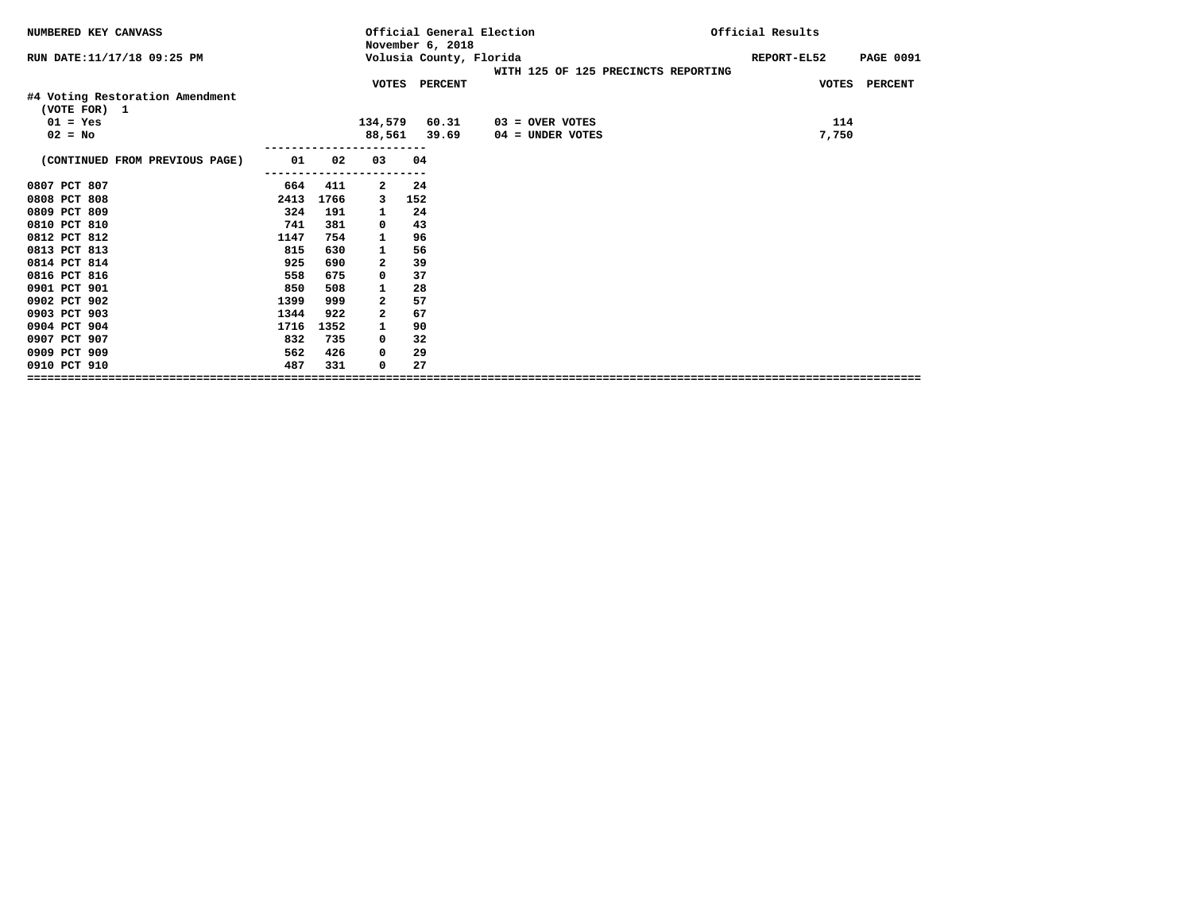NUMBERED KEY CANVASS

Official General Election
November 6, 2018
Volusia County, Florida

Official Results

RUN DATE:11/17/18 09:25 PM

REPORT-EL52

WITH 125 OF 125 PRECINCTS REPORTING

**#4 Voting Restoration Amendment**
(VOTE FOR) 1

| | VOTES | PERCENT | | VOTES | PERCENT |
|---|---|---|---|---|---|
| 01 = Yes | 134,579 | 60.31 | 03 = OVER VOTES | 114 | |
| 02 = No | 88,561 | 39.69 | 04 = UNDER VOTES | 7,750 | |

| (CONTINUED FROM PREVIOUS PAGE) | 01 | 02 | 03 | 04 |
|---|---|---|---|---|
| 0807 PCT 807 | 664 | 411 | 2 | 24 |
| 0808 PCT 808 | 2413 | 1766 | 3 | 152 |
| 0809 PCT 809 | 324 | 191 | 1 | 24 |
| 0810 PCT 810 | 741 | 381 | 0 | 43 |
| 0812 PCT 812 | 1147 | 754 | 1 | 96 |
| 0813 PCT 813 | 815 | 630 | 1 | 56 |
| 0814 PCT 814 | 925 | 690 | 2 | 39 |
| 0816 PCT 816 | 558 | 675 | 0 | 37 |
| 0901 PCT 901 | 850 | 508 | 1 | 28 |
| 0902 PCT 902 | 1399 | 999 | 2 | 57 |
| 0903 PCT 903 | 1344 | 922 | 2 | 67 |
| 0904 PCT 904 | 1716 | 1352 | 1 | 90 |
| 0907 PCT 907 | 832 | 735 | 0 | 32 |
| 0909 PCT 909 | 562 | 426 | 0 | 29 |
| 0910 PCT 910 | 487 | 331 | 0 | 27 |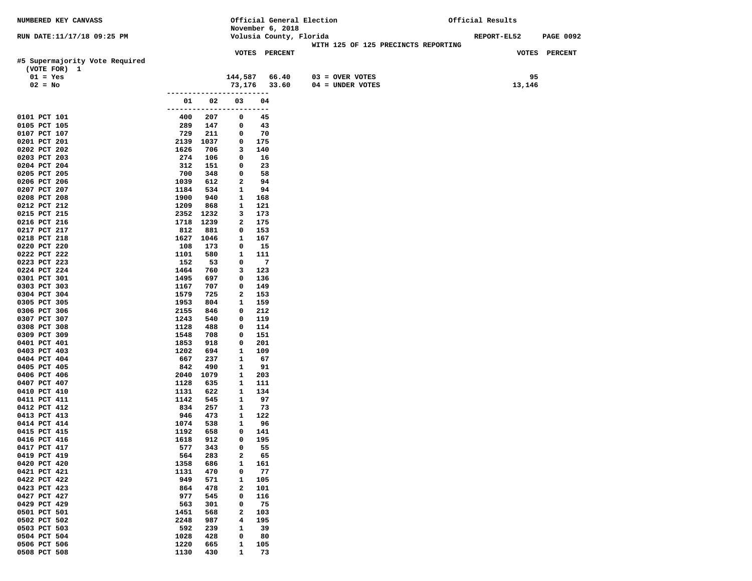NUMBERED KEY CANVASS — Official General Election, November 6, 2018 — Volusia County, Florida — Official Results

RUN DATE:11/17/18 09:25 PM — WITH 125 OF 125 PRECINCTS REPORTING — REPORT-EL52

## #5 Supermajority Vote Required

(VOTE FOR) 1

| | VOTES | PERCENT | | VOTES |
|---|---|---|---|---|
| 01 = Yes | 144,587 | 66.40 | 03 = OVER VOTES | 95 |
| 02 = No | 73,176 | 33.60 | 04 = UNDER VOTES | 13,146 |

| Precinct | 01 | 02 | 03 | 04 |
|---|---|---|---|---|
| 0101 PCT 101 | 400 | 207 | 0 | 45 |
| 0105 PCT 105 | 289 | 147 | 0 | 43 |
| 0107 PCT 107 | 729 | 211 | 0 | 70 |
| 0201 PCT 201 | 2139 | 1037 | 0 | 175 |
| 0202 PCT 202 | 1626 | 706 | 3 | 140 |
| 0203 PCT 203 | 274 | 106 | 0 | 16 |
| 0204 PCT 204 | 312 | 151 | 0 | 23 |
| 0205 PCT 205 | 700 | 348 | 0 | 58 |
| 0206 PCT 206 | 1039 | 612 | 2 | 94 |
| 0207 PCT 207 | 1184 | 534 | 1 | 94 |
| 0208 PCT 208 | 1900 | 940 | 1 | 168 |
| 0212 PCT 212 | 1209 | 868 | 1 | 121 |
| 0215 PCT 215 | 2352 | 1232 | 3 | 173 |
| 0216 PCT 216 | 1718 | 1239 | 2 | 175 |
| 0217 PCT 217 | 812 | 881 | 0 | 153 |
| 0218 PCT 218 | 1627 | 1046 | 1 | 167 |
| 0220 PCT 220 | 108 | 173 | 0 | 15 |
| 0222 PCT 222 | 1101 | 580 | 1 | 111 |
| 0223 PCT 223 | 152 | 53 | 0 | 7 |
| 0224 PCT 224 | 1464 | 760 | 3 | 123 |
| 0301 PCT 301 | 1495 | 697 | 0 | 136 |
| 0303 PCT 303 | 1167 | 707 | 0 | 149 |
| 0304 PCT 304 | 1579 | 725 | 2 | 153 |
| 0305 PCT 305 | 1953 | 804 | 1 | 159 |
| 0306 PCT 306 | 2155 | 846 | 0 | 212 |
| 0307 PCT 307 | 1243 | 540 | 0 | 119 |
| 0308 PCT 308 | 1128 | 488 | 0 | 114 |
| 0309 PCT 309 | 1548 | 708 | 0 | 151 |
| 0401 PCT 401 | 1853 | 918 | 0 | 201 |
| 0403 PCT 403 | 1202 | 694 | 1 | 109 |
| 0404 PCT 404 | 667 | 237 | 1 | 67 |
| 0405 PCT 405 | 842 | 490 | 1 | 91 |
| 0406 PCT 406 | 2040 | 1079 | 1 | 203 |
| 0407 PCT 407 | 1128 | 635 | 1 | 111 |
| 0410 PCT 410 | 1131 | 622 | 1 | 134 |
| 0411 PCT 411 | 1142 | 545 | 1 | 97 |
| 0412 PCT 412 | 834 | 257 | 1 | 73 |
| 0413 PCT 413 | 946 | 473 | 1 | 122 |
| 0414 PCT 414 | 1074 | 538 | 1 | 96 |
| 0415 PCT 415 | 1192 | 658 | 0 | 141 |
| 0416 PCT 416 | 1618 | 912 | 0 | 195 |
| 0417 PCT 417 | 577 | 343 | 0 | 55 |
| 0419 PCT 419 | 564 | 283 | 2 | 65 |
| 0420 PCT 420 | 1358 | 686 | 1 | 161 |
| 0421 PCT 421 | 1131 | 470 | 0 | 77 |
| 0422 PCT 422 | 949 | 571 | 1 | 105 |
| 0423 PCT 423 | 864 | 478 | 2 | 101 |
| 0427 PCT 427 | 977 | 545 | 0 | 116 |
| 0429 PCT 429 | 563 | 301 | 0 | 75 |
| 0501 PCT 501 | 1451 | 568 | 2 | 103 |
| 0502 PCT 502 | 2248 | 987 | 4 | 195 |
| 0503 PCT 503 | 592 | 239 | 1 | 39 |
| 0504 PCT 504 | 1028 | 428 | 0 | 80 |
| 0506 PCT 506 | 1220 | 665 | 1 | 105 |
| 0508 PCT 508 | 1130 | 430 | 1 | 73 |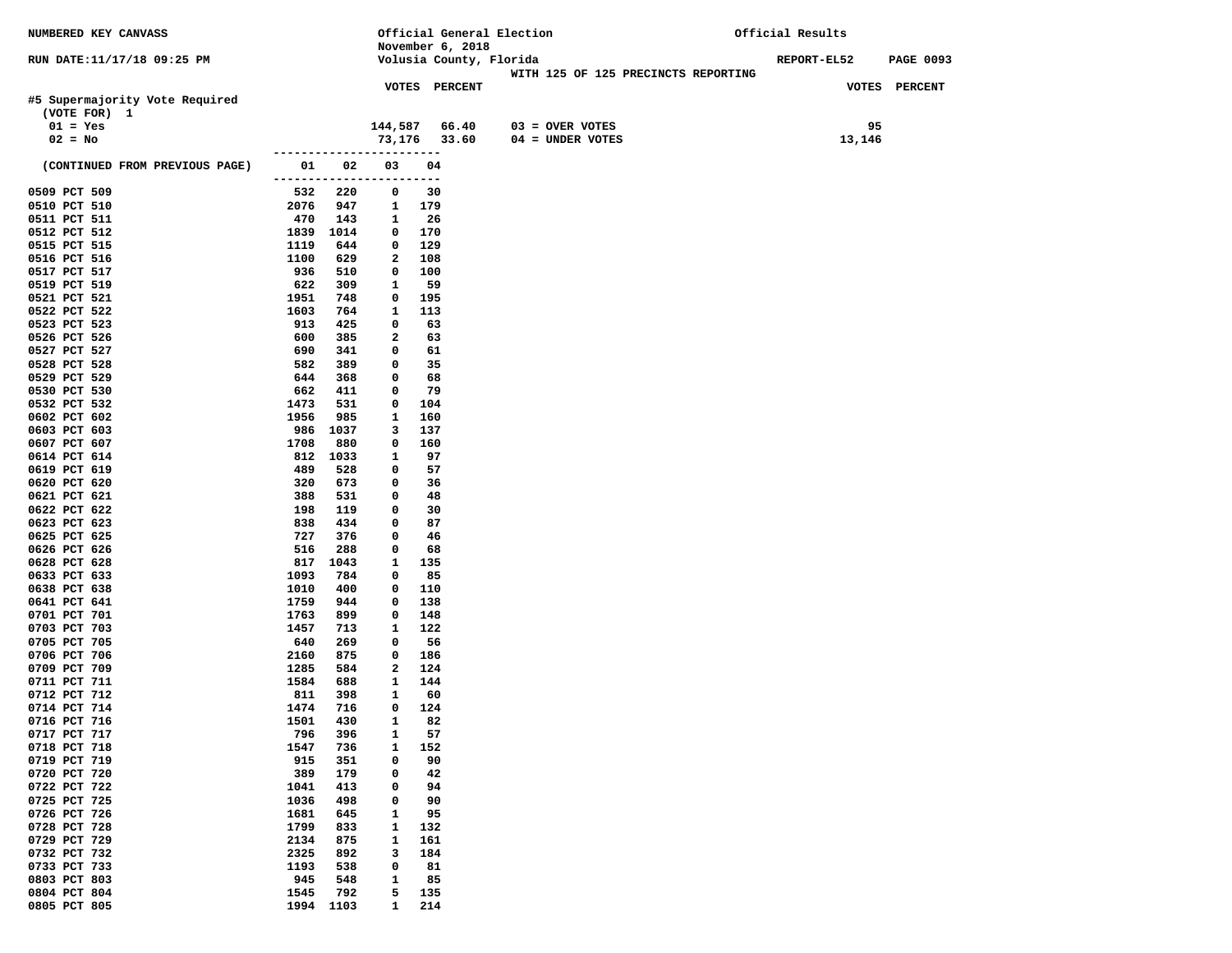NUMBERED KEY CANVASS

Official General Election
November 6, 2018
Volusia County, Florida

Official Results

RUN DATE:11/17/18 09:25 PM

REPORT-EL52 PAGE 0093

WITH 125 OF 125 PRECINCTS REPORTING

## #5 Supermajority Vote Required

(VOTE FOR) 1

| | VOTES | PERCENT | | VOTES |
|---|---|---|---|---|
| 01 = Yes | 144,587 | 66.40 | 03 = OVER VOTES | 95 |
| 02 = No | 73,176 | 33.60 | 04 = UNDER VOTES | 13,146 |

| (CONTINUED FROM PREVIOUS PAGE) | 01 | 02 | 03 | 04 |
|---|---|---|---|---|
| 0509 PCT 509 | 532 | 220 | 0 | 30 |
| 0510 PCT 510 | 2076 | 947 | 1 | 179 |
| 0511 PCT 511 | 470 | 143 | 1 | 26 |
| 0512 PCT 512 | 1839 | 1014 | 0 | 170 |
| 0515 PCT 515 | 1119 | 644 | 0 | 129 |
| 0516 PCT 516 | 1100 | 629 | 2 | 108 |
| 0517 PCT 517 | 936 | 510 | 0 | 100 |
| 0519 PCT 519 | 622 | 309 | 1 | 59 |
| 0521 PCT 521 | 1951 | 748 | 0 | 195 |
| 0522 PCT 522 | 1603 | 764 | 1 | 113 |
| 0523 PCT 523 | 913 | 425 | 0 | 63 |
| 0526 PCT 526 | 600 | 385 | 2 | 63 |
| 0527 PCT 527 | 690 | 341 | 0 | 61 |
| 0528 PCT 528 | 582 | 389 | 0 | 35 |
| 0529 PCT 529 | 644 | 368 | 0 | 68 |
| 0530 PCT 530 | 662 | 411 | 0 | 79 |
| 0532 PCT 532 | 1473 | 531 | 0 | 104 |
| 0602 PCT 602 | 1956 | 985 | 1 | 160 |
| 0603 PCT 603 | 986 | 1037 | 3 | 137 |
| 0607 PCT 607 | 1708 | 880 | 0 | 160 |
| 0614 PCT 614 | 812 | 1033 | 1 | 97 |
| 0619 PCT 619 | 489 | 528 | 0 | 57 |
| 0620 PCT 620 | 320 | 673 | 0 | 36 |
| 0621 PCT 621 | 388 | 531 | 0 | 48 |
| 0622 PCT 622 | 198 | 119 | 0 | 30 |
| 0623 PCT 623 | 838 | 434 | 0 | 87 |
| 0625 PCT 625 | 727 | 376 | 0 | 46 |
| 0626 PCT 626 | 516 | 288 | 0 | 68 |
| 0628 PCT 628 | 817 | 1043 | 1 | 135 |
| 0633 PCT 633 | 1093 | 784 | 0 | 85 |
| 0638 PCT 638 | 1010 | 400 | 0 | 110 |
| 0641 PCT 641 | 1759 | 944 | 0 | 138 |
| 0701 PCT 701 | 1763 | 899 | 0 | 148 |
| 0703 PCT 703 | 1457 | 713 | 1 | 122 |
| 0705 PCT 705 | 640 | 269 | 0 | 56 |
| 0706 PCT 706 | 2160 | 875 | 0 | 186 |
| 0709 PCT 709 | 1285 | 584 | 2 | 124 |
| 0711 PCT 711 | 1584 | 688 | 1 | 144 |
| 0712 PCT 712 | 811 | 398 | 1 | 60 |
| 0714 PCT 714 | 1474 | 716 | 0 | 124 |
| 0716 PCT 716 | 1501 | 430 | 1 | 82 |
| 0717 PCT 717 | 796 | 396 | 1 | 57 |
| 0718 PCT 718 | 1547 | 736 | 1 | 152 |
| 0719 PCT 719 | 915 | 351 | 0 | 90 |
| 0720 PCT 720 | 389 | 179 | 0 | 42 |
| 0722 PCT 722 | 1041 | 413 | 0 | 94 |
| 0725 PCT 725 | 1036 | 498 | 0 | 90 |
| 0726 PCT 726 | 1681 | 645 | 1 | 95 |
| 0728 PCT 728 | 1799 | 833 | 1 | 132 |
| 0729 PCT 729 | 2134 | 875 | 1 | 161 |
| 0732 PCT 732 | 2325 | 892 | 3 | 184 |
| 0733 PCT 733 | 1193 | 538 | 0 | 81 |
| 0803 PCT 803 | 945 | 548 | 1 | 85 |
| 0804 PCT 804 | 1545 | 792 | 5 | 135 |
| 0805 PCT 805 | 1994 | 1103 | 1 | 214 |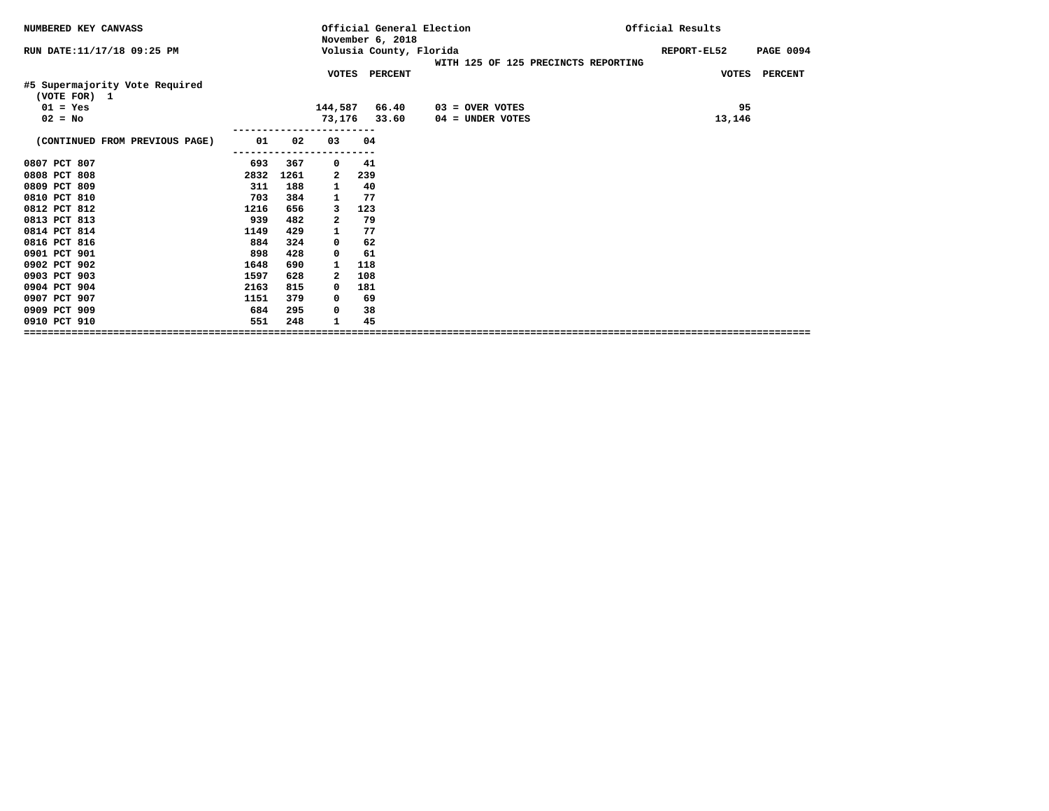NUMBERED KEY CANVASS

RUN DATE:11/17/18 09:25 PM

Official General Election
November 6, 2018
Volusia County, Florida

WITH 125 OF 125 PRECINCTS REPORTING

Official Results

REPORT-EL52

#5 Supermajority Vote Required
(VOTE FOR) 1

| | VOTES | PERCENT | | VOTES | PERCENT |
|---|---|---|---|---|---|
| 01 = Yes | 144,587 | 66.40 | 03 = OVER VOTES | 95 | |
| 02 = No | 73,176 | 33.60 | 04 = UNDER VOTES | 13,146 | |

| (CONTINUED FROM PREVIOUS PAGE) | 01 | 02 | 03 | 04 |
|---|---|---|---|---|
| 0807 PCT 807 | 693 | 367 | 0 | 41 |
| 0808 PCT 808 | 2832 | 1261 | 2 | 239 |
| 0809 PCT 809 | 311 | 188 | 1 | 40 |
| 0810 PCT 810 | 703 | 384 | 1 | 77 |
| 0812 PCT 812 | 1216 | 656 | 3 | 123 |
| 0813 PCT 813 | 939 | 482 | 2 | 79 |
| 0814 PCT 814 | 1149 | 429 | 1 | 77 |
| 0816 PCT 816 | 884 | 324 | 0 | 62 |
| 0901 PCT 901 | 898 | 428 | 0 | 61 |
| 0902 PCT 902 | 1648 | 690 | 1 | 118 |
| 0903 PCT 903 | 1597 | 628 | 2 | 108 |
| 0904 PCT 904 | 2163 | 815 | 0 | 181 |
| 0907 PCT 907 | 1151 | 379 | 0 | 69 |
| 0909 PCT 909 | 684 | 295 | 0 | 38 |
| 0910 PCT 910 | 551 | 248 | 1 | 45 |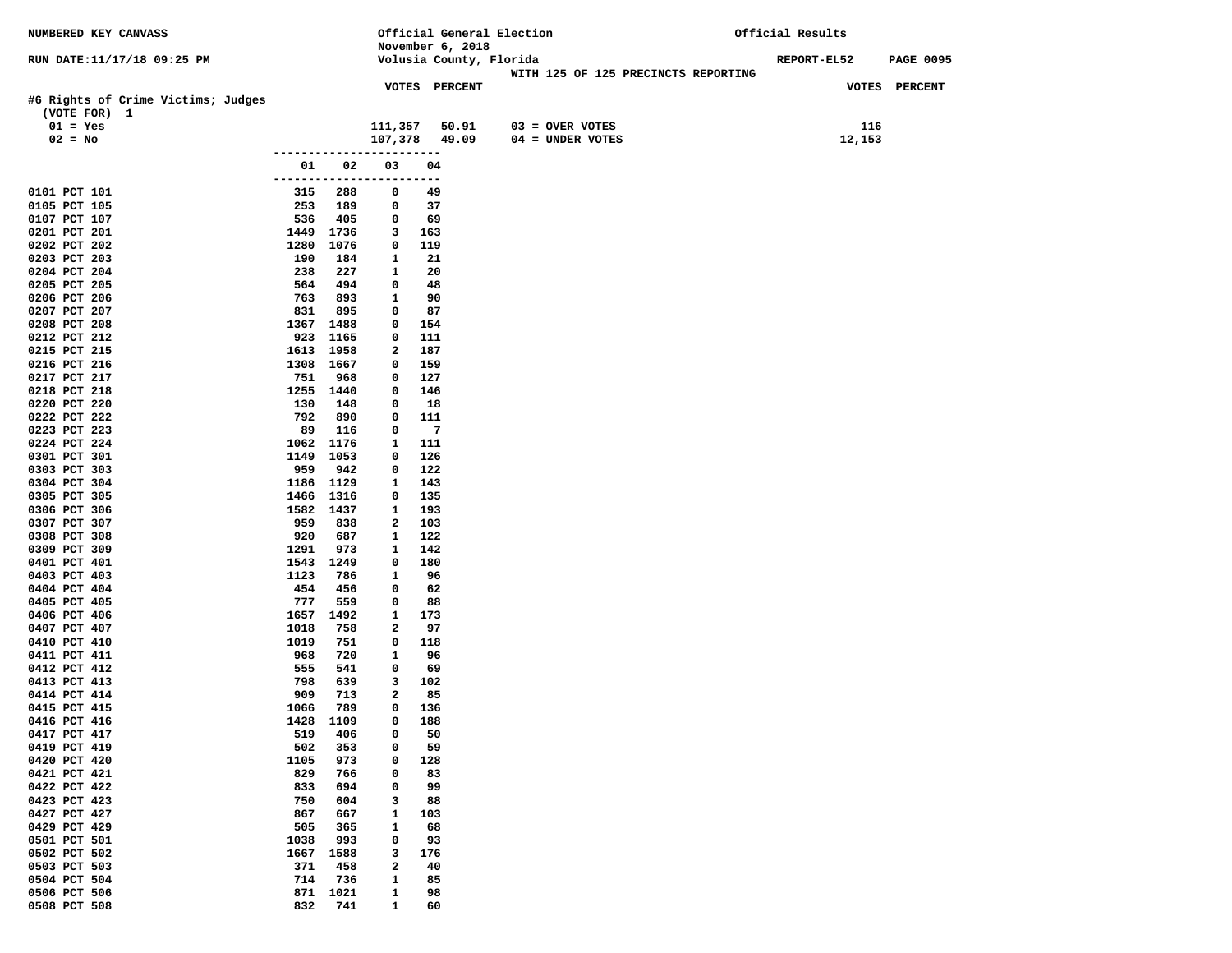NUMBERED KEY CANVASS

RUN DATE:11/17/18 09:25 PM

Official General Election
November 6, 2018
Volusia County, Florida

WITH 125 OF 125 PRECINCTS REPORTING

Official Results

REPORT-EL52 PAGE 0095

## #6 Rights of Crime Victims; Judges

(VOTE FOR) 1

| | VOTES | PERCENT | | VOTES |
|---|---|---|---|---|
| 01 = Yes | 111,357 | 50.91 | 03 = OVER VOTES | 116 |
| 02 = No | 107,378 | 49.09 | 04 = UNDER VOTES | 12,153 |

| Precinct | 01 | 02 | 03 | 04 |
|---|---|---|---|---|
| 0101 PCT 101 | 315 | 288 | 0 | 49 |
| 0105 PCT 105 | 253 | 189 | 0 | 37 |
| 0107 PCT 107 | 536 | 405 | 0 | 69 |
| 0201 PCT 201 | 1449 | 1736 | 3 | 163 |
| 0202 PCT 202 | 1280 | 1076 | 0 | 119 |
| 0203 PCT 203 | 190 | 184 | 1 | 21 |
| 0204 PCT 204 | 238 | 227 | 1 | 20 |
| 0205 PCT 205 | 564 | 494 | 0 | 48 |
| 0206 PCT 206 | 763 | 893 | 1 | 90 |
| 0207 PCT 207 | 831 | 895 | 0 | 87 |
| 0208 PCT 208 | 1367 | 1488 | 0 | 154 |
| 0212 PCT 212 | 923 | 1165 | 0 | 111 |
| 0215 PCT 215 | 1613 | 1958 | 2 | 187 |
| 0216 PCT 216 | 1308 | 1667 | 0 | 159 |
| 0217 PCT 217 | 751 | 968 | 0 | 127 |
| 0218 PCT 218 | 1255 | 1440 | 0 | 146 |
| 0220 PCT 220 | 130 | 148 | 0 | 18 |
| 0222 PCT 222 | 792 | 890 | 0 | 111 |
| 0223 PCT 223 | 89 | 116 | 0 | 7 |
| 0224 PCT 224 | 1062 | 1176 | 1 | 111 |
| 0301 PCT 301 | 1149 | 1053 | 0 | 126 |
| 0303 PCT 303 | 959 | 942 | 0 | 122 |
| 0304 PCT 304 | 1186 | 1129 | 1 | 143 |
| 0305 PCT 305 | 1466 | 1316 | 0 | 135 |
| 0306 PCT 306 | 1582 | 1437 | 1 | 193 |
| 0307 PCT 307 | 959 | 838 | 2 | 103 |
| 0308 PCT 308 | 920 | 687 | 1 | 122 |
| 0309 PCT 309 | 1291 | 973 | 1 | 142 |
| 0401 PCT 401 | 1543 | 1249 | 0 | 180 |
| 0403 PCT 403 | 1123 | 786 | 1 | 96 |
| 0404 PCT 404 | 454 | 456 | 0 | 62 |
| 0405 PCT 405 | 777 | 559 | 0 | 88 |
| 0406 PCT 406 | 1657 | 1492 | 1 | 173 |
| 0407 PCT 407 | 1018 | 758 | 2 | 97 |
| 0410 PCT 410 | 1019 | 751 | 0 | 118 |
| 0411 PCT 411 | 968 | 720 | 1 | 96 |
| 0412 PCT 412 | 555 | 541 | 0 | 69 |
| 0413 PCT 413 | 798 | 639 | 3 | 102 |
| 0414 PCT 414 | 909 | 713 | 2 | 85 |
| 0415 PCT 415 | 1066 | 789 | 0 | 136 |
| 0416 PCT 416 | 1428 | 1109 | 0 | 188 |
| 0417 PCT 417 | 519 | 406 | 0 | 50 |
| 0419 PCT 419 | 502 | 353 | 0 | 59 |
| 0420 PCT 420 | 1105 | 973 | 0 | 128 |
| 0421 PCT 421 | 829 | 766 | 0 | 83 |
| 0422 PCT 422 | 833 | 694 | 0 | 99 |
| 0423 PCT 423 | 750 | 604 | 3 | 88 |
| 0427 PCT 427 | 867 | 667 | 1 | 103 |
| 0429 PCT 429 | 505 | 365 | 1 | 68 |
| 0501 PCT 501 | 1038 | 993 | 0 | 93 |
| 0502 PCT 502 | 1667 | 1588 | 3 | 176 |
| 0503 PCT 503 | 371 | 458 | 2 | 40 |
| 0504 PCT 504 | 714 | 736 | 1 | 85 |
| 0506 PCT 506 | 871 | 1021 | 1 | 98 |
| 0508 PCT 508 | 832 | 741 | 1 | 60 |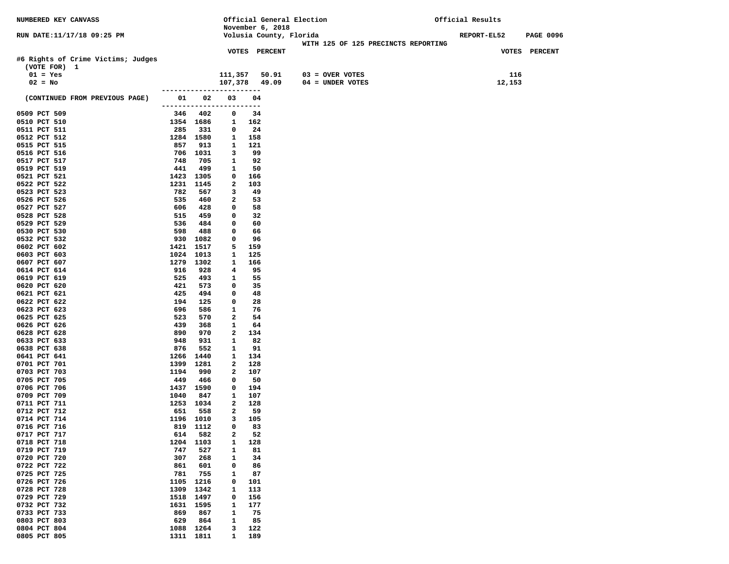NUMBERED KEY CANVASS

Official General Election
November 6, 2018
Volusia County, Florida

Official Results

RUN DATE:11/17/18 09:25 PM

REPORT-EL52

WITH 125 OF 125 PRECINCTS REPORTING

## #6 Rights of Crime Victims; Judges

(VOTE FOR) 1

| | VOTES | PERCENT | | VOTES |
|---|---|---|---|---|
| 01 = Yes | 111,357 | 50.91 | 03 = OVER VOTES | 116 |
| 02 = No | 107,378 | 49.09 | 04 = UNDER VOTES | 12,153 |

| (CONTINUED FROM PREVIOUS PAGE) | 01 | 02 | 03 | 04 |
|---|---|---|---|---|
| 0509 PCT 509 | 346 | 402 | 0 | 34 |
| 0510 PCT 510 | 1354 | 1686 | 1 | 162 |
| 0511 PCT 511 | 285 | 331 | 0 | 24 |
| 0512 PCT 512 | 1284 | 1580 | 1 | 158 |
| 0515 PCT 515 | 857 | 913 | 1 | 121 |
| 0516 PCT 516 | 706 | 1031 | 3 | 99 |
| 0517 PCT 517 | 748 | 705 | 1 | 92 |
| 0519 PCT 519 | 441 | 499 | 1 | 50 |
| 0521 PCT 521 | 1423 | 1305 | 0 | 166 |
| 0522 PCT 522 | 1231 | 1145 | 2 | 103 |
| 0523 PCT 523 | 782 | 567 | 3 | 49 |
| 0526 PCT 526 | 535 | 460 | 2 | 53 |
| 0527 PCT 527 | 606 | 428 | 0 | 58 |
| 0528 PCT 528 | 515 | 459 | 0 | 32 |
| 0529 PCT 529 | 536 | 484 | 0 | 60 |
| 0530 PCT 530 | 598 | 488 | 0 | 66 |
| 0532 PCT 532 | 930 | 1082 | 0 | 96 |
| 0602 PCT 602 | 1421 | 1517 | 5 | 159 |
| 0603 PCT 603 | 1024 | 1013 | 1 | 125 |
| 0607 PCT 607 | 1279 | 1302 | 1 | 166 |
| 0614 PCT 614 | 916 | 928 | 4 | 95 |
| 0619 PCT 619 | 525 | 493 | 1 | 55 |
| 0620 PCT 620 | 421 | 573 | 0 | 35 |
| 0621 PCT 621 | 425 | 494 | 0 | 48 |
| 0622 PCT 622 | 194 | 125 | 0 | 28 |
| 0623 PCT 623 | 696 | 586 | 1 | 76 |
| 0625 PCT 625 | 523 | 570 | 2 | 54 |
| 0626 PCT 626 | 439 | 368 | 1 | 64 |
| 0628 PCT 628 | 890 | 970 | 2 | 134 |
| 0633 PCT 633 | 948 | 931 | 1 | 82 |
| 0638 PCT 638 | 876 | 552 | 1 | 91 |
| 0641 PCT 641 | 1266 | 1440 | 1 | 134 |
| 0701 PCT 701 | 1399 | 1281 | 2 | 128 |
| 0703 PCT 703 | 1194 | 990 | 2 | 107 |
| 0705 PCT 705 | 449 | 466 | 0 | 50 |
| 0706 PCT 706 | 1437 | 1590 | 0 | 194 |
| 0709 PCT 709 | 1040 | 847 | 1 | 107 |
| 0711 PCT 711 | 1253 | 1034 | 2 | 128 |
| 0712 PCT 712 | 651 | 558 | 2 | 59 |
| 0714 PCT 714 | 1196 | 1010 | 3 | 105 |
| 0716 PCT 716 | 819 | 1112 | 0 | 83 |
| 0717 PCT 717 | 614 | 582 | 2 | 52 |
| 0718 PCT 718 | 1204 | 1103 | 1 | 128 |
| 0719 PCT 719 | 747 | 527 | 1 | 81 |
| 0720 PCT 720 | 307 | 268 | 1 | 34 |
| 0722 PCT 722 | 861 | 601 | 0 | 86 |
| 0725 PCT 725 | 781 | 755 | 1 | 87 |
| 0726 PCT 726 | 1105 | 1216 | 0 | 101 |
| 0728 PCT 728 | 1309 | 1342 | 1 | 113 |
| 0729 PCT 729 | 1518 | 1497 | 0 | 156 |
| 0732 PCT 732 | 1631 | 1595 | 1 | 177 |
| 0733 PCT 733 | 869 | 867 | 1 | 75 |
| 0803 PCT 803 | 629 | 864 | 1 | 85 |
| 0804 PCT 804 | 1088 | 1264 | 3 | 122 |
| 0805 PCT 805 | 1311 | 1811 | 1 | 189 |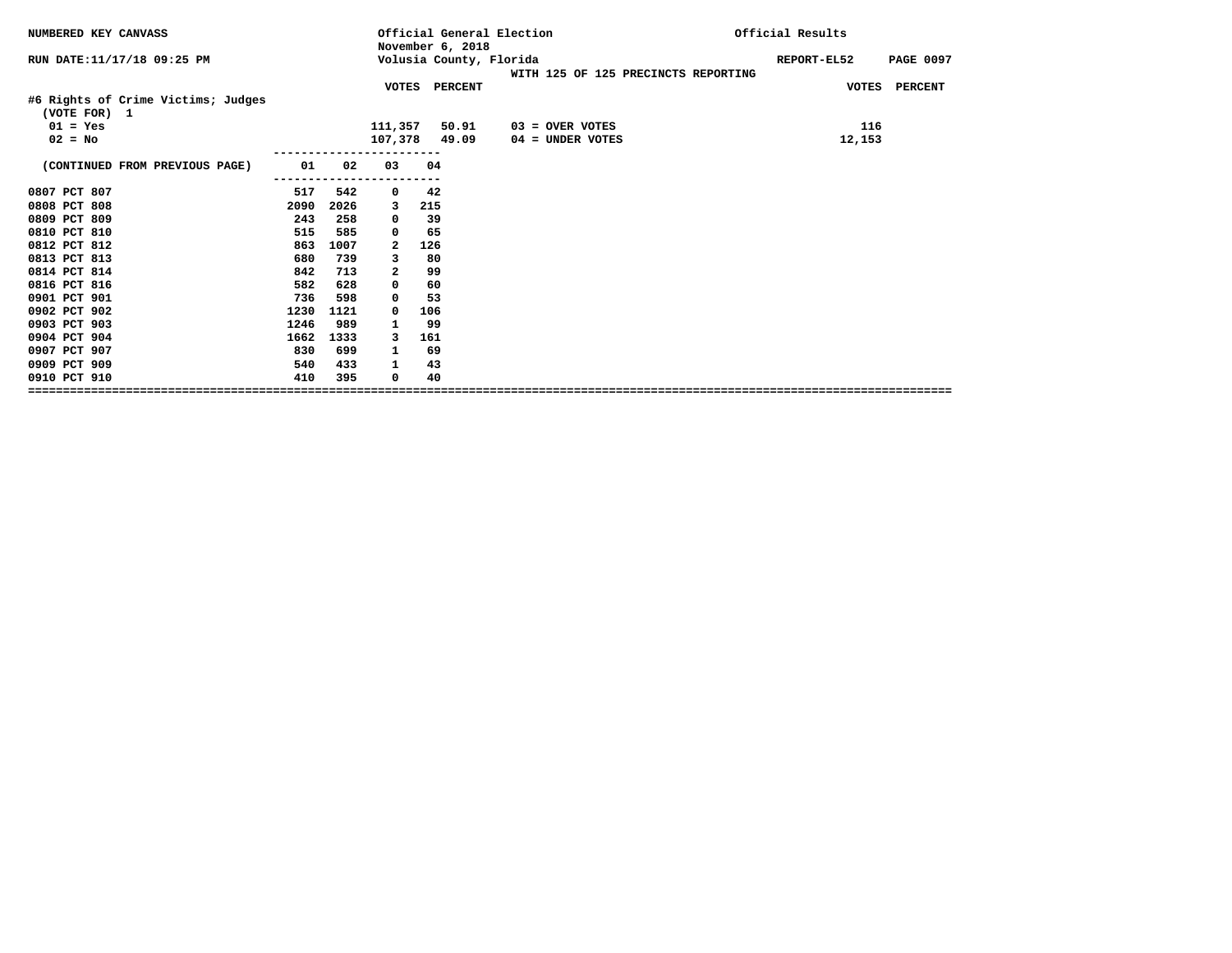NUMBERED KEY CANVASS

Official General Election
November 6, 2018
Volusia County, Florida

Official Results

RUN DATE:11/17/18 09:25 PM

REPORT-EL52

WITH 125 OF 125 PRECINCTS REPORTING

**#6 Rights of Crime Victims; Judges**
(VOTE FOR) 1

| | VOTES | PERCENT | | VOTES |
|---|---|---|---|---|
| 01 = Yes | 111,357 | 50.91 | 03 = OVER VOTES | 116 |
| 02 = No | 107,378 | 49.09 | 04 = UNDER VOTES | 12,153 |

| (CONTINUED FROM PREVIOUS PAGE) | 01 | 02 | 03 | 04 |
|---|---|---|---|---|
| 0807 PCT 807 | 517 | 542 | 0 | 42 |
| 0808 PCT 808 | 2090 | 2026 | 3 | 215 |
| 0809 PCT 809 | 243 | 258 | 0 | 39 |
| 0810 PCT 810 | 515 | 585 | 0 | 65 |
| 0812 PCT 812 | 863 | 1007 | 2 | 126 |
| 0813 PCT 813 | 680 | 739 | 3 | 80 |
| 0814 PCT 814 | 842 | 713 | 2 | 99 |
| 0816 PCT 816 | 582 | 628 | 0 | 60 |
| 0901 PCT 901 | 736 | 598 | 0 | 53 |
| 0902 PCT 902 | 1230 | 1121 | 0 | 106 |
| 0903 PCT 903 | 1246 | 989 | 1 | 99 |
| 0904 PCT 904 | 1662 | 1333 | 3 | 161 |
| 0907 PCT 907 | 830 | 699 | 1 | 69 |
| 0909 PCT 909 | 540 | 433 | 1 | 43 |
| 0910 PCT 910 | 410 | 395 | 0 | 40 |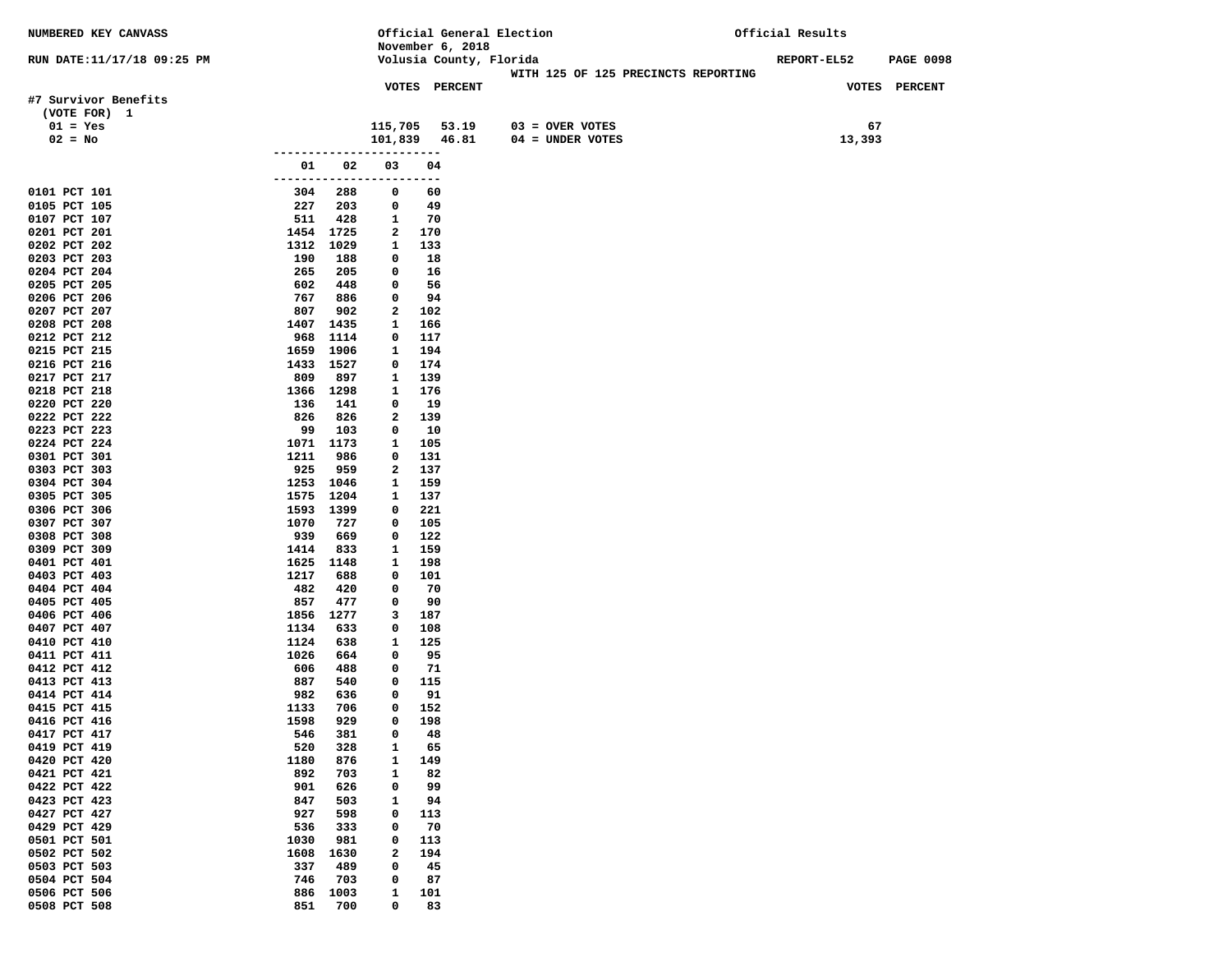NUMBERED KEY CANVASS

Official General Election
November 6, 2018
Volusia County, Florida

Official Results

RUN DATE:11/17/18 09:25 PM

REPORT-EL52 PAGE 0098

WITH 125 OF 125 PRECINCTS REPORTING

## #7 Survivor Benefits

(VOTE FOR) 1

| | VOTES | PERCENT | | VOTES |
|---|---|---|---|---|
| 01 = Yes | 115,705 | 53.19 | 03 = OVER VOTES | 67 |
| 02 = No | 101,839 | 46.81 | 04 = UNDER VOTES | 13,393 |

| Precinct | 01 | 02 | 03 | 04 |
|---|---|---|---|---|
| 0101 PCT 101 | 304 | 288 | 0 | 60 |
| 0105 PCT 105 | 227 | 203 | 0 | 49 |
| 0107 PCT 107 | 511 | 428 | 1 | 70 |
| 0201 PCT 201 | 1454 | 1725 | 2 | 170 |
| 0202 PCT 202 | 1312 | 1029 | 1 | 133 |
| 0203 PCT 203 | 190 | 188 | 0 | 18 |
| 0204 PCT 204 | 265 | 205 | 0 | 16 |
| 0205 PCT 205 | 602 | 448 | 0 | 56 |
| 0206 PCT 206 | 767 | 886 | 0 | 94 |
| 0207 PCT 207 | 807 | 902 | 2 | 102 |
| 0208 PCT 208 | 1407 | 1435 | 1 | 166 |
| 0212 PCT 212 | 968 | 1114 | 0 | 117 |
| 0215 PCT 215 | 1659 | 1906 | 1 | 194 |
| 0216 PCT 216 | 1433 | 1527 | 0 | 174 |
| 0217 PCT 217 | 809 | 897 | 1 | 139 |
| 0218 PCT 218 | 1366 | 1298 | 1 | 176 |
| 0220 PCT 220 | 136 | 141 | 0 | 19 |
| 0222 PCT 222 | 826 | 826 | 2 | 139 |
| 0223 PCT 223 | 99 | 103 | 0 | 10 |
| 0224 PCT 224 | 1071 | 1173 | 1 | 105 |
| 0301 PCT 301 | 1211 | 986 | 0 | 131 |
| 0303 PCT 303 | 925 | 959 | 2 | 137 |
| 0304 PCT 304 | 1253 | 1046 | 1 | 159 |
| 0305 PCT 305 | 1575 | 1204 | 1 | 137 |
| 0306 PCT 306 | 1593 | 1399 | 0 | 221 |
| 0307 PCT 307 | 1070 | 727 | 0 | 105 |
| 0308 PCT 308 | 939 | 669 | 0 | 122 |
| 0309 PCT 309 | 1414 | 833 | 1 | 159 |
| 0401 PCT 401 | 1625 | 1148 | 1 | 198 |
| 0403 PCT 403 | 1217 | 688 | 0 | 101 |
| 0404 PCT 404 | 482 | 420 | 0 | 70 |
| 0405 PCT 405 | 857 | 477 | 0 | 90 |
| 0406 PCT 406 | 1856 | 1277 | 3 | 187 |
| 0407 PCT 407 | 1134 | 633 | 0 | 108 |
| 0410 PCT 410 | 1124 | 638 | 1 | 125 |
| 0411 PCT 411 | 1026 | 664 | 0 | 95 |
| 0412 PCT 412 | 606 | 488 | 0 | 71 |
| 0413 PCT 413 | 887 | 540 | 0 | 115 |
| 0414 PCT 414 | 982 | 636 | 0 | 91 |
| 0415 PCT 415 | 1133 | 706 | 0 | 152 |
| 0416 PCT 416 | 1598 | 929 | 0 | 198 |
| 0417 PCT 417 | 546 | 381 | 0 | 48 |
| 0419 PCT 419 | 520 | 328 | 1 | 65 |
| 0420 PCT 420 | 1180 | 876 | 1 | 149 |
| 0421 PCT 421 | 892 | 703 | 1 | 82 |
| 0422 PCT 422 | 901 | 626 | 0 | 99 |
| 0423 PCT 423 | 847 | 503 | 1 | 94 |
| 0427 PCT 427 | 927 | 598 | 0 | 113 |
| 0429 PCT 429 | 536 | 333 | 0 | 70 |
| 0501 PCT 501 | 1030 | 981 | 0 | 113 |
| 0502 PCT 502 | 1608 | 1630 | 2 | 194 |
| 0503 PCT 503 | 337 | 489 | 0 | 45 |
| 0504 PCT 504 | 746 | 703 | 0 | 87 |
| 0506 PCT 506 | 886 | 1003 | 1 | 101 |
| 0508 PCT 508 | 851 | 700 | 0 | 83 |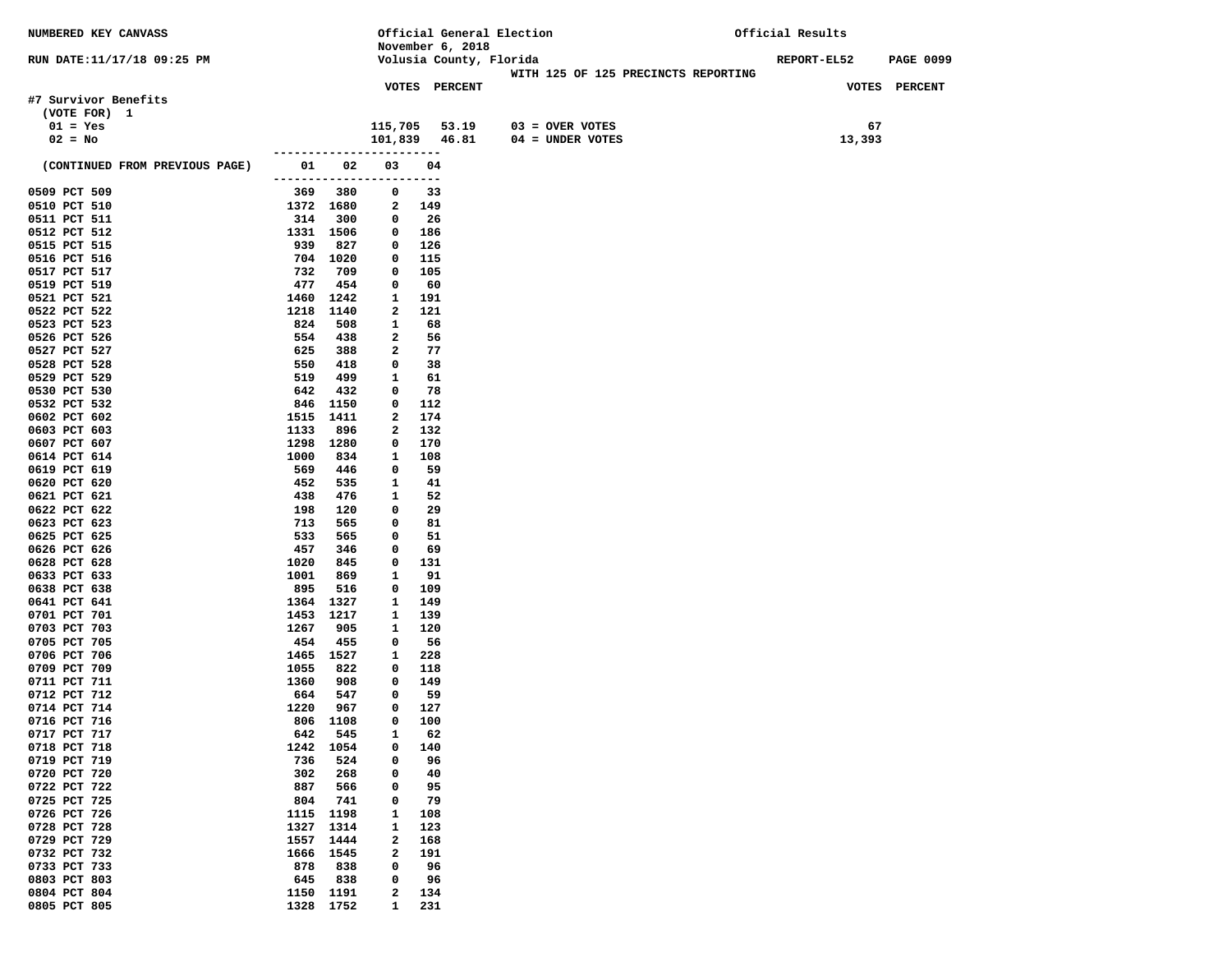NUMBERED KEY CANVASS — Official General Election, November 6, 2018, Volusia County, Florida — Official Results

RUN DATE:11/17/18 09:25 PM — REPORT-EL52

WITH 125 OF 125 PRECINCTS REPORTING

**#7 Survivor Benefits**
(VOTE FOR) 1

| | VOTES | PERCENT | | VOTES |
|---|---|---|---|---|
| 01 = Yes | 115,705 | 53.19 | 03 = OVER VOTES | 67 |
| 02 = No | 101,839 | 46.81 | 04 = UNDER VOTES | 13,393 |

| (CONTINUED FROM PREVIOUS PAGE) | 01 | 02 | 03 | 04 |
|---|---|---|---|---|
| 0509 PCT 509 | 369 | 380 | 0 | 33 |
| 0510 PCT 510 | 1372 | 1680 | 2 | 149 |
| 0511 PCT 511 | 314 | 300 | 0 | 26 |
| 0512 PCT 512 | 1331 | 1506 | 0 | 186 |
| 0515 PCT 515 | 939 | 827 | 0 | 126 |
| 0516 PCT 516 | 704 | 1020 | 0 | 115 |
| 0517 PCT 517 | 732 | 709 | 0 | 105 |
| 0519 PCT 519 | 477 | 454 | 0 | 60 |
| 0521 PCT 521 | 1460 | 1242 | 1 | 191 |
| 0522 PCT 522 | 1218 | 1140 | 2 | 121 |
| 0523 PCT 523 | 824 | 508 | 1 | 68 |
| 0526 PCT 526 | 554 | 438 | 2 | 56 |
| 0527 PCT 527 | 625 | 388 | 2 | 77 |
| 0528 PCT 528 | 550 | 418 | 0 | 38 |
| 0529 PCT 529 | 519 | 499 | 1 | 61 |
| 0530 PCT 530 | 642 | 432 | 0 | 78 |
| 0532 PCT 532 | 846 | 1150 | 0 | 112 |
| 0602 PCT 602 | 1515 | 1411 | 2 | 174 |
| 0603 PCT 603 | 1133 | 896 | 2 | 132 |
| 0607 PCT 607 | 1298 | 1280 | 0 | 170 |
| 0614 PCT 614 | 1000 | 834 | 1 | 108 |
| 0619 PCT 619 | 569 | 446 | 0 | 59 |
| 0620 PCT 620 | 452 | 535 | 1 | 41 |
| 0621 PCT 621 | 438 | 476 | 1 | 52 |
| 0622 PCT 622 | 198 | 120 | 0 | 29 |
| 0623 PCT 623 | 713 | 565 | 0 | 81 |
| 0625 PCT 625 | 533 | 565 | 0 | 51 |
| 0626 PCT 626 | 457 | 346 | 0 | 69 |
| 0628 PCT 628 | 1020 | 845 | 0 | 131 |
| 0633 PCT 633 | 1001 | 869 | 1 | 91 |
| 0638 PCT 638 | 895 | 516 | 0 | 109 |
| 0641 PCT 641 | 1364 | 1327 | 1 | 149 |
| 0701 PCT 701 | 1453 | 1217 | 1 | 139 |
| 0703 PCT 703 | 1267 | 905 | 1 | 120 |
| 0705 PCT 705 | 454 | 455 | 0 | 56 |
| 0706 PCT 706 | 1465 | 1527 | 1 | 228 |
| 0709 PCT 709 | 1055 | 822 | 0 | 118 |
| 0711 PCT 711 | 1360 | 908 | 0 | 149 |
| 0712 PCT 712 | 664 | 547 | 0 | 59 |
| 0714 PCT 714 | 1220 | 967 | 0 | 127 |
| 0716 PCT 716 | 806 | 1108 | 0 | 100 |
| 0717 PCT 717 | 642 | 545 | 1 | 62 |
| 0718 PCT 718 | 1242 | 1054 | 0 | 140 |
| 0719 PCT 719 | 736 | 524 | 0 | 96 |
| 0720 PCT 720 | 302 | 268 | 0 | 40 |
| 0722 PCT 722 | 887 | 566 | 0 | 95 |
| 0725 PCT 725 | 804 | 741 | 0 | 79 |
| 0726 PCT 726 | 1115 | 1198 | 1 | 108 |
| 0728 PCT 728 | 1327 | 1314 | 1 | 123 |
| 0729 PCT 729 | 1557 | 1444 | 2 | 168 |
| 0732 PCT 732 | 1666 | 1545 | 2 | 191 |
| 0733 PCT 733 | 878 | 838 | 0 | 96 |
| 0803 PCT 803 | 645 | 838 | 0 | 96 |
| 0804 PCT 804 | 1150 | 1191 | 2 | 134 |
| 0805 PCT 805 | 1328 | 1752 | 1 | 231 |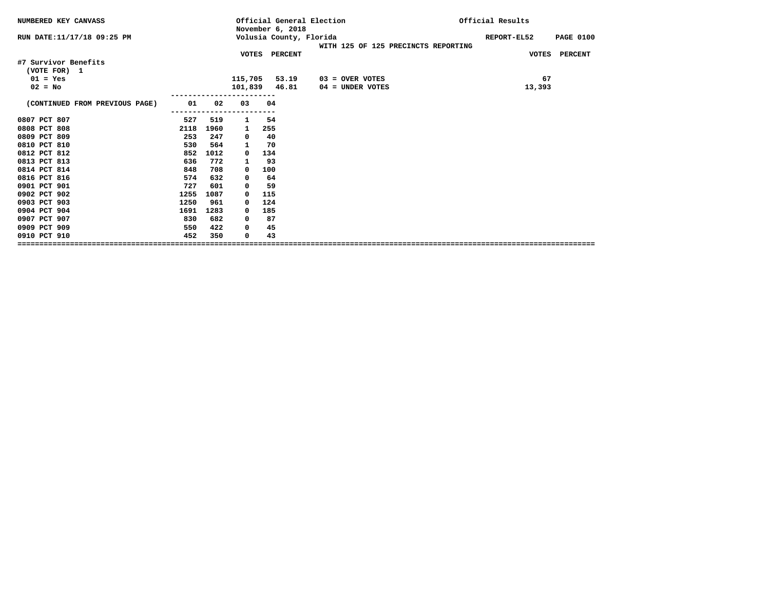NUMBERED KEY CANVASS — Official General Election, November 6, 2018 — Official Results

RUN DATE:11/17/18 09:25 PM — Volusia County, Florida — REPORT-EL52

WITH 125 OF 125 PRECINCTS REPORTING

## #7 Survivor Benefits

(VOTE FOR) 1

| | VOTES | PERCENT |
|---|---|---|
| 01 = Yes | 115,705 | 53.19 |
| 02 = No | 101,839 | 46.81 |

| | VOTES | PERCENT |
|---|---|---|
| 03 = OVER VOTES | 67 | |
| 04 = UNDER VOTES | 13,393 | |

| (CONTINUED FROM PREVIOUS PAGE) | 01 | 02 | 03 | 04 |
|---|---|---|---|---|
| 0807 PCT 807 | 527 | 519 | 1 | 54 |
| 0808 PCT 808 | 2118 | 1960 | 1 | 255 |
| 0809 PCT 809 | 253 | 247 | 0 | 40 |
| 0810 PCT 810 | 530 | 564 | 1 | 70 |
| 0812 PCT 812 | 852 | 1012 | 0 | 134 |
| 0813 PCT 813 | 636 | 772 | 1 | 93 |
| 0814 PCT 814 | 848 | 708 | 0 | 100 |
| 0816 PCT 816 | 574 | 632 | 0 | 64 |
| 0901 PCT 901 | 727 | 601 | 0 | 59 |
| 0902 PCT 902 | 1255 | 1087 | 0 | 115 |
| 0903 PCT 903 | 1250 | 961 | 0 | 124 |
| 0904 PCT 904 | 1691 | 1283 | 0 | 185 |
| 0907 PCT 907 | 830 | 682 | 0 | 87 |
| 0909 PCT 909 | 550 | 422 | 0 | 45 |
| 0910 PCT 910 | 452 | 350 | 0 | 43 |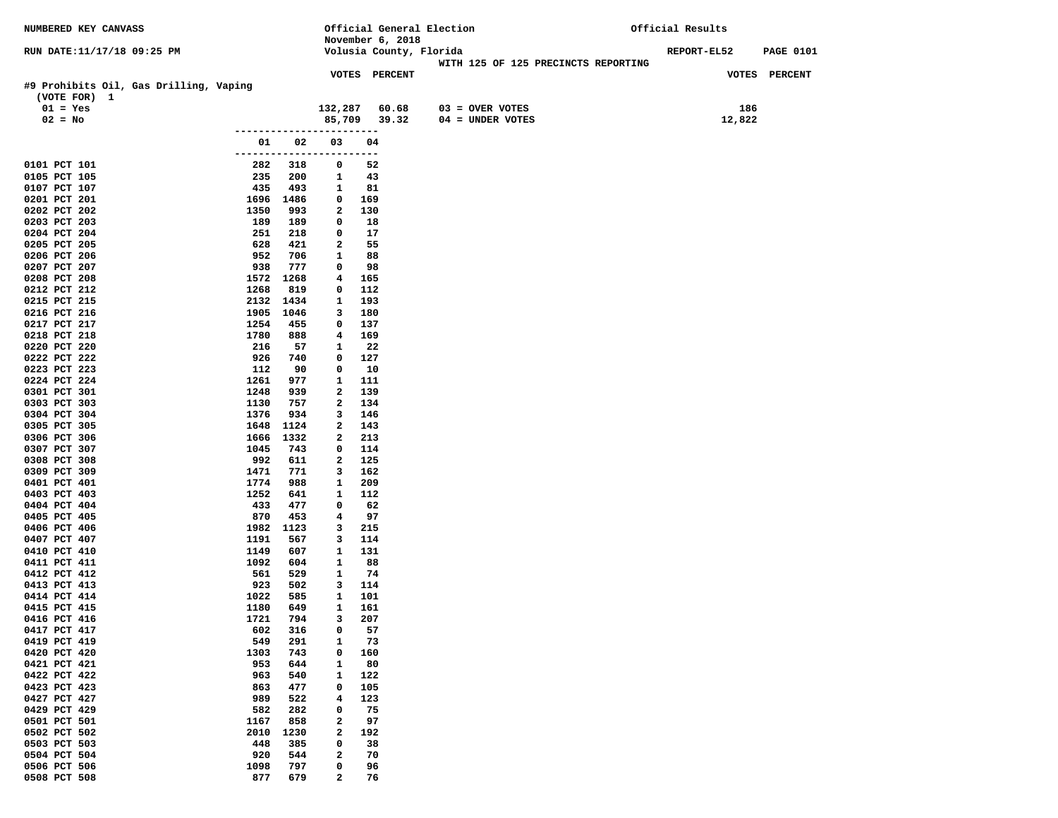NUMBERED KEY CANVASS

Official General Election
November 6, 2018
Volusia County, Florida

Official Results

RUN DATE:11/17/18 09:25 PM

REPORT-EL52

WITH 125 OF 125 PRECINCTS REPORTING

## #9 Prohibits Oil, Gas Drilling, Vaping

(VOTE FOR) 1

| | VOTES | PERCENT | | VOTES |
|---|---|---|---|---|
| 01 = Yes | 132,287 | 60.68 | 03 = OVER VOTES | 186 |
| 02 = No | 85,709 | 39.32 | 04 = UNDER VOTES | 12,822 |

| Precinct | 01 | 02 | 03 | 04 |
|---|---|---|---|---|
| 0101 PCT 101 | 282 | 318 | 0 | 52 |
| 0105 PCT 105 | 235 | 200 | 1 | 43 |
| 0107 PCT 107 | 435 | 493 | 1 | 81 |
| 0201 PCT 201 | 1696 | 1486 | 0 | 169 |
| 0202 PCT 202 | 1350 | 993 | 2 | 130 |
| 0203 PCT 203 | 189 | 189 | 0 | 18 |
| 0204 PCT 204 | 251 | 218 | 0 | 17 |
| 0205 PCT 205 | 628 | 421 | 2 | 55 |
| 0206 PCT 206 | 952 | 706 | 1 | 88 |
| 0207 PCT 207 | 938 | 777 | 0 | 98 |
| 0208 PCT 208 | 1572 | 1268 | 4 | 165 |
| 0212 PCT 212 | 1268 | 819 | 0 | 112 |
| 0215 PCT 215 | 2132 | 1434 | 1 | 193 |
| 0216 PCT 216 | 1905 | 1046 | 3 | 180 |
| 0217 PCT 217 | 1254 | 455 | 0 | 137 |
| 0218 PCT 218 | 1780 | 888 | 4 | 169 |
| 0220 PCT 220 | 216 | 57 | 1 | 22 |
| 0222 PCT 222 | 926 | 740 | 0 | 127 |
| 0223 PCT 223 | 112 | 90 | 0 | 10 |
| 0224 PCT 224 | 1261 | 977 | 1 | 111 |
| 0301 PCT 301 | 1248 | 939 | 2 | 139 |
| 0303 PCT 303 | 1130 | 757 | 2 | 134 |
| 0304 PCT 304 | 1376 | 934 | 3 | 146 |
| 0305 PCT 305 | 1648 | 1124 | 2 | 143 |
| 0306 PCT 306 | 1666 | 1332 | 2 | 213 |
| 0307 PCT 307 | 1045 | 743 | 0 | 114 |
| 0308 PCT 308 | 992 | 611 | 2 | 125 |
| 0309 PCT 309 | 1471 | 771 | 3 | 162 |
| 0401 PCT 401 | 1774 | 988 | 1 | 209 |
| 0403 PCT 403 | 1252 | 641 | 1 | 112 |
| 0404 PCT 404 | 433 | 477 | 0 | 62 |
| 0405 PCT 405 | 870 | 453 | 4 | 97 |
| 0406 PCT 406 | 1982 | 1123 | 3 | 215 |
| 0407 PCT 407 | 1191 | 567 | 3 | 114 |
| 0410 PCT 410 | 1149 | 607 | 1 | 131 |
| 0411 PCT 411 | 1092 | 604 | 1 | 88 |
| 0412 PCT 412 | 561 | 529 | 1 | 74 |
| 0413 PCT 413 | 923 | 502 | 3 | 114 |
| 0414 PCT 414 | 1022 | 585 | 1 | 101 |
| 0415 PCT 415 | 1180 | 649 | 1 | 161 |
| 0416 PCT 416 | 1721 | 794 | 3 | 207 |
| 0417 PCT 417 | 602 | 316 | 0 | 57 |
| 0419 PCT 419 | 549 | 291 | 1 | 73 |
| 0420 PCT 420 | 1303 | 743 | 0 | 160 |
| 0421 PCT 421 | 953 | 644 | 1 | 80 |
| 0422 PCT 422 | 963 | 540 | 1 | 122 |
| 0423 PCT 423 | 863 | 477 | 0 | 105 |
| 0427 PCT 427 | 989 | 522 | 4 | 123 |
| 0429 PCT 429 | 582 | 282 | 0 | 75 |
| 0501 PCT 501 | 1167 | 858 | 2 | 97 |
| 0502 PCT 502 | 2010 | 1230 | 2 | 192 |
| 0503 PCT 503 | 448 | 385 | 0 | 38 |
| 0504 PCT 504 | 920 | 544 | 2 | 70 |
| 0506 PCT 506 | 1098 | 797 | 0 | 96 |
| 0508 PCT 508 | 877 | 679 | 2 | 76 |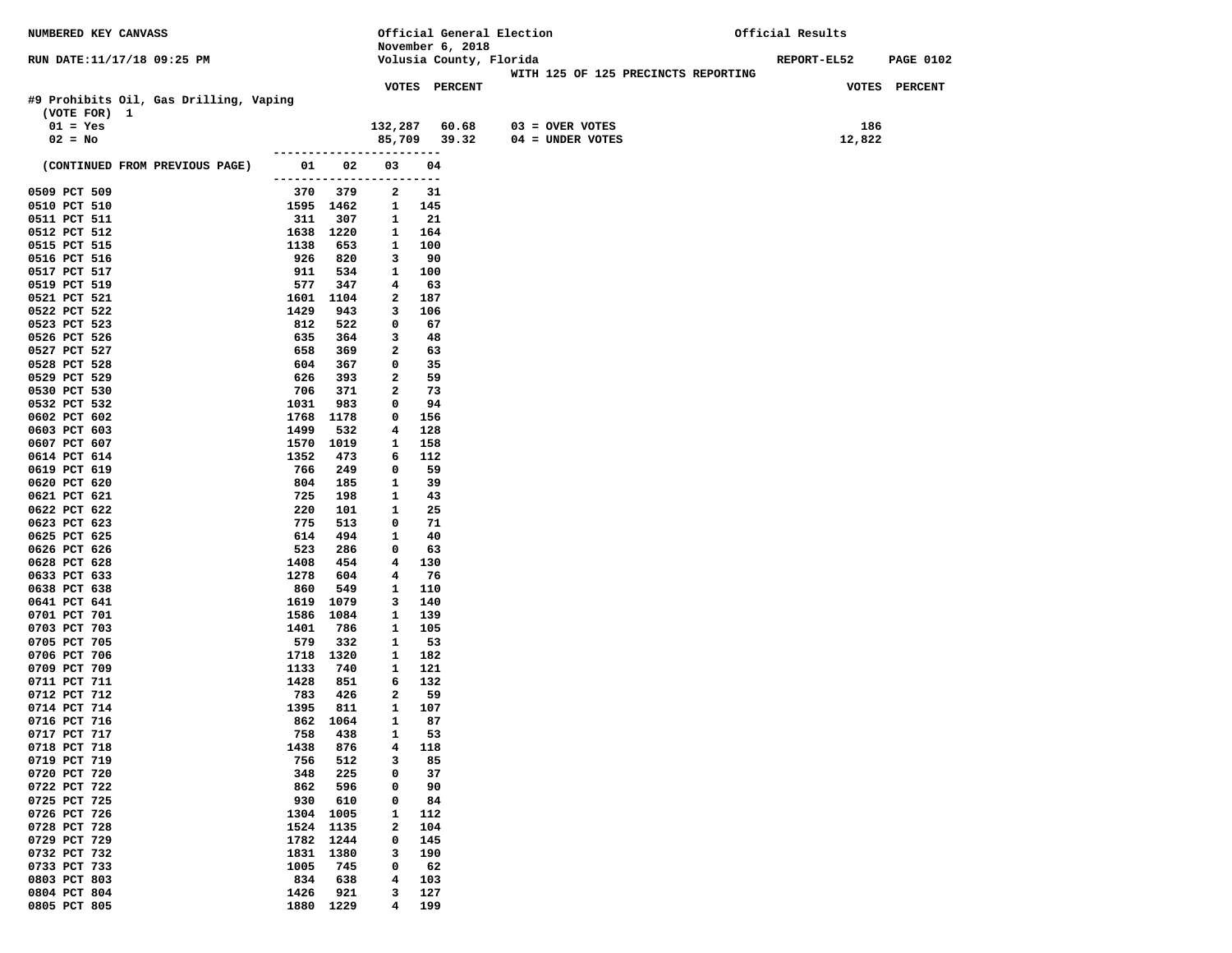NUMBERED KEY CANVASS

RUN DATE:11/17/18 09:25 PM

Official General Election
November 6, 2018
Volusia County, Florida
WITH 125 OF 125 PRECINCTS REPORTING

Official Results

REPORT-EL52 PAGE 0102

## #9 Prohibits Oil, Gas Drilling, Vaping

(VOTE FOR) 1

| | VOTES | PERCENT | | VOTES |
|---|---|---|---|---|
| 01 = Yes | 132,287 | 60.68 | 03 = OVER VOTES | 186 |
| 02 = No | 85,709 | 39.32 | 04 = UNDER VOTES | 12,822 |

| (CONTINUED FROM PREVIOUS PAGE) | 01 | 02 | 03 | 04 |
|---|---|---|---|---|
| 0509 PCT 509 | 370 | 379 | 2 | 31 |
| 0510 PCT 510 | 1595 | 1462 | 1 | 145 |
| 0511 PCT 511 | 311 | 307 | 1 | 21 |
| 0512 PCT 512 | 1638 | 1220 | 1 | 164 |
| 0515 PCT 515 | 1138 | 653 | 1 | 100 |
| 0516 PCT 516 | 926 | 820 | 3 | 90 |
| 0517 PCT 517 | 911 | 534 | 1 | 100 |
| 0519 PCT 519 | 577 | 347 | 4 | 63 |
| 0521 PCT 521 | 1601 | 1104 | 2 | 187 |
| 0522 PCT 522 | 1429 | 943 | 3 | 106 |
| 0523 PCT 523 | 812 | 522 | 0 | 67 |
| 0526 PCT 526 | 635 | 364 | 3 | 48 |
| 0527 PCT 527 | 658 | 369 | 2 | 63 |
| 0528 PCT 528 | 604 | 367 | 0 | 35 |
| 0529 PCT 529 | 626 | 393 | 2 | 59 |
| 0530 PCT 530 | 706 | 371 | 2 | 73 |
| 0532 PCT 532 | 1031 | 983 | 0 | 94 |
| 0602 PCT 602 | 1768 | 1178 | 0 | 156 |
| 0603 PCT 603 | 1499 | 532 | 4 | 128 |
| 0607 PCT 607 | 1570 | 1019 | 1 | 158 |
| 0614 PCT 614 | 1352 | 473 | 6 | 112 |
| 0619 PCT 619 | 766 | 249 | 0 | 59 |
| 0620 PCT 620 | 804 | 185 | 1 | 39 |
| 0621 PCT 621 | 725 | 198 | 1 | 43 |
| 0622 PCT 622 | 220 | 101 | 1 | 25 |
| 0623 PCT 623 | 775 | 513 | 0 | 71 |
| 0625 PCT 625 | 614 | 494 | 1 | 40 |
| 0626 PCT 626 | 523 | 286 | 0 | 63 |
| 0628 PCT 628 | 1408 | 454 | 4 | 130 |
| 0633 PCT 633 | 1278 | 604 | 4 | 76 |
| 0638 PCT 638 | 860 | 549 | 1 | 110 |
| 0641 PCT 641 | 1619 | 1079 | 3 | 140 |
| 0701 PCT 701 | 1586 | 1084 | 1 | 139 |
| 0703 PCT 703 | 1401 | 786 | 1 | 105 |
| 0705 PCT 705 | 579 | 332 | 1 | 53 |
| 0706 PCT 706 | 1718 | 1320 | 1 | 182 |
| 0709 PCT 709 | 1133 | 740 | 1 | 121 |
| 0711 PCT 711 | 1428 | 851 | 6 | 132 |
| 0712 PCT 712 | 783 | 426 | 2 | 59 |
| 0714 PCT 714 | 1395 | 811 | 1 | 107 |
| 0716 PCT 716 | 862 | 1064 | 1 | 87 |
| 0717 PCT 717 | 758 | 438 | 1 | 53 |
| 0718 PCT 718 | 1438 | 876 | 4 | 118 |
| 0719 PCT 719 | 756 | 512 | 3 | 85 |
| 0720 PCT 720 | 348 | 225 | 0 | 37 |
| 0722 PCT 722 | 862 | 596 | 0 | 90 |
| 0725 PCT 725 | 930 | 610 | 0 | 84 |
| 0726 PCT 726 | 1304 | 1005 | 1 | 112 |
| 0728 PCT 728 | 1524 | 1135 | 2 | 104 |
| 0729 PCT 729 | 1782 | 1244 | 0 | 145 |
| 0732 PCT 732 | 1831 | 1380 | 3 | 190 |
| 0733 PCT 733 | 1005 | 745 | 0 | 62 |
| 0803 PCT 803 | 834 | 638 | 4 | 103 |
| 0804 PCT 804 | 1426 | 921 | 3 | 127 |
| 0805 PCT 805 | 1880 | 1229 | 4 | 199 |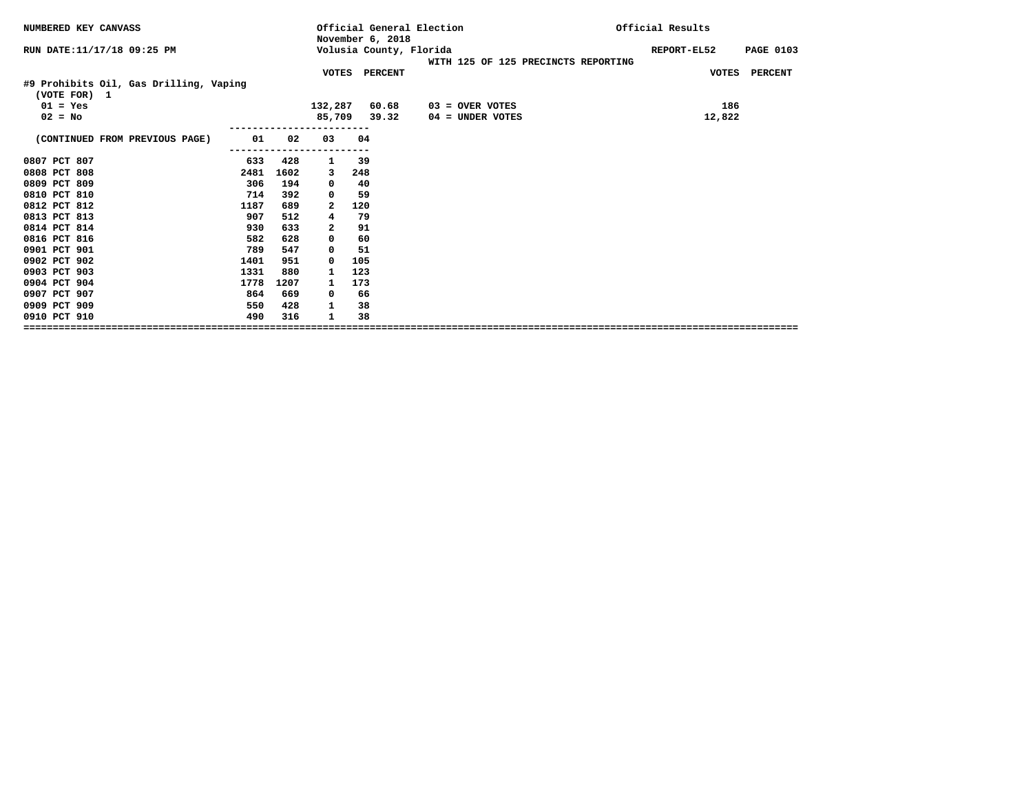NUMBERED KEY CANVASS — Official General Election, November 6, 2018 — Volusia County, Florida — Official Results

RUN DATE:11/17/18 09:25 PM — REPORT-EL52

WITH 125 OF 125 PRECINCTS REPORTING

## #9 Prohibits Oil, Gas Drilling, Vaping

(VOTE FOR) 1

| | VOTES | PERCENT |
|---|---|---|
| 01 = Yes | 132,287 | 60.68 |
| 02 = No | 85,709 | 39.32 |

| | VOTES |
|---|---|
| 03 = OVER VOTES | 186 |
| 04 = UNDER VOTES | 12,822 |

| (CONTINUED FROM PREVIOUS PAGE) | 01 | 02 | 03 | 04 |
|---|---|---|---|---|
| 0807 PCT 807 | 633 | 428 | 1 | 39 |
| 0808 PCT 808 | 2481 | 1602 | 3 | 248 |
| 0809 PCT 809 | 306 | 194 | 0 | 40 |
| 0810 PCT 810 | 714 | 392 | 0 | 59 |
| 0812 PCT 812 | 1187 | 689 | 2 | 120 |
| 0813 PCT 813 | 907 | 512 | 4 | 79 |
| 0814 PCT 814 | 930 | 633 | 2 | 91 |
| 0816 PCT 816 | 582 | 628 | 0 | 60 |
| 0901 PCT 901 | 789 | 547 | 0 | 51 |
| 0902 PCT 902 | 1401 | 951 | 0 | 105 |
| 0903 PCT 903 | 1331 | 880 | 1 | 123 |
| 0904 PCT 904 | 1778 | 1207 | 1 | 173 |
| 0907 PCT 907 | 864 | 669 | 0 | 66 |
| 0909 PCT 909 | 550 | 428 | 1 | 38 |
| 0910 PCT 910 | 490 | 316 | 1 | 38 |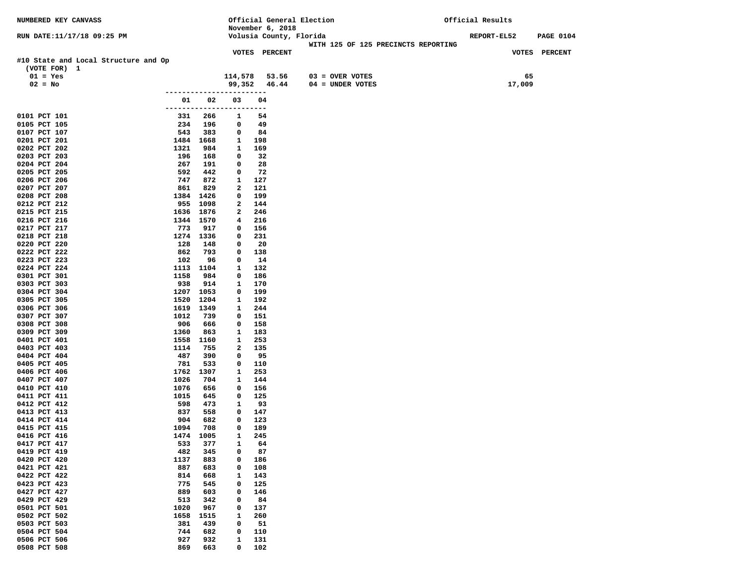NUMBERED KEY CANVASS

Official General Election
November 6, 2018
Volusia County, Florida

Official Results

RUN DATE:11/17/18 09:25 PM

REPORT-EL52 PAGE 0104

WITH 125 OF 125 PRECINCTS REPORTING

#10 State and Local Structure and Op
(VOTE FOR) 1

| | VOTES | PERCENT | | VOTES |
|---|---|---|---|---|
| 01 = Yes | 114,578 | 53.56 | 03 = OVER VOTES | 65 |
| 02 = No | 99,352 | 46.44 | 04 = UNDER VOTES | 17,009 |

| Precinct | 01 | 02 | 03 | 04 |
|---|---|---|---|---|
| 0101 PCT 101 | 331 | 266 | 1 | 54 |
| 0105 PCT 105 | 234 | 196 | 0 | 49 |
| 0107 PCT 107 | 543 | 383 | 0 | 84 |
| 0201 PCT 201 | 1484 | 1668 | 1 | 198 |
| 0202 PCT 202 | 1321 | 984 | 1 | 169 |
| 0203 PCT 203 | 196 | 168 | 0 | 32 |
| 0204 PCT 204 | 267 | 191 | 0 | 28 |
| 0205 PCT 205 | 592 | 442 | 0 | 72 |
| 0206 PCT 206 | 747 | 872 | 1 | 127 |
| 0207 PCT 207 | 861 | 829 | 2 | 121 |
| 0208 PCT 208 | 1384 | 1426 | 0 | 199 |
| 0212 PCT 212 | 955 | 1098 | 2 | 144 |
| 0215 PCT 215 | 1636 | 1876 | 2 | 246 |
| 0216 PCT 216 | 1344 | 1570 | 4 | 216 |
| 0217 PCT 217 | 773 | 917 | 0 | 156 |
| 0218 PCT 218 | 1274 | 1336 | 0 | 231 |
| 0220 PCT 220 | 128 | 148 | 0 | 20 |
| 0222 PCT 222 | 862 | 793 | 0 | 138 |
| 0223 PCT 223 | 102 | 96 | 0 | 14 |
| 0224 PCT 224 | 1113 | 1104 | 1 | 132 |
| 0301 PCT 301 | 1158 | 984 | 0 | 186 |
| 0303 PCT 303 | 938 | 914 | 1 | 170 |
| 0304 PCT 304 | 1207 | 1053 | 0 | 199 |
| 0305 PCT 305 | 1520 | 1204 | 1 | 192 |
| 0306 PCT 306 | 1619 | 1349 | 1 | 244 |
| 0307 PCT 307 | 1012 | 739 | 0 | 151 |
| 0308 PCT 308 | 906 | 666 | 0 | 158 |
| 0309 PCT 309 | 1360 | 863 | 1 | 183 |
| 0401 PCT 401 | 1558 | 1160 | 1 | 253 |
| 0403 PCT 403 | 1114 | 755 | 2 | 135 |
| 0404 PCT 404 | 487 | 390 | 0 | 95 |
| 0405 PCT 405 | 781 | 533 | 0 | 110 |
| 0406 PCT 406 | 1762 | 1307 | 1 | 253 |
| 0407 PCT 407 | 1026 | 704 | 1 | 144 |
| 0410 PCT 410 | 1076 | 656 | 0 | 156 |
| 0411 PCT 411 | 1015 | 645 | 0 | 125 |
| 0412 PCT 412 | 598 | 473 | 1 | 93 |
| 0413 PCT 413 | 837 | 558 | 0 | 147 |
| 0414 PCT 414 | 904 | 682 | 0 | 123 |
| 0415 PCT 415 | 1094 | 708 | 0 | 189 |
| 0416 PCT 416 | 1474 | 1005 | 1 | 245 |
| 0417 PCT 417 | 533 | 377 | 1 | 64 |
| 0419 PCT 419 | 482 | 345 | 0 | 87 |
| 0420 PCT 420 | 1137 | 883 | 0 | 186 |
| 0421 PCT 421 | 887 | 683 | 0 | 108 |
| 0422 PCT 422 | 814 | 668 | 1 | 143 |
| 0423 PCT 423 | 775 | 545 | 0 | 125 |
| 0427 PCT 427 | 889 | 603 | 0 | 146 |
| 0429 PCT 429 | 513 | 342 | 0 | 84 |
| 0501 PCT 501 | 1020 | 967 | 0 | 137 |
| 0502 PCT 502 | 1658 | 1515 | 1 | 260 |
| 0503 PCT 503 | 381 | 439 | 0 | 51 |
| 0504 PCT 504 | 744 | 682 | 0 | 110 |
| 0506 PCT 506 | 927 | 932 | 1 | 131 |
| 0508 PCT 508 | 869 | 663 | 0 | 102 |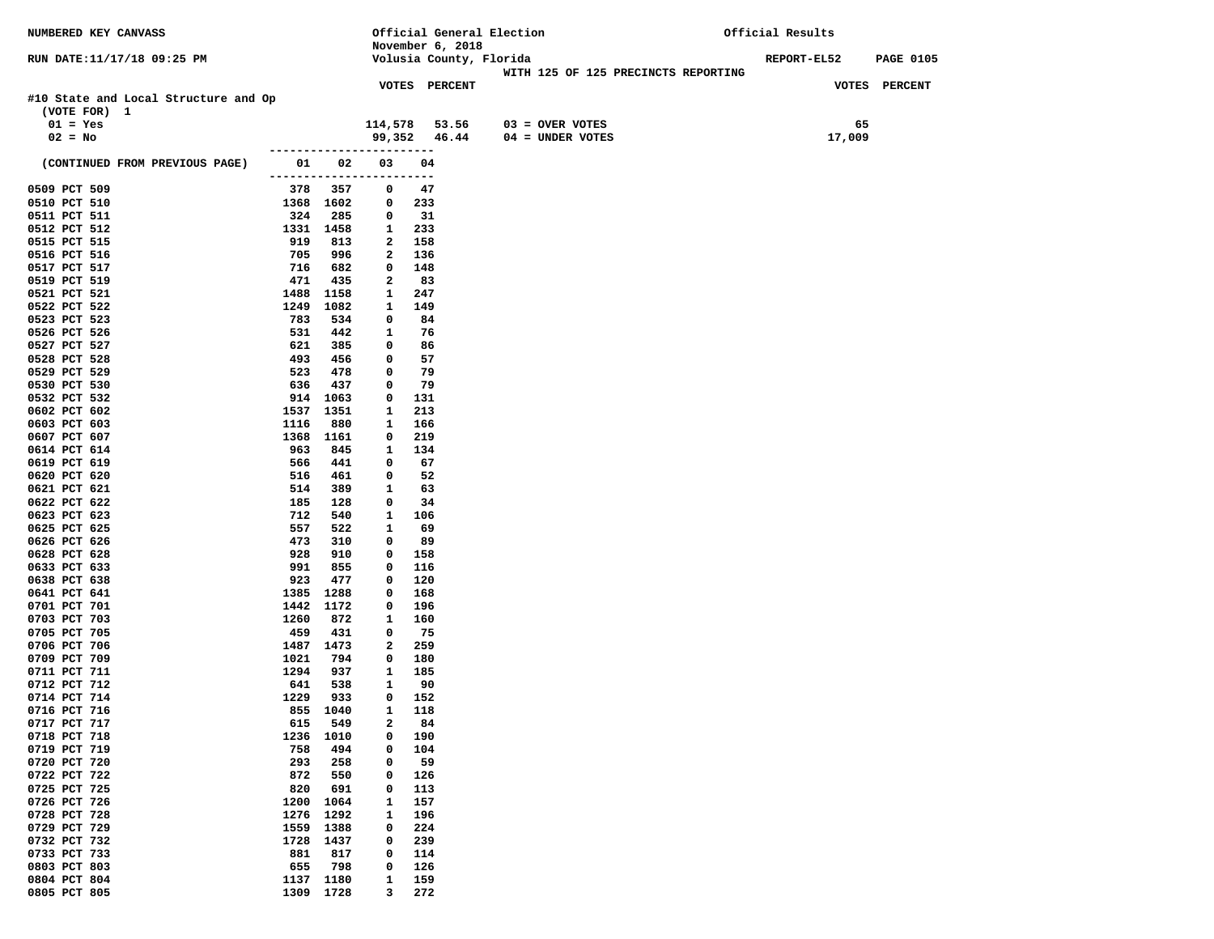NUMBERED KEY CANVASS — Official General Election — November 6, 2018 — Volusia County, Florida — Official Results

RUN DATE:11/17/18 09:25 PM — REPORT-EL52

WITH 125 OF 125 PRECINCTS REPORTING

#10 State and Local Structure and Op

(VOTE FOR) 1

| | VOTES | PERCENT | | VOTES |
|---|---|---|---|---|
| 01 = Yes | 114,578 | 53.56 | 03 = OVER VOTES | 65 |
| 02 = No | 99,352 | 46.44 | 04 = UNDER VOTES | 17,009 |

| (CONTINUED FROM PREVIOUS PAGE) | 01 | 02 | 03 | 04 |
|---|---|---|---|---|
| 0509 PCT 509 | 378 | 357 | 0 | 47 |
| 0510 PCT 510 | 1368 | 1602 | 0 | 233 |
| 0511 PCT 511 | 324 | 285 | 0 | 31 |
| 0512 PCT 512 | 1331 | 1458 | 1 | 233 |
| 0515 PCT 515 | 919 | 813 | 2 | 158 |
| 0516 PCT 516 | 705 | 996 | 2 | 136 |
| 0517 PCT 517 | 716 | 682 | 0 | 148 |
| 0519 PCT 519 | 471 | 435 | 2 | 83 |
| 0521 PCT 521 | 1488 | 1158 | 1 | 247 |
| 0522 PCT 522 | 1249 | 1082 | 1 | 149 |
| 0523 PCT 523 | 783 | 534 | 0 | 84 |
| 0526 PCT 526 | 531 | 442 | 1 | 76 |
| 0527 PCT 527 | 621 | 385 | 0 | 86 |
| 0528 PCT 528 | 493 | 456 | 0 | 57 |
| 0529 PCT 529 | 523 | 478 | 0 | 79 |
| 0530 PCT 530 | 636 | 437 | 0 | 79 |
| 0532 PCT 532 | 914 | 1063 | 0 | 131 |
| 0602 PCT 602 | 1537 | 1351 | 1 | 213 |
| 0603 PCT 603 | 1116 | 880 | 1 | 166 |
| 0607 PCT 607 | 1368 | 1161 | 0 | 219 |
| 0614 PCT 614 | 963 | 845 | 1 | 134 |
| 0619 PCT 619 | 566 | 441 | 0 | 67 |
| 0620 PCT 620 | 516 | 461 | 0 | 52 |
| 0621 PCT 621 | 514 | 389 | 1 | 63 |
| 0622 PCT 622 | 185 | 128 | 0 | 34 |
| 0623 PCT 623 | 712 | 540 | 1 | 106 |
| 0625 PCT 625 | 557 | 522 | 1 | 69 |
| 0626 PCT 626 | 473 | 310 | 0 | 89 |
| 0628 PCT 628 | 928 | 910 | 0 | 158 |
| 0633 PCT 633 | 991 | 855 | 0 | 116 |
| 0638 PCT 638 | 923 | 477 | 0 | 120 |
| 0641 PCT 641 | 1385 | 1288 | 0 | 168 |
| 0701 PCT 701 | 1442 | 1172 | 0 | 196 |
| 0703 PCT 703 | 1260 | 872 | 1 | 160 |
| 0705 PCT 705 | 459 | 431 | 0 | 75 |
| 0706 PCT 706 | 1487 | 1473 | 2 | 259 |
| 0709 PCT 709 | 1021 | 794 | 0 | 180 |
| 0711 PCT 711 | 1294 | 937 | 1 | 185 |
| 0712 PCT 712 | 641 | 538 | 1 | 90 |
| 0714 PCT 714 | 1229 | 933 | 0 | 152 |
| 0716 PCT 716 | 855 | 1040 | 1 | 118 |
| 0717 PCT 717 | 615 | 549 | 2 | 84 |
| 0718 PCT 718 | 1236 | 1010 | 0 | 190 |
| 0719 PCT 719 | 758 | 494 | 0 | 104 |
| 0720 PCT 720 | 293 | 258 | 0 | 59 |
| 0722 PCT 722 | 872 | 550 | 0 | 126 |
| 0725 PCT 725 | 820 | 691 | 0 | 113 |
| 0726 PCT 726 | 1200 | 1064 | 1 | 157 |
| 0728 PCT 728 | 1276 | 1292 | 1 | 196 |
| 0729 PCT 729 | 1559 | 1388 | 0 | 224 |
| 0732 PCT 732 | 1728 | 1437 | 0 | 239 |
| 0733 PCT 733 | 881 | 817 | 0 | 114 |
| 0803 PCT 803 | 655 | 798 | 0 | 126 |
| 0804 PCT 804 | 1137 | 1180 | 1 | 159 |
| 0805 PCT 805 | 1309 | 1728 | 3 | 272 |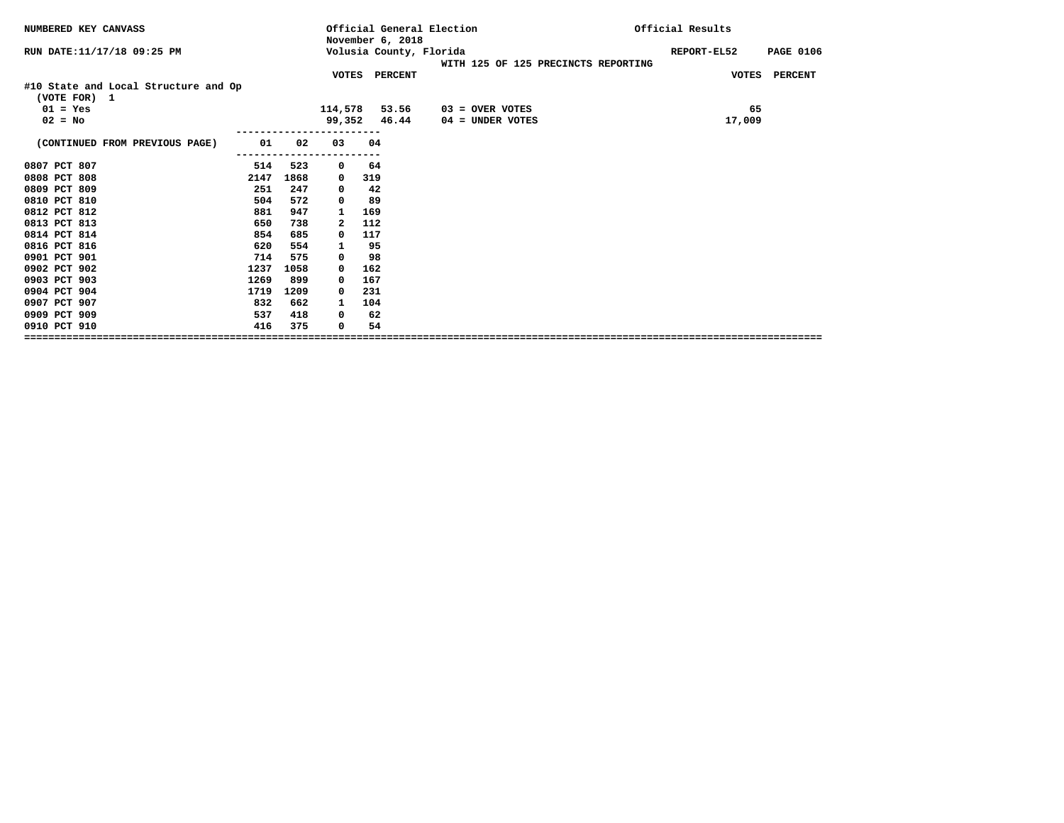NUMBERED KEY CANVASS

RUN DATE:11/17/18 09:25 PM

Official General Election
November 6, 2018
Volusia County, Florida
WITH 125 OF 125 PRECINCTS REPORTING

Official Results

REPORT-EL52

#10 State and Local Structure and Op
(VOTE FOR) 1

| | VOTES | PERCENT | | VOTES |
|---|---|---|---|---|
| 01 = Yes | 114,578 | 53.56 | 03 = OVER VOTES | 65 |
| 02 = No | 99,352 | 46.44 | 04 = UNDER VOTES | 17,009 |

| (CONTINUED FROM PREVIOUS PAGE) | 01 | 02 | 03 | 04 |
|---|---|---|---|---|
| 0807 PCT 807 | 514 | 523 | 0 | 64 |
| 0808 PCT 808 | 2147 | 1868 | 0 | 319 |
| 0809 PCT 809 | 251 | 247 | 0 | 42 |
| 0810 PCT 810 | 504 | 572 | 0 | 89 |
| 0812 PCT 812 | 881 | 947 | 1 | 169 |
| 0813 PCT 813 | 650 | 738 | 2 | 112 |
| 0814 PCT 814 | 854 | 685 | 0 | 117 |
| 0816 PCT 816 | 620 | 554 | 1 | 95 |
| 0901 PCT 901 | 714 | 575 | 0 | 98 |
| 0902 PCT 902 | 1237 | 1058 | 0 | 162 |
| 0903 PCT 903 | 1269 | 899 | 0 | 167 |
| 0904 PCT 904 | 1719 | 1209 | 0 | 231 |
| 0907 PCT 907 | 832 | 662 | 1 | 104 |
| 0909 PCT 909 | 537 | 418 | 0 | 62 |
| 0910 PCT 910 | 416 | 375 | 0 | 54 |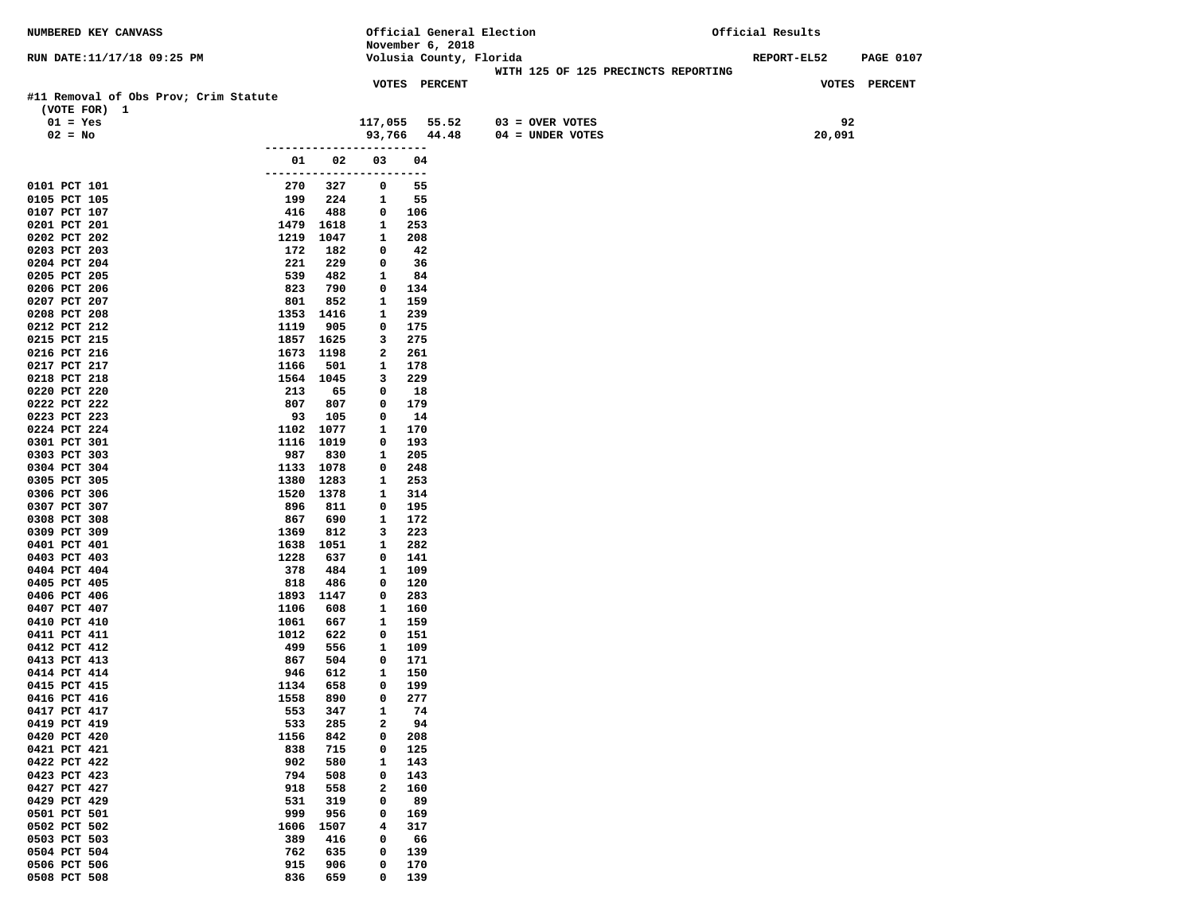NUMBERED KEY CANVASS

Official General Election
November 6, 2018
Volusia County, Florida
WITH 125 OF 125 PRECINCTS REPORTING

Official Results

RUN DATE:11/17/18 09:25 PM

REPORT-EL52

## #11 Removal of Obs Prov; Crim Statute

(VOTE FOR) 1

| | VOTES | PERCENT | | VOTES |
|---|---|---|---|---|
| 01 = Yes | 117,055 | 55.52 | 03 = OVER VOTES | 92 |
| 02 = No | 93,766 | 44.48 | 04 = UNDER VOTES | 20,091 |

| Precinct | 01 | 02 | 03 | 04 |
|---|---|---|---|---|
| 0101 PCT 101 | 270 | 327 | 0 | 55 |
| 0105 PCT 105 | 199 | 224 | 1 | 55 |
| 0107 PCT 107 | 416 | 488 | 0 | 106 |
| 0201 PCT 201 | 1479 | 1618 | 1 | 253 |
| 0202 PCT 202 | 1219 | 1047 | 1 | 208 |
| 0203 PCT 203 | 172 | 182 | 0 | 42 |
| 0204 PCT 204 | 221 | 229 | 0 | 36 |
| 0205 PCT 205 | 539 | 482 | 1 | 84 |
| 0206 PCT 206 | 823 | 790 | 0 | 134 |
| 0207 PCT 207 | 801 | 852 | 1 | 159 |
| 0208 PCT 208 | 1353 | 1416 | 1 | 239 |
| 0212 PCT 212 | 1119 | 905 | 0 | 175 |
| 0215 PCT 215 | 1857 | 1625 | 3 | 275 |
| 0216 PCT 216 | 1673 | 1198 | 2 | 261 |
| 0217 PCT 217 | 1166 | 501 | 1 | 178 |
| 0218 PCT 218 | 1564 | 1045 | 3 | 229 |
| 0220 PCT 220 | 213 | 65 | 0 | 18 |
| 0222 PCT 222 | 807 | 807 | 0 | 179 |
| 0223 PCT 223 | 93 | 105 | 0 | 14 |
| 0224 PCT 224 | 1102 | 1077 | 1 | 170 |
| 0301 PCT 301 | 1116 | 1019 | 0 | 193 |
| 0303 PCT 303 | 987 | 830 | 1 | 205 |
| 0304 PCT 304 | 1133 | 1078 | 0 | 248 |
| 0305 PCT 305 | 1380 | 1283 | 1 | 253 |
| 0306 PCT 306 | 1520 | 1378 | 1 | 314 |
| 0307 PCT 307 | 896 | 811 | 0 | 195 |
| 0308 PCT 308 | 867 | 690 | 1 | 172 |
| 0309 PCT 309 | 1369 | 812 | 3 | 223 |
| 0401 PCT 401 | 1638 | 1051 | 1 | 282 |
| 0403 PCT 403 | 1228 | 637 | 0 | 141 |
| 0404 PCT 404 | 378 | 484 | 1 | 109 |
| 0405 PCT 405 | 818 | 486 | 0 | 120 |
| 0406 PCT 406 | 1893 | 1147 | 0 | 283 |
| 0407 PCT 407 | 1106 | 608 | 1 | 160 |
| 0410 PCT 410 | 1061 | 667 | 1 | 159 |
| 0411 PCT 411 | 1012 | 622 | 0 | 151 |
| 0412 PCT 412 | 499 | 556 | 1 | 109 |
| 0413 PCT 413 | 867 | 504 | 0 | 171 |
| 0414 PCT 414 | 946 | 612 | 1 | 150 |
| 0415 PCT 415 | 1134 | 658 | 0 | 199 |
| 0416 PCT 416 | 1558 | 890 | 0 | 277 |
| 0417 PCT 417 | 553 | 347 | 1 | 74 |
| 0419 PCT 419 | 533 | 285 | 2 | 94 |
| 0420 PCT 420 | 1156 | 842 | 0 | 208 |
| 0421 PCT 421 | 838 | 715 | 0 | 125 |
| 0422 PCT 422 | 902 | 580 | 1 | 143 |
| 0423 PCT 423 | 794 | 508 | 0 | 143 |
| 0427 PCT 427 | 918 | 558 | 2 | 160 |
| 0429 PCT 429 | 531 | 319 | 0 | 89 |
| 0501 PCT 501 | 999 | 956 | 0 | 169 |
| 0502 PCT 502 | 1606 | 1507 | 4 | 317 |
| 0503 PCT 503 | 389 | 416 | 0 | 66 |
| 0504 PCT 504 | 762 | 635 | 0 | 139 |
| 0506 PCT 506 | 915 | 906 | 0 | 170 |
| 0508 PCT 508 | 836 | 659 | 0 | 139 |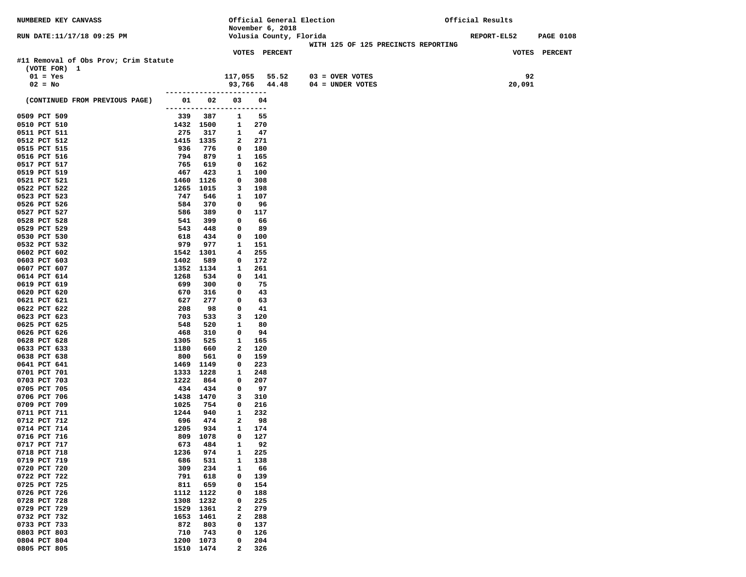NUMBERED KEY CANVASS

RUN DATE:11/17/18 09:25 PM

Official General Election
November 6, 2018
Volusia County, Florida

WITH 125 OF 125 PRECINCTS REPORTING

Official Results

REPORT-EL52

## #11 Removal of Obs Prov; Crim Statute

(VOTE FOR) 1

| | VOTES | PERCENT | | VOTES |
|---|---|---|---|---|
| 01 = Yes | 117,055 | 55.52 | 03 = OVER VOTES | 92 |
| 02 = No | 93,766 | 44.48 | 04 = UNDER VOTES | 20,091 |

| (CONTINUED FROM PREVIOUS PAGE) | 01 | 02 | 03 | 04 |
|---|---|---|---|---|
| 0509 PCT 509 | 339 | 387 | 1 | 55 |
| 0510 PCT 510 | 1432 | 1500 | 1 | 270 |
| 0511 PCT 511 | 275 | 317 | 1 | 47 |
| 0512 PCT 512 | 1415 | 1335 | 2 | 271 |
| 0515 PCT 515 | 936 | 776 | 0 | 180 |
| 0516 PCT 516 | 794 | 879 | 1 | 165 |
| 0517 PCT 517 | 765 | 619 | 0 | 162 |
| 0519 PCT 519 | 467 | 423 | 1 | 100 |
| 0521 PCT 521 | 1460 | 1126 | 0 | 308 |
| 0522 PCT 522 | 1265 | 1015 | 3 | 198 |
| 0523 PCT 523 | 747 | 546 | 1 | 107 |
| 0526 PCT 526 | 584 | 370 | 0 | 96 |
| 0527 PCT 527 | 586 | 389 | 0 | 117 |
| 0528 PCT 528 | 541 | 399 | 0 | 66 |
| 0529 PCT 529 | 543 | 448 | 0 | 89 |
| 0530 PCT 530 | 618 | 434 | 0 | 100 |
| 0532 PCT 532 | 979 | 977 | 1 | 151 |
| 0602 PCT 602 | 1542 | 1301 | 4 | 255 |
| 0603 PCT 603 | 1402 | 589 | 0 | 172 |
| 0607 PCT 607 | 1352 | 1134 | 1 | 261 |
| 0614 PCT 614 | 1268 | 534 | 0 | 141 |
| 0619 PCT 619 | 699 | 300 | 0 | 75 |
| 0620 PCT 620 | 670 | 316 | 0 | 43 |
| 0621 PCT 621 | 627 | 277 | 0 | 63 |
| 0622 PCT 622 | 208 | 98 | 0 | 41 |
| 0623 PCT 623 | 703 | 533 | 3 | 120 |
| 0625 PCT 625 | 548 | 520 | 1 | 80 |
| 0626 PCT 626 | 468 | 310 | 0 | 94 |
| 0628 PCT 628 | 1305 | 525 | 1 | 165 |
| 0633 PCT 633 | 1180 | 660 | 2 | 120 |
| 0638 PCT 638 | 800 | 561 | 0 | 159 |
| 0641 PCT 641 | 1469 | 1149 | 0 | 223 |
| 0701 PCT 701 | 1333 | 1228 | 1 | 248 |
| 0703 PCT 703 | 1222 | 864 | 0 | 207 |
| 0705 PCT 705 | 434 | 434 | 0 | 97 |
| 0706 PCT 706 | 1438 | 1470 | 3 | 310 |
| 0709 PCT 709 | 1025 | 754 | 0 | 216 |
| 0711 PCT 711 | 1244 | 940 | 1 | 232 |
| 0712 PCT 712 | 696 | 474 | 2 | 98 |
| 0714 PCT 714 | 1205 | 934 | 1 | 174 |
| 0716 PCT 716 | 809 | 1078 | 0 | 127 |
| 0717 PCT 717 | 673 | 484 | 1 | 92 |
| 0718 PCT 718 | 1236 | 974 | 1 | 225 |
| 0719 PCT 719 | 686 | 531 | 1 | 138 |
| 0720 PCT 720 | 309 | 234 | 1 | 66 |
| 0722 PCT 722 | 791 | 618 | 0 | 139 |
| 0725 PCT 725 | 811 | 659 | 0 | 154 |
| 0726 PCT 726 | 1112 | 1122 | 0 | 188 |
| 0728 PCT 728 | 1308 | 1232 | 0 | 225 |
| 0729 PCT 729 | 1529 | 1361 | 2 | 279 |
| 0732 PCT 732 | 1653 | 1461 | 2 | 288 |
| 0733 PCT 733 | 872 | 803 | 0 | 137 |
| 0803 PCT 803 | 710 | 743 | 0 | 126 |
| 0804 PCT 804 | 1200 | 1073 | 0 | 204 |
| 0805 PCT 805 | 1510 | 1474 | 2 | 326 |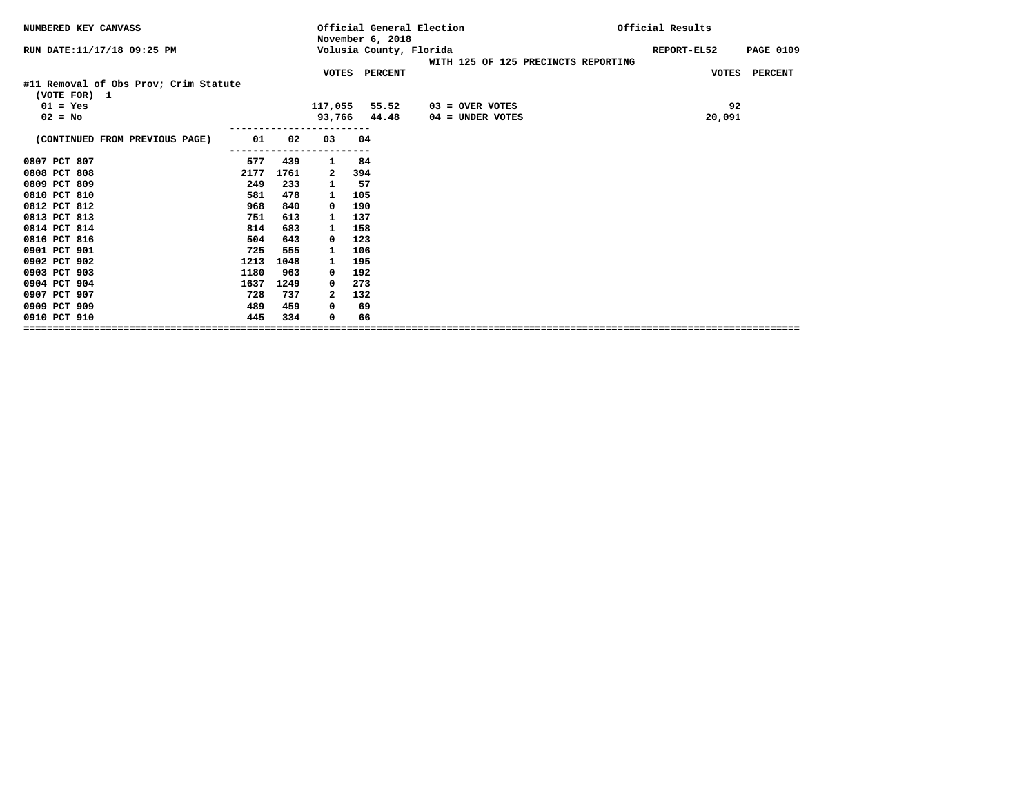NUMBERED KEY CANVASS

Official General Election
November 6, 2018
Volusia County, Florida

Official Results

RUN DATE:11/17/18 09:25 PM

REPORT-EL52

WITH 125 OF 125 PRECINCTS REPORTING

**#11 Removal of Obs Prov; Crim Statute**
(VOTE FOR) 1

| | VOTES | PERCENT |
|---|---|---|
| 01 = Yes | 117,055 | 55.52 |
| 02 = No | 93,766 | 44.48 |

| | VOTES | PERCENT |
|---|---|---|
| 03 = OVER VOTES | 92 | |
| 04 = UNDER VOTES | 20,091 | |

| (CONTINUED FROM PREVIOUS PAGE) | 01 | 02 | 03 | 04 |
|---|---|---|---|---|
| 0807 PCT 807 | 577 | 439 | 1 | 84 |
| 0808 PCT 808 | 2177 | 1761 | 2 | 394 |
| 0809 PCT 809 | 249 | 233 | 1 | 57 |
| 0810 PCT 810 | 581 | 478 | 1 | 105 |
| 0812 PCT 812 | 968 | 840 | 0 | 190 |
| 0813 PCT 813 | 751 | 613 | 1 | 137 |
| 0814 PCT 814 | 814 | 683 | 1 | 158 |
| 0816 PCT 816 | 504 | 643 | 0 | 123 |
| 0901 PCT 901 | 725 | 555 | 1 | 106 |
| 0902 PCT 902 | 1213 | 1048 | 1 | 195 |
| 0903 PCT 903 | 1180 | 963 | 0 | 192 |
| 0904 PCT 904 | 1637 | 1249 | 0 | 273 |
| 0907 PCT 907 | 728 | 737 | 2 | 132 |
| 0909 PCT 909 | 489 | 459 | 0 | 69 |
| 0910 PCT 910 | 445 | 334 | 0 | 66 |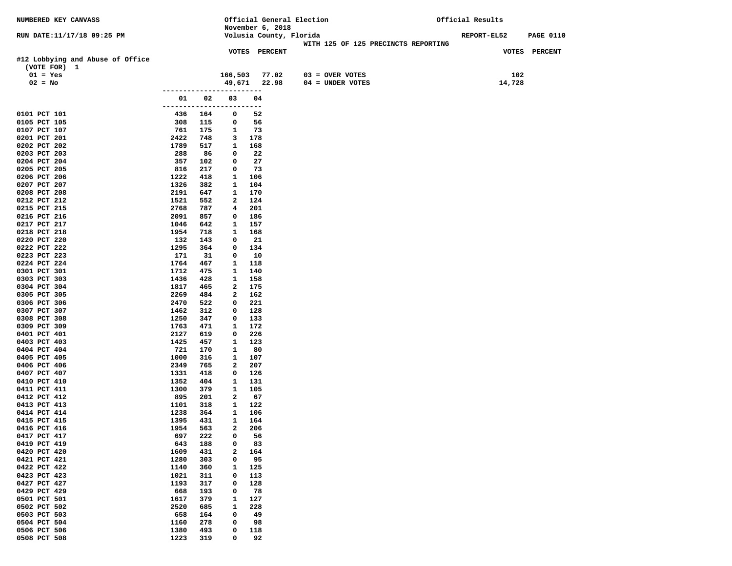NUMBERED KEY CANVASS

Official General Election
November 6, 2018
Volusia County, Florida

Official Results

RUN DATE:11/17/18 09:25 PM

REPORT-EL52

WITH 125 OF 125 PRECINCTS REPORTING

## #12 Lobbying and Abuse of Office

(VOTE FOR) 1

| | VOTES | PERCENT | | VOTES |
|---|---|---|---|---|
| 01 = Yes | 166,503 | 77.02 | 03 = OVER VOTES | 102 |
| 02 = No | 49,671 | 22.98 | 04 = UNDER VOTES | 14,728 |

| Precinct | 01 | 02 | 03 | 04 |
|---|---|---|---|---|
| 0101 PCT 101 | 436 | 164 | 0 | 52 |
| 0105 PCT 105 | 308 | 115 | 0 | 56 |
| 0107 PCT 107 | 761 | 175 | 1 | 73 |
| 0201 PCT 201 | 2422 | 748 | 3 | 178 |
| 0202 PCT 202 | 1789 | 517 | 1 | 168 |
| 0203 PCT 203 | 288 | 86 | 0 | 22 |
| 0204 PCT 204 | 357 | 102 | 0 | 27 |
| 0205 PCT 205 | 816 | 217 | 0 | 73 |
| 0206 PCT 206 | 1222 | 418 | 1 | 106 |
| 0207 PCT 207 | 1326 | 382 | 1 | 104 |
| 0208 PCT 208 | 2191 | 647 | 1 | 170 |
| 0212 PCT 212 | 1521 | 552 | 2 | 124 |
| 0215 PCT 215 | 2768 | 787 | 4 | 201 |
| 0216 PCT 216 | 2091 | 857 | 0 | 186 |
| 0217 PCT 217 | 1046 | 642 | 1 | 157 |
| 0218 PCT 218 | 1954 | 718 | 1 | 168 |
| 0220 PCT 220 | 132 | 143 | 0 | 21 |
| 0222 PCT 222 | 1295 | 364 | 0 | 134 |
| 0223 PCT 223 | 171 | 31 | 0 | 10 |
| 0224 PCT 224 | 1764 | 467 | 1 | 118 |
| 0301 PCT 301 | 1712 | 475 | 1 | 140 |
| 0303 PCT 303 | 1436 | 428 | 1 | 158 |
| 0304 PCT 304 | 1817 | 465 | 2 | 175 |
| 0305 PCT 305 | 2269 | 484 | 2 | 162 |
| 0306 PCT 306 | 2470 | 522 | 0 | 221 |
| 0307 PCT 307 | 1462 | 312 | 0 | 128 |
| 0308 PCT 308 | 1250 | 347 | 0 | 133 |
| 0309 PCT 309 | 1763 | 471 | 1 | 172 |
| 0401 PCT 401 | 2127 | 619 | 0 | 226 |
| 0403 PCT 403 | 1425 | 457 | 1 | 123 |
| 0404 PCT 404 | 721 | 170 | 1 | 80 |
| 0405 PCT 405 | 1000 | 316 | 1 | 107 |
| 0406 PCT 406 | 2349 | 765 | 2 | 207 |
| 0407 PCT 407 | 1331 | 418 | 0 | 126 |
| 0410 PCT 410 | 1352 | 404 | 1 | 131 |
| 0411 PCT 411 | 1300 | 379 | 1 | 105 |
| 0412 PCT 412 | 895 | 201 | 2 | 67 |
| 0413 PCT 413 | 1101 | 318 | 1 | 122 |
| 0414 PCT 414 | 1238 | 364 | 1 | 106 |
| 0415 PCT 415 | 1395 | 431 | 1 | 164 |
| 0416 PCT 416 | 1954 | 563 | 2 | 206 |
| 0417 PCT 417 | 697 | 222 | 0 | 56 |
| 0419 PCT 419 | 643 | 188 | 0 | 83 |
| 0420 PCT 420 | 1609 | 431 | 2 | 164 |
| 0421 PCT 421 | 1280 | 303 | 0 | 95 |
| 0422 PCT 422 | 1140 | 360 | 1 | 125 |
| 0423 PCT 423 | 1021 | 311 | 0 | 113 |
| 0427 PCT 427 | 1193 | 317 | 0 | 128 |
| 0429 PCT 429 | 668 | 193 | 0 | 78 |
| 0501 PCT 501 | 1617 | 379 | 1 | 127 |
| 0502 PCT 502 | 2520 | 685 | 1 | 228 |
| 0503 PCT 503 | 658 | 164 | 0 | 49 |
| 0504 PCT 504 | 1160 | 278 | 0 | 98 |
| 0506 PCT 506 | 1380 | 493 | 0 | 118 |
| 0508 PCT 508 | 1223 | 319 | 0 | 92 |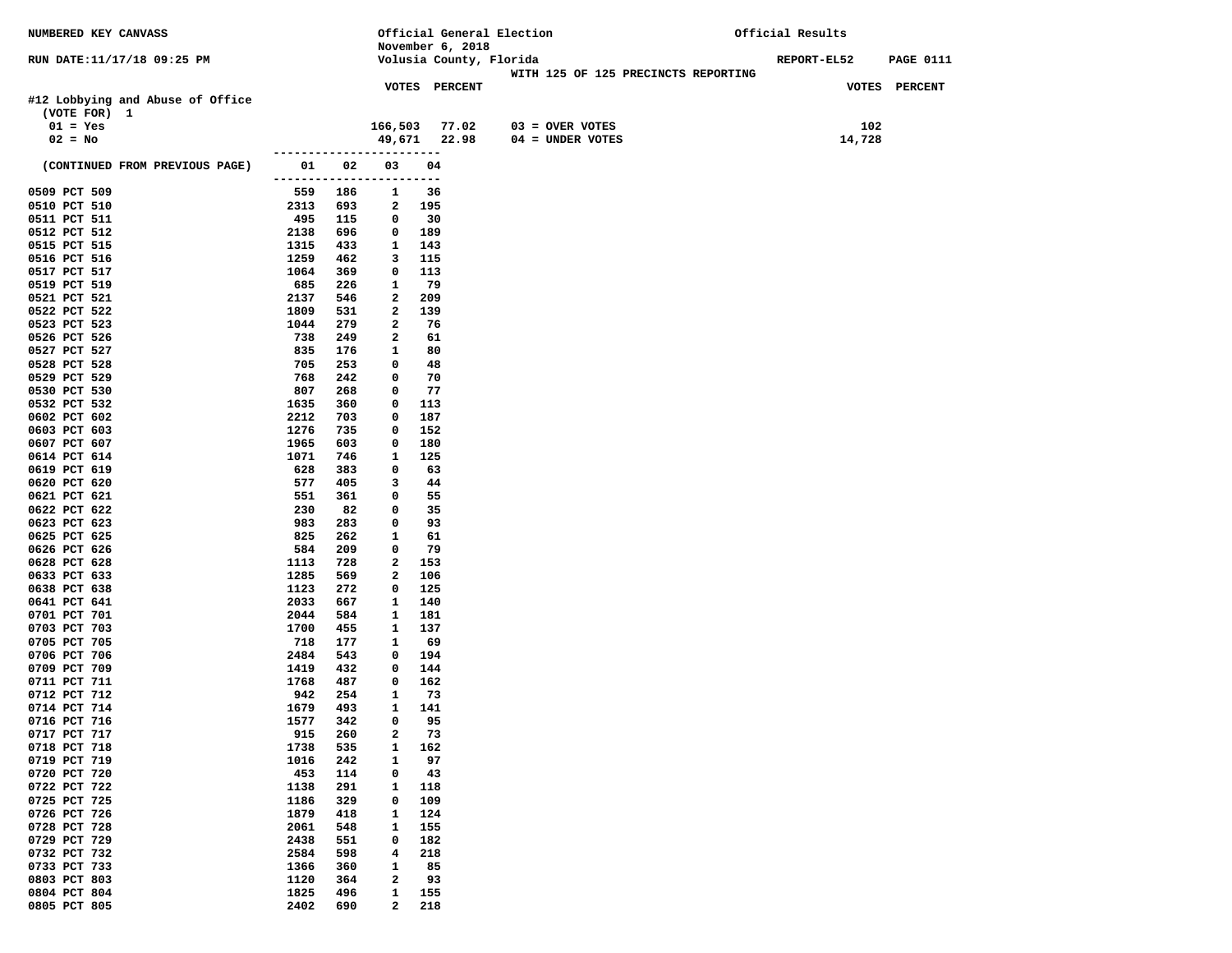NUMBERED KEY CANVASS

Official General Election
November 6, 2018
Volusia County, Florida

Official Results

RUN DATE:11/17/18 09:25 PM

WITH 125 OF 125 PRECINCTS REPORTING

REPORT-EL52 PAGE 0111

## #12 Lobbying and Abuse of Office

(VOTE FOR) 1

| | VOTES | PERCENT | | VOTES |
|---|---|---|---|---|
| 01 = Yes | 166,503 | 77.02 | 03 = OVER VOTES | 102 |
| 02 = No | 49,671 | 22.98 | 04 = UNDER VOTES | 14,728 |

(CONTINUED FROM PREVIOUS PAGE)

| Precinct | 01 | 02 | 03 | 04 |
|---|---|---|---|---|
| 0509 PCT 509 | 559 | 186 | 1 | 36 |
| 0510 PCT 510 | 2313 | 693 | 2 | 195 |
| 0511 PCT 511 | 495 | 115 | 0 | 30 |
| 0512 PCT 512 | 2138 | 696 | 0 | 189 |
| 0515 PCT 515 | 1315 | 433 | 1 | 143 |
| 0516 PCT 516 | 1259 | 462 | 3 | 115 |
| 0517 PCT 517 | 1064 | 369 | 0 | 113 |
| 0519 PCT 519 | 685 | 226 | 1 | 79 |
| 0521 PCT 521 | 2137 | 546 | 2 | 209 |
| 0522 PCT 522 | 1809 | 531 | 2 | 139 |
| 0523 PCT 523 | 1044 | 279 | 2 | 76 |
| 0526 PCT 526 | 738 | 249 | 2 | 61 |
| 0527 PCT 527 | 835 | 176 | 1 | 80 |
| 0528 PCT 528 | 705 | 253 | 0 | 48 |
| 0529 PCT 529 | 768 | 242 | 0 | 70 |
| 0530 PCT 530 | 807 | 268 | 0 | 77 |
| 0532 PCT 532 | 1635 | 360 | 0 | 113 |
| 0602 PCT 602 | 2212 | 703 | 0 | 187 |
| 0603 PCT 603 | 1276 | 735 | 0 | 152 |
| 0607 PCT 607 | 1965 | 603 | 0 | 180 |
| 0614 PCT 614 | 1071 | 746 | 1 | 125 |
| 0619 PCT 619 | 628 | 383 | 0 | 63 |
| 0620 PCT 620 | 577 | 405 | 3 | 44 |
| 0621 PCT 621 | 551 | 361 | 0 | 55 |
| 0622 PCT 622 | 230 | 82 | 0 | 35 |
| 0623 PCT 623 | 983 | 283 | 0 | 93 |
| 0625 PCT 625 | 825 | 262 | 1 | 61 |
| 0626 PCT 626 | 584 | 209 | 0 | 79 |
| 0628 PCT 628 | 1113 | 728 | 2 | 153 |
| 0633 PCT 633 | 1285 | 569 | 2 | 106 |
| 0638 PCT 638 | 1123 | 272 | 0 | 125 |
| 0641 PCT 641 | 2033 | 667 | 1 | 140 |
| 0701 PCT 701 | 2044 | 584 | 1 | 181 |
| 0703 PCT 703 | 1700 | 455 | 1 | 137 |
| 0705 PCT 705 | 718 | 177 | 1 | 69 |
| 0706 PCT 706 | 2484 | 543 | 0 | 194 |
| 0709 PCT 709 | 1419 | 432 | 0 | 144 |
| 0711 PCT 711 | 1768 | 487 | 0 | 162 |
| 0712 PCT 712 | 942 | 254 | 1 | 73 |
| 0714 PCT 714 | 1679 | 493 | 1 | 141 |
| 0716 PCT 716 | 1577 | 342 | 0 | 95 |
| 0717 PCT 717 | 915 | 260 | 2 | 73 |
| 0718 PCT 718 | 1738 | 535 | 1 | 162 |
| 0719 PCT 719 | 1016 | 242 | 1 | 97 |
| 0720 PCT 720 | 453 | 114 | 0 | 43 |
| 0722 PCT 722 | 1138 | 291 | 1 | 118 |
| 0725 PCT 725 | 1186 | 329 | 0 | 109 |
| 0726 PCT 726 | 1879 | 418 | 1 | 124 |
| 0728 PCT 728 | 2061 | 548 | 1 | 155 |
| 0729 PCT 729 | 2438 | 551 | 0 | 182 |
| 0732 PCT 732 | 2584 | 598 | 4 | 218 |
| 0733 PCT 733 | 1366 | 360 | 1 | 85 |
| 0803 PCT 803 | 1120 | 364 | 2 | 93 |
| 0804 PCT 804 | 1825 | 496 | 1 | 155 |
| 0805 PCT 805 | 2402 | 690 | 2 | 218 |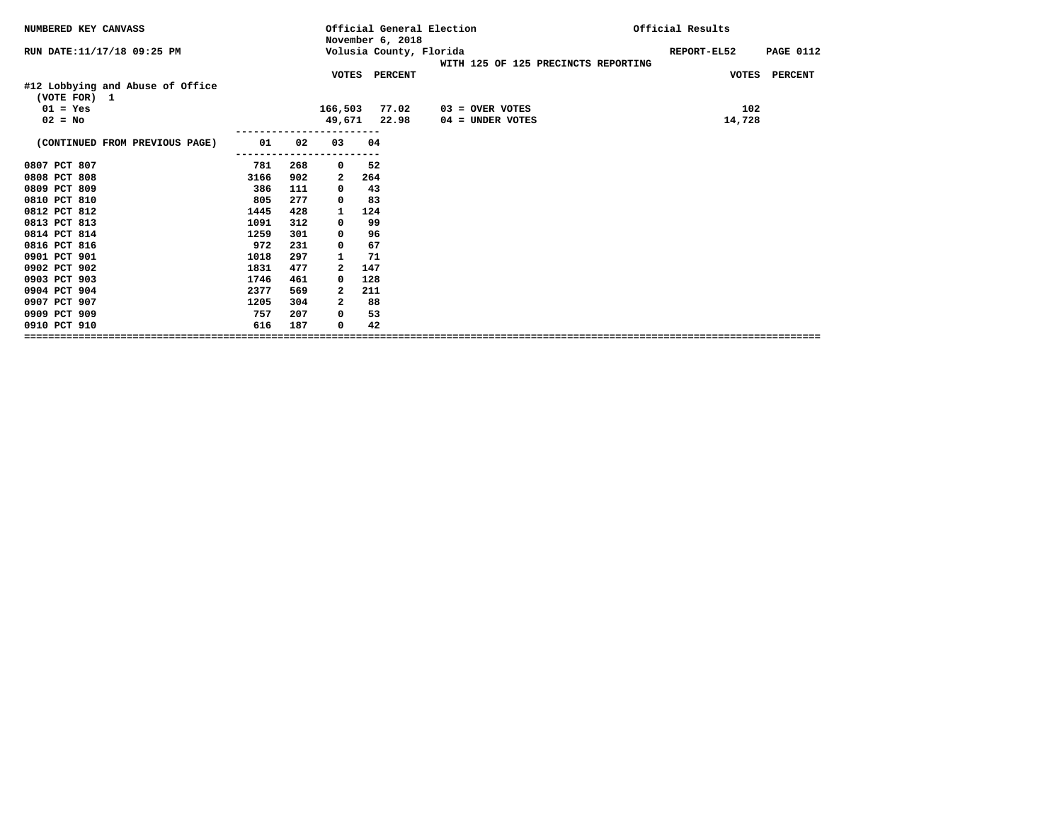NUMBERED KEY CANVASS

RUN DATE:11/17/18 09:25 PM

Official General Election
November 6, 2018
Volusia County, Florida

WITH 125 OF 125 PRECINCTS REPORTING

Official Results

REPORT-EL52 PAGE 0112

**#12 Lobbying and Abuse of Office**
(VOTE FOR) 1

| | VOTES | PERCENT | | VOTES | PERCENT |
|---|---|---|---|---|---|
| 01 = Yes | 166,503 | 77.02 | 03 = OVER VOTES | 102 | |
| 02 = No | 49,671 | 22.98 | 04 = UNDER VOTES | 14,728 | |

| (CONTINUED FROM PREVIOUS PAGE) | 01 | 02 | 03 | 04 |
|---|---|---|---|---|
| 0807 PCT 807 | 781 | 268 | 0 | 52 |
| 0808 PCT 808 | 3166 | 902 | 2 | 264 |
| 0809 PCT 809 | 386 | 111 | 0 | 43 |
| 0810 PCT 810 | 805 | 277 | 0 | 83 |
| 0812 PCT 812 | 1445 | 428 | 1 | 124 |
| 0813 PCT 813 | 1091 | 312 | 0 | 99 |
| 0814 PCT 814 | 1259 | 301 | 0 | 96 |
| 0816 PCT 816 | 972 | 231 | 0 | 67 |
| 0901 PCT 901 | 1018 | 297 | 1 | 71 |
| 0902 PCT 902 | 1831 | 477 | 2 | 147 |
| 0903 PCT 903 | 1746 | 461 | 0 | 128 |
| 0904 PCT 904 | 2377 | 569 | 2 | 211 |
| 0907 PCT 907 | 1205 | 304 | 2 | 88 |
| 0909 PCT 909 | 757 | 207 | 0 | 53 |
| 0910 PCT 910 | 616 | 187 | 0 | 42 |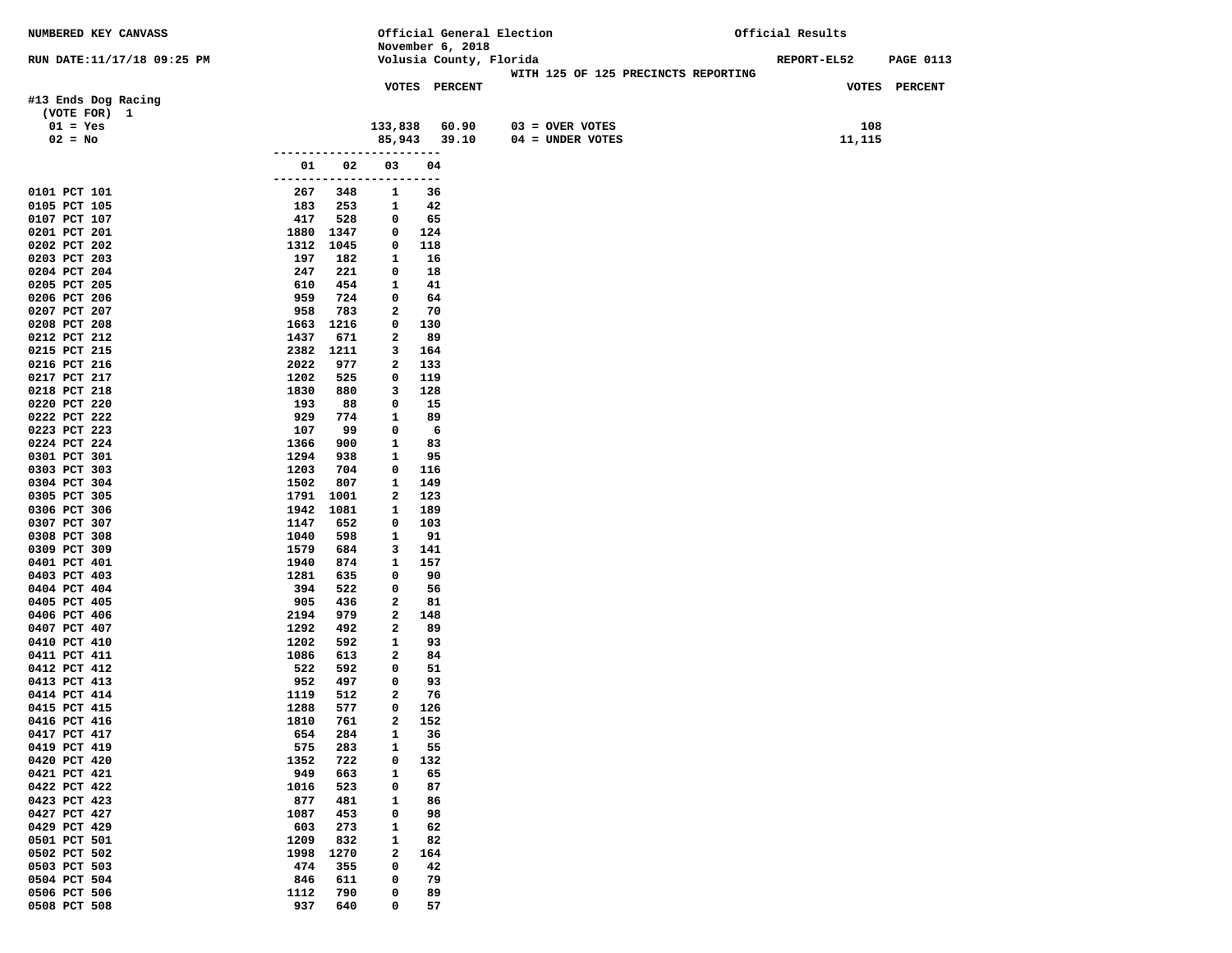NUMBERED KEY CANVASS — Official General Election — November 6, 2018 — Volusia County, Florida — Official Results

RUN DATE:11/17/18 09:25 PM — REPORT-EL52

WITH 125 OF 125 PRECINCTS REPORTING

## #13 Ends Dog Racing

(VOTE FOR) 1

| | VOTES | PERCENT | | VOTES |
|---|---|---|---|---|
| 01 = Yes | 133,838 | 60.90 | 03 = OVER VOTES | 108 |
| 02 = No | 85,943 | 39.10 | 04 = UNDER VOTES | 11,115 |

| Precinct | 01 | 02 | 03 | 04 |
|---|---|---|---|---|
| 0101 PCT 101 | 267 | 348 | 1 | 36 |
| 0105 PCT 105 | 183 | 253 | 1 | 42 |
| 0107 PCT 107 | 417 | 528 | 0 | 65 |
| 0201 PCT 201 | 1880 | 1347 | 0 | 124 |
| 0202 PCT 202 | 1312 | 1045 | 0 | 118 |
| 0203 PCT 203 | 197 | 182 | 1 | 16 |
| 0204 PCT 204 | 247 | 221 | 0 | 18 |
| 0205 PCT 205 | 610 | 454 | 1 | 41 |
| 0206 PCT 206 | 959 | 724 | 0 | 64 |
| 0207 PCT 207 | 958 | 783 | 2 | 70 |
| 0208 PCT 208 | 1663 | 1216 | 0 | 130 |
| 0212 PCT 212 | 1437 | 671 | 2 | 89 |
| 0215 PCT 215 | 2382 | 1211 | 3 | 164 |
| 0216 PCT 216 | 2022 | 977 | 2 | 133 |
| 0217 PCT 217 | 1202 | 525 | 0 | 119 |
| 0218 PCT 218 | 1830 | 880 | 3 | 128 |
| 0220 PCT 220 | 193 | 88 | 0 | 15 |
| 0222 PCT 222 | 929 | 774 | 1 | 89 |
| 0223 PCT 223 | 107 | 99 | 0 | 6 |
| 0224 PCT 224 | 1366 | 900 | 1 | 83 |
| 0301 PCT 301 | 1294 | 938 | 1 | 95 |
| 0303 PCT 303 | 1203 | 704 | 0 | 116 |
| 0304 PCT 304 | 1502 | 807 | 1 | 149 |
| 0305 PCT 305 | 1791 | 1001 | 2 | 123 |
| 0306 PCT 306 | 1942 | 1081 | 1 | 189 |
| 0307 PCT 307 | 1147 | 652 | 0 | 103 |
| 0308 PCT 308 | 1040 | 598 | 1 | 91 |
| 0309 PCT 309 | 1579 | 684 | 3 | 141 |
| 0401 PCT 401 | 1940 | 874 | 1 | 157 |
| 0403 PCT 403 | 1281 | 635 | 0 | 90 |
| 0404 PCT 404 | 394 | 522 | 0 | 56 |
| 0405 PCT 405 | 905 | 436 | 2 | 81 |
| 0406 PCT 406 | 2194 | 979 | 2 | 148 |
| 0407 PCT 407 | 1292 | 492 | 2 | 89 |
| 0410 PCT 410 | 1202 | 592 | 1 | 93 |
| 0411 PCT 411 | 1086 | 613 | 2 | 84 |
| 0412 PCT 412 | 522 | 592 | 0 | 51 |
| 0413 PCT 413 | 952 | 497 | 0 | 93 |
| 0414 PCT 414 | 1119 | 512 | 2 | 76 |
| 0415 PCT 415 | 1288 | 577 | 0 | 126 |
| 0416 PCT 416 | 1810 | 761 | 2 | 152 |
| 0417 PCT 417 | 654 | 284 | 1 | 36 |
| 0419 PCT 419 | 575 | 283 | 1 | 55 |
| 0420 PCT 420 | 1352 | 722 | 0 | 132 |
| 0421 PCT 421 | 949 | 663 | 1 | 65 |
| 0422 PCT 422 | 1016 | 523 | 0 | 87 |
| 0423 PCT 423 | 877 | 481 | 1 | 86 |
| 0427 PCT 427 | 1087 | 453 | 0 | 98 |
| 0429 PCT 429 | 603 | 273 | 1 | 62 |
| 0501 PCT 501 | 1209 | 832 | 1 | 82 |
| 0502 PCT 502 | 1998 | 1270 | 2 | 164 |
| 0503 PCT 503 | 474 | 355 | 0 | 42 |
| 0504 PCT 504 | 846 | 611 | 0 | 79 |
| 0506 PCT 506 | 1112 | 790 | 0 | 89 |
| 0508 PCT 508 | 937 | 640 | 0 | 57 |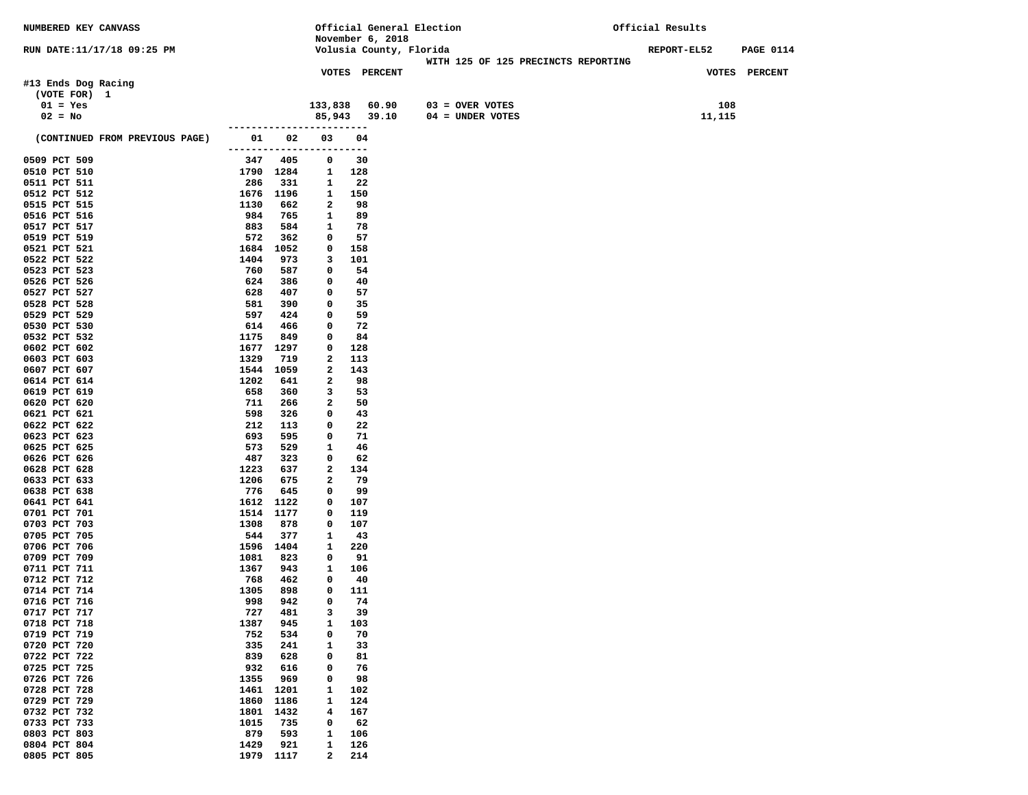NUMBERED KEY CANVASS

RUN DATE:11/17/18 09:25 PM

Official General Election
November 6, 2018
Volusia County, Florida

WITH 125 OF 125 PRECINCTS REPORTING

Official Results

REPORT-EL52 PAGE 0114

## #13 Ends Dog Racing

(VOTE FOR) 1

| | VOTES | PERCENT | | VOTES |
|---|---|---|---|---|
| 01 = Yes | 133,838 | 60.90 | 03 = OVER VOTES | 108 |
| 02 = No | 85,943 | 39.10 | 04 = UNDER VOTES | 11,115 |

| (CONTINUED FROM PREVIOUS PAGE) | 01 | 02 | 03 | 04 |
|---|---|---|---|---|
| 0509 PCT 509 | 347 | 405 | 0 | 30 |
| 0510 PCT 510 | 1790 | 1284 | 1 | 128 |
| 0511 PCT 511 | 286 | 331 | 1 | 22 |
| 0512 PCT 512 | 1676 | 1196 | 1 | 150 |
| 0515 PCT 515 | 1130 | 662 | 2 | 98 |
| 0516 PCT 516 | 984 | 765 | 1 | 89 |
| 0517 PCT 517 | 883 | 584 | 1 | 78 |
| 0519 PCT 519 | 572 | 362 | 0 | 57 |
| 0521 PCT 521 | 1684 | 1052 | 0 | 158 |
| 0522 PCT 522 | 1404 | 973 | 3 | 101 |
| 0523 PCT 523 | 760 | 587 | 0 | 54 |
| 0526 PCT 526 | 624 | 386 | 0 | 40 |
| 0527 PCT 527 | 628 | 407 | 0 | 57 |
| 0528 PCT 528 | 581 | 390 | 0 | 35 |
| 0529 PCT 529 | 597 | 424 | 0 | 59 |
| 0530 PCT 530 | 614 | 466 | 0 | 72 |
| 0532 PCT 532 | 1175 | 849 | 0 | 84 |
| 0602 PCT 602 | 1677 | 1297 | 0 | 128 |
| 0603 PCT 603 | 1329 | 719 | 2 | 113 |
| 0607 PCT 607 | 1544 | 1059 | 2 | 143 |
| 0614 PCT 614 | 1202 | 641 | 2 | 98 |
| 0619 PCT 619 | 658 | 360 | 3 | 53 |
| 0620 PCT 620 | 711 | 266 | 2 | 50 |
| 0621 PCT 621 | 598 | 326 | 0 | 43 |
| 0622 PCT 622 | 212 | 113 | 0 | 22 |
| 0623 PCT 623 | 693 | 595 | 0 | 71 |
| 0625 PCT 625 | 573 | 529 | 1 | 46 |
| 0626 PCT 626 | 487 | 323 | 0 | 62 |
| 0628 PCT 628 | 1223 | 637 | 2 | 134 |
| 0633 PCT 633 | 1206 | 675 | 2 | 79 |
| 0638 PCT 638 | 776 | 645 | 0 | 99 |
| 0641 PCT 641 | 1612 | 1122 | 0 | 107 |
| 0701 PCT 701 | 1514 | 1177 | 0 | 119 |
| 0703 PCT 703 | 1308 | 878 | 0 | 107 |
| 0705 PCT 705 | 544 | 377 | 1 | 43 |
| 0706 PCT 706 | 1596 | 1404 | 1 | 220 |
| 0709 PCT 709 | 1081 | 823 | 0 | 91 |
| 0711 PCT 711 | 1367 | 943 | 1 | 106 |
| 0712 PCT 712 | 768 | 462 | 0 | 40 |
| 0714 PCT 714 | 1305 | 898 | 0 | 111 |
| 0716 PCT 716 | 998 | 942 | 0 | 74 |
| 0717 PCT 717 | 727 | 481 | 3 | 39 |
| 0718 PCT 718 | 1387 | 945 | 1 | 103 |
| 0719 PCT 719 | 752 | 534 | 0 | 70 |
| 0720 PCT 720 | 335 | 241 | 1 | 33 |
| 0722 PCT 722 | 839 | 628 | 0 | 81 |
| 0725 PCT 725 | 932 | 616 | 0 | 76 |
| 0726 PCT 726 | 1355 | 969 | 0 | 98 |
| 0728 PCT 728 | 1461 | 1201 | 1 | 102 |
| 0729 PCT 729 | 1860 | 1186 | 1 | 124 |
| 0732 PCT 732 | 1801 | 1432 | 4 | 167 |
| 0733 PCT 733 | 1015 | 735 | 0 | 62 |
| 0803 PCT 803 | 879 | 593 | 1 | 106 |
| 0804 PCT 804 | 1429 | 921 | 1 | 126 |
| 0805 PCT 805 | 1979 | 1117 | 2 | 214 |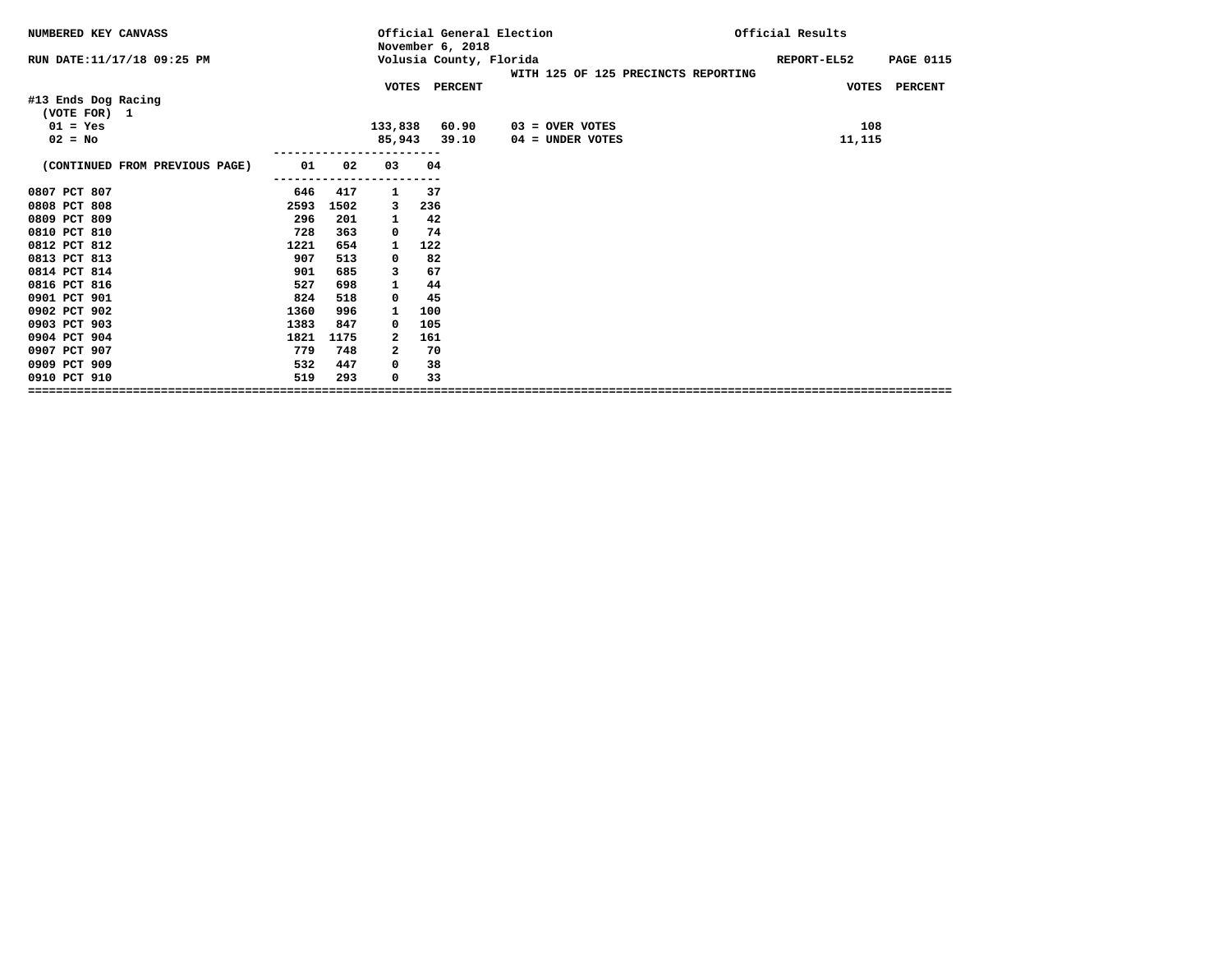NUMBERED KEY CANVASS

Official General Election
November 6, 2018
Volusia County, Florida

Official Results

RUN DATE:11/17/18 09:25 PM

REPORT-EL52 PAGE 0115

WITH 125 OF 125 PRECINCTS REPORTING

## #13 Ends Dog Racing

(VOTE FOR) 1

| | VOTES | PERCENT | | VOTES | PERCENT |
|---|---|---|---|---|---|
| 01 = Yes | 133,838 | 60.90 | 03 = OVER VOTES | 108 | |
| 02 = No | 85,943 | 39.10 | 04 = UNDER VOTES | 11,115 | |

| (CONTINUED FROM PREVIOUS PAGE) | 01 | 02 | 03 | 04 |
|---|---|---|---|---|
| 0807 PCT 807 | 646 | 417 | 1 | 37 |
| 0808 PCT 808 | 2593 | 1502 | 3 | 236 |
| 0809 PCT 809 | 296 | 201 | 1 | 42 |
| 0810 PCT 810 | 728 | 363 | 0 | 74 |
| 0812 PCT 812 | 1221 | 654 | 1 | 122 |
| 0813 PCT 813 | 907 | 513 | 0 | 82 |
| 0814 PCT 814 | 901 | 685 | 3 | 67 |
| 0816 PCT 816 | 527 | 698 | 1 | 44 |
| 0901 PCT 901 | 824 | 518 | 0 | 45 |
| 0902 PCT 902 | 1360 | 996 | 1 | 100 |
| 0903 PCT 903 | 1383 | 847 | 0 | 105 |
| 0904 PCT 904 | 1821 | 1175 | 2 | 161 |
| 0907 PCT 907 | 779 | 748 | 2 | 70 |
| 0909 PCT 909 | 532 | 447 | 0 | 38 |
| 0910 PCT 910 | 519 | 293 | 0 | 33 |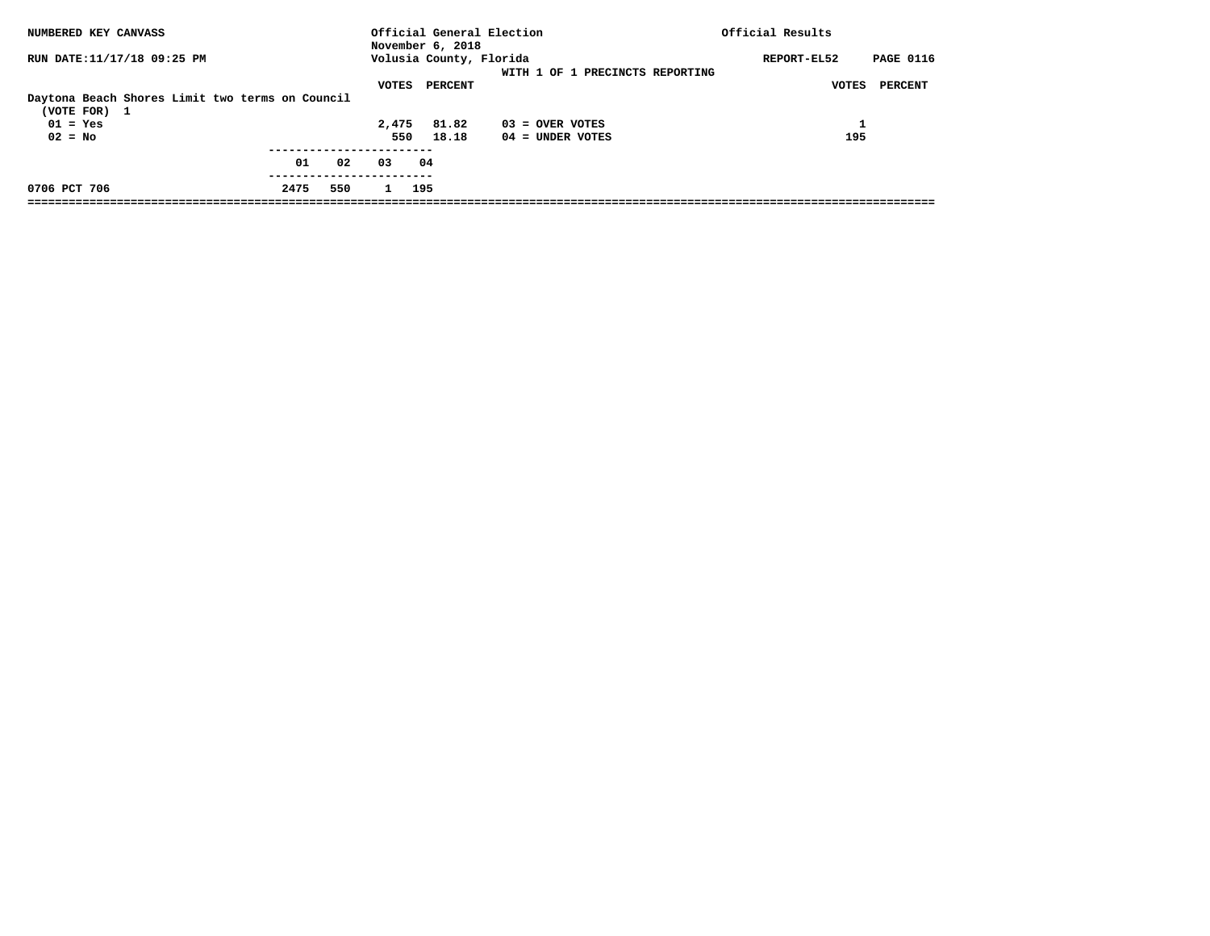NUMBERED KEY CANVASS — Official General Election, November 6, 2018 — Volusia County, Florida — Official Results

RUN DATE:11/17/18 09:25 PM — REPORT-EL52

WITH 1 OF 1 PRECINCTS REPORTING

**Daytona Beach Shores Limit two terms on Council**
(VOTE FOR) 1

| | VOTES | PERCENT |
|---|---|---|
| 01 = Yes | 2,475 | 81.82 |
| 02 = No | 550 | 18.18 |

| | VOTES | PERCENT |
|---|---|---|
| 03 = OVER VOTES | 1 | |
| 04 = UNDER VOTES | 195 | |

| | 01 | 02 | 03 | 04 |
|---|---|---|---|---|
| 0706 PCT 706 | 2475 | 550 | 1 | 195 |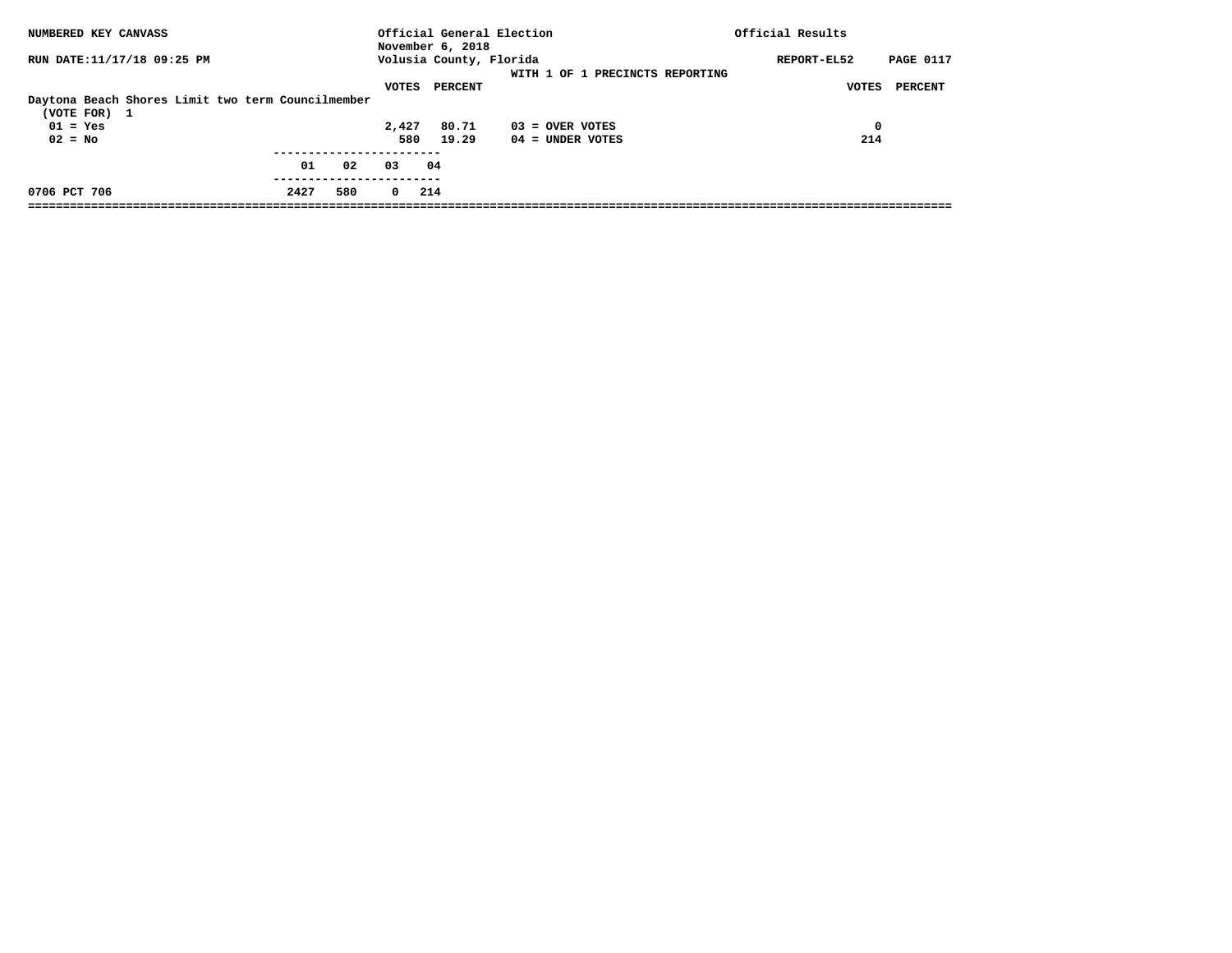NUMBERED KEY CANVASS — Official General Election, November 6, 2018 — Official Results

RUN DATE:11/17/18 09:25 PM — Volusia County, Florida — REPORT-EL52

WITH 1 OF 1 PRECINCTS REPORTING

**Daytona Beach Shores Limit two term Councilmember**
(VOTE FOR) 1

| | VOTES | PERCENT |
|---|---|---|
| 01 = Yes | 2,427 | 80.71 |
| 02 = No | 580 | 19.29 |

| | VOTES | PERCENT |
|---|---|---|
| 03 = OVER VOTES | 0 | |
| 04 = UNDER VOTES | 214 | |

| | 01 | 02 | 03 | 04 |
|---|---|---|---|---|
| 0706 PCT 706 | 2427 | 580 | 0 | 214 |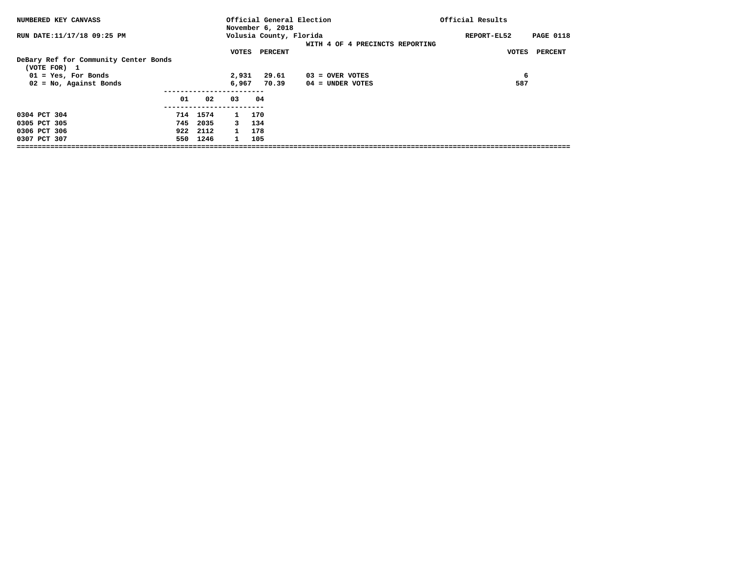NUMBERED KEY CANVASS — Official General Election, November 6, 2018 — Official Results

RUN DATE:11/17/18 09:25 PM — Volusia County, Florida — REPORT-EL52

WITH 4 OF 4 PRECINCTS REPORTING

**DeBary Ref for Community Center Bonds**
(VOTE FOR) 1

| | VOTES | PERCENT |
|---|---|---|
| 01 = Yes, For Bonds | 2,931 | 29.61 |
| 02 = No, Against Bonds | 6,967 | 70.39 |

| | VOTES |
|---|---|
| 03 = OVER VOTES | 6 |
| 04 = UNDER VOTES | 587 |

| | 01 | 02 | 03 | 04 |
|---|---|---|---|---|
| 0304 PCT 304 | 714 | 1574 | 1 | 170 |
| 0305 PCT 305 | 745 | 2035 | 3 | 134 |
| 0306 PCT 306 | 922 | 2112 | 1 | 178 |
| 0307 PCT 307 | 550 | 1246 | 1 | 105 |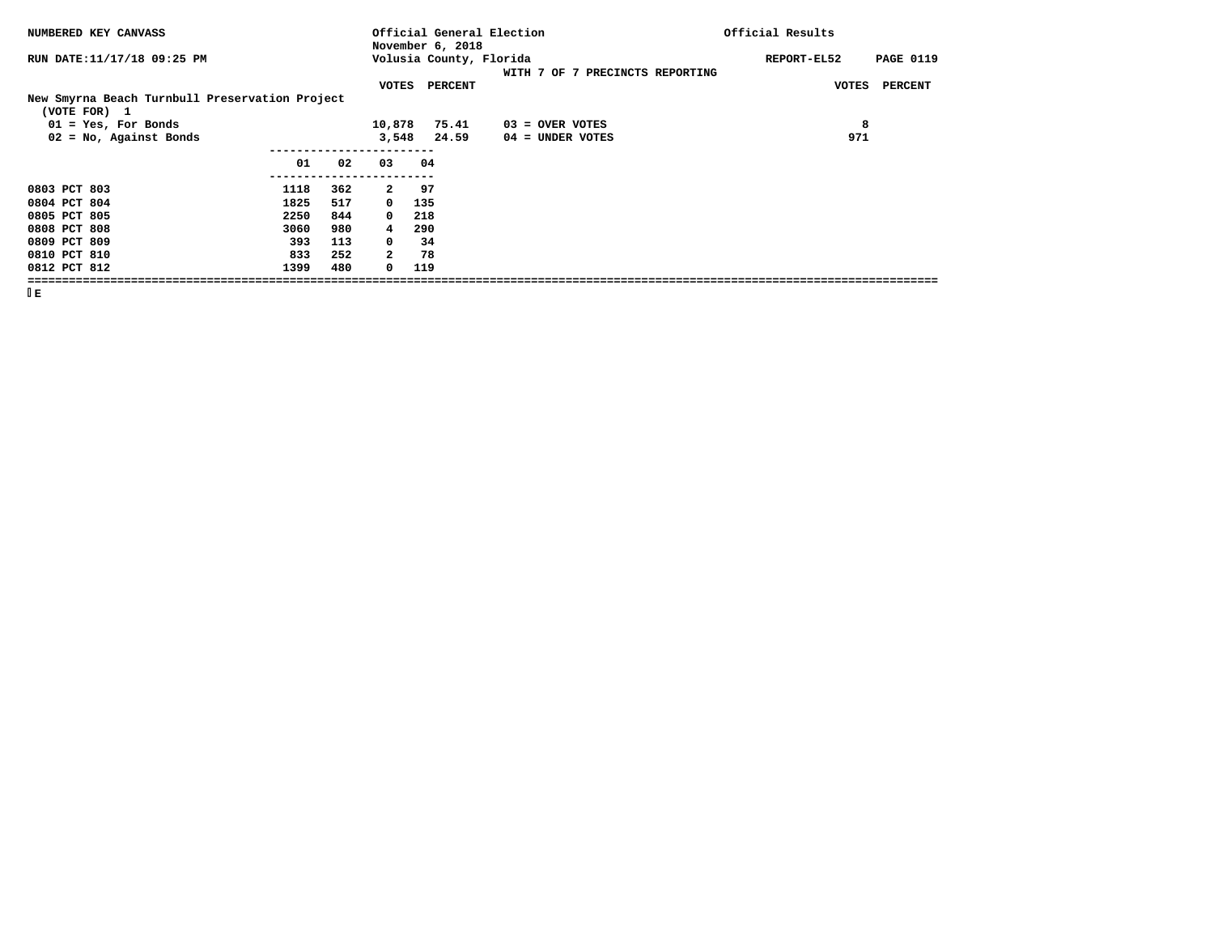NUMBERED KEY CANVASS

RUN DATE:11/17/18 09:25 PM

Official General Election
November 6, 2018
Volusia County, Florida

Official Results

REPORT-EL52

WITH 7 OF 7 PRECINCTS REPORTING

**New Smyrna Beach Turnbull Preservation Project**
(VOTE FOR) 1

| | VOTES | PERCENT | | VOTES |
|---|---|---|---|---|
| 01 = Yes, For Bonds | 10,878 | 75.41 | 03 = OVER VOTES | 8 |
| 02 = No, Against Bonds | 3,548 | 24.59 | 04 = UNDER VOTES | 971 |

| | 01 | 02 | 03 | 04 |
|---|---|---|---|---|
| 0803 PCT 803 | 1118 | 362 | 2 | 97 |
| 0804 PCT 804 | 1825 | 517 | 0 | 135 |
| 0805 PCT 805 | 2250 | 844 | 0 | 218 |
| 0808 PCT 808 | 3060 | 980 | 4 | 290 |
| 0809 PCT 809 | 393 | 113 | 0 | 34 |
| 0810 PCT 810 | 833 | 252 | 2 | 78 |
| 0812 PCT 812 | 1399 | 480 | 0 | 119 |